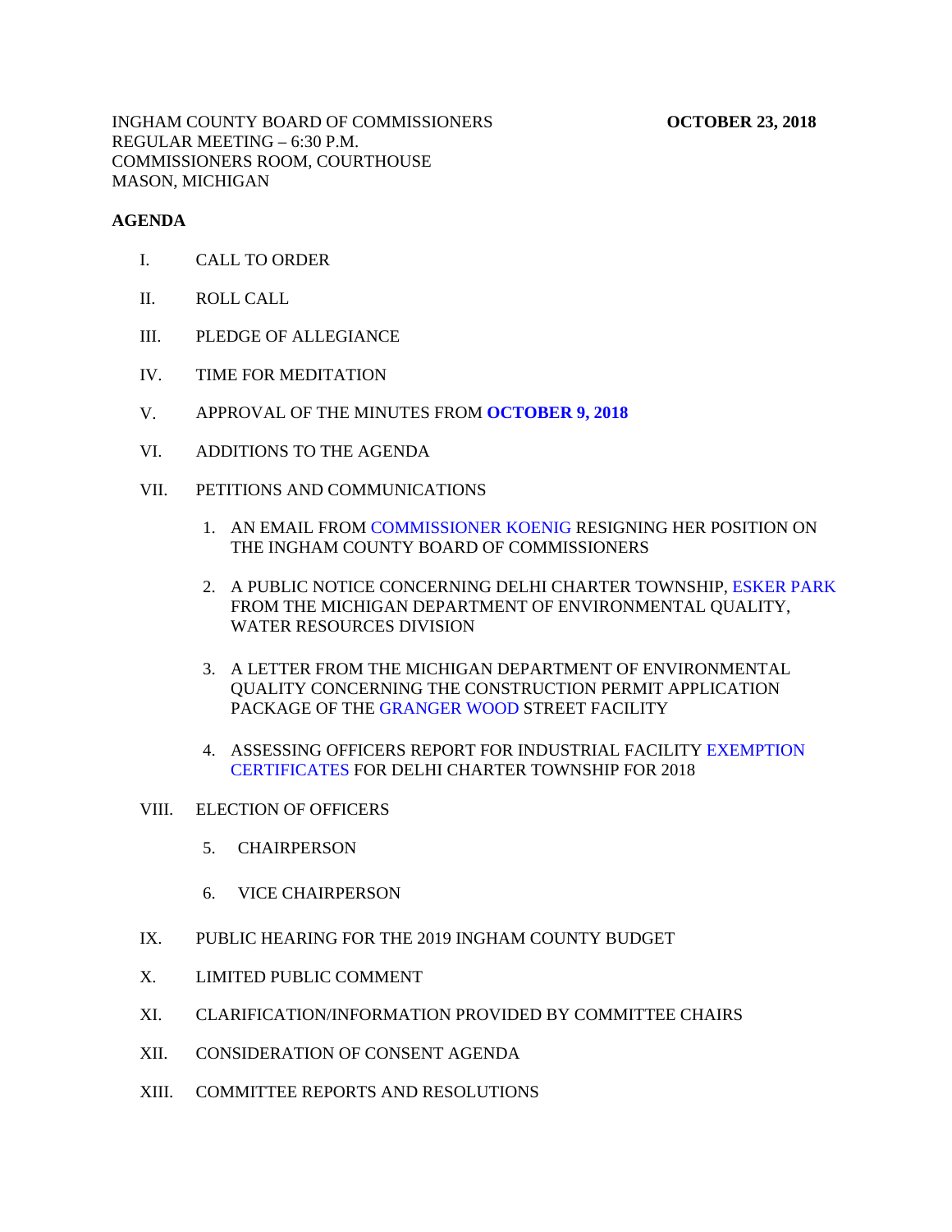INGHAM COUNTY BOARD OF COMMISSIONERS **OCTOBER 23, 2018**
REGULAR MEETING – 6:30 P.M.
COMMISSIONERS ROOM, COURTHOUSE
MASON, MICHIGAN

**AGENDA**

I. CALL TO ORDER

II. ROLL CALL

III. PLEDGE OF ALLEGIANCE

IV. TIME FOR MEDITATION

V. APPROVAL OF THE MINUTES FROM **OCTOBER 9, 2018**

VI. ADDITIONS TO THE AGENDA

VII. PETITIONS AND COMMUNICATIONS

1. AN EMAIL FROM COMMISSIONER KOENIG RESIGNING HER POSITION ON THE INGHAM COUNTY BOARD OF COMMISSIONERS

2. A PUBLIC NOTICE CONCERNING DELHI CHARTER TOWNSHIP, ESKER PARK FROM THE MICHIGAN DEPARTMENT OF ENVIRONMENTAL QUALITY, WATER RESOURCES DIVISION

3. A LETTER FROM THE MICHIGAN DEPARTMENT OF ENVIRONMENTAL QUALITY CONCERNING THE CONSTRUCTION PERMIT APPLICATION PACKAGE OF THE GRANGER WOOD STREET FACILITY

4. ASSESSING OFFICERS REPORT FOR INDUSTRIAL FACILITY EXEMPTION CERTIFICATES FOR DELHI CHARTER TOWNSHIP FOR 2018

VIII. ELECTION OF OFFICERS

5. CHAIRPERSON

6. VICE CHAIRPERSON

IX. PUBLIC HEARING FOR THE 2019 INGHAM COUNTY BUDGET

X. LIMITED PUBLIC COMMENT

XI. CLARIFICATION/INFORMATION PROVIDED BY COMMITTEE CHAIRS

XII. CONSIDERATION OF CONSENT AGENDA

XIII. COMMITTEE REPORTS AND RESOLUTIONS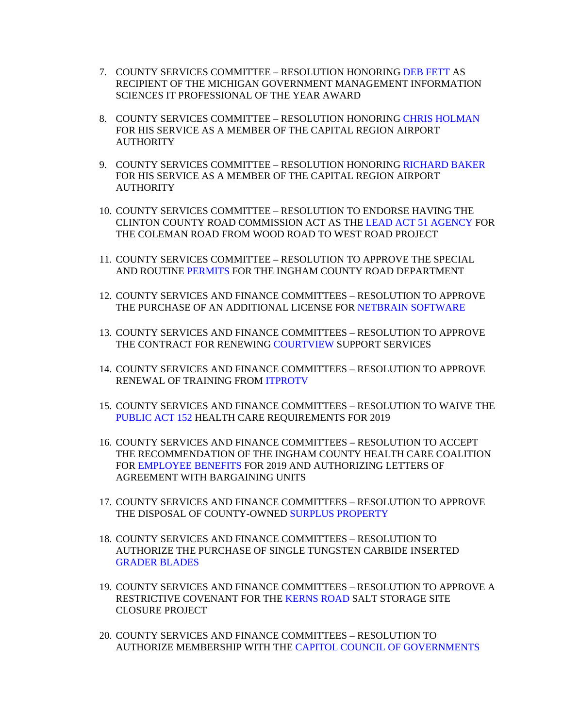7. COUNTY SERVICES COMMITTEE – RESOLUTION HONORING DEB FETT AS RECIPIENT OF THE MICHIGAN GOVERNMENT MANAGEMENT INFORMATION SCIENCES IT PROFESSIONAL OF THE YEAR AWARD

8. COUNTY SERVICES COMMITTEE – RESOLUTION HONORING CHRIS HOLMAN FOR HIS SERVICE AS A MEMBER OF THE CAPITAL REGION AIRPORT AUTHORITY

9. COUNTY SERVICES COMMITTEE – RESOLUTION HONORING RICHARD BAKER FOR HIS SERVICE AS A MEMBER OF THE CAPITAL REGION AIRPORT AUTHORITY

10. COUNTY SERVICES COMMITTEE – RESOLUTION TO ENDORSE HAVING THE CLINTON COUNTY ROAD COMMISSION ACT AS THE LEAD ACT 51 AGENCY FOR THE COLEMAN ROAD FROM WOOD ROAD TO WEST ROAD PROJECT

11. COUNTY SERVICES COMMITTEE – RESOLUTION TO APPROVE THE SPECIAL AND ROUTINE PERMITS FOR THE INGHAM COUNTY ROAD DEPARTMENT

12. COUNTY SERVICES AND FINANCE COMMITTEES – RESOLUTION TO APPROVE THE PURCHASE OF AN ADDITIONAL LICENSE FOR NETBRAIN SOFTWARE

13. COUNTY SERVICES AND FINANCE COMMITTEES – RESOLUTION TO APPROVE THE CONTRACT FOR RENEWING COURTVIEW SUPPORT SERVICES

14. COUNTY SERVICES AND FINANCE COMMITTEES – RESOLUTION TO APPROVE RENEWAL OF TRAINING FROM ITPROTV

15. COUNTY SERVICES AND FINANCE COMMITTEES – RESOLUTION TO WAIVE THE PUBLIC ACT 152 HEALTH CARE REQUIREMENTS FOR 2019

16. COUNTY SERVICES AND FINANCE COMMITTEES – RESOLUTION TO ACCEPT THE RECOMMENDATION OF THE INGHAM COUNTY HEALTH CARE COALITION FOR EMPLOYEE BENEFITS FOR 2019 AND AUTHORIZING LETTERS OF AGREEMENT WITH BARGAINING UNITS

17. COUNTY SERVICES AND FINANCE COMMITTEES – RESOLUTION TO APPROVE THE DISPOSAL OF COUNTY-OWNED SURPLUS PROPERTY

18. COUNTY SERVICES AND FINANCE COMMITTEES – RESOLUTION TO AUTHORIZE THE PURCHASE OF SINGLE TUNGSTEN CARBIDE INSERTED GRADER BLADES

19. COUNTY SERVICES AND FINANCE COMMITTEES – RESOLUTION TO APPROVE A RESTRICTIVE COVENANT FOR THE KERNS ROAD SALT STORAGE SITE CLOSURE PROJECT

20. COUNTY SERVICES AND FINANCE COMMITTEES – RESOLUTION TO AUTHORIZE MEMBERSHIP WITH THE CAPITOL COUNCIL OF GOVERNMENTS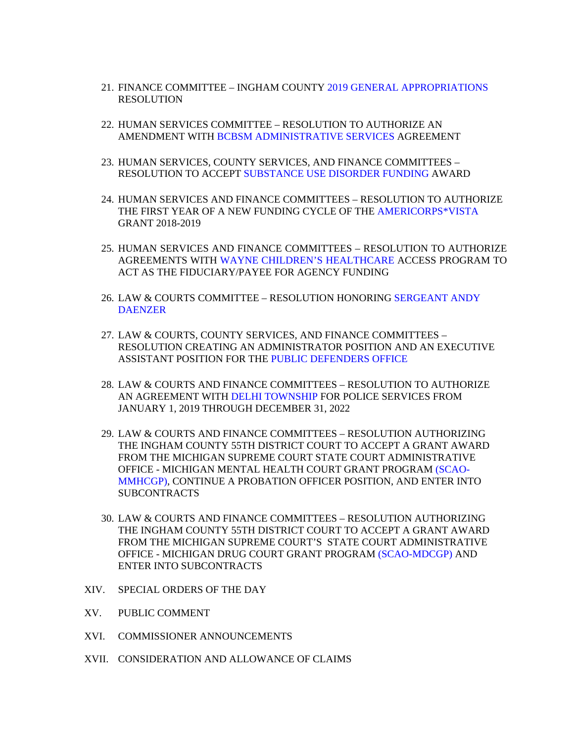21. FINANCE COMMITTEE – INGHAM COUNTY 2019 GENERAL APPROPRIATIONS RESOLUTION

22. HUMAN SERVICES COMMITTEE – RESOLUTION TO AUTHORIZE AN AMENDMENT WITH BCBSM ADMINISTRATIVE SERVICES AGREEMENT

23. HUMAN SERVICES, COUNTY SERVICES, AND FINANCE COMMITTEES – RESOLUTION TO ACCEPT SUBSTANCE USE DISORDER FUNDING AWARD

24. HUMAN SERVICES AND FINANCE COMMITTEES – RESOLUTION TO AUTHORIZE THE FIRST YEAR OF A NEW FUNDING CYCLE OF THE AMERICORPS*VISTA GRANT 2018-2019

25. HUMAN SERVICES AND FINANCE COMMITTEES – RESOLUTION TO AUTHORIZE AGREEMENTS WITH WAYNE CHILDREN'S HEALTHCARE ACCESS PROGRAM TO ACT AS THE FIDUCIARY/PAYEE FOR AGENCY FUNDING

26. LAW & COURTS COMMITTEE – RESOLUTION HONORING SERGEANT ANDY DAENZER

27. LAW & COURTS, COUNTY SERVICES, AND FINANCE COMMITTEES – RESOLUTION CREATING AN ADMINISTRATOR POSITION AND AN EXECUTIVE ASSISTANT POSITION FOR THE PUBLIC DEFENDERS OFFICE

28. LAW & COURTS AND FINANCE COMMITTEES – RESOLUTION TO AUTHORIZE AN AGREEMENT WITH DELHI TOWNSHIP FOR POLICE SERVICES FROM JANUARY 1, 2019 THROUGH DECEMBER 31, 2022

29. LAW & COURTS AND FINANCE COMMITTEES – RESOLUTION AUTHORIZING THE INGHAM COUNTY 55TH DISTRICT COURT TO ACCEPT A GRANT AWARD FROM THE MICHIGAN SUPREME COURT STATE COURT ADMINISTRATIVE OFFICE - MICHIGAN MENTAL HEALTH COURT GRANT PROGRAM (SCAO-MMHCGP), CONTINUE A PROBATION OFFICER POSITION, AND ENTER INTO SUBCONTRACTS

30. LAW & COURTS AND FINANCE COMMITTEES – RESOLUTION AUTHORIZING THE INGHAM COUNTY 55TH DISTRICT COURT TO ACCEPT A GRANT AWARD FROM THE MICHIGAN SUPREME COURT'S STATE COURT ADMINISTRATIVE OFFICE - MICHIGAN DRUG COURT GRANT PROGRAM (SCAO-MDCGP) AND ENTER INTO SUBCONTRACTS

XIV. SPECIAL ORDERS OF THE DAY

XV. PUBLIC COMMENT

XVI. COMMISSIONER ANNOUNCEMENTS

XVII. CONSIDERATION AND ALLOWANCE OF CLAIMS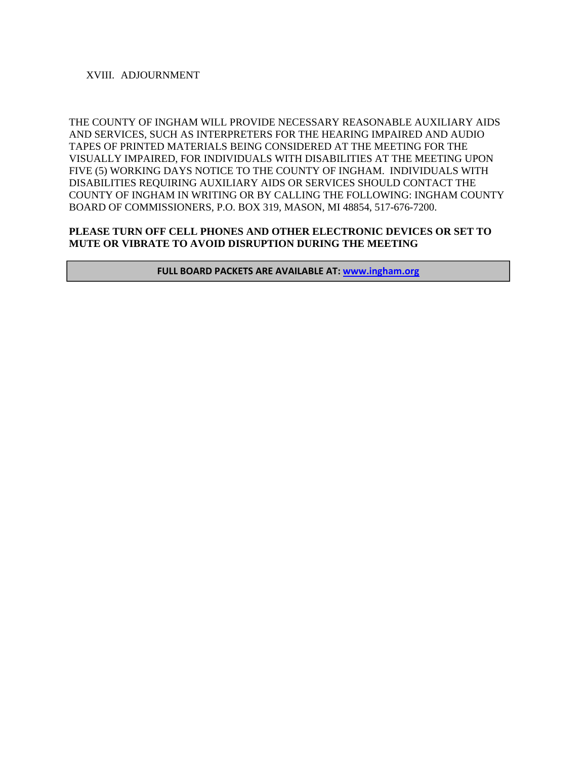XVIII. ADJOURNMENT

THE COUNTY OF INGHAM WILL PROVIDE NECESSARY REASONABLE AUXILIARY AIDS AND SERVICES, SUCH AS INTERPRETERS FOR THE HEARING IMPAIRED AND AUDIO TAPES OF PRINTED MATERIALS BEING CONSIDERED AT THE MEETING FOR THE VISUALLY IMPAIRED, FOR INDIVIDUALS WITH DISABILITIES AT THE MEETING UPON FIVE (5) WORKING DAYS NOTICE TO THE COUNTY OF INGHAM. INDIVIDUALS WITH DISABILITIES REQUIRING AUXILIARY AIDS OR SERVICES SHOULD CONTACT THE COUNTY OF INGHAM IN WRITING OR BY CALLING THE FOLLOWING: INGHAM COUNTY BOARD OF COMMISSIONERS, P.O. BOX 319, MASON, MI 48854, 517-676-7200.

**PLEASE TURN OFF CELL PHONES AND OTHER ELECTRONIC DEVICES OR SET TO MUTE OR VIBRATE TO AVOID DISRUPTION DURING THE MEETING**

**FULL BOARD PACKETS ARE AVAILABLE AT: www.ingham.org**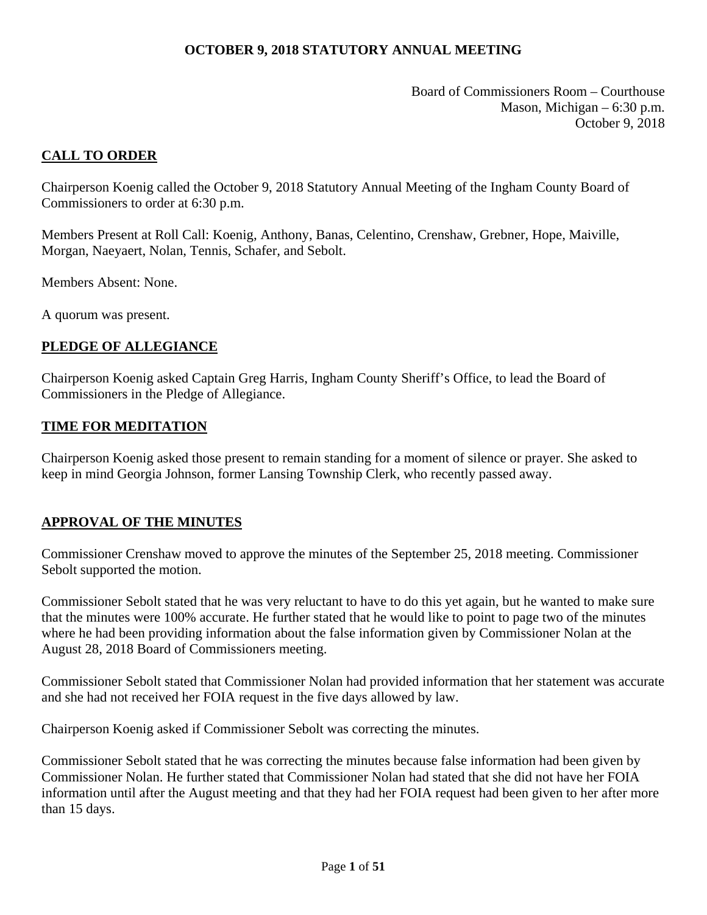**OCTOBER 9, 2018 STATUTORY ANNUAL MEETING**

Board of Commissioners Room – Courthouse
Mason, Michigan – 6:30 p.m.
October 9, 2018

## CALL TO ORDER

Chairperson Koenig called the October 9, 2018 Statutory Annual Meeting of the Ingham County Board of Commissioners to order at 6:30 p.m.

Members Present at Roll Call: Koenig, Anthony, Banas, Celentino, Crenshaw, Grebner, Hope, Maiville, Morgan, Naeyaert, Nolan, Tennis, Schafer, and Sebolt.

Members Absent: None.

A quorum was present.

## PLEDGE OF ALLEGIANCE

Chairperson Koenig asked Captain Greg Harris, Ingham County Sheriff's Office, to lead the Board of Commissioners in the Pledge of Allegiance.

## TIME FOR MEDITATION

Chairperson Koenig asked those present to remain standing for a moment of silence or prayer. She asked to keep in mind Georgia Johnson, former Lansing Township Clerk, who recently passed away.

## APPROVAL OF THE MINUTES

Commissioner Crenshaw moved to approve the minutes of the September 25, 2018 meeting. Commissioner Sebolt supported the motion.

Commissioner Sebolt stated that he was very reluctant to have to do this yet again, but he wanted to make sure that the minutes were 100% accurate. He further stated that he would like to point to page two of the minutes where he had been providing information about the false information given by Commissioner Nolan at the August 28, 2018 Board of Commissioners meeting.

Commissioner Sebolt stated that Commissioner Nolan had provided information that her statement was accurate and she had not received her FOIA request in the five days allowed by law.

Chairperson Koenig asked if Commissioner Sebolt was correcting the minutes.

Commissioner Sebolt stated that he was correcting the minutes because false information had been given by Commissioner Nolan. He further stated that Commissioner Nolan had stated that she did not have her FOIA information until after the August meeting and that they had her FOIA request had been given to her after more than 15 days.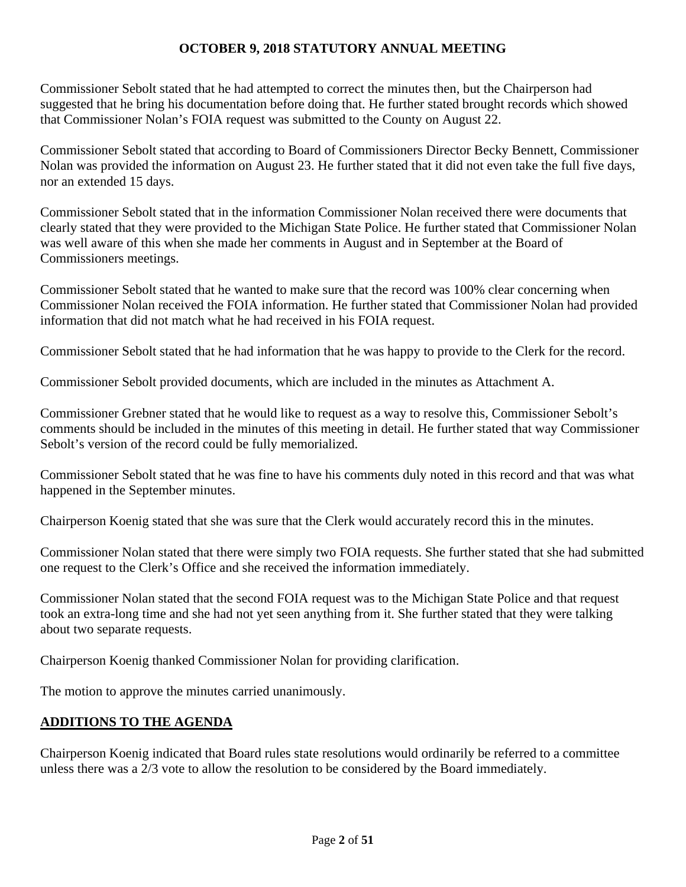Commissioner Sebolt stated that he had attempted to correct the minutes then, but the Chairperson had suggested that he bring his documentation before doing that. He further stated brought records which showed that Commissioner Nolan's FOIA request was submitted to the County on August 22.

Commissioner Sebolt stated that according to Board of Commissioners Director Becky Bennett, Commissioner Nolan was provided the information on August 23. He further stated that it did not even take the full five days, nor an extended 15 days.

Commissioner Sebolt stated that in the information Commissioner Nolan received there were documents that clearly stated that they were provided to the Michigan State Police. He further stated that Commissioner Nolan was well aware of this when she made her comments in August and in September at the Board of Commissioners meetings.

Commissioner Sebolt stated that he wanted to make sure that the record was 100% clear concerning when Commissioner Nolan received the FOIA information. He further stated that Commissioner Nolan had provided information that did not match what he had received in his FOIA request.

Commissioner Sebolt stated that he had information that he was happy to provide to the Clerk for the record.

Commissioner Sebolt provided documents, which are included in the minutes as Attachment A.

Commissioner Grebner stated that he would like to request as a way to resolve this, Commissioner Sebolt's comments should be included in the minutes of this meeting in detail. He further stated that way Commissioner Sebolt's version of the record could be fully memorialized.

Commissioner Sebolt stated that he was fine to have his comments duly noted in this record and that was what happened in the September minutes.

Chairperson Koenig stated that she was sure that the Clerk would accurately record this in the minutes.

Commissioner Nolan stated that there were simply two FOIA requests. She further stated that she had submitted one request to the Clerk's Office and she received the information immediately.

Commissioner Nolan stated that the second FOIA request was to the Michigan State Police and that request took an extra-long time and she had not yet seen anything from it. She further stated that they were talking about two separate requests.

Chairperson Koenig thanked Commissioner Nolan for providing clarification.

The motion to approve the minutes carried unanimously.

## ADDITIONS TO THE AGENDA

Chairperson Koenig indicated that Board rules state resolutions would ordinarily be referred to a committee unless there was a 2/3 vote to allow the resolution to be considered by the Board immediately.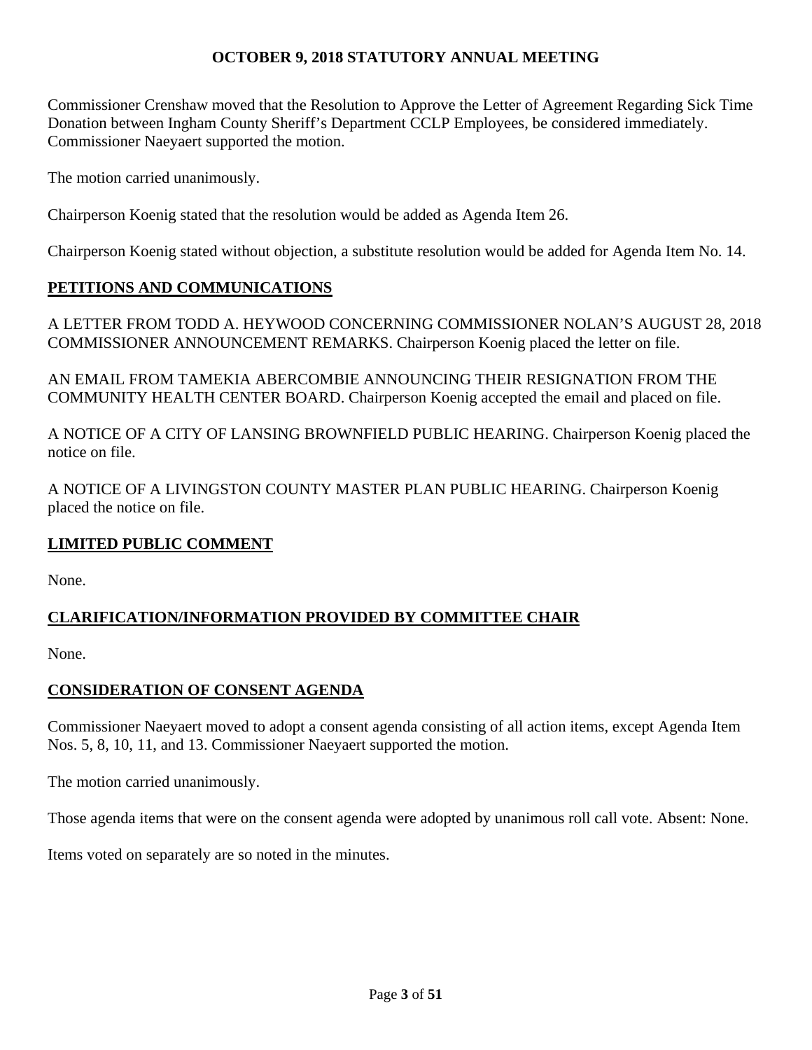Commissioner Crenshaw moved that the Resolution to Approve the Letter of Agreement Regarding Sick Time Donation between Ingham County Sheriff's Department CCLP Employees, be considered immediately. Commissioner Naeyaert supported the motion.

The motion carried unanimously.

Chairperson Koenig stated that the resolution would be added as Agenda Item 26.

Chairperson Koenig stated without objection, a substitute resolution would be added for Agenda Item No. 14.

## PETITIONS AND COMMUNICATIONS

A LETTER FROM TODD A. HEYWOOD CONCERNING COMMISSIONER NOLAN'S AUGUST 28, 2018 COMMISSIONER ANNOUNCEMENT REMARKS. Chairperson Koenig placed the letter on file.

AN EMAIL FROM TAMEKIA ABERCOMBIE ANNOUNCING THEIR RESIGNATION FROM THE COMMUNITY HEALTH CENTER BOARD. Chairperson Koenig accepted the email and placed on file.

A NOTICE OF A CITY OF LANSING BROWNFIELD PUBLIC HEARING. Chairperson Koenig placed the notice on file.

A NOTICE OF A LIVINGSTON COUNTY MASTER PLAN PUBLIC HEARING. Chairperson Koenig placed the notice on file.

## LIMITED PUBLIC COMMENT

None.

## CLARIFICATION/INFORMATION PROVIDED BY COMMITTEE CHAIR

None.

## CONSIDERATION OF CONSENT AGENDA

Commissioner Naeyaert moved to adopt a consent agenda consisting of all action items, except Agenda Item Nos. 5, 8, 10, 11, and 13. Commissioner Naeyaert supported the motion.

The motion carried unanimously.

Those agenda items that were on the consent agenda were adopted by unanimous roll call vote. Absent: None.

Items voted on separately are so noted in the minutes.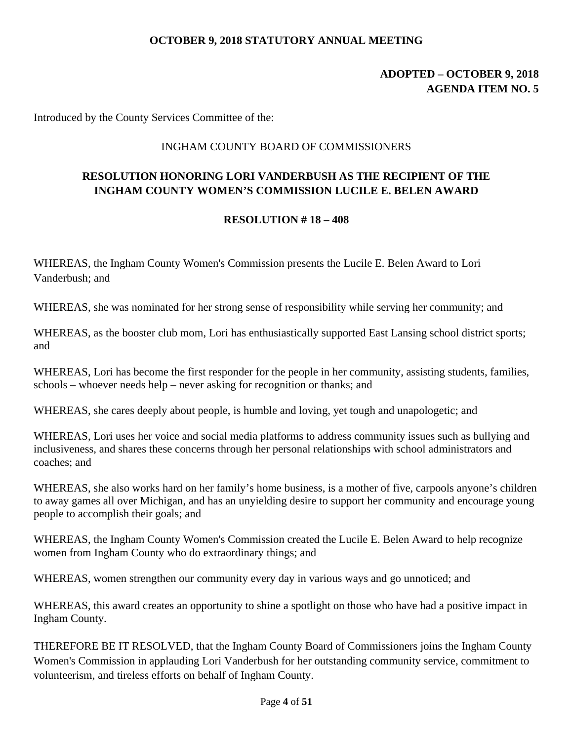**OCTOBER 9, 2018 STATUTORY ANNUAL MEETING**

**ADOPTED – OCTOBER 9, 2018**
**AGENDA ITEM NO. 5**

Introduced by the County Services Committee of the:

INGHAM COUNTY BOARD OF COMMISSIONERS

**RESOLUTION HONORING LORI VANDERBUSH AS THE RECIPIENT OF THE INGHAM COUNTY WOMEN'S COMMISSION LUCILE E. BELEN AWARD**

**RESOLUTION # 18 – 408**

WHEREAS, the Ingham County Women's Commission presents the Lucile E. Belen Award to Lori Vanderbush; and

WHEREAS, she was nominated for her strong sense of responsibility while serving her community; and

WHEREAS, as the booster club mom, Lori has enthusiastically supported East Lansing school district sports; and

WHEREAS, Lori has become the first responder for the people in her community, assisting students, families, schools – whoever needs help – never asking for recognition or thanks; and

WHEREAS, she cares deeply about people, is humble and loving, yet tough and unapologetic; and

WHEREAS, Lori uses her voice and social media platforms to address community issues such as bullying and inclusiveness, and shares these concerns through her personal relationships with school administrators and coaches; and

WHEREAS, she also works hard on her family's home business, is a mother of five, carpools anyone's children to away games all over Michigan, and has an unyielding desire to support her community and encourage young people to accomplish their goals; and

WHEREAS, the Ingham County Women's Commission created the Lucile E. Belen Award to help recognize women from Ingham County who do extraordinary things; and

WHEREAS, women strengthen our community every day in various ways and go unnoticed; and

WHEREAS, this award creates an opportunity to shine a spotlight on those who have had a positive impact in Ingham County.

THEREFORE BE IT RESOLVED, that the Ingham County Board of Commissioners joins the Ingham County Women's Commission in applauding Lori Vanderbush for her outstanding community service, commitment to volunteerism, and tireless efforts on behalf of Ingham County.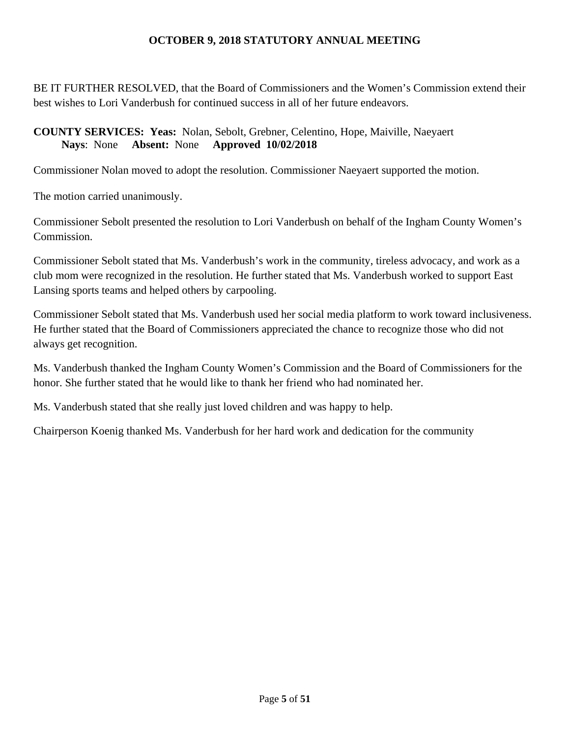BE IT FURTHER RESOLVED, that the Board of Commissioners and the Women's Commission extend their best wishes to Lori Vanderbush for continued success in all of her future endeavors.

**COUNTY SERVICES: Yeas:** Nolan, Sebolt, Grebner, Celentino, Hope, Maiville, Naeyaert
**Nays**: None **Absent:** None **Approved 10/02/2018**

Commissioner Nolan moved to adopt the resolution. Commissioner Naeyaert supported the motion.

The motion carried unanimously.

Commissioner Sebolt presented the resolution to Lori Vanderbush on behalf of the Ingham County Women's Commission.

Commissioner Sebolt stated that Ms. Vanderbush's work in the community, tireless advocacy, and work as a club mom were recognized in the resolution. He further stated that Ms. Vanderbush worked to support East Lansing sports teams and helped others by carpooling.

Commissioner Sebolt stated that Ms. Vanderbush used her social media platform to work toward inclusiveness. He further stated that the Board of Commissioners appreciated the chance to recognize those who did not always get recognition.

Ms. Vanderbush thanked the Ingham County Women's Commission and the Board of Commissioners for the honor. She further stated that he would like to thank her friend who had nominated her.

Ms. Vanderbush stated that she really just loved children and was happy to help.

Chairperson Koenig thanked Ms. Vanderbush for her hard work and dedication for the community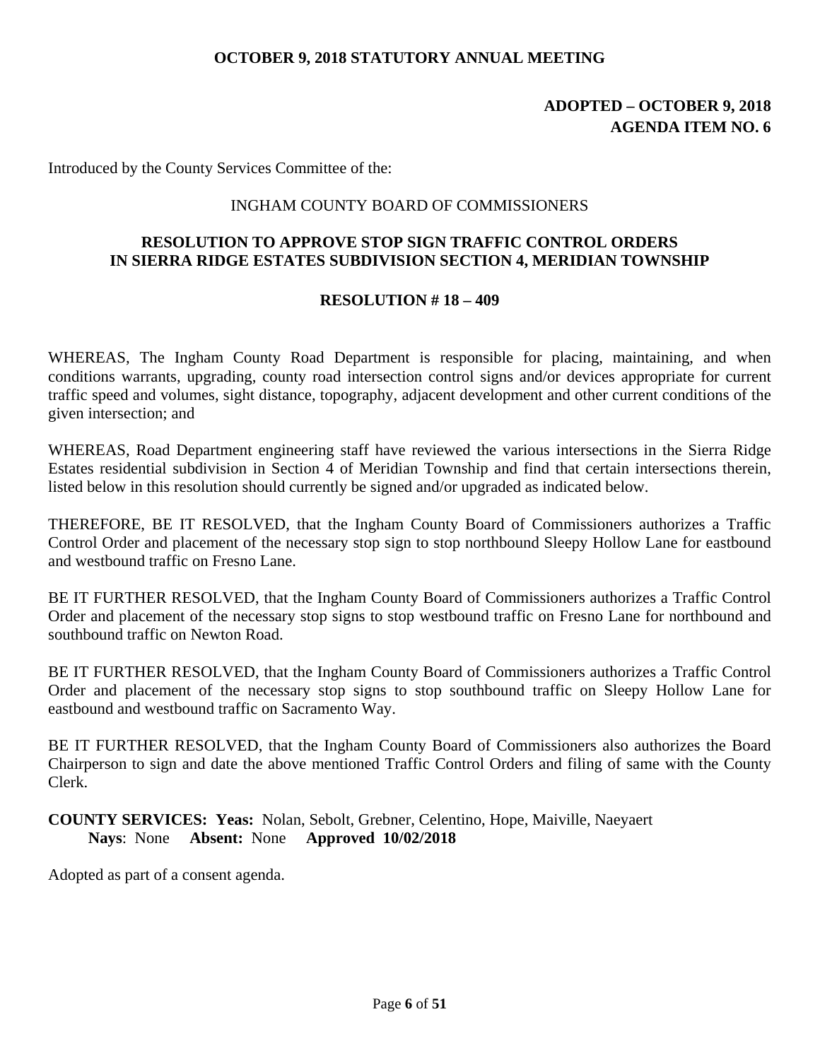**OCTOBER 9, 2018 STATUTORY ANNUAL MEETING**

**ADOPTED – OCTOBER 9, 2018**
**AGENDA ITEM NO. 6**

Introduced by the County Services Committee of the:

INGHAM COUNTY BOARD OF COMMISSIONERS

## RESOLUTION TO APPROVE STOP SIGN TRAFFIC CONTROL ORDERS IN SIERRA RIDGE ESTATES SUBDIVISION SECTION 4, MERIDIAN TOWNSHIP

### RESOLUTION # 18 – 409

WHEREAS, The Ingham County Road Department is responsible for placing, maintaining, and when conditions warrants, upgrading, county road intersection control signs and/or devices appropriate for current traffic speed and volumes, sight distance, topography, adjacent development and other current conditions of the given intersection; and

WHEREAS, Road Department engineering staff have reviewed the various intersections in the Sierra Ridge Estates residential subdivision in Section 4 of Meridian Township and find that certain intersections therein, listed below in this resolution should currently be signed and/or upgraded as indicated below.

THEREFORE, BE IT RESOLVED, that the Ingham County Board of Commissioners authorizes a Traffic Control Order and placement of the necessary stop sign to stop northbound Sleepy Hollow Lane for eastbound and westbound traffic on Fresno Lane.

BE IT FURTHER RESOLVED, that the Ingham County Board of Commissioners authorizes a Traffic Control Order and placement of the necessary stop signs to stop westbound traffic on Fresno Lane for northbound and southbound traffic on Newton Road.

BE IT FURTHER RESOLVED, that the Ingham County Board of Commissioners authorizes a Traffic Control Order and placement of the necessary stop signs to stop southbound traffic on Sleepy Hollow Lane for eastbound and westbound traffic on Sacramento Way.

BE IT FURTHER RESOLVED, that the Ingham County Board of Commissioners also authorizes the Board Chairperson to sign and date the above mentioned Traffic Control Orders and filing of same with the County Clerk.

**COUNTY SERVICES: Yeas:** Nolan, Sebolt, Grebner, Celentino, Hope, Maiville, Naeyaert
**Nays**: None **Absent:** None **Approved 10/02/2018**

Adopted as part of a consent agenda.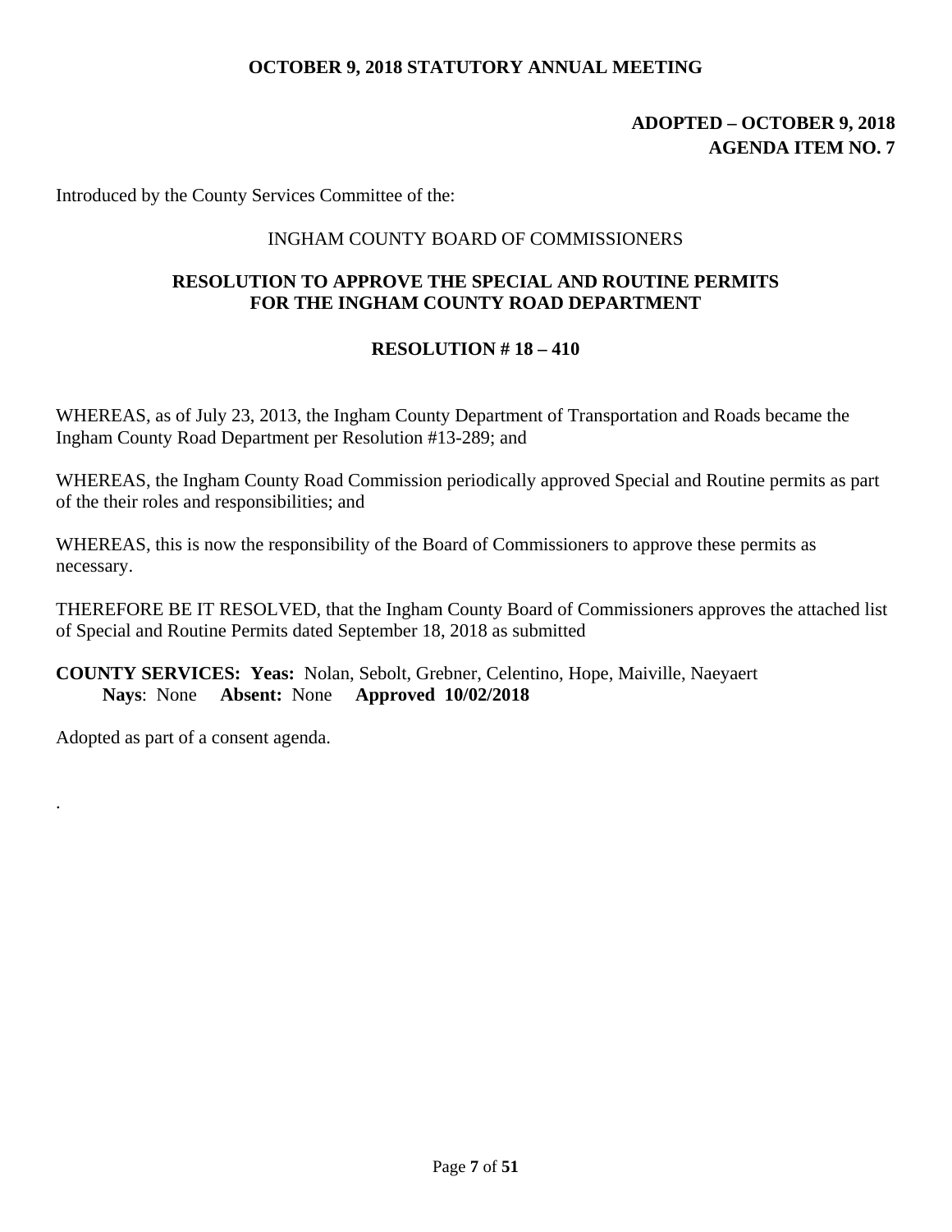**OCTOBER 9, 2018 STATUTORY ANNUAL MEETING**

**ADOPTED – OCTOBER 9, 2018**
**AGENDA ITEM NO. 7**

Introduced by the County Services Committee of the:

INGHAM COUNTY BOARD OF COMMISSIONERS

**RESOLUTION TO APPROVE THE SPECIAL AND ROUTINE PERMITS FOR THE INGHAM COUNTY ROAD DEPARTMENT**

**RESOLUTION # 18 – 410**

WHEREAS, as of July 23, 2013, the Ingham County Department of Transportation and Roads became the Ingham County Road Department per Resolution #13-289; and

WHEREAS, the Ingham County Road Commission periodically approved Special and Routine permits as part of the their roles and responsibilities; and

WHEREAS, this is now the responsibility of the Board of Commissioners to approve these permits as necessary.

THEREFORE BE IT RESOLVED, that the Ingham County Board of Commissioners approves the attached list of Special and Routine Permits dated September 18, 2018 as submitted

**COUNTY SERVICES: Yeas:** Nolan, Sebolt, Grebner, Celentino, Hope, Maiville, Naeyaert
**Nays**: None **Absent:** None **Approved 10/02/2018**

Adopted as part of a consent agenda.

.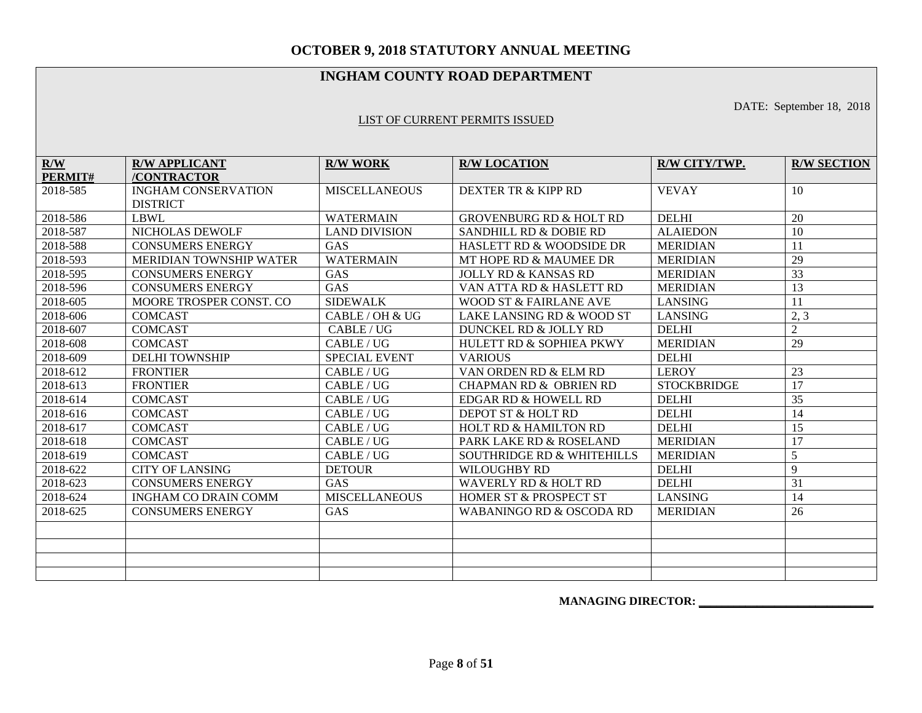# OCTOBER 9, 2018 STATUTORY ANNUAL MEETING

## INGHAM COUNTY ROAD DEPARTMENT

DATE: September 18, 2018

LIST OF CURRENT PERMITS ISSUED

| R/W PERMIT# | R/W APPLICANT /CONTRACTOR | R/W WORK | R/W LOCATION | R/W CITY/TWP. | R/W SECTION |
|---|---|---|---|---|---|
| 2018-585 | INGHAM CONSERVATION DISTRICT | MISCELLANEOUS | DEXTER TR & KIPP RD | VEVAY | 10 |
| 2018-586 | LBWL | WATERMAIN | GROVENBURG RD & HOLT RD | DELHI | 20 |
| 2018-587 | NICHOLAS DEWOLF | LAND DIVISION | SANDHILL RD & DOBIE RD | ALAIEDON | 10 |
| 2018-588 | CONSUMERS ENERGY | GAS | HASLETT RD & WOODSIDE DR | MERIDIAN | 11 |
| 2018-593 | MERIDIAN TOWNSHIP WATER | WATERMAIN | MT HOPE RD & MAUMEE DR | MERIDIAN | 29 |
| 2018-595 | CONSUMERS ENERGY | GAS | JOLLY RD & KANSAS RD | MERIDIAN | 33 |
| 2018-596 | CONSUMERS ENERGY | GAS | VAN ATTA RD & HASLETT RD | MERIDIAN | 13 |
| 2018-605 | MOORE TROSPER CONST. CO | SIDEWALK | WOOD ST & FAIRLANE AVE | LANSING | 11 |
| 2018-606 | COMCAST | CABLE / OH & UG | LAKE LANSING RD & WOOD ST | LANSING | 2, 3 |
| 2018-607 | COMCAST | CABLE / UG | DUNCKEL RD & JOLLY RD | DELHI | 2 |
| 2018-608 | COMCAST | CABLE / UG | HULETT RD & SOPHIEA PKWY | MERIDIAN | 29 |
| 2018-609 | DELHI TOWNSHIP | SPECIAL EVENT | VARIOUS | DELHI | |
| 2018-612 | FRONTIER | CABLE / UG | VAN ORDEN RD & ELM RD | LEROY | 23 |
| 2018-613 | FRONTIER | CABLE / UG | CHAPMAN RD & OBRIEN RD | STOCKBRIDGE | 17 |
| 2018-614 | COMCAST | CABLE / UG | EDGAR RD & HOWELL RD | DELHI | 35 |
| 2018-616 | COMCAST | CABLE / UG | DEPOT ST & HOLT RD | DELHI | 14 |
| 2018-617 | COMCAST | CABLE / UG | HOLT RD & HAMILTON RD | DELHI | 15 |
| 2018-618 | COMCAST | CABLE / UG | PARK LAKE RD & ROSELAND | MERIDIAN | 17 |
| 2018-619 | COMCAST | CABLE / UG | SOUTHRIDGE RD & WHITEHILLS | MERIDIAN | 5 |
| 2018-622 | CITY OF LANSING | DETOUR | WILOUGHBY RD | DELHI | 9 |
| 2018-623 | CONSUMERS ENERGY | GAS | WAVERLY RD & HOLT RD | DELHI | 31 |
| 2018-624 | INGHAM CO DRAIN COMM | MISCELLANEOUS | HOMER ST & PROSPECT ST | LANSING | 14 |
| 2018-625 | CONSUMERS ENERGY | GAS | WABANINGO RD & OSCODA RD | MERIDIAN | 26 |
| | | | | | |
| | | | | | |
| | | | | | |
| | | | | | |

**MANAGING DIRECTOR:** ______________________________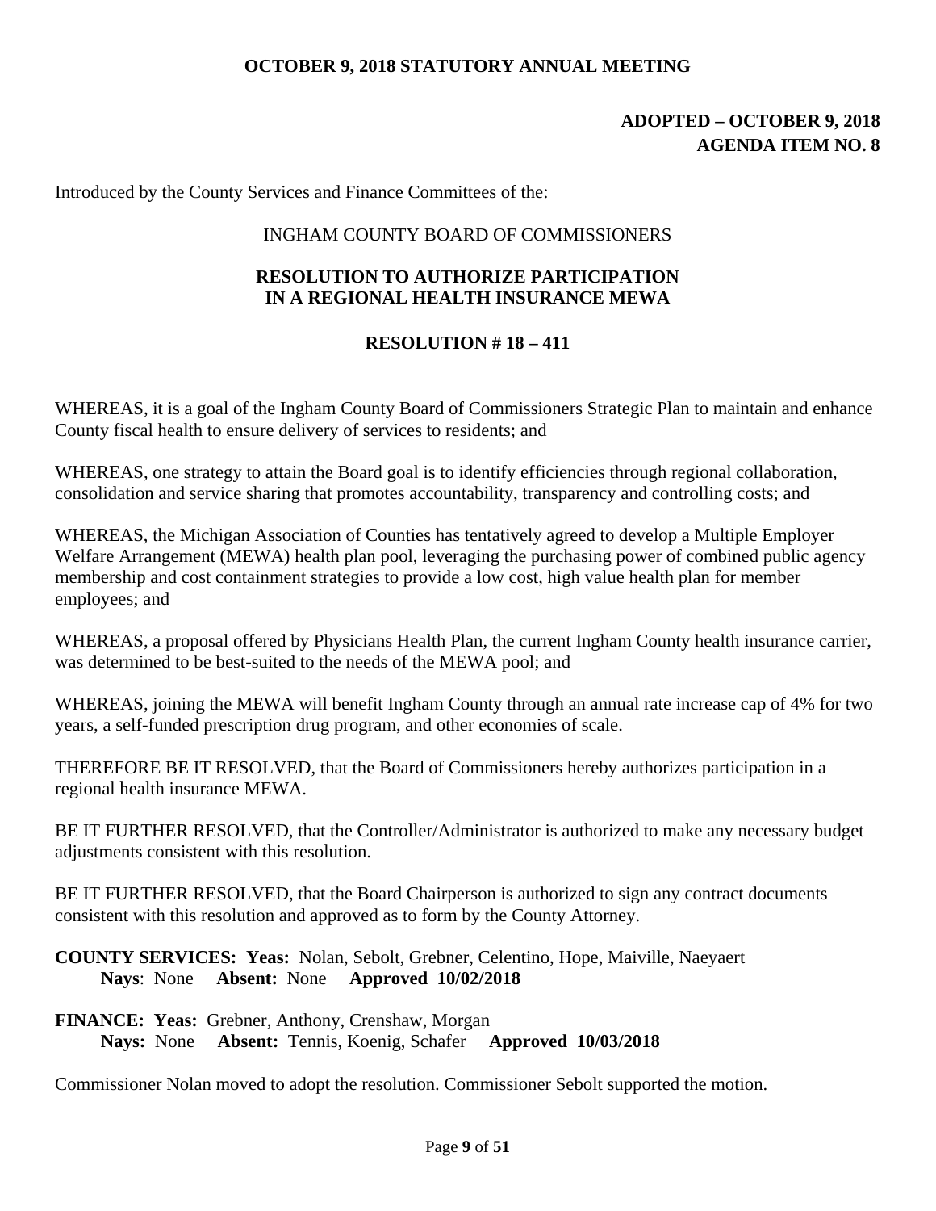**ADOPTED – OCTOBER 9, 2018**
**AGENDA ITEM NO. 8**

Introduced by the County Services and Finance Committees of the:

INGHAM COUNTY BOARD OF COMMISSIONERS

## RESOLUTION TO AUTHORIZE PARTICIPATION IN A REGIONAL HEALTH INSURANCE MEWA

## RESOLUTION # 18 – 411

WHEREAS, it is a goal of the Ingham County Board of Commissioners Strategic Plan to maintain and enhance County fiscal health to ensure delivery of services to residents; and

WHEREAS, one strategy to attain the Board goal is to identify efficiencies through regional collaboration, consolidation and service sharing that promotes accountability, transparency and controlling costs; and

WHEREAS, the Michigan Association of Counties has tentatively agreed to develop a Multiple Employer Welfare Arrangement (MEWA) health plan pool, leveraging the purchasing power of combined public agency membership and cost containment strategies to provide a low cost, high value health plan for member employees; and

WHEREAS, a proposal offered by Physicians Health Plan, the current Ingham County health insurance carrier, was determined to be best-suited to the needs of the MEWA pool; and

WHEREAS, joining the MEWA will benefit Ingham County through an annual rate increase cap of 4% for two years, a self-funded prescription drug program, and other economies of scale.

THEREFORE BE IT RESOLVED, that the Board of Commissioners hereby authorizes participation in a regional health insurance MEWA.

BE IT FURTHER RESOLVED, that the Controller/Administrator is authorized to make any necessary budget adjustments consistent with this resolution.

BE IT FURTHER RESOLVED, that the Board Chairperson is authorized to sign any contract documents consistent with this resolution and approved as to form by the County Attorney.

**COUNTY SERVICES: Yeas:** Nolan, Sebolt, Grebner, Celentino, Hope, Maiville, Naeyaert
**Nays**: None **Absent:** None **Approved 10/02/2018**

**FINANCE: Yeas:** Grebner, Anthony, Crenshaw, Morgan
**Nays:** None **Absent:** Tennis, Koenig, Schafer **Approved 10/03/2018**

Commissioner Nolan moved to adopt the resolution. Commissioner Sebolt supported the motion.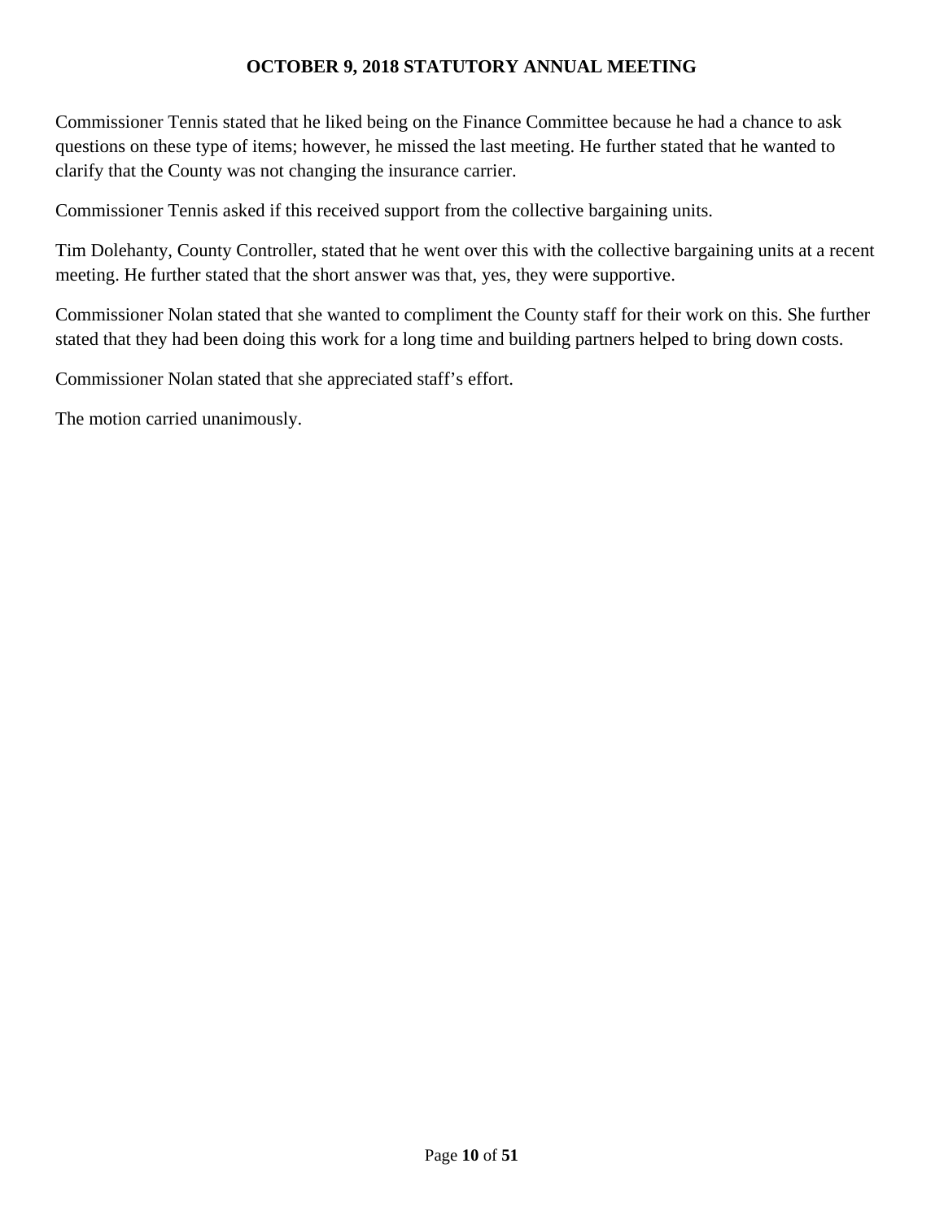Commissioner Tennis stated that he liked being on the Finance Committee because he had a chance to ask questions on these type of items; however, he missed the last meeting. He further stated that he wanted to clarify that the County was not changing the insurance carrier.

Commissioner Tennis asked if this received support from the collective bargaining units.

Tim Dolehanty, County Controller, stated that he went over this with the collective bargaining units at a recent meeting. He further stated that the short answer was that, yes, they were supportive.

Commissioner Nolan stated that she wanted to compliment the County staff for their work on this. She further stated that they had been doing this work for a long time and building partners helped to bring down costs.

Commissioner Nolan stated that she appreciated staff's effort.

The motion carried unanimously.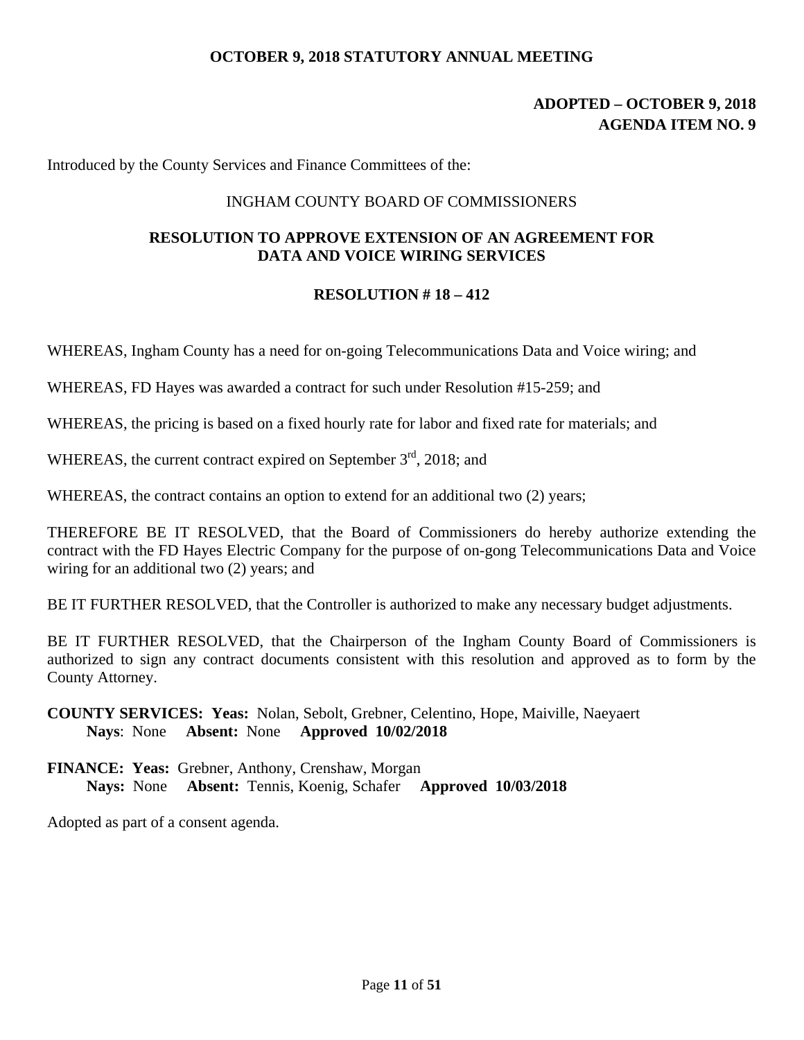**OCTOBER 9, 2018 STATUTORY ANNUAL MEETING**

**ADOPTED – OCTOBER 9, 2018**
**AGENDA ITEM NO. 9**

Introduced by the County Services and Finance Committees of the:

INGHAM COUNTY BOARD OF COMMISSIONERS

**RESOLUTION TO APPROVE EXTENSION OF AN AGREEMENT FOR DATA AND VOICE WIRING SERVICES**

**RESOLUTION # 18 – 412**

WHEREAS, Ingham County has a need for on-going Telecommunications Data and Voice wiring; and

WHEREAS, FD Hayes was awarded a contract for such under Resolution #15-259; and

WHEREAS, the pricing is based on a fixed hourly rate for labor and fixed rate for materials; and

WHEREAS, the current contract expired on September 3rd, 2018; and

WHEREAS, the contract contains an option to extend for an additional two (2) years;

THEREFORE BE IT RESOLVED, that the Board of Commissioners do hereby authorize extending the contract with the FD Hayes Electric Company for the purpose of on-gong Telecommunications Data and Voice wiring for an additional two (2) years; and

BE IT FURTHER RESOLVED, that the Controller is authorized to make any necessary budget adjustments.

BE IT FURTHER RESOLVED, that the Chairperson of the Ingham County Board of Commissioners is authorized to sign any contract documents consistent with this resolution and approved as to form by the County Attorney.

**COUNTY SERVICES: Yeas:** Nolan, Sebolt, Grebner, Celentino, Hope, Maiville, Naeyaert
**Nays**: None **Absent:** None **Approved 10/02/2018**

**FINANCE: Yeas:** Grebner, Anthony, Crenshaw, Morgan
**Nays:** None **Absent:** Tennis, Koenig, Schafer **Approved 10/03/2018**

Adopted as part of a consent agenda.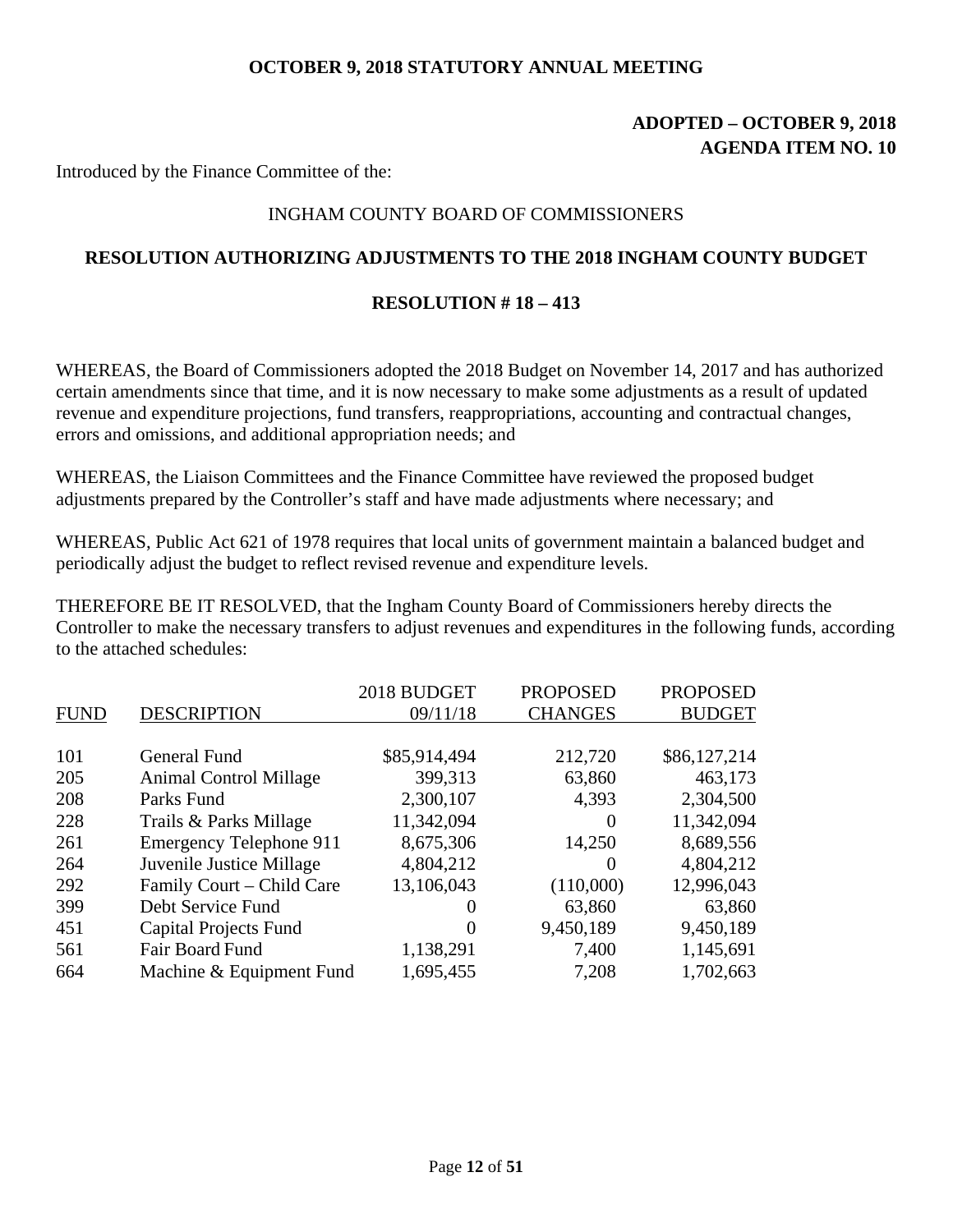**OCTOBER 9, 2018 STATUTORY ANNUAL MEETING**

**ADOPTED – OCTOBER 9, 2018**
**AGENDA ITEM NO. 10**

Introduced by the Finance Committee of the:

INGHAM COUNTY BOARD OF COMMISSIONERS

**RESOLUTION AUTHORIZING ADJUSTMENTS TO THE 2018 INGHAM COUNTY BUDGET**

**RESOLUTION # 18 – 413**

WHEREAS, the Board of Commissioners adopted the 2018 Budget on November 14, 2017 and has authorized certain amendments since that time, and it is now necessary to make some adjustments as a result of updated revenue and expenditure projections, fund transfers, reappropriations, accounting and contractual changes, errors and omissions, and additional appropriation needs; and

WHEREAS, the Liaison Committees and the Finance Committee have reviewed the proposed budget adjustments prepared by the Controller's staff and have made adjustments where necessary; and

WHEREAS, Public Act 621 of 1978 requires that local units of government maintain a balanced budget and periodically adjust the budget to reflect revised revenue and expenditure levels.

THEREFORE BE IT RESOLVED, that the Ingham County Board of Commissioners hereby directs the Controller to make the necessary transfers to adjust revenues and expenditures in the following funds, according to the attached schedules:

| FUND | DESCRIPTION | 2018 BUDGET 09/11/18 | PROPOSED CHANGES | PROPOSED BUDGET |
|---|---|---|---|---|
| 101 | General Fund | $85,914,494 | 212,720 | $86,127,214 |
| 205 | Animal Control Millage | 399,313 | 63,860 | 463,173 |
| 208 | Parks Fund | 2,300,107 | 4,393 | 2,304,500 |
| 228 | Trails & Parks Millage | 11,342,094 | 0 | 11,342,094 |
| 261 | Emergency Telephone 911 | 8,675,306 | 14,250 | 8,689,556 |
| 264 | Juvenile Justice Millage | 4,804,212 | 0 | 4,804,212 |
| 292 | Family Court – Child Care | 13,106,043 | (110,000) | 12,996,043 |
| 399 | Debt Service Fund | 0 | 63,860 | 63,860 |
| 451 | Capital Projects Fund | 0 | 9,450,189 | 9,450,189 |
| 561 | Fair Board Fund | 1,138,291 | 7,400 | 1,145,691 |
| 664 | Machine & Equipment Fund | 1,695,455 | 7,208 | 1,702,663 |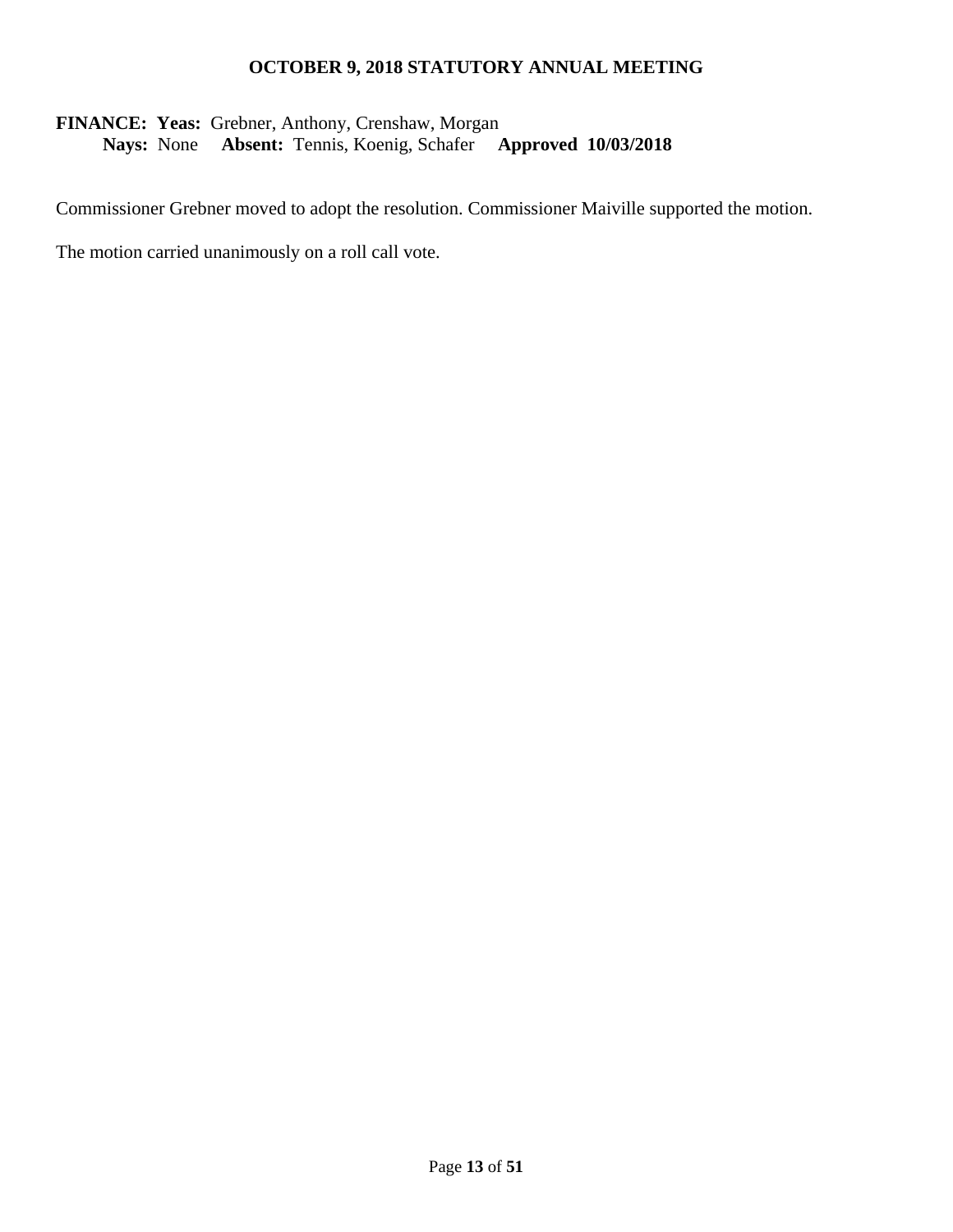**FINANCE: Yeas:** Grebner, Anthony, Crenshaw, Morgan
**Nays:** None **Absent:** Tennis, Koenig, Schafer **Approved 10/03/2018**

Commissioner Grebner moved to adopt the resolution. Commissioner Maiville supported the motion.

The motion carried unanimously on a roll call vote.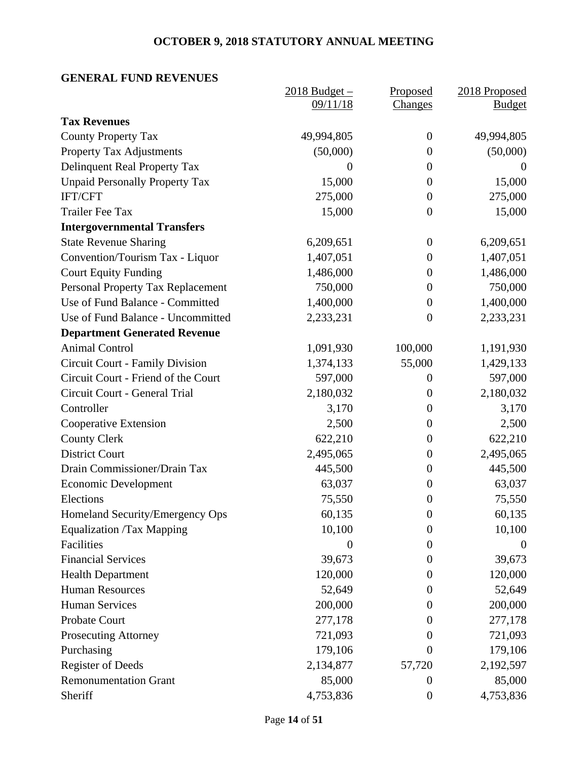## OCTOBER 9, 2018 STATUTORY ANNUAL MEETING

### GENERAL FUND REVENUES

| | 2018 Budget – 09/11/18 | Proposed Changes | 2018 Proposed Budget |
|---|---|---|---|
| **Tax Revenues** | | | |
| County Property Tax | 49,994,805 | 0 | 49,994,805 |
| Property Tax Adjustments | (50,000) | 0 | (50,000) |
| Delinquent Real Property Tax | 0 | 0 | 0 |
| Unpaid Personally Property Tax | 15,000 | 0 | 15,000 |
| IFT/CFT | 275,000 | 0 | 275,000 |
| Trailer Fee Tax | 15,000 | 0 | 15,000 |
| **Intergovernmental Transfers** | | | |
| State Revenue Sharing | 6,209,651 | 0 | 6,209,651 |
| Convention/Tourism Tax - Liquor | 1,407,051 | 0 | 1,407,051 |
| Court Equity Funding | 1,486,000 | 0 | 1,486,000 |
| Personal Property Tax Replacement | 750,000 | 0 | 750,000 |
| Use of Fund Balance - Committed | 1,400,000 | 0 | 1,400,000 |
| Use of Fund Balance - Uncommitted | 2,233,231 | 0 | 2,233,231 |
| **Department Generated Revenue** | | | |
| Animal Control | 1,091,930 | 100,000 | 1,191,930 |
| Circuit Court - Family Division | 1,374,133 | 55,000 | 1,429,133 |
| Circuit Court - Friend of the Court | 597,000 | 0 | 597,000 |
| Circuit Court - General Trial | 2,180,032 | 0 | 2,180,032 |
| Controller | 3,170 | 0 | 3,170 |
| Cooperative Extension | 2,500 | 0 | 2,500 |
| County Clerk | 622,210 | 0 | 622,210 |
| District Court | 2,495,065 | 0 | 2,495,065 |
| Drain Commissioner/Drain Tax | 445,500 | 0 | 445,500 |
| Economic Development | 63,037 | 0 | 63,037 |
| Elections | 75,550 | 0 | 75,550 |
| Homeland Security/Emergency Ops | 60,135 | 0 | 60,135 |
| Equalization /Tax Mapping | 10,100 | 0 | 10,100 |
| Facilities | 0 | 0 | 0 |
| Financial Services | 39,673 | 0 | 39,673 |
| Health Department | 120,000 | 0 | 120,000 |
| Human Resources | 52,649 | 0 | 52,649 |
| Human Services | 200,000 | 0 | 200,000 |
| Probate Court | 277,178 | 0 | 277,178 |
| Prosecuting Attorney | 721,093 | 0 | 721,093 |
| Purchasing | 179,106 | 0 | 179,106 |
| Register of Deeds | 2,134,877 | 57,720 | 2,192,597 |
| Remonumentation Grant | 85,000 | 0 | 85,000 |
| Sheriff | 4,753,836 | 0 | 4,753,836 |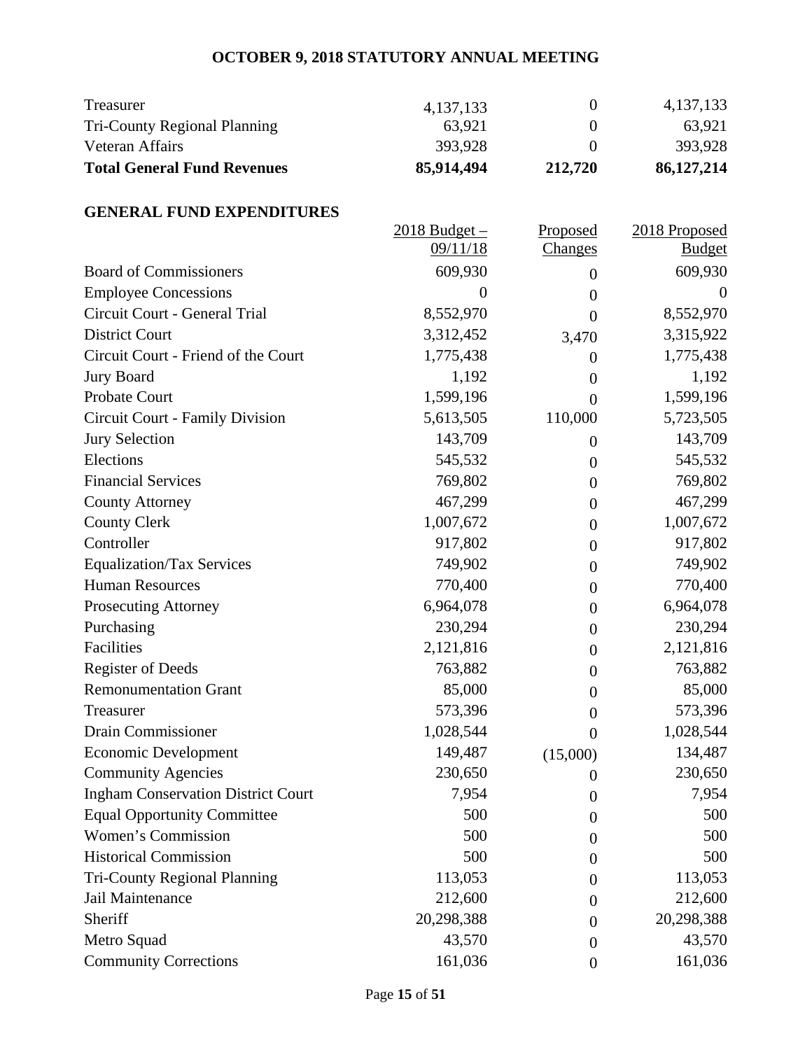| | | | |
|---|---|---|---|
| Treasurer | 4,137,133 | 0 | 4,137,133 |
| Tri-County Regional Planning | 63,921 | 0 | 63,921 |
| Veteran Affairs | 393,928 | 0 | 393,928 |
| **Total General Fund Revenues** | **85,914,494** | **212,720** | **86,127,214** |

**GENERAL FUND EXPENDITURES**

| | 2018 Budget – 09/11/18 | Proposed Changes | 2018 Proposed Budget |
|---|---|---|---|
| Board of Commissioners | 609,930 | 0 | 609,930 |
| Employee Concessions | 0 | 0 | 0 |
| Circuit Court - General Trial | 8,552,970 | 0 | 8,552,970 |
| District Court | 3,312,452 | 3,470 | 3,315,922 |
| Circuit Court - Friend of the Court | 1,775,438 | 0 | 1,775,438 |
| Jury Board | 1,192 | 0 | 1,192 |
| Probate Court | 1,599,196 | 0 | 1,599,196 |
| Circuit Court - Family Division | 5,613,505 | 110,000 | 5,723,505 |
| Jury Selection | 143,709 | 0 | 143,709 |
| Elections | 545,532 | 0 | 545,532 |
| Financial Services | 769,802 | 0 | 769,802 |
| County Attorney | 467,299 | 0 | 467,299 |
| County Clerk | 1,007,672 | 0 | 1,007,672 |
| Controller | 917,802 | 0 | 917,802 |
| Equalization/Tax Services | 749,902 | 0 | 749,902 |
| Human Resources | 770,400 | 0 | 770,400 |
| Prosecuting Attorney | 6,964,078 | 0 | 6,964,078 |
| Purchasing | 230,294 | 0 | 230,294 |
| Facilities | 2,121,816 | 0 | 2,121,816 |
| Register of Deeds | 763,882 | 0 | 763,882 |
| Remonumentation Grant | 85,000 | 0 | 85,000 |
| Treasurer | 573,396 | 0 | 573,396 |
| Drain Commissioner | 1,028,544 | 0 | 1,028,544 |
| Economic Development | 149,487 | (15,000) | 134,487 |
| Community Agencies | 230,650 | 0 | 230,650 |
| Ingham Conservation District Court | 7,954 | 0 | 7,954 |
| Equal Opportunity Committee | 500 | 0 | 500 |
| Women's Commission | 500 | 0 | 500 |
| Historical Commission | 500 | 0 | 500 |
| Tri-County Regional Planning | 113,053 | 0 | 113,053 |
| Jail Maintenance | 212,600 | 0 | 212,600 |
| Sheriff | 20,298,388 | 0 | 20,298,388 |
| Metro Squad | 43,570 | 0 | 43,570 |
| Community Corrections | 161,036 | 0 | 161,036 |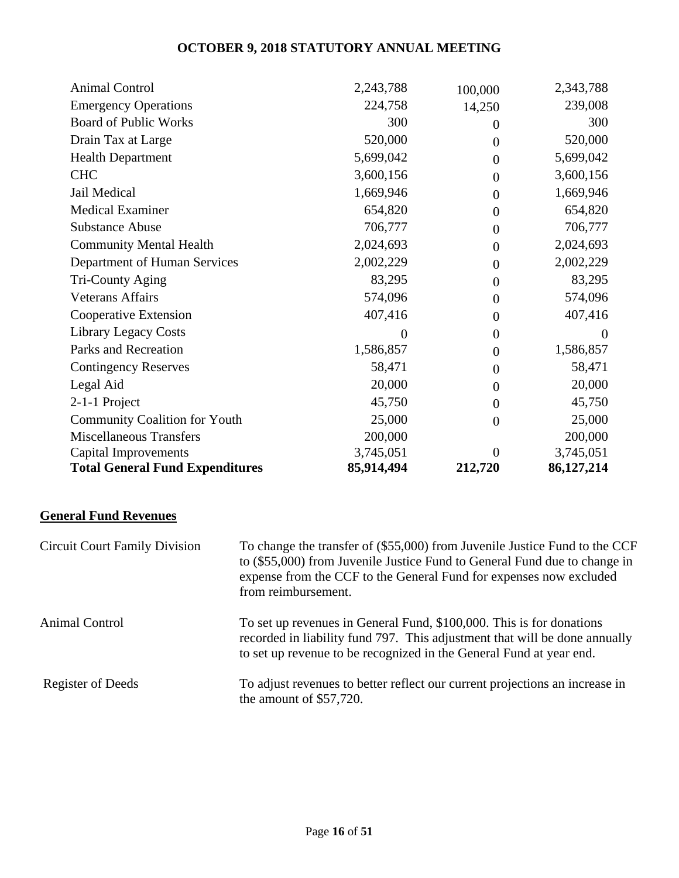| | | | |
|---|---|---|---|
| Animal Control | 2,243,788 | 100,000 | 2,343,788 |
| Emergency Operations | 224,758 | 14,250 | 239,008 |
| Board of Public Works | 300 | 0 | 300 |
| Drain Tax at Large | 520,000 | 0 | 520,000 |
| Health Department | 5,699,042 | 0 | 5,699,042 |
| CHC | 3,600,156 | 0 | 3,600,156 |
| Jail Medical | 1,669,946 | 0 | 1,669,946 |
| Medical Examiner | 654,820 | 0 | 654,820 |
| Substance Abuse | 706,777 | 0 | 706,777 |
| Community Mental Health | 2,024,693 | 0 | 2,024,693 |
| Department of Human Services | 2,002,229 | 0 | 2,002,229 |
| Tri-County Aging | 83,295 | 0 | 83,295 |
| Veterans Affairs | 574,096 | 0 | 574,096 |
| Cooperative Extension | 407,416 | 0 | 407,416 |
| Library Legacy Costs | 0 | 0 | 0 |
| Parks and Recreation | 1,586,857 | 0 | 1,586,857 |
| Contingency Reserves | 58,471 | 0 | 58,471 |
| Legal Aid | 20,000 | 0 | 20,000 |
| 2-1-1 Project | 45,750 | 0 | 45,750 |
| Community Coalition for Youth | 25,000 | 0 | 25,000 |
| Miscellaneous Transfers | 200,000 | | 200,000 |
| Capital Improvements | 3,745,051 | 0 | 3,745,051 |
| **Total General Fund Expenditures** | **85,914,494** | **212,720** | **86,127,214** |

**General Fund Revenues**

| | |
|---|---|
| Circuit Court Family Division | To change the transfer of ($55,000) from Juvenile Justice Fund to the CCF to ($55,000) from Juvenile Justice Fund to General Fund due to change in expense from the CCF to the General Fund for expenses now excluded from reimbursement. |
| Animal Control | To set up revenues in General Fund, $100,000. This is for donations recorded in liability fund 797. This adjustment that will be done annually to set up revenue to be recognized in the General Fund at year end. |
| Register of Deeds | To adjust revenues to better reflect our current projections an increase in the amount of $57,720. |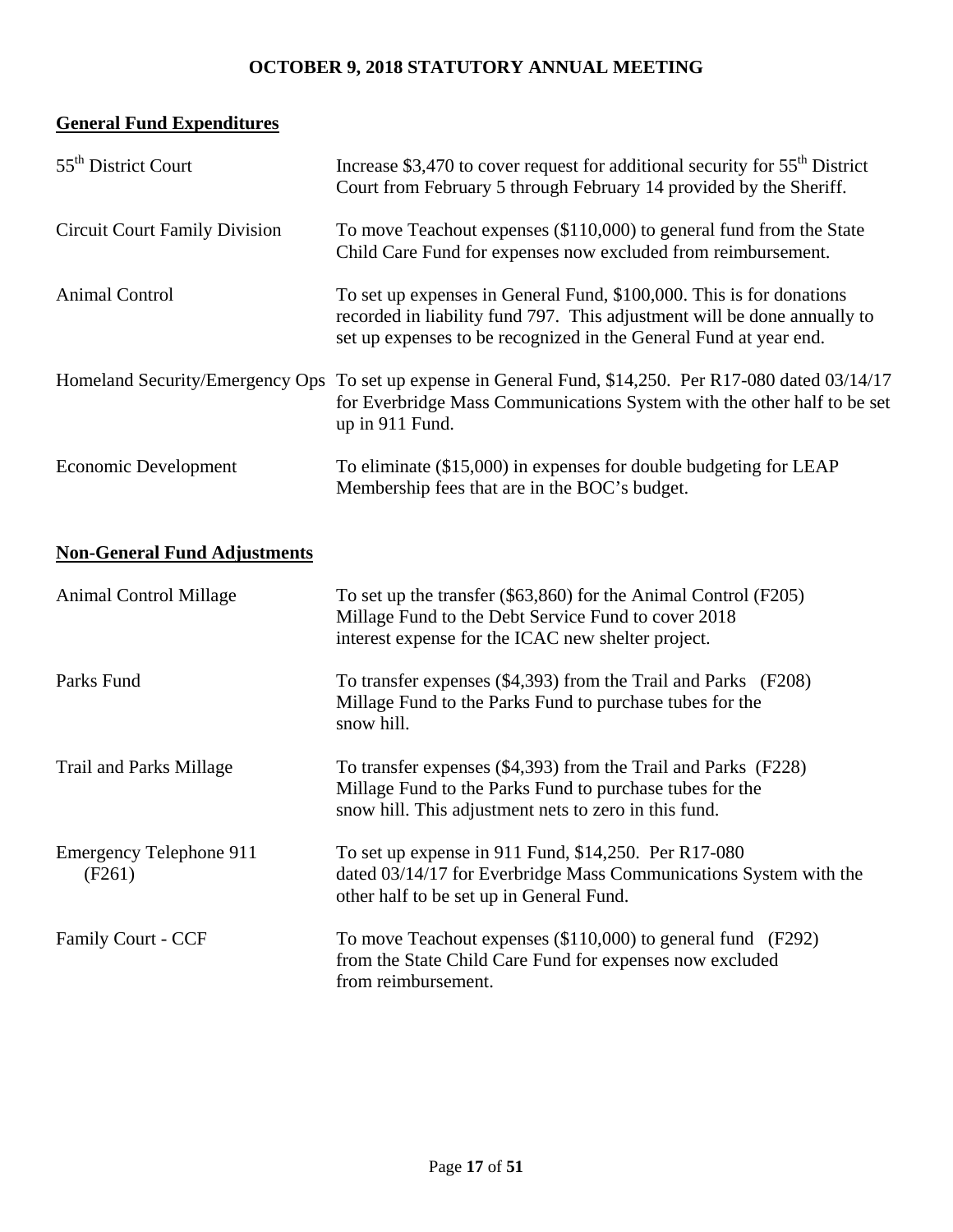**OCTOBER 9, 2018 STATUTORY ANNUAL MEETING**

**General Fund Expenditures**

| | |
|---|---|
| 55th District Court | Increase $3,470 to cover request for additional security for 55th District Court from February 5 through February 14 provided by the Sheriff. |
| Circuit Court Family Division | To move Teachout expenses ($110,000) to general fund from the State Child Care Fund for expenses now excluded from reimbursement. |
| Animal Control | To set up expenses in General Fund, $100,000. This is for donations recorded in liability fund 797. This adjustment will be done annually to set up expenses to be recognized in the General Fund at year end. |
| Homeland Security/Emergency Ops | To set up expense in General Fund, $14,250. Per R17-080 dated 03/14/17 for Everbridge Mass Communications System with the other half to be set up in 911 Fund. |
| Economic Development | To eliminate ($15,000) in expenses for double budgeting for LEAP Membership fees that are in the BOC's budget. |

**Non-General Fund Adjustments**

| | |
|---|---|
| Animal Control Millage | To set up the transfer ($63,860) for the Animal Control (F205) Millage Fund to the Debt Service Fund to cover 2018 interest expense for the ICAC new shelter project. |
| Parks Fund | To transfer expenses ($4,393) from the Trail and Parks (F208) Millage Fund to the Parks Fund to purchase tubes for the snow hill. |
| Trail and Parks Millage | To transfer expenses ($4,393) from the Trail and Parks (F228) Millage Fund to the Parks Fund to purchase tubes for the snow hill. This adjustment nets to zero in this fund. |
| Emergency Telephone 911 (F261) | To set up expense in 911 Fund, $14,250. Per R17-080 dated 03/14/17 for Everbridge Mass Communications System with the other half to be set up in General Fund. |
| Family Court - CCF | To move Teachout expenses ($110,000) to general fund (F292) from the State Child Care Fund for expenses now excluded from reimbursement. |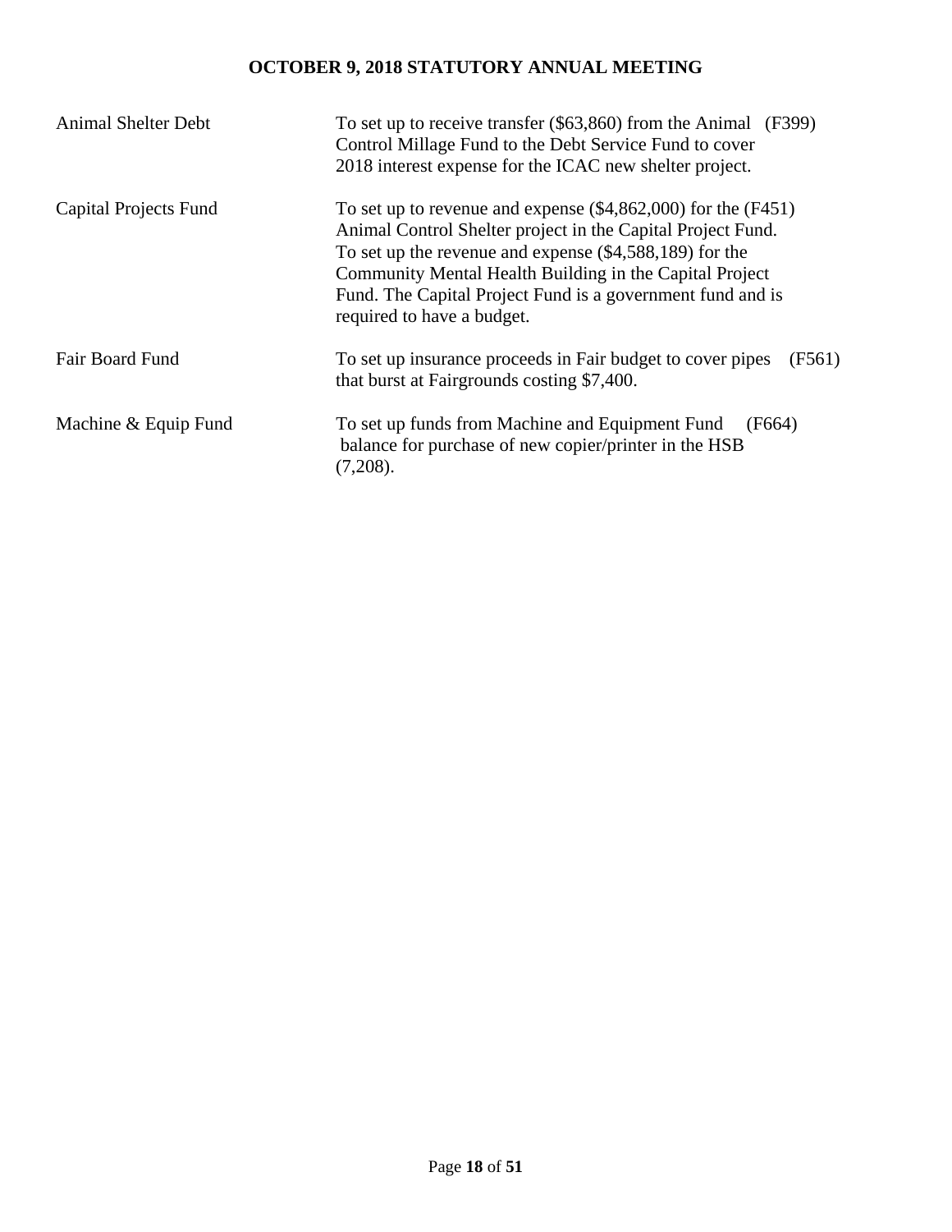## OCTOBER 9, 2018 STATUTORY ANNUAL MEETING

| | | |
|---|---|---|
| Animal Shelter Debt | To set up to receive transfer ($63,860) from the Animal Control Millage Fund to the Debt Service Fund to cover 2018 interest expense for the ICAC new shelter project. | (F399) |
| Capital Projects Fund | To set up to revenue and expense ($4,862,000) for the Animal Control Shelter project in the Capital Project Fund. To set up the revenue and expense ($4,588,189) for the Community Mental Health Building in the Capital Project Fund. The Capital Project Fund is a government fund and is required to have a budget. | (F451) |
| Fair Board Fund | To set up insurance proceeds in Fair budget to cover pipes that burst at Fairgrounds costing $7,400. | (F561) |
| Machine & Equip Fund | To set up funds from Machine and Equipment Fund balance for purchase of new copier/printer in the HSB (7,208). | (F664) |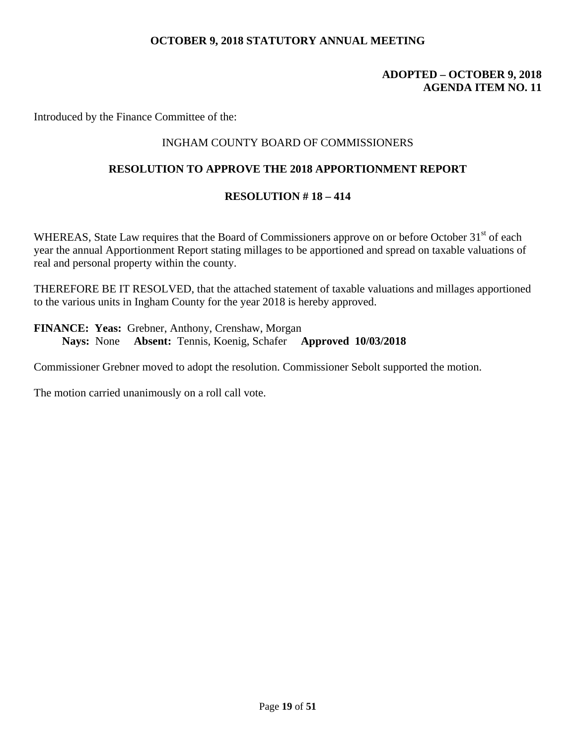**OCTOBER 9, 2018 STATUTORY ANNUAL MEETING**

**ADOPTED – OCTOBER 9, 2018**
**AGENDA ITEM NO. 11**

Introduced by the Finance Committee of the:

INGHAM COUNTY BOARD OF COMMISSIONERS

**RESOLUTION TO APPROVE THE 2018 APPORTIONMENT REPORT**

**RESOLUTION # 18 – 414**

WHEREAS, State Law requires that the Board of Commissioners approve on or before October 31st of each year the annual Apportionment Report stating millages to be apportioned and spread on taxable valuations of real and personal property within the county.

THEREFORE BE IT RESOLVED, that the attached statement of taxable valuations and millages apportioned to the various units in Ingham County for the year 2018 is hereby approved.

**FINANCE: Yeas:** Grebner, Anthony, Crenshaw, Morgan
**Nays:** None **Absent:** Tennis, Koenig, Schafer **Approved 10/03/2018**

Commissioner Grebner moved to adopt the resolution. Commissioner Sebolt supported the motion.

The motion carried unanimously on a roll call vote.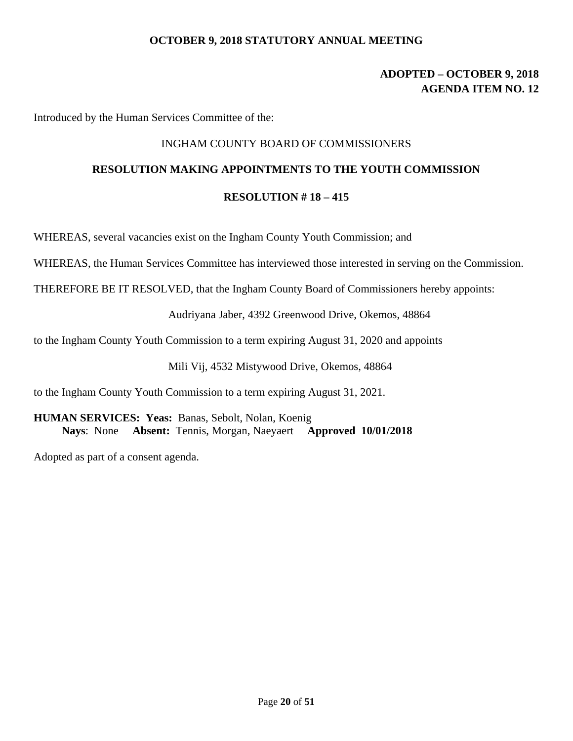**OCTOBER 9, 2018 STATUTORY ANNUAL MEETING**

**ADOPTED – OCTOBER 9, 2018**
**AGENDA ITEM NO. 12**

Introduced by the Human Services Committee of the:

INGHAM COUNTY BOARD OF COMMISSIONERS

**RESOLUTION MAKING APPOINTMENTS TO THE YOUTH COMMISSION**

**RESOLUTION # 18 – 415**

WHEREAS, several vacancies exist on the Ingham County Youth Commission; and

WHEREAS, the Human Services Committee has interviewed those interested in serving on the Commission.

THEREFORE BE IT RESOLVED, that the Ingham County Board of Commissioners hereby appoints:

Audriyana Jaber, 4392 Greenwood Drive, Okemos, 48864

to the Ingham County Youth Commission to a term expiring August 31, 2020 and appoints

Mili Vij, 4532 Mistywood Drive, Okemos, 48864

to the Ingham County Youth Commission to a term expiring August 31, 2021.

**HUMAN SERVICES: Yeas:** Banas, Sebolt, Nolan, Koenig
**Nays**: None **Absent:** Tennis, Morgan, Naeyaert **Approved 10/01/2018**

Adopted as part of a consent agenda.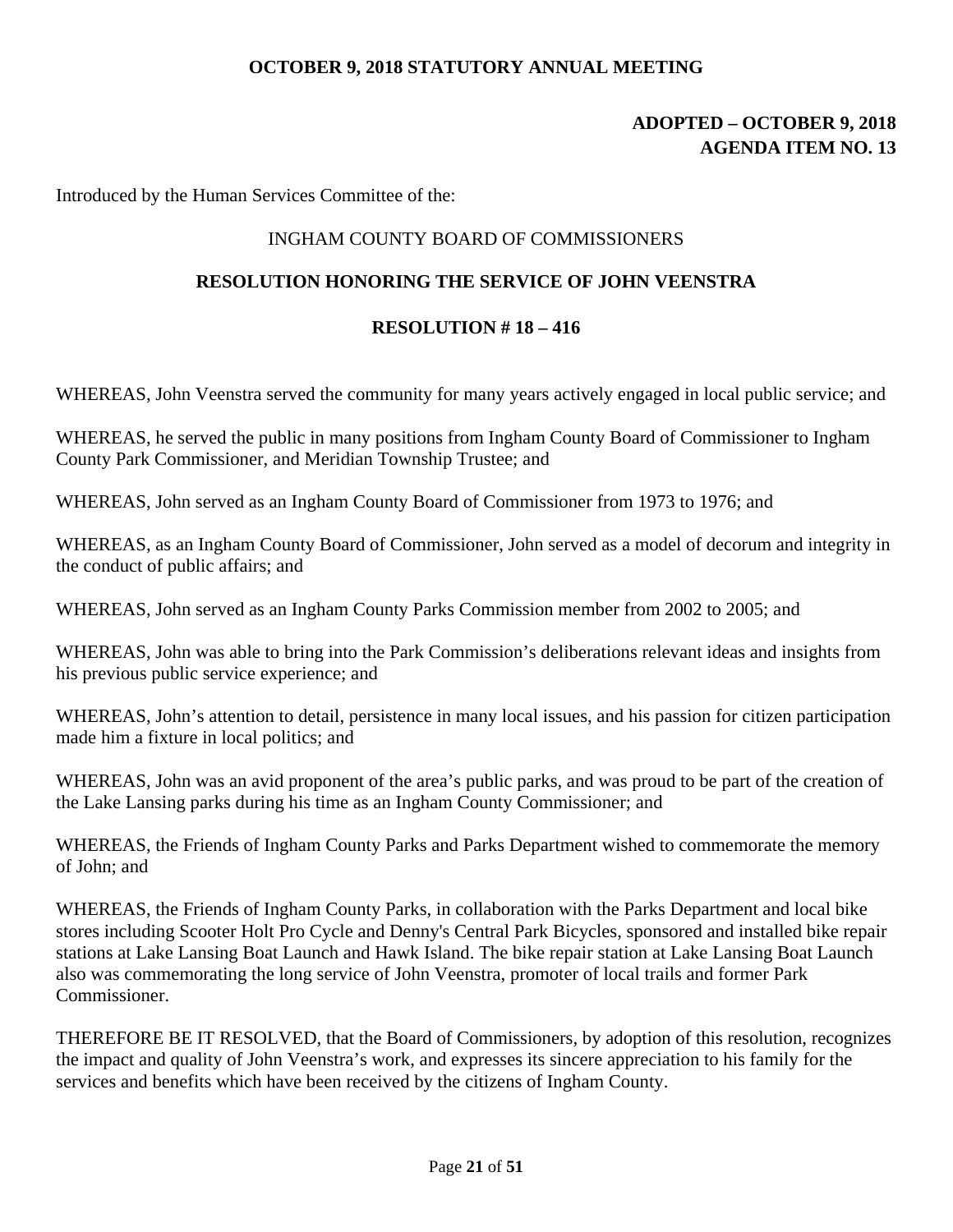**OCTOBER 9, 2018 STATUTORY ANNUAL MEETING**

**ADOPTED – OCTOBER 9, 2018**
**AGENDA ITEM NO. 13**

Introduced by the Human Services Committee of the:

INGHAM COUNTY BOARD OF COMMISSIONERS

## RESOLUTION HONORING THE SERVICE OF JOHN VEENSTRA

### RESOLUTION # 18 – 416

WHEREAS, John Veenstra served the community for many years actively engaged in local public service; and

WHEREAS, he served the public in many positions from Ingham County Board of Commissioner to Ingham County Park Commissioner, and Meridian Township Trustee; and

WHEREAS, John served as an Ingham County Board of Commissioner from 1973 to 1976; and

WHEREAS, as an Ingham County Board of Commissioner, John served as a model of decorum and integrity in the conduct of public affairs; and

WHEREAS, John served as an Ingham County Parks Commission member from 2002 to 2005; and

WHEREAS, John was able to bring into the Park Commission's deliberations relevant ideas and insights from his previous public service experience; and

WHEREAS, John's attention to detail, persistence in many local issues, and his passion for citizen participation made him a fixture in local politics; and

WHEREAS, John was an avid proponent of the area's public parks, and was proud to be part of the creation of the Lake Lansing parks during his time as an Ingham County Commissioner; and

WHEREAS, the Friends of Ingham County Parks and Parks Department wished to commemorate the memory of John; and

WHEREAS, the Friends of Ingham County Parks, in collaboration with the Parks Department and local bike stores including Scooter Holt Pro Cycle and Denny's Central Park Bicycles, sponsored and installed bike repair stations at Lake Lansing Boat Launch and Hawk Island. The bike repair station at Lake Lansing Boat Launch also was commemorating the long service of John Veenstra, promoter of local trails and former Park Commissioner.

THEREFORE BE IT RESOLVED, that the Board of Commissioners, by adoption of this resolution, recognizes the impact and quality of John Veenstra's work, and expresses its sincere appreciation to his family for the services and benefits which have been received by the citizens of Ingham County.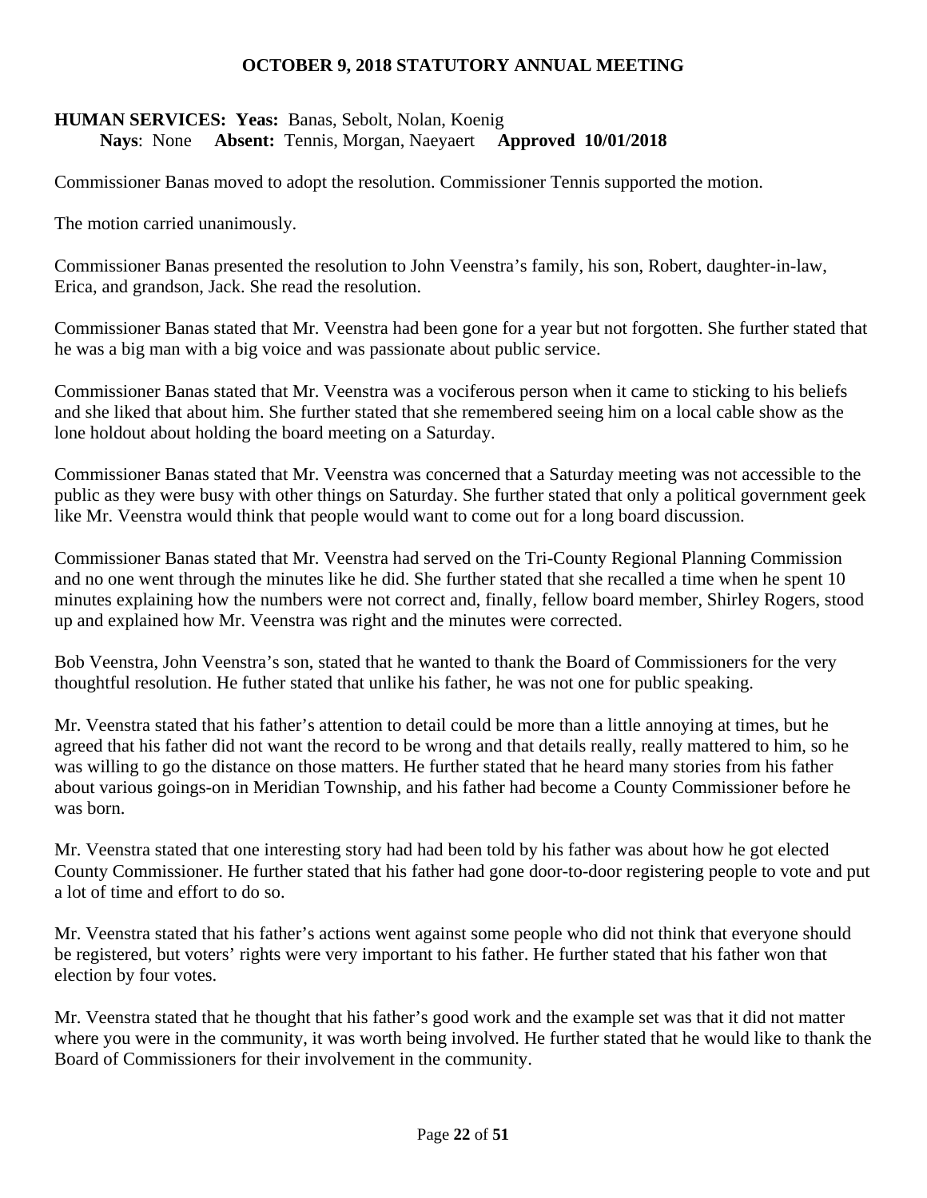**OCTOBER 9, 2018 STATUTORY ANNUAL MEETING**

**HUMAN SERVICES: Yeas:** Banas, Sebolt, Nolan, Koenig
**Nays**: None **Absent:** Tennis, Morgan, Naeyaert **Approved 10/01/2018**

Commissioner Banas moved to adopt the resolution. Commissioner Tennis supported the motion.

The motion carried unanimously.

Commissioner Banas presented the resolution to John Veenstra's family, his son, Robert, daughter-in-law, Erica, and grandson, Jack. She read the resolution.

Commissioner Banas stated that Mr. Veenstra had been gone for a year but not forgotten. She further stated that he was a big man with a big voice and was passionate about public service.

Commissioner Banas stated that Mr. Veenstra was a vociferous person when it came to sticking to his beliefs and she liked that about him. She further stated that she remembered seeing him on a local cable show as the lone holdout about holding the board meeting on a Saturday.

Commissioner Banas stated that Mr. Veenstra was concerned that a Saturday meeting was not accessible to the public as they were busy with other things on Saturday. She further stated that only a political government geek like Mr. Veenstra would think that people would want to come out for a long board discussion.

Commissioner Banas stated that Mr. Veenstra had served on the Tri-County Regional Planning Commission and no one went through the minutes like he did. She further stated that she recalled a time when he spent 10 minutes explaining how the numbers were not correct and, finally, fellow board member, Shirley Rogers, stood up and explained how Mr. Veenstra was right and the minutes were corrected.

Bob Veenstra, John Veenstra's son, stated that he wanted to thank the Board of Commissioners for the very thoughtful resolution. He futher stated that unlike his father, he was not one for public speaking.

Mr. Veenstra stated that his father's attention to detail could be more than a little annoying at times, but he agreed that his father did not want the record to be wrong and that details really, really mattered to him, so he was willing to go the distance on those matters. He further stated that he heard many stories from his father about various goings-on in Meridian Township, and his father had become a County Commissioner before he was born.

Mr. Veenstra stated that one interesting story had had been told by his father was about how he got elected County Commissioner. He further stated that his father had gone door-to-door registering people to vote and put a lot of time and effort to do so.

Mr. Veenstra stated that his father's actions went against some people who did not think that everyone should be registered, but voters' rights were very important to his father. He further stated that his father won that election by four votes.

Mr. Veenstra stated that he thought that his father's good work and the example set was that it did not matter where you were in the community, it was worth being involved. He further stated that he would like to thank the Board of Commissioners for their involvement in the community.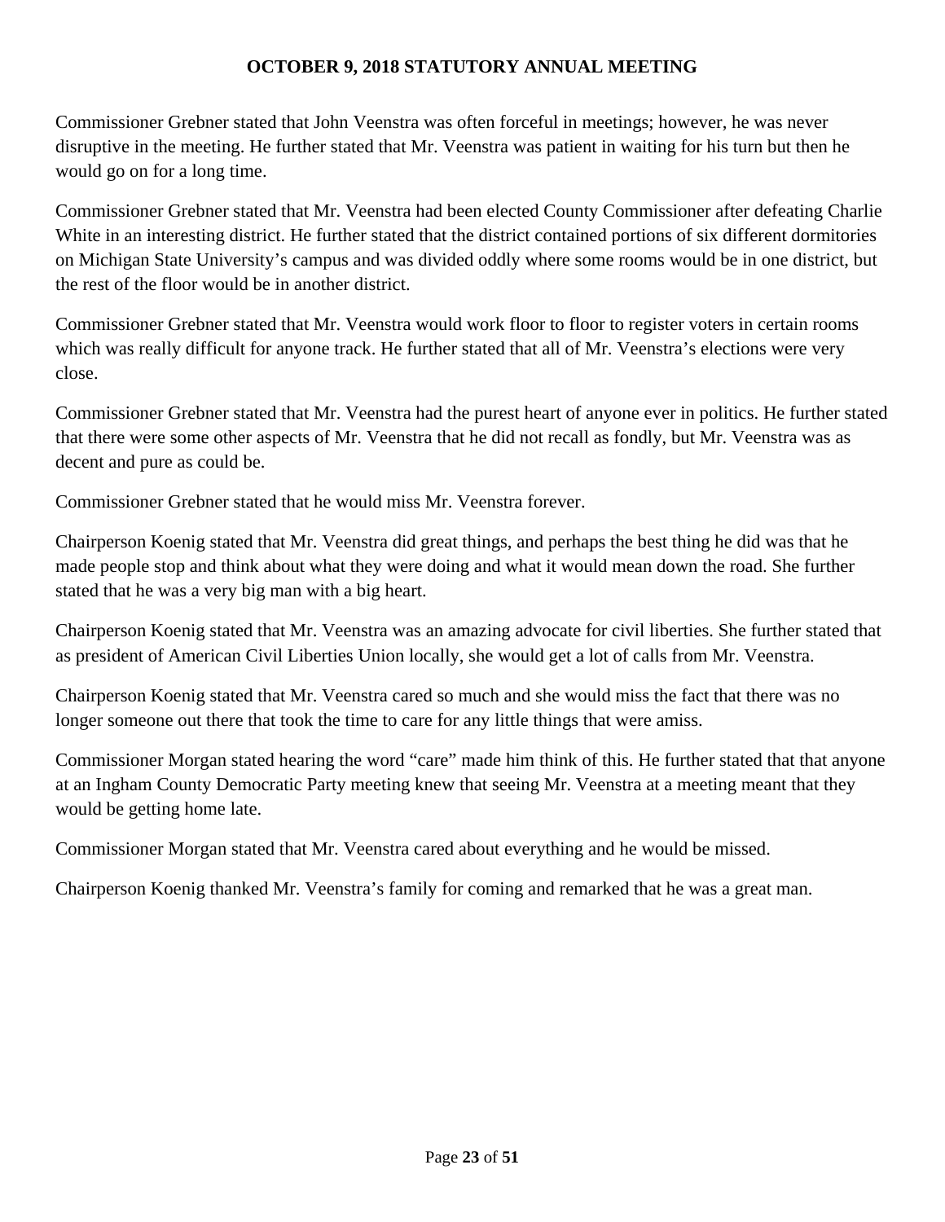Commissioner Grebner stated that John Veenstra was often forceful in meetings; however, he was never disruptive in the meeting. He further stated that Mr. Veenstra was patient in waiting for his turn but then he would go on for a long time.

Commissioner Grebner stated that Mr. Veenstra had been elected County Commissioner after defeating Charlie White in an interesting district. He further stated that the district contained portions of six different dormitories on Michigan State University's campus and was divided oddly where some rooms would be in one district, but the rest of the floor would be in another district.

Commissioner Grebner stated that Mr. Veenstra would work floor to floor to register voters in certain rooms which was really difficult for anyone track. He further stated that all of Mr. Veenstra's elections were very close.

Commissioner Grebner stated that Mr. Veenstra had the purest heart of anyone ever in politics. He further stated that there were some other aspects of Mr. Veenstra that he did not recall as fondly, but Mr. Veenstra was as decent and pure as could be.

Commissioner Grebner stated that he would miss Mr. Veenstra forever.

Chairperson Koenig stated that Mr. Veenstra did great things, and perhaps the best thing he did was that he made people stop and think about what they were doing and what it would mean down the road. She further stated that he was a very big man with a big heart.

Chairperson Koenig stated that Mr. Veenstra was an amazing advocate for civil liberties. She further stated that as president of American Civil Liberties Union locally, she would get a lot of calls from Mr. Veenstra.

Chairperson Koenig stated that Mr. Veenstra cared so much and she would miss the fact that there was no longer someone out there that took the time to care for any little things that were amiss.

Commissioner Morgan stated hearing the word "care" made him think of this. He further stated that that anyone at an Ingham County Democratic Party meeting knew that seeing Mr. Veenstra at a meeting meant that they would be getting home late.

Commissioner Morgan stated that Mr. Veenstra cared about everything and he would be missed.

Chairperson Koenig thanked Mr. Veenstra's family for coming and remarked that he was a great man.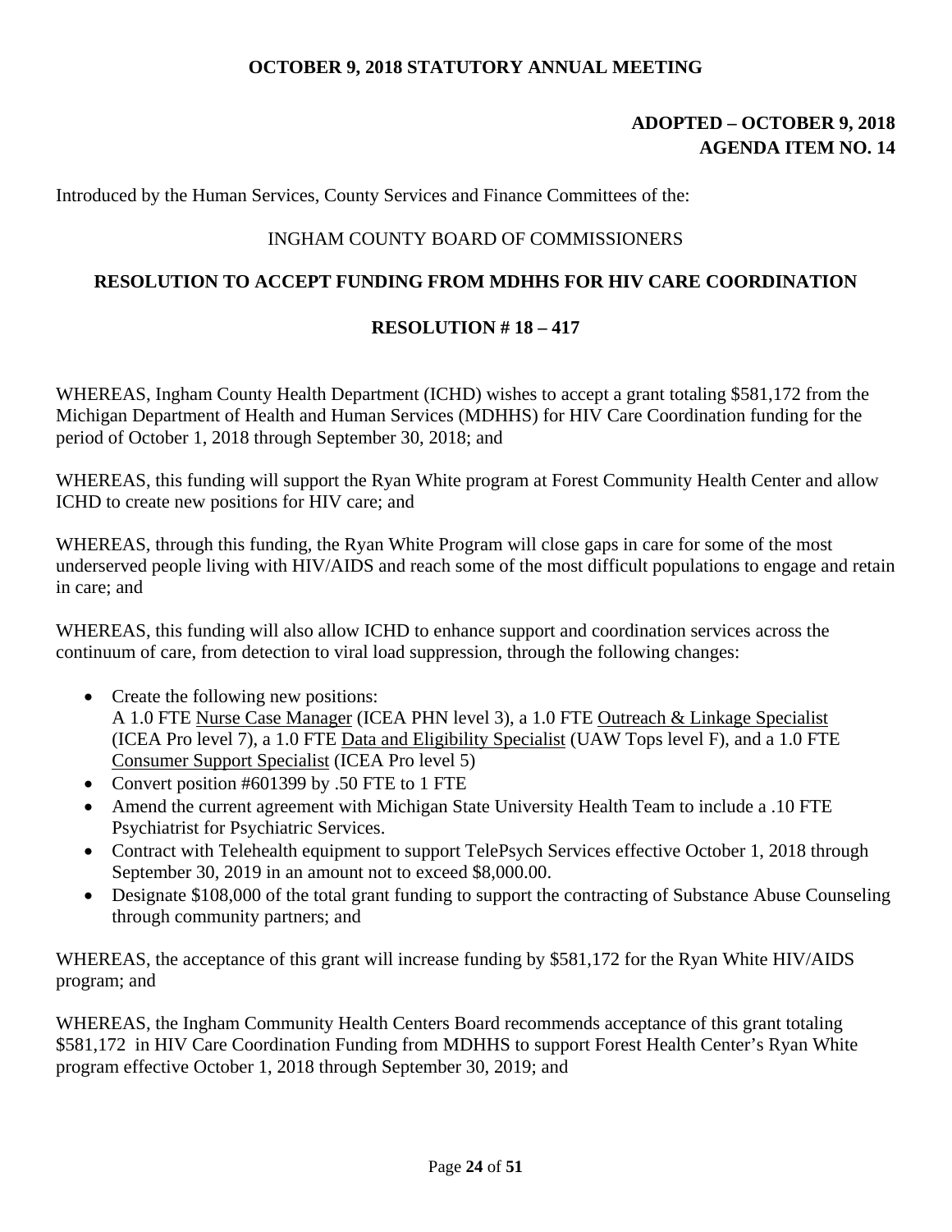**OCTOBER 9, 2018 STATUTORY ANNUAL MEETING**

**ADOPTED – OCTOBER 9, 2018**
**AGENDA ITEM NO. 14**

Introduced by the Human Services, County Services and Finance Committees of the:

INGHAM COUNTY BOARD OF COMMISSIONERS

**RESOLUTION TO ACCEPT FUNDING FROM MDHHS FOR HIV CARE COORDINATION**

**RESOLUTION # 18 – 417**

WHEREAS, Ingham County Health Department (ICHD) wishes to accept a grant totaling $581,172 from the Michigan Department of Health and Human Services (MDHHS) for HIV Care Coordination funding for the period of October 1, 2018 through September 30, 2018; and

WHEREAS, this funding will support the Ryan White program at Forest Community Health Center and allow ICHD to create new positions for HIV care; and

WHEREAS, through this funding, the Ryan White Program will close gaps in care for some of the most underserved people living with HIV/AIDS and reach some of the most difficult populations to engage and retain in care; and

WHEREAS, this funding will also allow ICHD to enhance support and coordination services across the continuum of care, from detection to viral load suppression, through the following changes:

- Create the following new positions:
  A 1.0 FTE Nurse Case Manager (ICEA PHN level 3), a 1.0 FTE Outreach & Linkage Specialist (ICEA Pro level 7), a 1.0 FTE Data and Eligibility Specialist (UAW Tops level F), and a 1.0 FTE Consumer Support Specialist (ICEA Pro level 5)
- Convert position #601399 by .50 FTE to 1 FTE
- Amend the current agreement with Michigan State University Health Team to include a .10 FTE Psychiatrist for Psychiatric Services.
- Contract with Telehealth equipment to support TelePsych Services effective October 1, 2018 through September 30, 2019 in an amount not to exceed $8,000.00.
- Designate $108,000 of the total grant funding to support the contracting of Substance Abuse Counseling through community partners; and

WHEREAS, the acceptance of this grant will increase funding by $581,172 for the Ryan White HIV/AIDS program; and

WHEREAS, the Ingham Community Health Centers Board recommends acceptance of this grant totaling $581,172 in HIV Care Coordination Funding from MDHHS to support Forest Health Center's Ryan White program effective October 1, 2018 through September 30, 2019; and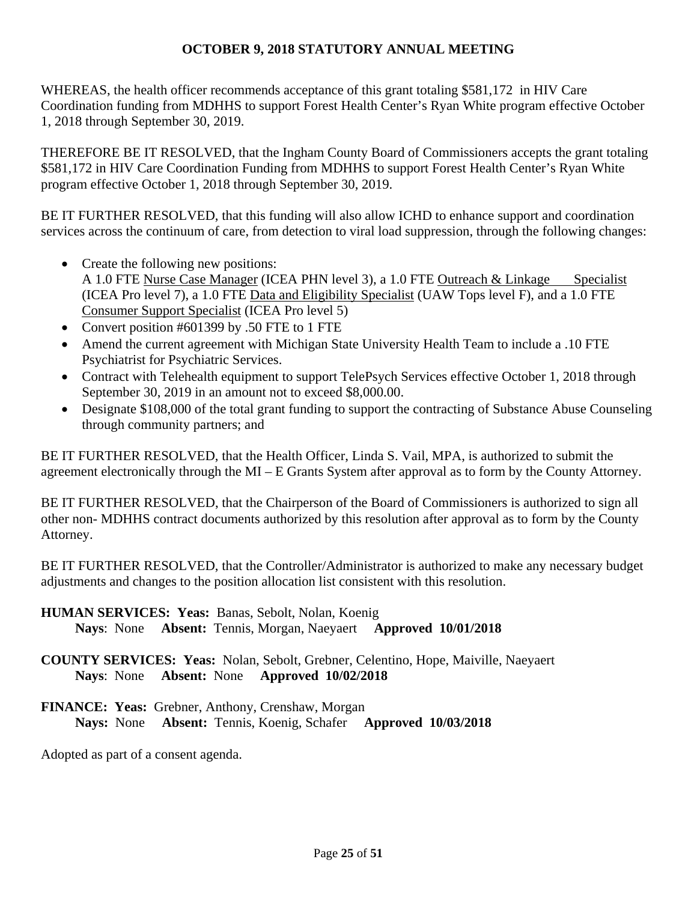**OCTOBER 9, 2018 STATUTORY ANNUAL MEETING**

WHEREAS, the health officer recommends acceptance of this grant totaling $581,172 in HIV Care Coordination funding from MDHHS to support Forest Health Center's Ryan White program effective October 1, 2018 through September 30, 2019.

THEREFORE BE IT RESOLVED, that the Ingham County Board of Commissioners accepts the grant totaling $581,172 in HIV Care Coordination Funding from MDHHS to support Forest Health Center's Ryan White program effective October 1, 2018 through September 30, 2019.

BE IT FURTHER RESOLVED, that this funding will also allow ICHD to enhance support and coordination services across the continuum of care, from detection to viral load suppression, through the following changes:

- Create the following new positions:
  A 1.0 FTE Nurse Case Manager (ICEA PHN level 3), a 1.0 FTE Outreach & Linkage Specialist (ICEA Pro level 7), a 1.0 FTE Data and Eligibility Specialist (UAW Tops level F), and a 1.0 FTE Consumer Support Specialist (ICEA Pro level 5)
- Convert position #601399 by .50 FTE to 1 FTE
- Amend the current agreement with Michigan State University Health Team to include a .10 FTE Psychiatrist for Psychiatric Services.
- Contract with Telehealth equipment to support TelePsych Services effective October 1, 2018 through September 30, 2019 in an amount not to exceed $8,000.00.
- Designate $108,000 of the total grant funding to support the contracting of Substance Abuse Counseling through community partners; and

BE IT FURTHER RESOLVED, that the Health Officer, Linda S. Vail, MPA, is authorized to submit the agreement electronically through the MI – E Grants System after approval as to form by the County Attorney.

BE IT FURTHER RESOLVED, that the Chairperson of the Board of Commissioners is authorized to sign all other non- MDHHS contract documents authorized by this resolution after approval as to form by the County Attorney.

BE IT FURTHER RESOLVED, that the Controller/Administrator is authorized to make any necessary budget adjustments and changes to the position allocation list consistent with this resolution.

**HUMAN SERVICES: Yeas:** Banas, Sebolt, Nolan, Koenig
**Nays**: None **Absent:** Tennis, Morgan, Naeyaert **Approved 10/01/2018**

**COUNTY SERVICES: Yeas:** Nolan, Sebolt, Grebner, Celentino, Hope, Maiville, Naeyaert
**Nays**: None **Absent:** None **Approved 10/02/2018**

**FINANCE: Yeas:** Grebner, Anthony, Crenshaw, Morgan
**Nays:** None **Absent:** Tennis, Koenig, Schafer **Approved 10/03/2018**

Adopted as part of a consent agenda.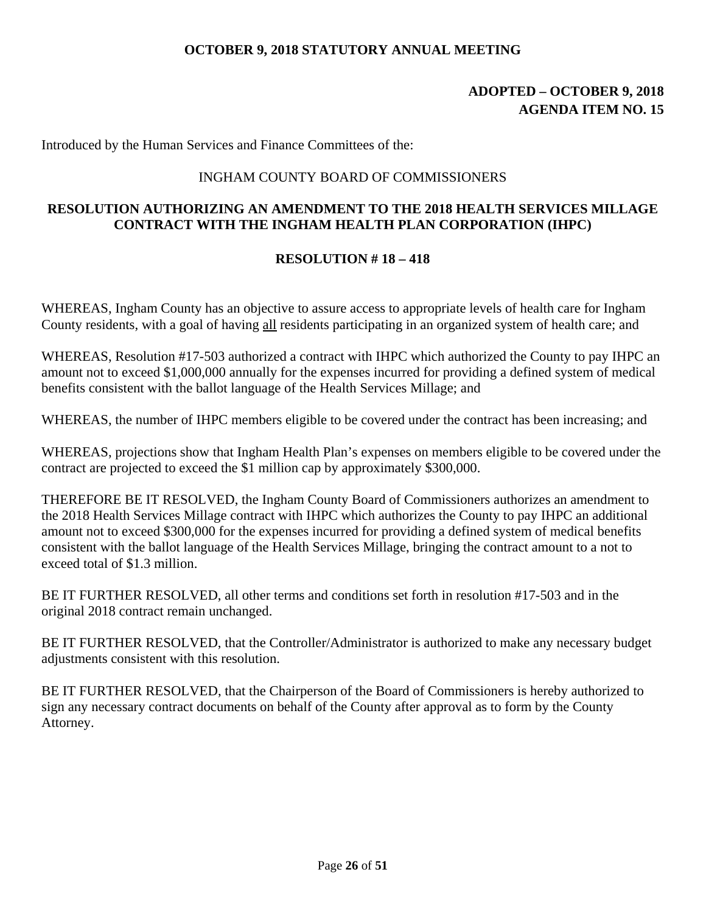**OCTOBER 9, 2018 STATUTORY ANNUAL MEETING**

**ADOPTED – OCTOBER 9, 2018**
**AGENDA ITEM NO. 15**

Introduced by the Human Services and Finance Committees of the:

INGHAM COUNTY BOARD OF COMMISSIONERS

## RESOLUTION AUTHORIZING AN AMENDMENT TO THE 2018 HEALTH SERVICES MILLAGE CONTRACT WITH THE INGHAM HEALTH PLAN CORPORATION (IHPC)

**RESOLUTION # 18 – 418**

WHEREAS, Ingham County has an objective to assure access to appropriate levels of health care for Ingham County residents, with a goal of having all residents participating in an organized system of health care; and

WHEREAS, Resolution #17-503 authorized a contract with IHPC which authorized the County to pay IHPC an amount not to exceed $1,000,000 annually for the expenses incurred for providing a defined system of medical benefits consistent with the ballot language of the Health Services Millage; and

WHEREAS, the number of IHPC members eligible to be covered under the contract has been increasing; and

WHEREAS, projections show that Ingham Health Plan's expenses on members eligible to be covered under the contract are projected to exceed the $1 million cap by approximately $300,000.

THEREFORE BE IT RESOLVED, the Ingham County Board of Commissioners authorizes an amendment to the 2018 Health Services Millage contract with IHPC which authorizes the County to pay IHPC an additional amount not to exceed $300,000 for the expenses incurred for providing a defined system of medical benefits consistent with the ballot language of the Health Services Millage, bringing the contract amount to a not to exceed total of $1.3 million.

BE IT FURTHER RESOLVED, all other terms and conditions set forth in resolution #17-503 and in the original 2018 contract remain unchanged.

BE IT FURTHER RESOLVED, that the Controller/Administrator is authorized to make any necessary budget adjustments consistent with this resolution.

BE IT FURTHER RESOLVED, that the Chairperson of the Board of Commissioners is hereby authorized to sign any necessary contract documents on behalf of the County after approval as to form by the County Attorney.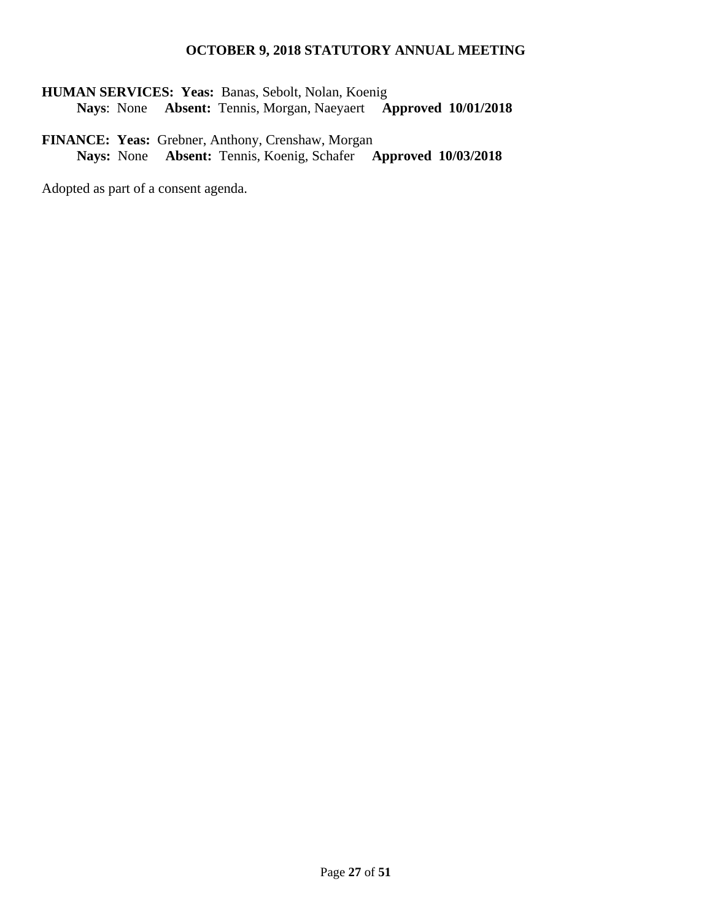**HUMAN SERVICES: Yeas:** Banas, Sebolt, Nolan, Koenig
**Nays**: None **Absent:** Tennis, Morgan, Naeyaert **Approved 10/01/2018**

**FINANCE: Yeas:** Grebner, Anthony, Crenshaw, Morgan
**Nays:** None **Absent:** Tennis, Koenig, Schafer **Approved 10/03/2018**

Adopted as part of a consent agenda.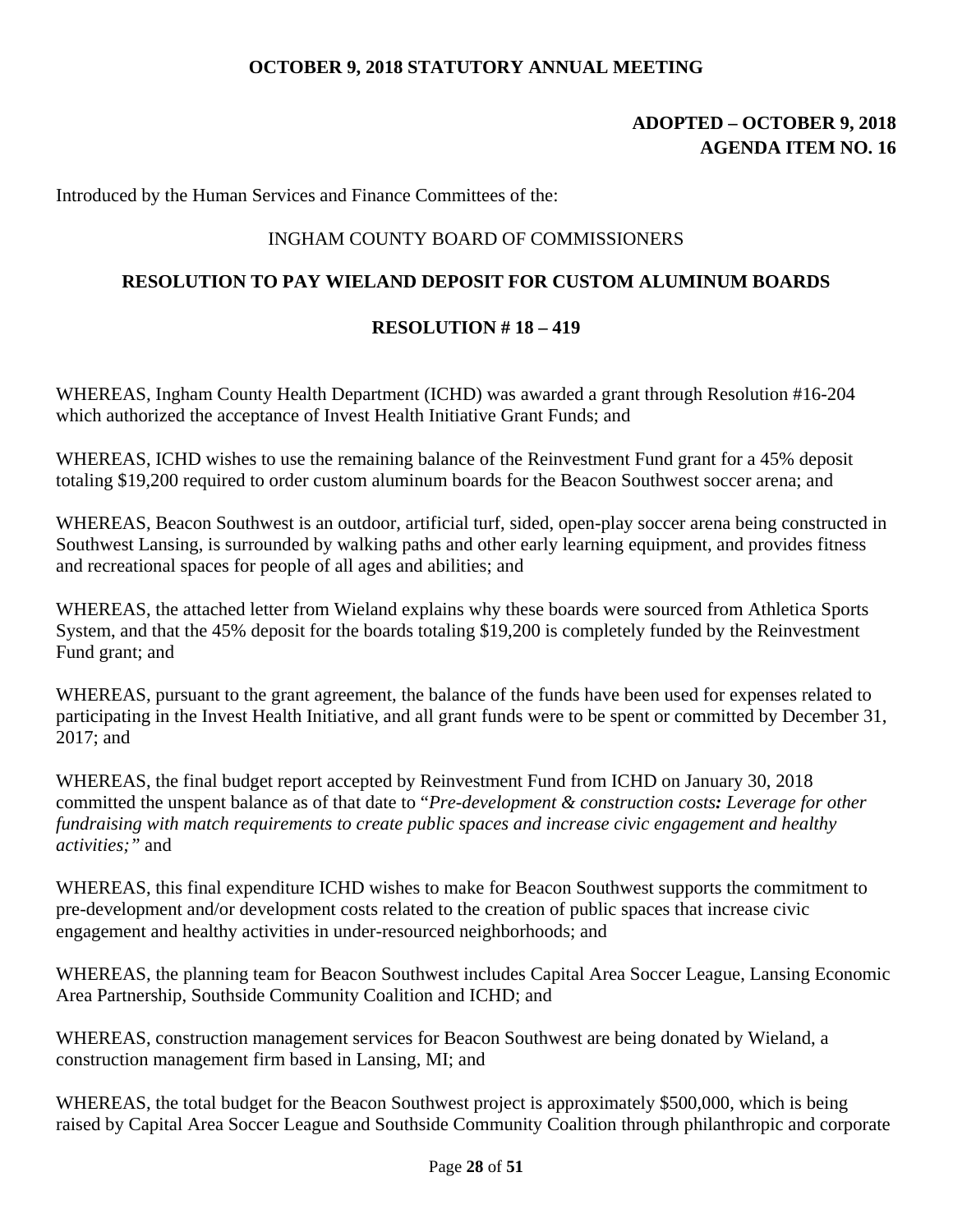**OCTOBER 9, 2018 STATUTORY ANNUAL MEETING**

**ADOPTED – OCTOBER 9, 2018**
**AGENDA ITEM NO. 16**

Introduced by the Human Services and Finance Committees of the:

INGHAM COUNTY BOARD OF COMMISSIONERS

## RESOLUTION TO PAY WIELAND DEPOSIT FOR CUSTOM ALUMINUM BOARDS

### RESOLUTION # 18 – 419

WHEREAS, Ingham County Health Department (ICHD) was awarded a grant through Resolution #16-204 which authorized the acceptance of Invest Health Initiative Grant Funds; and

WHEREAS, ICHD wishes to use the remaining balance of the Reinvestment Fund grant for a 45% deposit totaling $19,200 required to order custom aluminum boards for the Beacon Southwest soccer arena; and

WHEREAS, Beacon Southwest is an outdoor, artificial turf, sided, open-play soccer arena being constructed in Southwest Lansing, is surrounded by walking paths and other early learning equipment, and provides fitness and recreational spaces for people of all ages and abilities; and

WHEREAS, the attached letter from Wieland explains why these boards were sourced from Athletica Sports System, and that the 45% deposit for the boards totaling $19,200 is completely funded by the Reinvestment Fund grant; and

WHEREAS, pursuant to the grant agreement, the balance of the funds have been used for expenses related to participating in the Invest Health Initiative, and all grant funds were to be spent or committed by December 31, 2017; and

WHEREAS, the final budget report accepted by Reinvestment Fund from ICHD on January 30, 2018 committed the unspent balance as of that date to "*Pre-development & construction costs**:** Leverage for other fundraising with match requirements to create public spaces and increase civic engagement and healthy activities;*" and

WHEREAS, this final expenditure ICHD wishes to make for Beacon Southwest supports the commitment to pre-development and/or development costs related to the creation of public spaces that increase civic engagement and healthy activities in under-resourced neighborhoods; and

WHEREAS, the planning team for Beacon Southwest includes Capital Area Soccer League, Lansing Economic Area Partnership, Southside Community Coalition and ICHD; and

WHEREAS, construction management services for Beacon Southwest are being donated by Wieland, a construction management firm based in Lansing, MI; and

WHEREAS, the total budget for the Beacon Southwest project is approximately $500,000, which is being raised by Capital Area Soccer League and Southside Community Coalition through philanthropic and corporate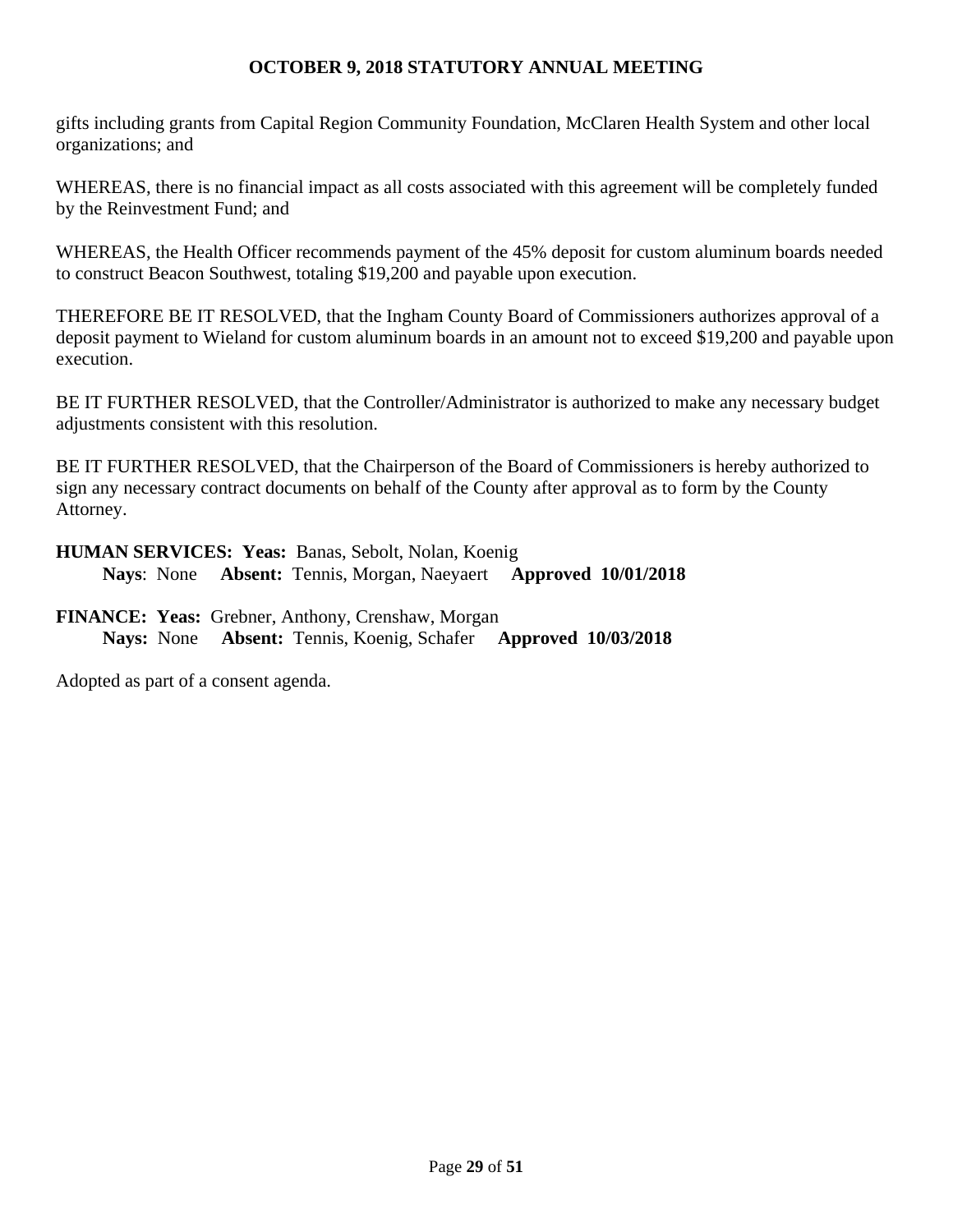gifts including grants from Capital Region Community Foundation, McClaren Health System and other local organizations; and

WHEREAS, there is no financial impact as all costs associated with this agreement will be completely funded by the Reinvestment Fund; and

WHEREAS, the Health Officer recommends payment of the 45% deposit for custom aluminum boards needed to construct Beacon Southwest, totaling $19,200 and payable upon execution.

THEREFORE BE IT RESOLVED, that the Ingham County Board of Commissioners authorizes approval of a deposit payment to Wieland for custom aluminum boards in an amount not to exceed $19,200 and payable upon execution.

BE IT FURTHER RESOLVED, that the Controller/Administrator is authorized to make any necessary budget adjustments consistent with this resolution.

BE IT FURTHER RESOLVED, that the Chairperson of the Board of Commissioners is hereby authorized to sign any necessary contract documents on behalf of the County after approval as to form by the County Attorney.

**HUMAN SERVICES: Yeas:** Banas, Sebolt, Nolan, Koenig
**Nays**: None **Absent:** Tennis, Morgan, Naeyaert **Approved 10/01/2018**

**FINANCE: Yeas:** Grebner, Anthony, Crenshaw, Morgan
**Nays:** None **Absent:** Tennis, Koenig, Schafer **Approved 10/03/2018**

Adopted as part of a consent agenda.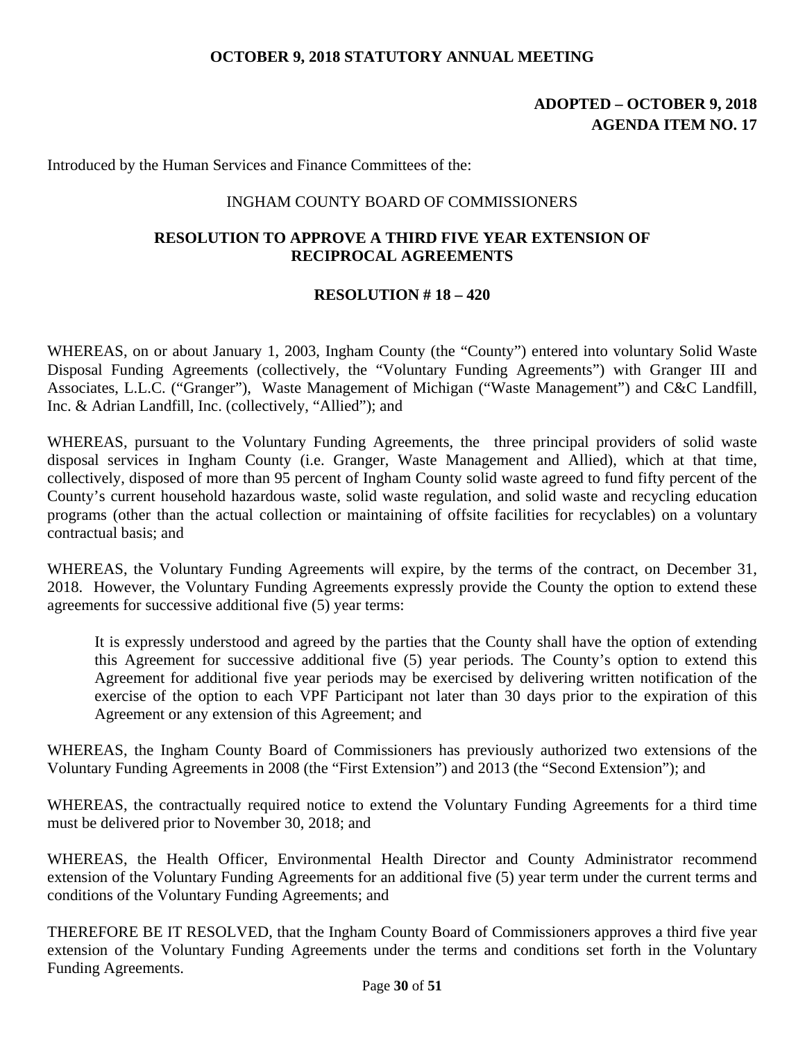**OCTOBER 9, 2018 STATUTORY ANNUAL MEETING**

**ADOPTED – OCTOBER 9, 2018**
**AGENDA ITEM NO. 17**

Introduced by the Human Services and Finance Committees of the:

INGHAM COUNTY BOARD OF COMMISSIONERS

**RESOLUTION TO APPROVE A THIRD FIVE YEAR EXTENSION OF RECIPROCAL AGREEMENTS**

**RESOLUTION # 18 – 420**

WHEREAS, on or about January 1, 2003, Ingham County (the "County") entered into voluntary Solid Waste Disposal Funding Agreements (collectively, the "Voluntary Funding Agreements") with Granger III and Associates, L.L.C. ("Granger"), Waste Management of Michigan ("Waste Management") and C&C Landfill, Inc. & Adrian Landfill, Inc. (collectively, "Allied"); and

WHEREAS, pursuant to the Voluntary Funding Agreements, the three principal providers of solid waste disposal services in Ingham County (i.e. Granger, Waste Management and Allied), which at that time, collectively, disposed of more than 95 percent of Ingham County solid waste agreed to fund fifty percent of the County's current household hazardous waste, solid waste regulation, and solid waste and recycling education programs (other than the actual collection or maintaining of offsite facilities for recyclables) on a voluntary contractual basis; and

WHEREAS, the Voluntary Funding Agreements will expire, by the terms of the contract, on December 31, 2018. However, the Voluntary Funding Agreements expressly provide the County the option to extend these agreements for successive additional five (5) year terms:

> It is expressly understood and agreed by the parties that the County shall have the option of extending this Agreement for successive additional five (5) year periods. The County's option to extend this Agreement for additional five year periods may be exercised by delivering written notification of the exercise of the option to each VPF Participant not later than 30 days prior to the expiration of this Agreement or any extension of this Agreement; and

WHEREAS, the Ingham County Board of Commissioners has previously authorized two extensions of the Voluntary Funding Agreements in 2008 (the "First Extension") and 2013 (the "Second Extension"); and

WHEREAS, the contractually required notice to extend the Voluntary Funding Agreements for a third time must be delivered prior to November 30, 2018; and

WHEREAS, the Health Officer, Environmental Health Director and County Administrator recommend extension of the Voluntary Funding Agreements for an additional five (5) year term under the current terms and conditions of the Voluntary Funding Agreements; and

THEREFORE BE IT RESOLVED, that the Ingham County Board of Commissioners approves a third five year extension of the Voluntary Funding Agreements under the terms and conditions set forth in the Voluntary Funding Agreements.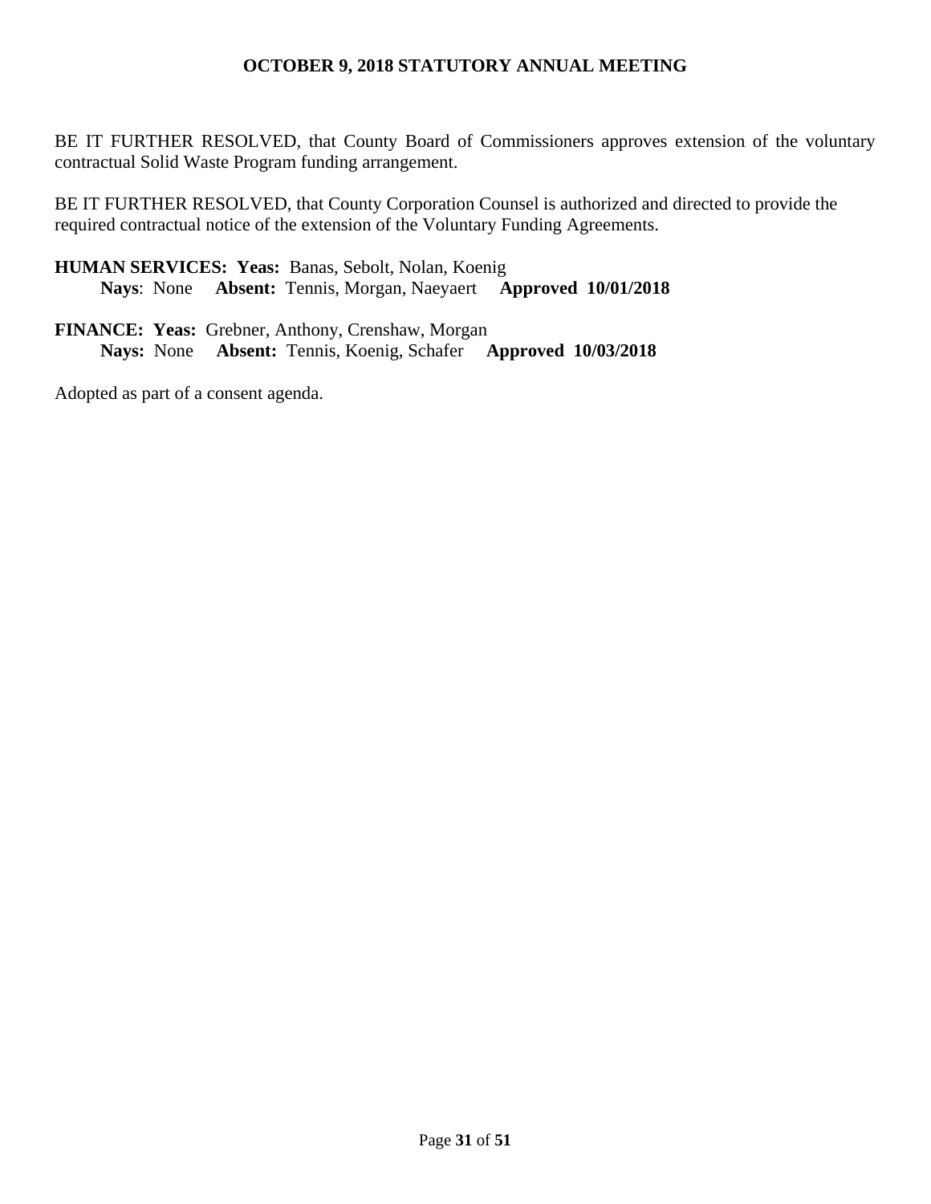BE IT FURTHER RESOLVED, that County Board of Commissioners approves extension of the voluntary contractual Solid Waste Program funding arrangement.

BE IT FURTHER RESOLVED, that County Corporation Counsel is authorized and directed to provide the required contractual notice of the extension of the Voluntary Funding Agreements.

**HUMAN SERVICES: Yeas:** Banas, Sebolt, Nolan, Koenig
**Nays**: None **Absent:** Tennis, Morgan, Naeyaert **Approved 10/01/2018**

**FINANCE: Yeas:** Grebner, Anthony, Crenshaw, Morgan
**Nays:** None **Absent:** Tennis, Koenig, Schafer **Approved 10/03/2018**

Adopted as part of a consent agenda.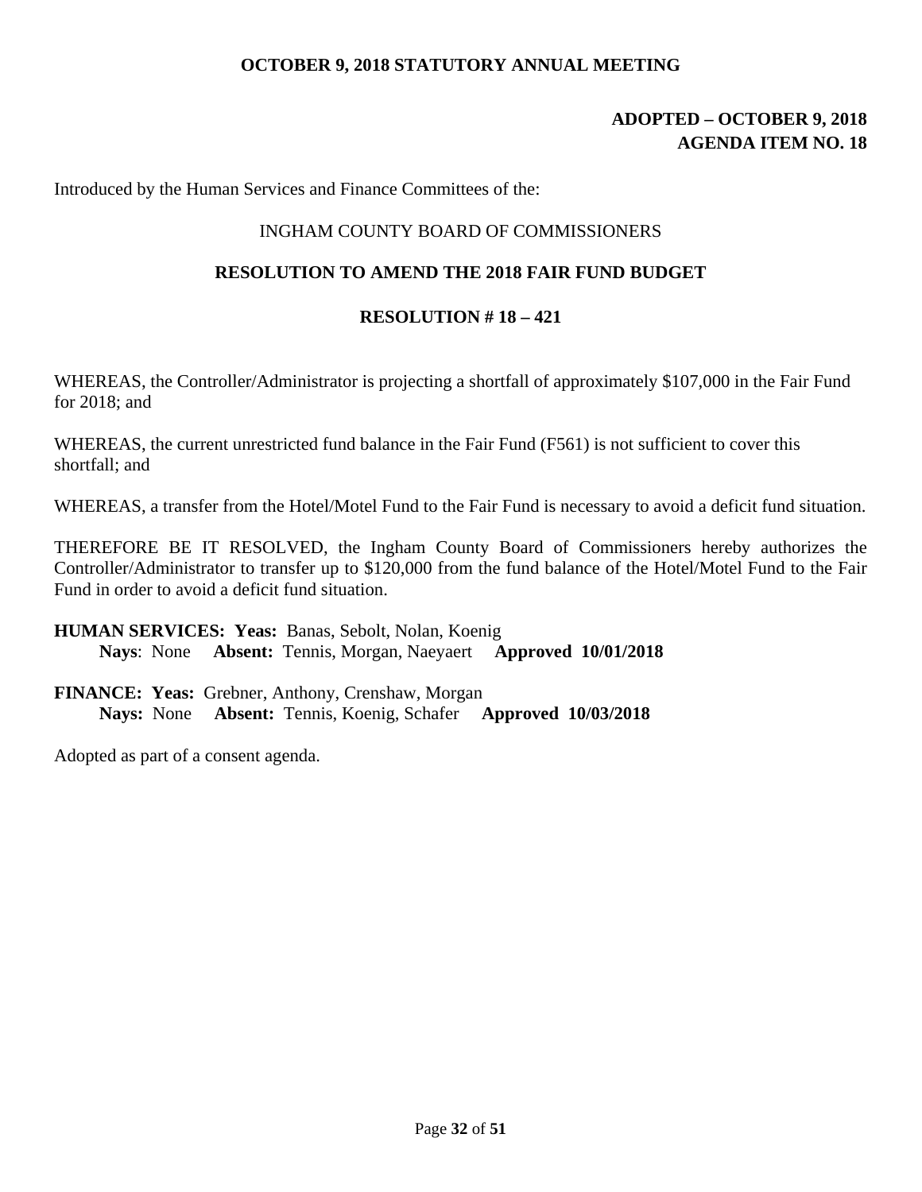**OCTOBER 9, 2018 STATUTORY ANNUAL MEETING**

**ADOPTED – OCTOBER 9, 2018**
**AGENDA ITEM NO. 18**

Introduced by the Human Services and Finance Committees of the:

INGHAM COUNTY BOARD OF COMMISSIONERS

**RESOLUTION TO AMEND THE 2018 FAIR FUND BUDGET**

**RESOLUTION # 18 – 421**

WHEREAS, the Controller/Administrator is projecting a shortfall of approximately $107,000 in the Fair Fund for 2018; and

WHEREAS, the current unrestricted fund balance in the Fair Fund (F561) is not sufficient to cover this shortfall; and

WHEREAS, a transfer from the Hotel/Motel Fund to the Fair Fund is necessary to avoid a deficit fund situation.

THEREFORE BE IT RESOLVED, the Ingham County Board of Commissioners hereby authorizes the Controller/Administrator to transfer up to $120,000 from the fund balance of the Hotel/Motel Fund to the Fair Fund in order to avoid a deficit fund situation.

**HUMAN SERVICES: Yeas:** Banas, Sebolt, Nolan, Koenig
**Nays**: None **Absent:** Tennis, Morgan, Naeyaert **Approved 10/01/2018**

**FINANCE: Yeas:** Grebner, Anthony, Crenshaw, Morgan
**Nays:** None **Absent:** Tennis, Koenig, Schafer **Approved 10/03/2018**

Adopted as part of a consent agenda.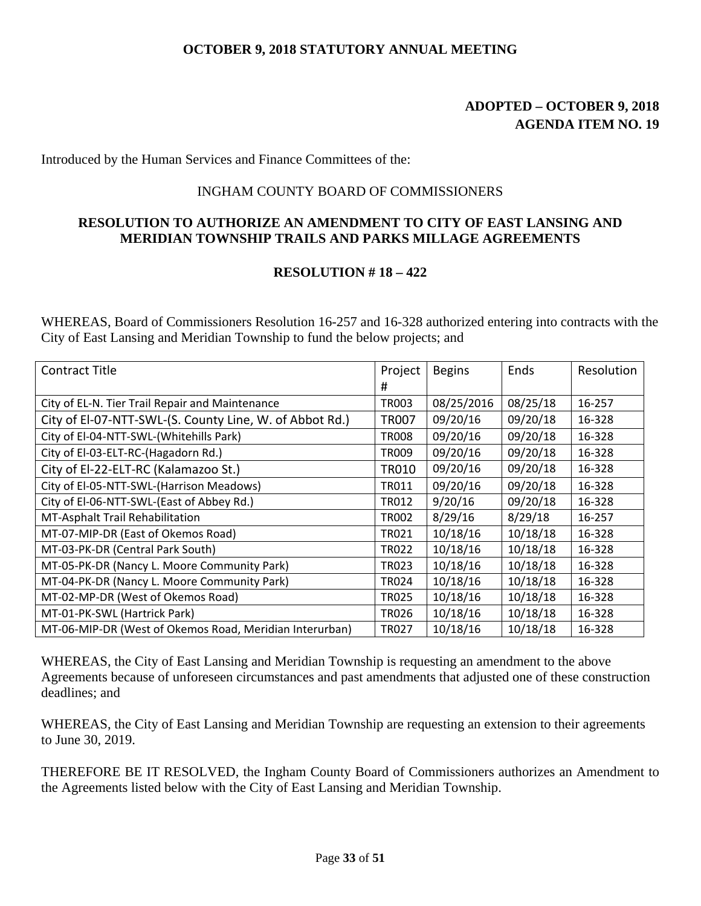**OCTOBER 9, 2018 STATUTORY ANNUAL MEETING**

**ADOPTED – OCTOBER 9, 2018**
**AGENDA ITEM NO. 19**

Introduced by the Human Services and Finance Committees of the:

INGHAM COUNTY BOARD OF COMMISSIONERS

**RESOLUTION TO AUTHORIZE AN AMENDMENT TO CITY OF EAST LANSING AND MERIDIAN TOWNSHIP TRAILS AND PARKS MILLAGE AGREEMENTS**

**RESOLUTION # 18 – 422**

WHEREAS, Board of Commissioners Resolution 16-257 and 16-328 authorized entering into contracts with the City of East Lansing and Meridian Township to fund the below projects; and

| Contract Title | Project # | Begins | Ends | Resolution |
|---|---|---|---|---|
| City of EL-N. Tier Trail Repair and Maintenance | TR003 | 08/25/2016 | 08/25/18 | 16-257 |
| City of El-07-NTT-SWL-(S. County Line, W. of Abbot Rd.) | TR007 | 09/20/16 | 09/20/18 | 16-328 |
| City of El-04-NTT-SWL-(Whitehills Park) | TR008 | 09/20/16 | 09/20/18 | 16-328 |
| City of El-03-ELT-RC-(Hagadorn Rd.) | TR009 | 09/20/16 | 09/20/18 | 16-328 |
| City of El-22-ELT-RC (Kalamazoo St.) | TR010 | 09/20/16 | 09/20/18 | 16-328 |
| City of El-05-NTT-SWL-(Harrison Meadows) | TR011 | 09/20/16 | 09/20/18 | 16-328 |
| City of El-06-NTT-SWL-(East of Abbey Rd.) | TR012 | 9/20/16 | 09/20/18 | 16-328 |
| MT-Asphalt Trail Rehabilitation | TR002 | 8/29/16 | 8/29/18 | 16-257 |
| MT-07-MIP-DR (East of Okemos Road) | TR021 | 10/18/16 | 10/18/18 | 16-328 |
| MT-03-PK-DR (Central Park South) | TR022 | 10/18/16 | 10/18/18 | 16-328 |
| MT-05-PK-DR (Nancy L. Moore Community Park) | TR023 | 10/18/16 | 10/18/18 | 16-328 |
| MT-04-PK-DR (Nancy L. Moore Community Park) | TR024 | 10/18/16 | 10/18/18 | 16-328 |
| MT-02-MP-DR (West of Okemos Road) | TR025 | 10/18/16 | 10/18/18 | 16-328 |
| MT-01-PK-SWL (Hartrick Park) | TR026 | 10/18/16 | 10/18/18 | 16-328 |
| MT-06-MIP-DR (West of Okemos Road, Meridian Interurban) | TR027 | 10/18/16 | 10/18/18 | 16-328 |

WHEREAS, the City of East Lansing and Meridian Township is requesting an amendment to the above Agreements because of unforeseen circumstances and past amendments that adjusted one of these construction deadlines; and

WHEREAS, the City of East Lansing and Meridian Township are requesting an extension to their agreements to June 30, 2019.

THEREFORE BE IT RESOLVED, the Ingham County Board of Commissioners authorizes an Amendment to the Agreements listed below with the City of East Lansing and Meridian Township.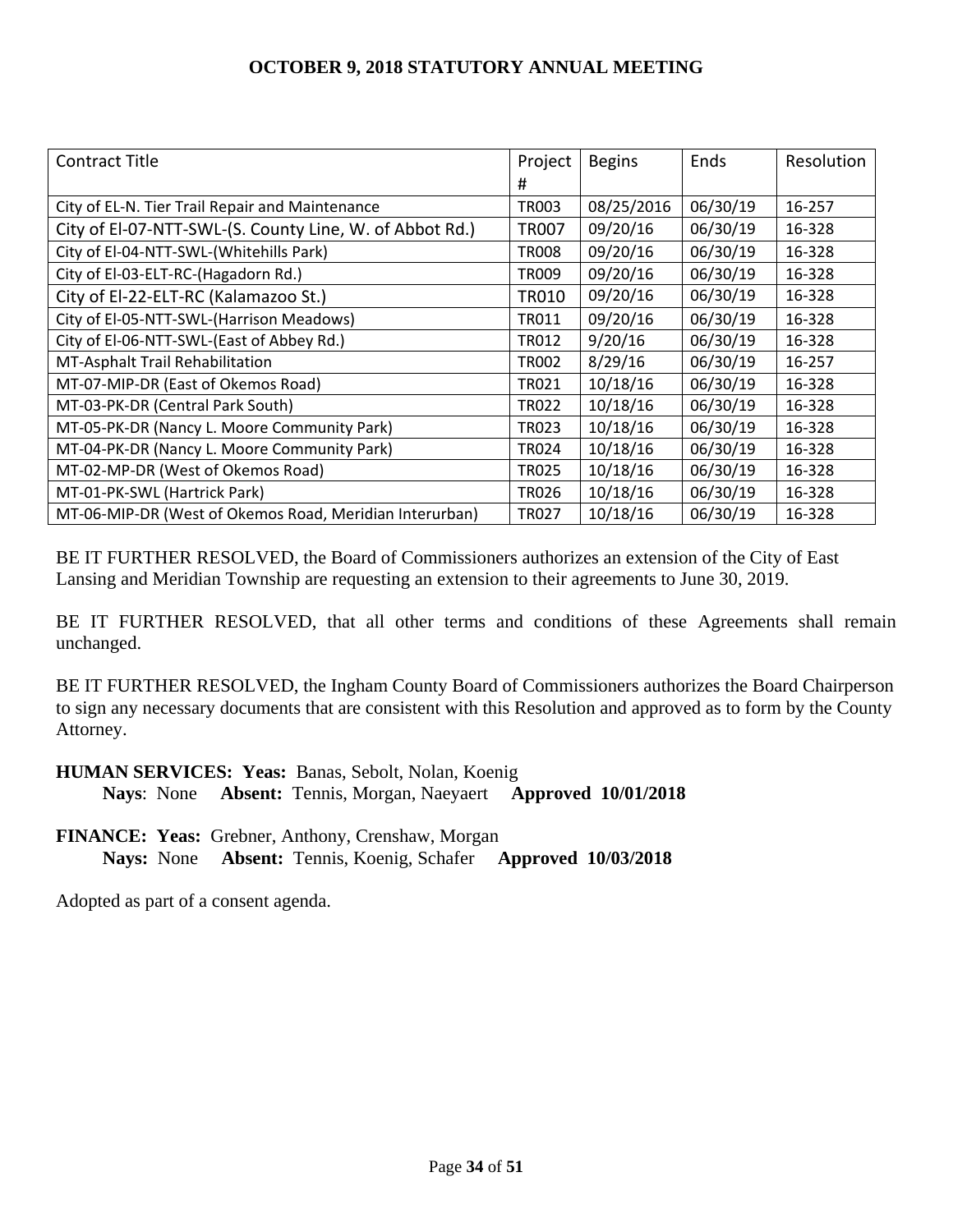| Contract Title | Project # | Begins | Ends | Resolution |
|---|---|---|---|---|
| City of EL-N. Tier Trail Repair and Maintenance | TR003 | 08/25/2016 | 06/30/19 | 16-257 |
| City of El-07-NTT-SWL-(S. County Line, W. of Abbot Rd.) | TR007 | 09/20/16 | 06/30/19 | 16-328 |
| City of El-04-NTT-SWL-(Whitehills Park) | TR008 | 09/20/16 | 06/30/19 | 16-328 |
| City of El-03-ELT-RC-(Hagadorn Rd.) | TR009 | 09/20/16 | 06/30/19 | 16-328 |
| City of El-22-ELT-RC (Kalamazoo St.) | TR010 | 09/20/16 | 06/30/19 | 16-328 |
| City of El-05-NTT-SWL-(Harrison Meadows) | TR011 | 09/20/16 | 06/30/19 | 16-328 |
| City of El-06-NTT-SWL-(East of Abbey Rd.) | TR012 | 9/20/16 | 06/30/19 | 16-328 |
| MT-Asphalt Trail Rehabilitation | TR002 | 8/29/16 | 06/30/19 | 16-257 |
| MT-07-MIP-DR (East of Okemos Road) | TR021 | 10/18/16 | 06/30/19 | 16-328 |
| MT-03-PK-DR (Central Park South) | TR022 | 10/18/16 | 06/30/19 | 16-328 |
| MT-05-PK-DR (Nancy L. Moore Community Park) | TR023 | 10/18/16 | 06/30/19 | 16-328 |
| MT-04-PK-DR (Nancy L. Moore Community Park) | TR024 | 10/18/16 | 06/30/19 | 16-328 |
| MT-02-MP-DR (West of Okemos Road) | TR025 | 10/18/16 | 06/30/19 | 16-328 |
| MT-01-PK-SWL (Hartrick Park) | TR026 | 10/18/16 | 06/30/19 | 16-328 |
| MT-06-MIP-DR (West of Okemos Road, Meridian Interurban) | TR027 | 10/18/16 | 06/30/19 | 16-328 |

BE IT FURTHER RESOLVED, the Board of Commissioners authorizes an extension of the City of East Lansing and Meridian Township are requesting an extension to their agreements to June 30, 2019.

BE IT FURTHER RESOLVED, that all other terms and conditions of these Agreements shall remain unchanged.

BE IT FURTHER RESOLVED, the Ingham County Board of Commissioners authorizes the Board Chairperson to sign any necessary documents that are consistent with this Resolution and approved as to form by the County Attorney.

**HUMAN SERVICES: Yeas:** Banas, Sebolt, Nolan, Koenig
**Nays**: None **Absent:** Tennis, Morgan, Naeyaert **Approved 10/01/2018**

**FINANCE: Yeas:** Grebner, Anthony, Crenshaw, Morgan
**Nays:** None **Absent:** Tennis, Koenig, Schafer **Approved 10/03/2018**

Adopted as part of a consent agenda.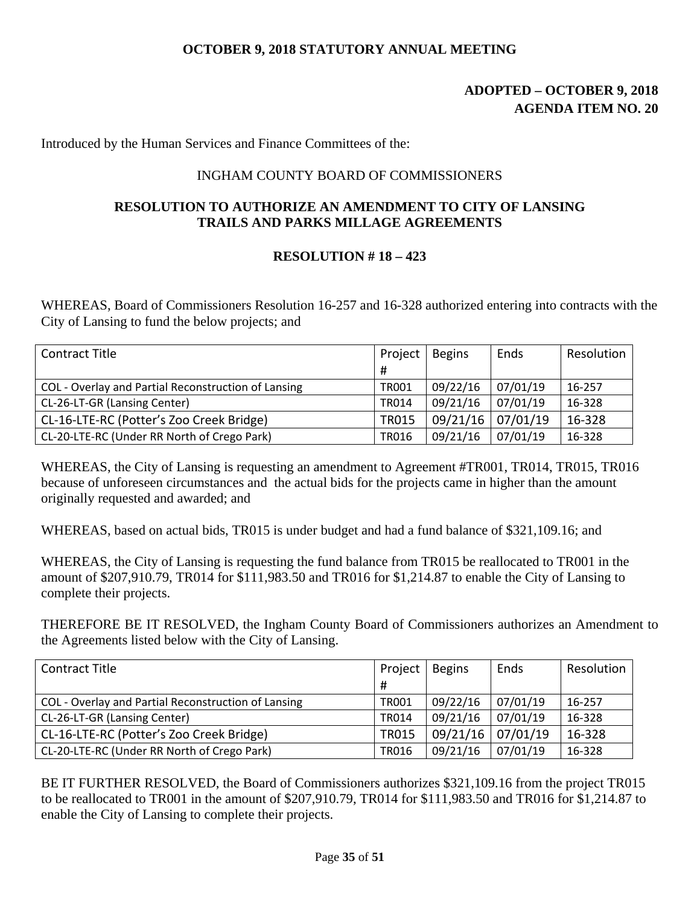**OCTOBER 9, 2018 STATUTORY ANNUAL MEETING**

**ADOPTED – OCTOBER 9, 2018**
**AGENDA ITEM NO. 20**

Introduced by the Human Services and Finance Committees of the:

INGHAM COUNTY BOARD OF COMMISSIONERS

**RESOLUTION TO AUTHORIZE AN AMENDMENT TO CITY OF LANSING TRAILS AND PARKS MILLAGE AGREEMENTS**

**RESOLUTION # 18 – 423**

WHEREAS, Board of Commissioners Resolution 16-257 and 16-328 authorized entering into contracts with the City of Lansing to fund the below projects; and

| Contract Title | Project # | Begins | Ends | Resolution |
|---|---|---|---|---|
| COL - Overlay and Partial Reconstruction of Lansing | TR001 | 09/22/16 | 07/01/19 | 16-257 |
| CL-26-LT-GR (Lansing Center) | TR014 | 09/21/16 | 07/01/19 | 16-328 |
| CL-16-LTE-RC (Potter's Zoo Creek Bridge) | TR015 | 09/21/16 | 07/01/19 | 16-328 |
| CL-20-LTE-RC (Under RR North of Crego Park) | TR016 | 09/21/16 | 07/01/19 | 16-328 |

WHEREAS, the City of Lansing is requesting an amendment to Agreement #TR001, TR014, TR015, TR016 because of unforeseen circumstances and the actual bids for the projects came in higher than the amount originally requested and awarded; and

WHEREAS, based on actual bids, TR015 is under budget and had a fund balance of $321,109.16; and

WHEREAS, the City of Lansing is requesting the fund balance from TR015 be reallocated to TR001 in the amount of $207,910.79, TR014 for $111,983.50 and TR016 for $1,214.87 to enable the City of Lansing to complete their projects.

THEREFORE BE IT RESOLVED, the Ingham County Board of Commissioners authorizes an Amendment to the Agreements listed below with the City of Lansing.

| Contract Title | Project # | Begins | Ends | Resolution |
|---|---|---|---|---|
| COL - Overlay and Partial Reconstruction of Lansing | TR001 | 09/22/16 | 07/01/19 | 16-257 |
| CL-26-LT-GR (Lansing Center) | TR014 | 09/21/16 | 07/01/19 | 16-328 |
| CL-16-LTE-RC (Potter's Zoo Creek Bridge) | TR015 | 09/21/16 | 07/01/19 | 16-328 |
| CL-20-LTE-RC (Under RR North of Crego Park) | TR016 | 09/21/16 | 07/01/19 | 16-328 |

BE IT FURTHER RESOLVED, the Board of Commissioners authorizes $321,109.16 from the project TR015 to be reallocated to TR001 in the amount of $207,910.79, TR014 for $111,983.50 and TR016 for $1,214.87 to enable the City of Lansing to complete their projects.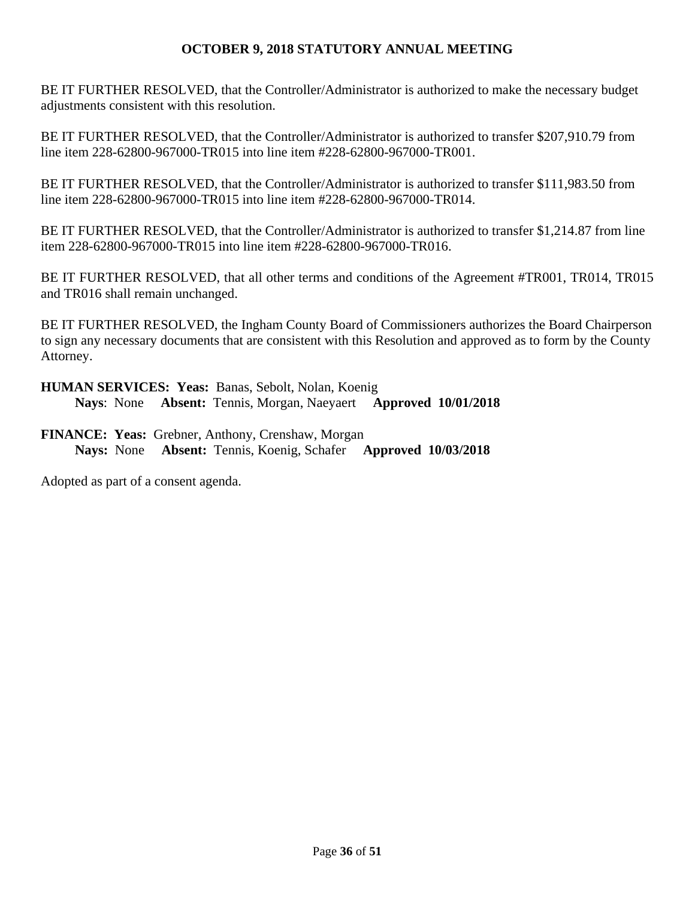BE IT FURTHER RESOLVED, that the Controller/Administrator is authorized to make the necessary budget adjustments consistent with this resolution.

BE IT FURTHER RESOLVED, that the Controller/Administrator is authorized to transfer $207,910.79 from line item 228-62800-967000-TR015 into line item #228-62800-967000-TR001.

BE IT FURTHER RESOLVED, that the Controller/Administrator is authorized to transfer $111,983.50 from line item 228-62800-967000-TR015 into line item #228-62800-967000-TR014.

BE IT FURTHER RESOLVED, that the Controller/Administrator is authorized to transfer $1,214.87 from line item 228-62800-967000-TR015 into line item #228-62800-967000-TR016.

BE IT FURTHER RESOLVED, that all other terms and conditions of the Agreement #TR001, TR014, TR015 and TR016 shall remain unchanged.

BE IT FURTHER RESOLVED, the Ingham County Board of Commissioners authorizes the Board Chairperson to sign any necessary documents that are consistent with this Resolution and approved as to form by the County Attorney.

**HUMAN SERVICES: Yeas:** Banas, Sebolt, Nolan, Koenig
**Nays**: None **Absent:** Tennis, Morgan, Naeyaert **Approved 10/01/2018**

**FINANCE: Yeas:** Grebner, Anthony, Crenshaw, Morgan
**Nays:** None **Absent:** Tennis, Koenig, Schafer **Approved 10/03/2018**

Adopted as part of a consent agenda.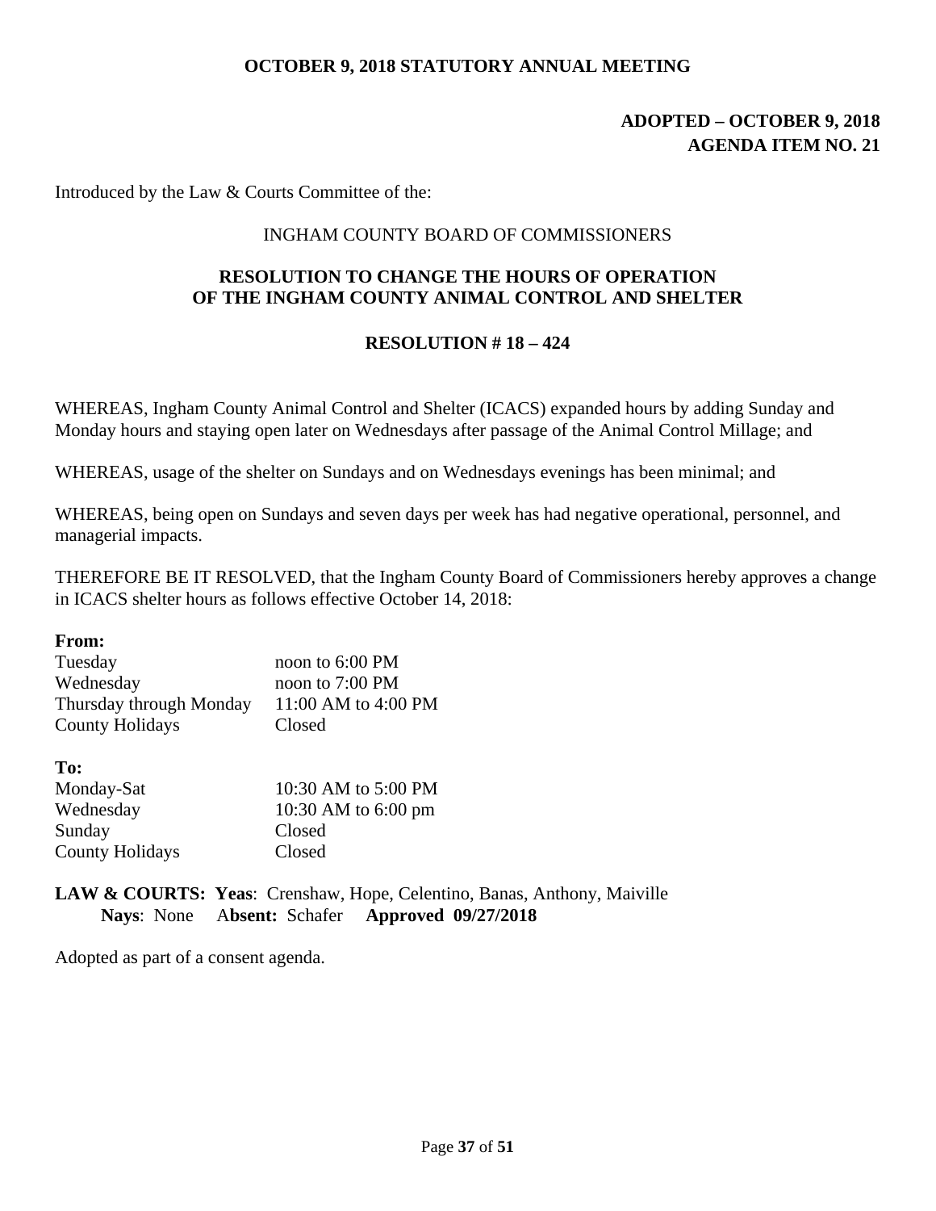**OCTOBER 9, 2018 STATUTORY ANNUAL MEETING**

**ADOPTED – OCTOBER 9, 2018**
**AGENDA ITEM NO. 21**

Introduced by the Law & Courts Committee of the:

INGHAM COUNTY BOARD OF COMMISSIONERS

## RESOLUTION TO CHANGE THE HOURS OF OPERATION OF THE INGHAM COUNTY ANIMAL CONTROL AND SHELTER

## RESOLUTION # 18 – 424

WHEREAS, Ingham County Animal Control and Shelter (ICACS) expanded hours by adding Sunday and Monday hours and staying open later on Wednesdays after passage of the Animal Control Millage; and

WHEREAS, usage of the shelter on Sundays and on Wednesdays evenings has been minimal; and

WHEREAS, being open on Sundays and seven days per week has had negative operational, personnel, and managerial impacts.

THEREFORE BE IT RESOLVED, that the Ingham County Board of Commissioners hereby approves a change in ICACS shelter hours as follows effective October 14, 2018:

**From:**

| | |
|---|---|
| Tuesday | noon to 6:00 PM |
| Wednesday | noon to 7:00 PM |
| Thursday through Monday | 11:00 AM to 4:00 PM |
| County Holidays | Closed |

**To:**

| | |
|---|---|
| Monday-Sat | 10:30 AM to 5:00 PM |
| Wednesday | 10:30 AM to 6:00 pm |
| Sunday | Closed |
| County Holidays | Closed |

**LAW & COURTS: Yeas**: Crenshaw, Hope, Celentino, Banas, Anthony, Maiville
**Nays**: None **Absent:** Schafer **Approved 09/27/2018**

Adopted as part of a consent agenda.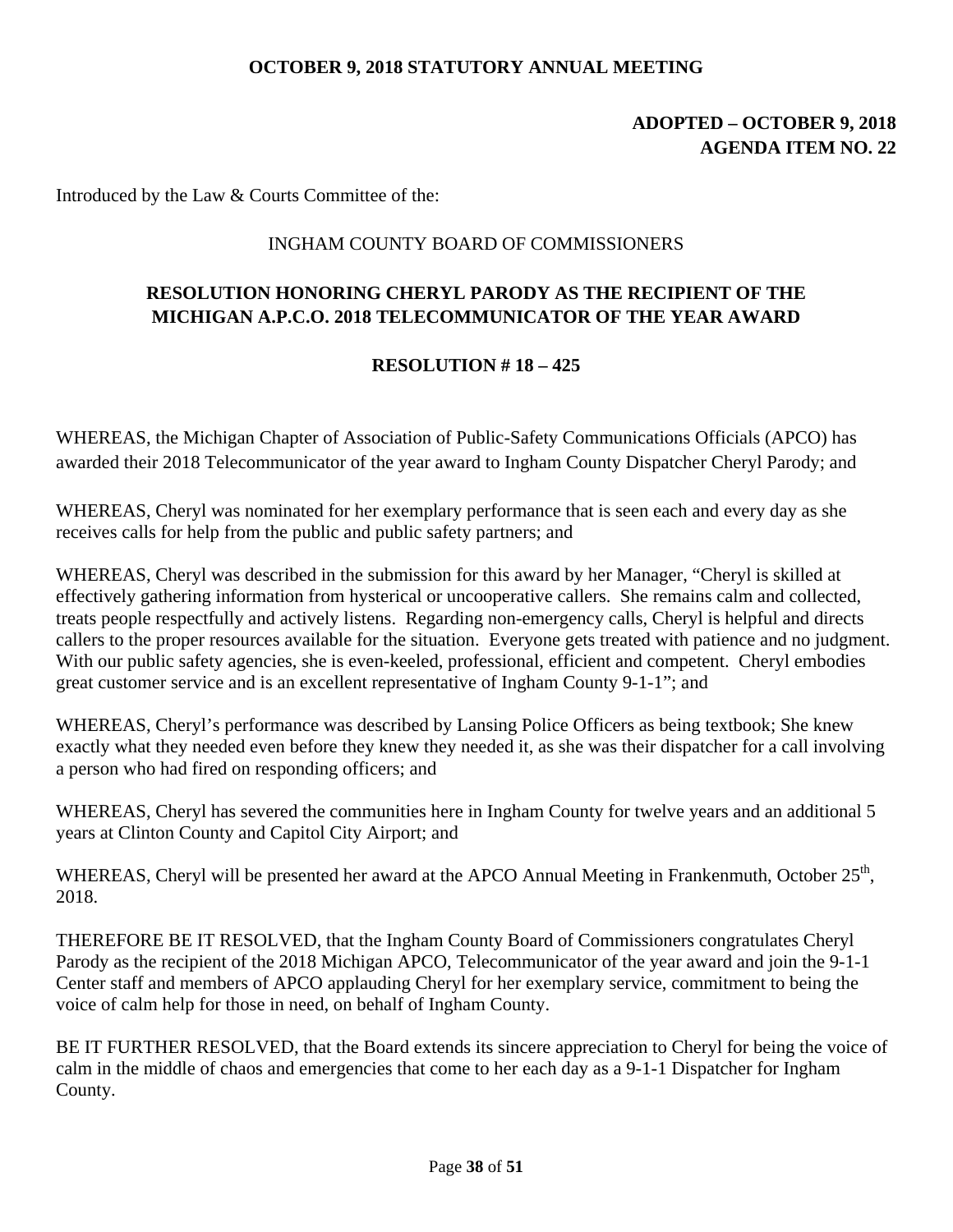**OCTOBER 9, 2018 STATUTORY ANNUAL MEETING**

**ADOPTED – OCTOBER 9, 2018**
**AGENDA ITEM NO. 22**

Introduced by the Law & Courts Committee of the:

INGHAM COUNTY BOARD OF COMMISSIONERS

**RESOLUTION HONORING CHERYL PARODY AS THE RECIPIENT OF THE MICHIGAN A.P.C.O. 2018 TELECOMMUNICATOR OF THE YEAR AWARD**

**RESOLUTION # 18 – 425**

WHEREAS, the Michigan Chapter of Association of Public-Safety Communications Officials (APCO) has awarded their 2018 Telecommunicator of the year award to Ingham County Dispatcher Cheryl Parody; and

WHEREAS, Cheryl was nominated for her exemplary performance that is seen each and every day as she receives calls for help from the public and public safety partners; and

WHEREAS, Cheryl was described in the submission for this award by her Manager, "Cheryl is skilled at effectively gathering information from hysterical or uncooperative callers. She remains calm and collected, treats people respectfully and actively listens. Regarding non-emergency calls, Cheryl is helpful and directs callers to the proper resources available for the situation. Everyone gets treated with patience and no judgment. With our public safety agencies, she is even-keeled, professional, efficient and competent. Cheryl embodies great customer service and is an excellent representative of Ingham County 9-1-1"; and

WHEREAS, Cheryl's performance was described by Lansing Police Officers as being textbook; She knew exactly what they needed even before they knew they needed it, as she was their dispatcher for a call involving a person who had fired on responding officers; and

WHEREAS, Cheryl has severed the communities here in Ingham County for twelve years and an additional 5 years at Clinton County and Capitol City Airport; and

WHEREAS, Cheryl will be presented her award at the APCO Annual Meeting in Frankenmuth, October 25th, 2018.

THEREFORE BE IT RESOLVED, that the Ingham County Board of Commissioners congratulates Cheryl Parody as the recipient of the 2018 Michigan APCO, Telecommunicator of the year award and join the 9-1-1 Center staff and members of APCO applauding Cheryl for her exemplary service, commitment to being the voice of calm help for those in need, on behalf of Ingham County.

BE IT FURTHER RESOLVED, that the Board extends its sincere appreciation to Cheryl for being the voice of calm in the middle of chaos and emergencies that come to her each day as a 9-1-1 Dispatcher for Ingham County.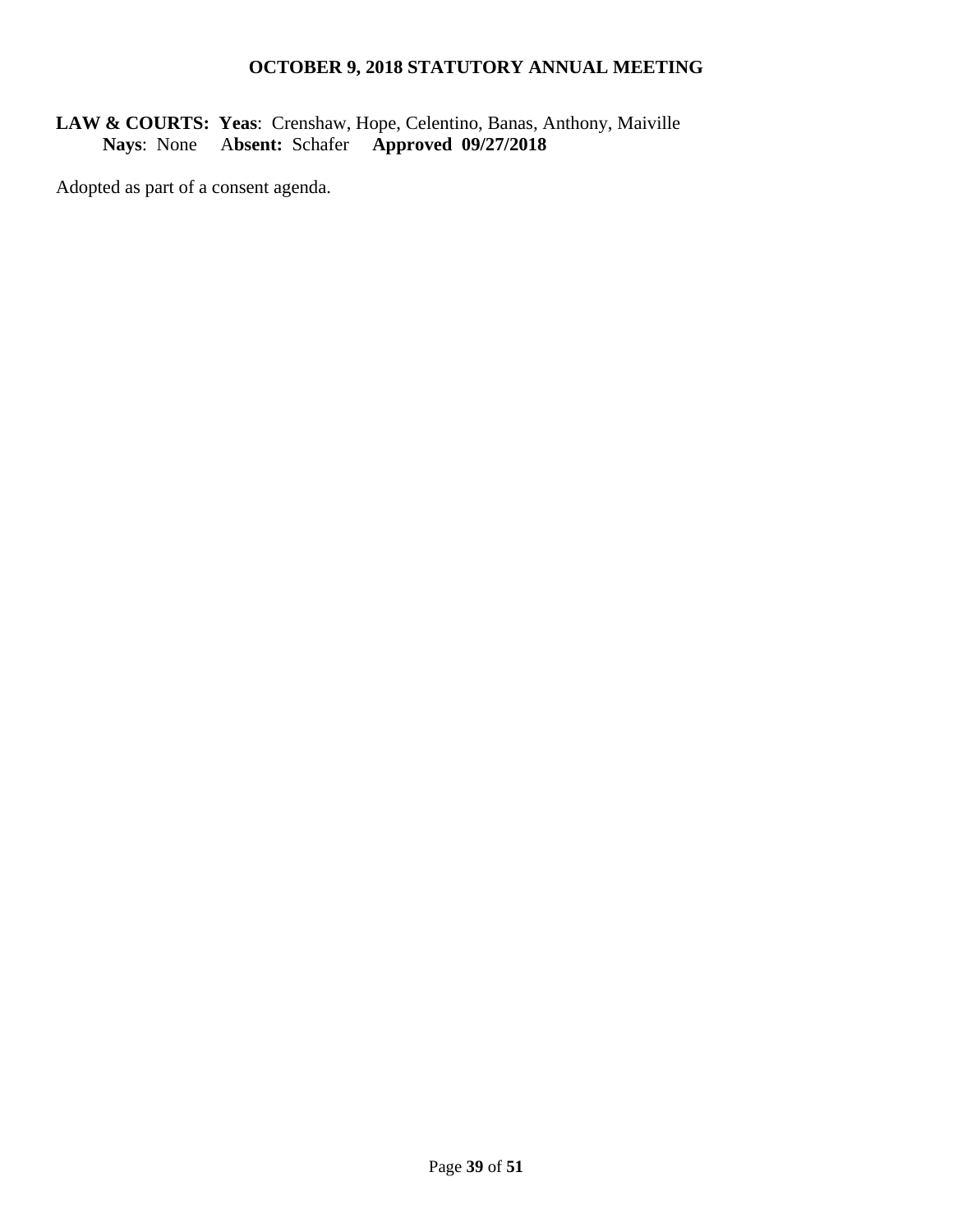**LAW & COURTS: Yeas**: Crenshaw, Hope, Celentino, Banas, Anthony, Maiville
**Nays**: None **Absent:** Schafer **Approved 09/27/2018**

Adopted as part of a consent agenda.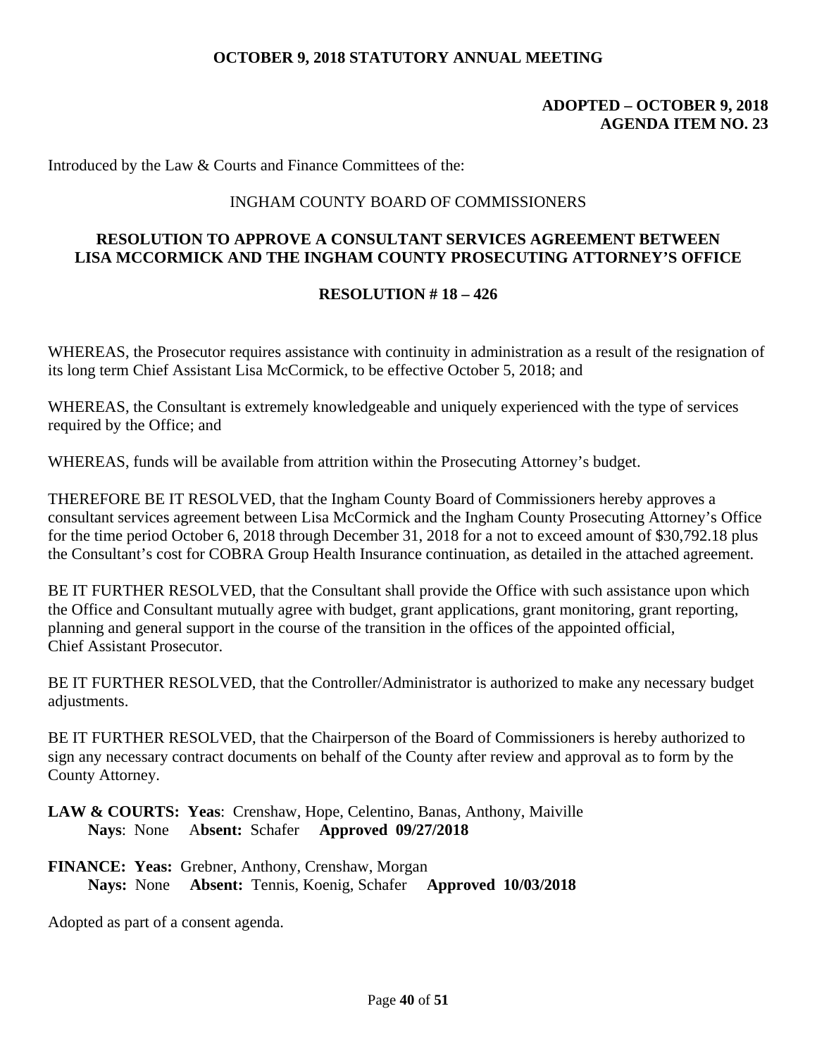**OCTOBER 9, 2018 STATUTORY ANNUAL MEETING**

**ADOPTED – OCTOBER 9, 2018**
**AGENDA ITEM NO. 23**

Introduced by the Law & Courts and Finance Committees of the:

INGHAM COUNTY BOARD OF COMMISSIONERS

**RESOLUTION TO APPROVE A CONSULTANT SERVICES AGREEMENT BETWEEN LISA MCCORMICK AND THE INGHAM COUNTY PROSECUTING ATTORNEY'S OFFICE**

**RESOLUTION # 18 – 426**

WHEREAS, the Prosecutor requires assistance with continuity in administration as a result of the resignation of its long term Chief Assistant Lisa McCormick, to be effective October 5, 2018; and

WHEREAS, the Consultant is extremely knowledgeable and uniquely experienced with the type of services required by the Office; and

WHEREAS, funds will be available from attrition within the Prosecuting Attorney's budget.

THEREFORE BE IT RESOLVED, that the Ingham County Board of Commissioners hereby approves a consultant services agreement between Lisa McCormick and the Ingham County Prosecuting Attorney's Office for the time period October 6, 2018 through December 31, 2018 for a not to exceed amount of $30,792.18 plus the Consultant's cost for COBRA Group Health Insurance continuation, as detailed in the attached agreement.

BE IT FURTHER RESOLVED, that the Consultant shall provide the Office with such assistance upon which the Office and Consultant mutually agree with budget, grant applications, grant monitoring, grant reporting, planning and general support in the course of the transition in the offices of the appointed official, Chief Assistant Prosecutor.

BE IT FURTHER RESOLVED, that the Controller/Administrator is authorized to make any necessary budget adjustments.

BE IT FURTHER RESOLVED, that the Chairperson of the Board of Commissioners is hereby authorized to sign any necessary contract documents on behalf of the County after review and approval as to form by the County Attorney.

**LAW & COURTS: Yeas**: Crenshaw, Hope, Celentino, Banas, Anthony, Maiville
**Nays**: None **Absent:** Schafer **Approved 09/27/2018**

**FINANCE: Yeas:** Grebner, Anthony, Crenshaw, Morgan
**Nays:** None **Absent:** Tennis, Koenig, Schafer **Approved 10/03/2018**

Adopted as part of a consent agenda.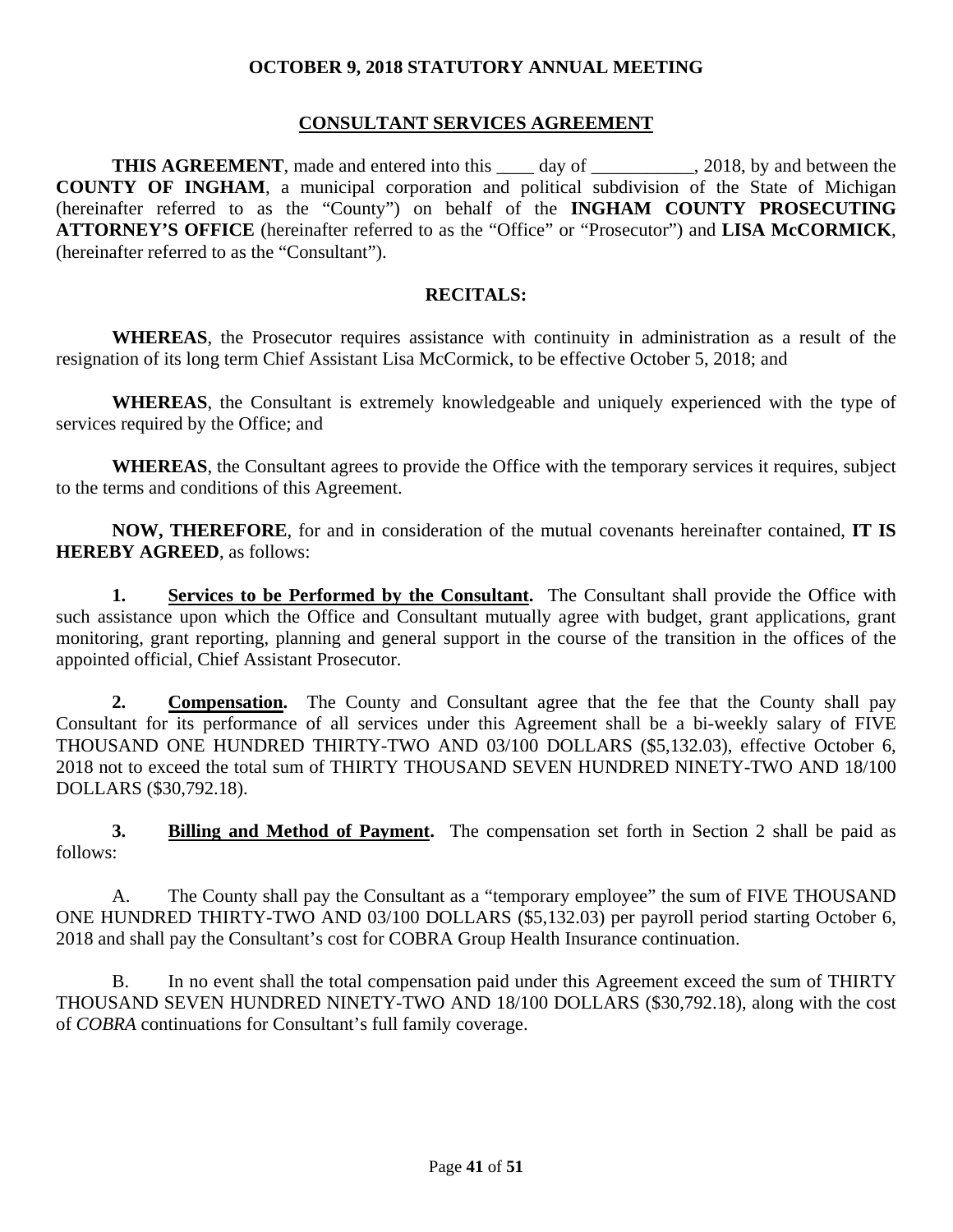**OCTOBER 9, 2018 STATUTORY ANNUAL MEETING**

## CONSULTANT SERVICES AGREEMENT

**THIS AGREEMENT**, made and entered into this ____ day of ___________, 2018, by and between the **COUNTY OF INGHAM**, a municipal corporation and political subdivision of the State of Michigan (hereinafter referred to as the "County") on behalf of the **INGHAM COUNTY PROSECUTING ATTORNEY'S OFFICE** (hereinafter referred to as the "Office" or "Prosecutor") and **LISA McCORMICK**, (hereinafter referred to as the "Consultant").

**RECITALS:**

**WHEREAS**, the Prosecutor requires assistance with continuity in administration as a result of the resignation of its long term Chief Assistant Lisa McCormick, to be effective October 5, 2018; and

**WHEREAS**, the Consultant is extremely knowledgeable and uniquely experienced with the type of services required by the Office; and

**WHEREAS**, the Consultant agrees to provide the Office with the temporary services it requires, subject to the terms and conditions of this Agreement.

**NOW, THEREFORE**, for and in consideration of the mutual covenants hereinafter contained, **IT IS HEREBY AGREED**, as follows:

**1. Services to be Performed by the Consultant.** The Consultant shall provide the Office with such assistance upon which the Office and Consultant mutually agree with budget, grant applications, grant monitoring, grant reporting, planning and general support in the course of the transition in the offices of the appointed official, Chief Assistant Prosecutor.

**2. Compensation.** The County and Consultant agree that the fee that the County shall pay Consultant for its performance of all services under this Agreement shall be a bi-weekly salary of FIVE THOUSAND ONE HUNDRED THIRTY-TWO AND 03/100 DOLLARS ($5,132.03), effective October 6, 2018 not to exceed the total sum of THIRTY THOUSAND SEVEN HUNDRED NINETY-TWO AND 18/100 DOLLARS ($30,792.18).

**3. Billing and Method of Payment.** The compensation set forth in Section 2 shall be paid as follows:

A. The County shall pay the Consultant as a "temporary employee" the sum of FIVE THOUSAND ONE HUNDRED THIRTY-TWO AND 03/100 DOLLARS ($5,132.03) per payroll period starting October 6, 2018 and shall pay the Consultant's cost for COBRA Group Health Insurance continuation.

B. In no event shall the total compensation paid under this Agreement exceed the sum of THIRTY THOUSAND SEVEN HUNDRED NINETY-TWO AND 18/100 DOLLARS ($30,792.18), along with the cost of *COBRA* continuations for Consultant's full family coverage.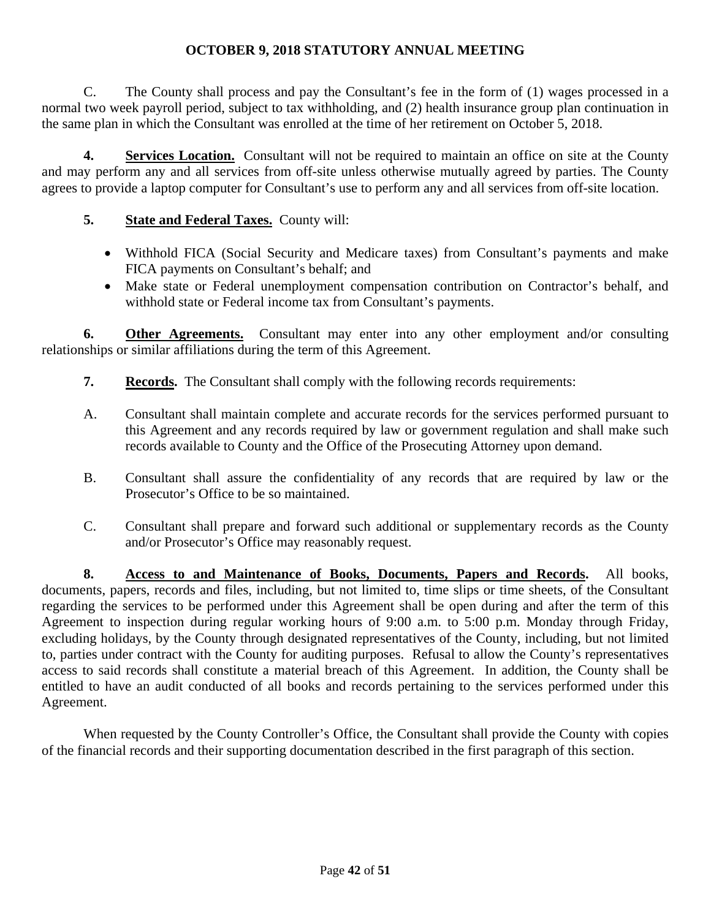C. The County shall process and pay the Consultant's fee in the form of (1) wages processed in a normal two week payroll period, subject to tax withholding, and (2) health insurance group plan continuation in the same plan in which the Consultant was enrolled at the time of her retirement on October 5, 2018.

**4. Services Location.** Consultant will not be required to maintain an office on site at the County and may perform any and all services from off-site unless otherwise mutually agreed by parties. The County agrees to provide a laptop computer for Consultant's use to perform any and all services from off-site location.

**5. State and Federal Taxes.** County will:

- Withhold FICA (Social Security and Medicare taxes) from Consultant's payments and make FICA payments on Consultant's behalf; and
- Make state or Federal unemployment compensation contribution on Contractor's behalf, and withhold state or Federal income tax from Consultant's payments.

**6. Other Agreements.** Consultant may enter into any other employment and/or consulting relationships or similar affiliations during the term of this Agreement.

**7. Records.** The Consultant shall comply with the following records requirements:

A. Consultant shall maintain complete and accurate records for the services performed pursuant to this Agreement and any records required by law or government regulation and shall make such records available to County and the Office of the Prosecuting Attorney upon demand.

B. Consultant shall assure the confidentiality of any records that are required by law or the Prosecutor's Office to be so maintained.

C. Consultant shall prepare and forward such additional or supplementary records as the County and/or Prosecutor's Office may reasonably request.

**8. Access to and Maintenance of Books, Documents, Papers and Records.** All books, documents, papers, records and files, including, but not limited to, time slips or time sheets, of the Consultant regarding the services to be performed under this Agreement shall be open during and after the term of this Agreement to inspection during regular working hours of 9:00 a.m. to 5:00 p.m. Monday through Friday, excluding holidays, by the County through designated representatives of the County, including, but not limited to, parties under contract with the County for auditing purposes. Refusal to allow the County's representatives access to said records shall constitute a material breach of this Agreement. In addition, the County shall be entitled to have an audit conducted of all books and records pertaining to the services performed under this Agreement.

When requested by the County Controller's Office, the Consultant shall provide the County with copies of the financial records and their supporting documentation described in the first paragraph of this section.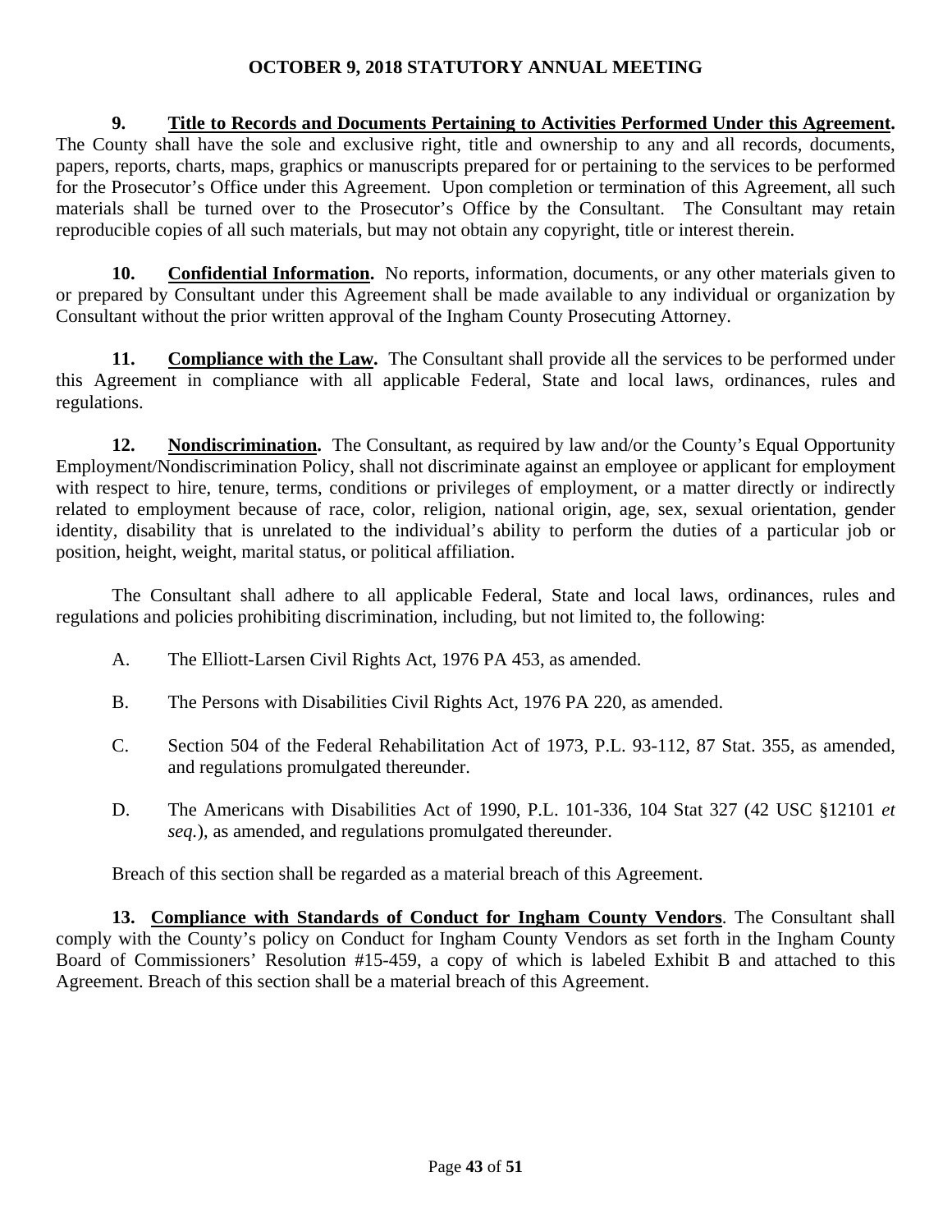**9. <u>Title to Records and Documents Pertaining to Activities Performed Under this Agreement</u>.** The County shall have the sole and exclusive right, title and ownership to any and all records, documents, papers, reports, charts, maps, graphics or manuscripts prepared for or pertaining to the services to be performed for the Prosecutor's Office under this Agreement. Upon completion or termination of this Agreement, all such materials shall be turned over to the Prosecutor's Office by the Consultant. The Consultant may retain reproducible copies of all such materials, but may not obtain any copyright, title or interest therein.

**10. <u>Confidential Information</u>.** No reports, information, documents, or any other materials given to or prepared by Consultant under this Agreement shall be made available to any individual or organization by Consultant without the prior written approval of the Ingham County Prosecuting Attorney.

**11. <u>Compliance with the Law</u>.** The Consultant shall provide all the services to be performed under this Agreement in compliance with all applicable Federal, State and local laws, ordinances, rules and regulations.

**12. <u>Nondiscrimination</u>.** The Consultant, as required by law and/or the County's Equal Opportunity Employment/Nondiscrimination Policy, shall not discriminate against an employee or applicant for employment with respect to hire, tenure, terms, conditions or privileges of employment, or a matter directly or indirectly related to employment because of race, color, religion, national origin, age, sex, sexual orientation, gender identity, disability that is unrelated to the individual's ability to perform the duties of a particular job or position, height, weight, marital status, or political affiliation.

The Consultant shall adhere to all applicable Federal, State and local laws, ordinances, rules and regulations and policies prohibiting discrimination, including, but not limited to, the following:

A. The Elliott-Larsen Civil Rights Act, 1976 PA 453, as amended.

B. The Persons with Disabilities Civil Rights Act, 1976 PA 220, as amended.

C. Section 504 of the Federal Rehabilitation Act of 1973, P.L. 93-112, 87 Stat. 355, as amended, and regulations promulgated thereunder.

D. The Americans with Disabilities Act of 1990, P.L. 101-336, 104 Stat 327 (42 USC §12101 *et seq.*), as amended, and regulations promulgated thereunder.

Breach of this section shall be regarded as a material breach of this Agreement.

**13. <u>Compliance with Standards of Conduct for Ingham County Vendors</u>**. The Consultant shall comply with the County's policy on Conduct for Ingham County Vendors as set forth in the Ingham County Board of Commissioners' Resolution #15-459, a copy of which is labeled Exhibit B and attached to this Agreement. Breach of this section shall be a material breach of this Agreement.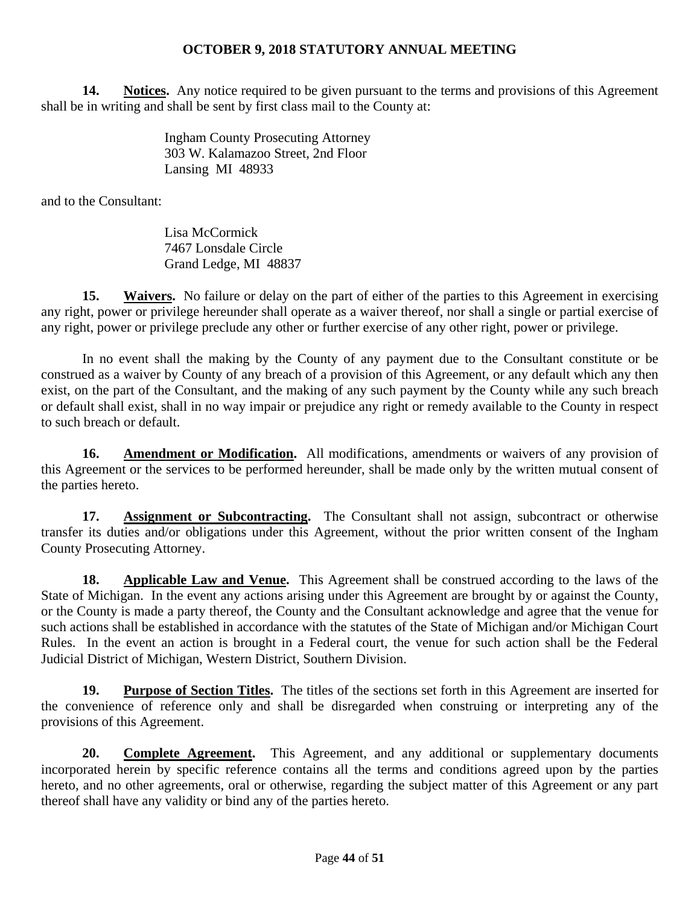**14. Notices.** Any notice required to be given pursuant to the terms and provisions of this Agreement shall be in writing and shall be sent by first class mail to the County at:

Ingham County Prosecuting Attorney
303 W. Kalamazoo Street, 2nd Floor
Lansing MI 48933

and to the Consultant:

Lisa McCormick
7467 Lonsdale Circle
Grand Ledge, MI 48837

**15. Waivers.** No failure or delay on the part of either of the parties to this Agreement in exercising any right, power or privilege hereunder shall operate as a waiver thereof, nor shall a single or partial exercise of any right, power or privilege preclude any other or further exercise of any other right, power or privilege.

In no event shall the making by the County of any payment due to the Consultant constitute or be construed as a waiver by County of any breach of a provision of this Agreement, or any default which any then exist, on the part of the Consultant, and the making of any such payment by the County while any such breach or default shall exist, shall in no way impair or prejudice any right or remedy available to the County in respect to such breach or default.

**16. Amendment or Modification.** All modifications, amendments or waivers of any provision of this Agreement or the services to be performed hereunder, shall be made only by the written mutual consent of the parties hereto.

**17. Assignment or Subcontracting.** The Consultant shall not assign, subcontract or otherwise transfer its duties and/or obligations under this Agreement, without the prior written consent of the Ingham County Prosecuting Attorney.

**18. Applicable Law and Venue.** This Agreement shall be construed according to the laws of the State of Michigan. In the event any actions arising under this Agreement are brought by or against the County, or the County is made a party thereof, the County and the Consultant acknowledge and agree that the venue for such actions shall be established in accordance with the statutes of the State of Michigan and/or Michigan Court Rules. In the event an action is brought in a Federal court, the venue for such action shall be the Federal Judicial District of Michigan, Western District, Southern Division.

**19. Purpose of Section Titles.** The titles of the sections set forth in this Agreement are inserted for the convenience of reference only and shall be disregarded when construing or interpreting any of the provisions of this Agreement.

**20. Complete Agreement.** This Agreement, and any additional or supplementary documents incorporated herein by specific reference contains all the terms and conditions agreed upon by the parties hereto, and no other agreements, oral or otherwise, regarding the subject matter of this Agreement or any part thereof shall have any validity or bind any of the parties hereto.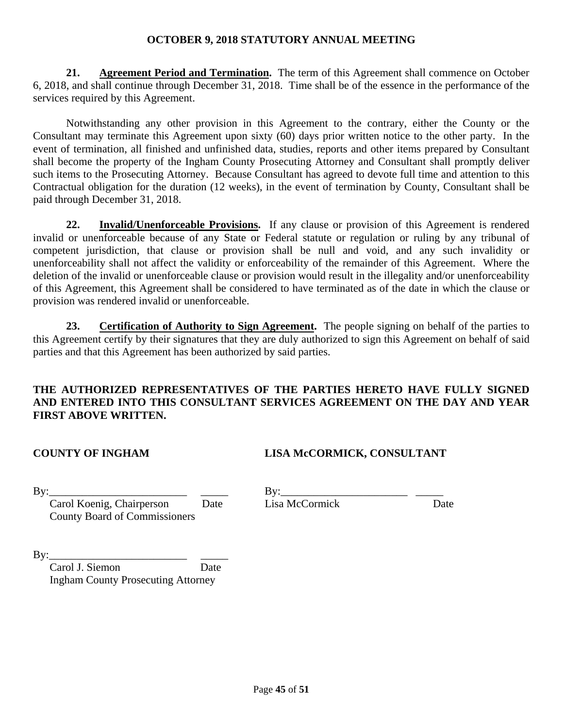**21. Agreement Period and Termination.** The term of this Agreement shall commence on October 6, 2018, and shall continue through December 31, 2018. Time shall be of the essence in the performance of the services required by this Agreement.

Notwithstanding any other provision in this Agreement to the contrary, either the County or the Consultant may terminate this Agreement upon sixty (60) days prior written notice to the other party. In the event of termination, all finished and unfinished data, studies, reports and other items prepared by Consultant shall become the property of the Ingham County Prosecuting Attorney and Consultant shall promptly deliver such items to the Prosecuting Attorney. Because Consultant has agreed to devote full time and attention to this Contractual obligation for the duration (12 weeks), in the event of termination by County, Consultant shall be paid through December 31, 2018.

**22. Invalid/Unenforceable Provisions.** If any clause or provision of this Agreement is rendered invalid or unenforceable because of any State or Federal statute or regulation or ruling by any tribunal of competent jurisdiction, that clause or provision shall be null and void, and any such invalidity or unenforceability shall not affect the validity or enforceability of the remainder of this Agreement. Where the deletion of the invalid or unenforceable clause or provision would result in the illegality and/or unenforceability of this Agreement, this Agreement shall be considered to have terminated as of the date in which the clause or provision was rendered invalid or unenforceable.

**23. Certification of Authority to Sign Agreement.** The people signing on behalf of the parties to this Agreement certify by their signatures that they are duly authorized to sign this Agreement on behalf of said parties and that this Agreement has been authorized by said parties.

**THE AUTHORIZED REPRESENTATIVES OF THE PARTIES HERETO HAVE FULLY SIGNED AND ENTERED INTO THIS CONSULTANT SERVICES AGREEMENT ON THE DAY AND YEAR FIRST ABOVE WRITTEN.**

**COUNTY OF INGHAM**

By:_________________________ _____
Carol Koenig, Chairperson Date
County Board of Commissioners

By:_________________________ _____
Carol J. Siemon Date
Ingham County Prosecuting Attorney

**LISA McCORMICK, CONSULTANT**

By:_______________________ _____
Lisa McCormick Date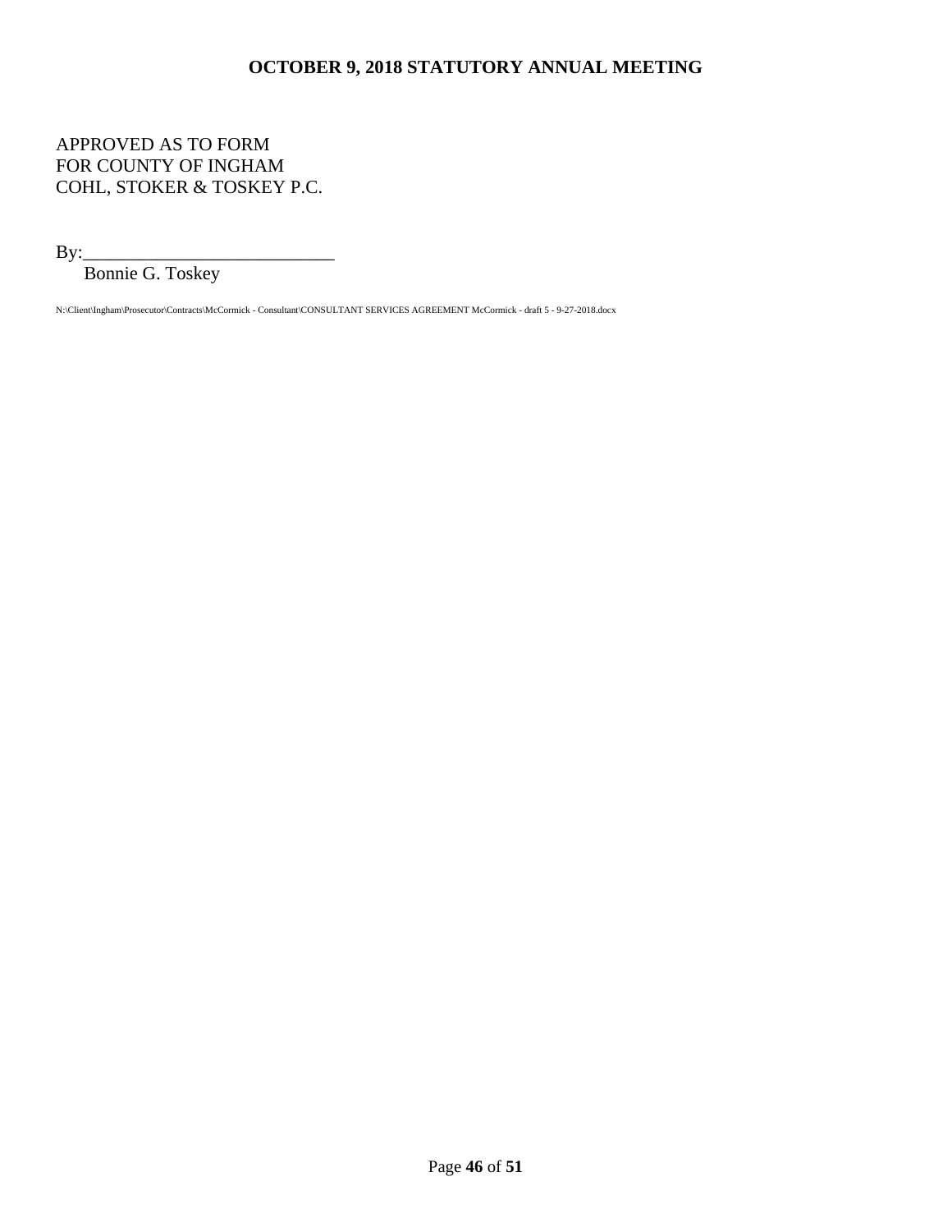APPROVED AS TO FORM
FOR COUNTY OF INGHAM
COHL, STOKER & TOSKEY P.C.

By:____________________________
Bonnie G. Toskey

N:\Client\Ingham\Prosecutor\Contracts\McCormick - Consultant\CONSULTANT SERVICES AGREEMENT McCormick - draft 5 - 9-27-2018.docx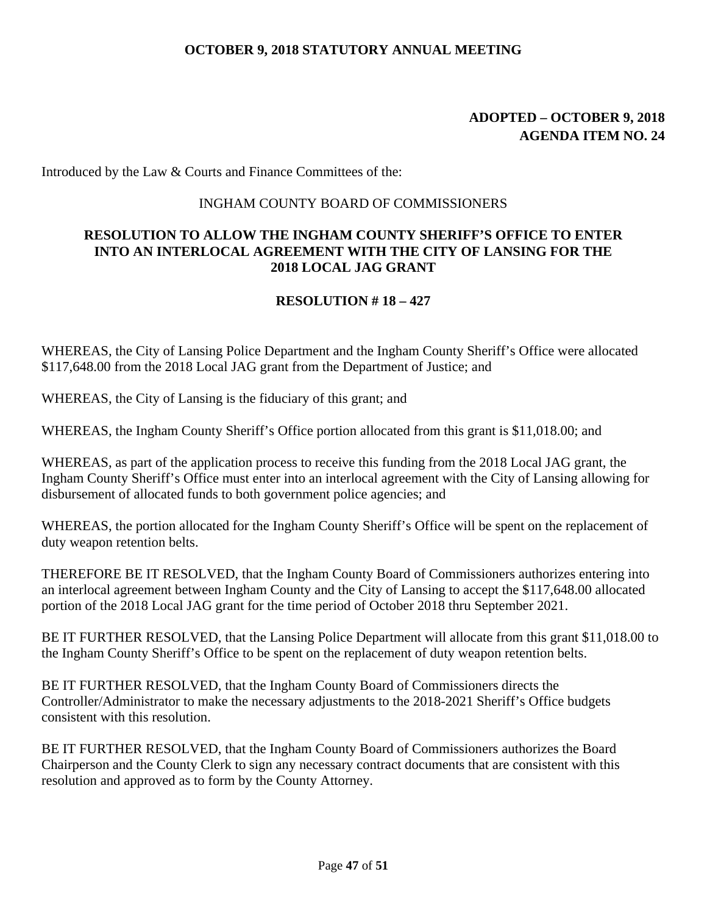**OCTOBER 9, 2018 STATUTORY ANNUAL MEETING**

**ADOPTED – OCTOBER 9, 2018**
**AGENDA ITEM NO. 24**

Introduced by the Law & Courts and Finance Committees of the:

INGHAM COUNTY BOARD OF COMMISSIONERS

## RESOLUTION TO ALLOW THE INGHAM COUNTY SHERIFF'S OFFICE TO ENTER INTO AN INTERLOCAL AGREEMENT WITH THE CITY OF LANSING FOR THE 2018 LOCAL JAG GRANT

**RESOLUTION # 18 – 427**

WHEREAS, the City of Lansing Police Department and the Ingham County Sheriff's Office were allocated $117,648.00 from the 2018 Local JAG grant from the Department of Justice; and

WHEREAS, the City of Lansing is the fiduciary of this grant; and

WHEREAS, the Ingham County Sheriff's Office portion allocated from this grant is $11,018.00; and

WHEREAS, as part of the application process to receive this funding from the 2018 Local JAG grant, the Ingham County Sheriff's Office must enter into an interlocal agreement with the City of Lansing allowing for disbursement of allocated funds to both government police agencies; and

WHEREAS, the portion allocated for the Ingham County Sheriff's Office will be spent on the replacement of duty weapon retention belts.

THEREFORE BE IT RESOLVED, that the Ingham County Board of Commissioners authorizes entering into an interlocal agreement between Ingham County and the City of Lansing to accept the $117,648.00 allocated portion of the 2018 Local JAG grant for the time period of October 2018 thru September 2021.

BE IT FURTHER RESOLVED, that the Lansing Police Department will allocate from this grant $11,018.00 to the Ingham County Sheriff's Office to be spent on the replacement of duty weapon retention belts.

BE IT FURTHER RESOLVED, that the Ingham County Board of Commissioners directs the Controller/Administrator to make the necessary adjustments to the 2018-2021 Sheriff's Office budgets consistent with this resolution.

BE IT FURTHER RESOLVED, that the Ingham County Board of Commissioners authorizes the Board Chairperson and the County Clerk to sign any necessary contract documents that are consistent with this resolution and approved as to form by the County Attorney.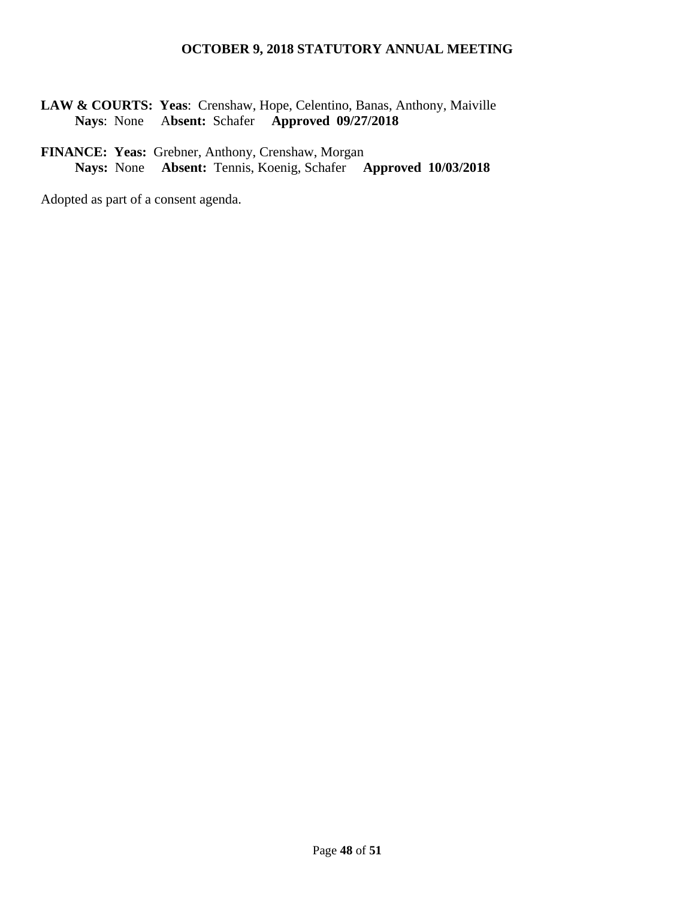**LAW & COURTS: Yeas**: Crenshaw, Hope, Celentino, Banas, Anthony, Maiville
**Nays**: None **Absent:** Schafer **Approved 09/27/2018**

**FINANCE: Yeas:** Grebner, Anthony, Crenshaw, Morgan
**Nays:** None **Absent:** Tennis, Koenig, Schafer **Approved 10/03/2018**

Adopted as part of a consent agenda.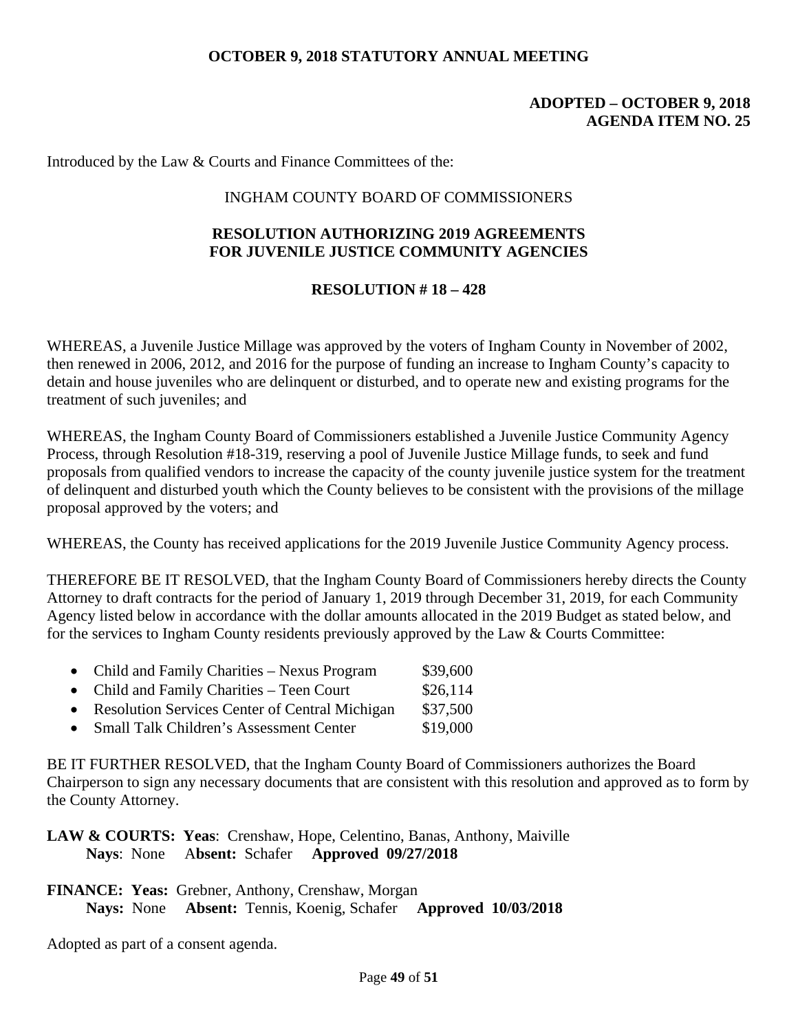**OCTOBER 9, 2018 STATUTORY ANNUAL MEETING**

**ADOPTED – OCTOBER 9, 2018**
**AGENDA ITEM NO. 25**

Introduced by the Law & Courts and Finance Committees of the:

INGHAM COUNTY BOARD OF COMMISSIONERS

**RESOLUTION AUTHORIZING 2019 AGREEMENTS FOR JUVENILE JUSTICE COMMUNITY AGENCIES**

**RESOLUTION # 18 – 428**

WHEREAS, a Juvenile Justice Millage was approved by the voters of Ingham County in November of 2002, then renewed in 2006, 2012, and 2016 for the purpose of funding an increase to Ingham County's capacity to detain and house juveniles who are delinquent or disturbed, and to operate new and existing programs for the treatment of such juveniles; and

WHEREAS, the Ingham County Board of Commissioners established a Juvenile Justice Community Agency Process, through Resolution #18-319, reserving a pool of Juvenile Justice Millage funds, to seek and fund proposals from qualified vendors to increase the capacity of the county juvenile justice system for the treatment of delinquent and disturbed youth which the County believes to be consistent with the provisions of the millage proposal approved by the voters; and

WHEREAS, the County has received applications for the 2019 Juvenile Justice Community Agency process.

THEREFORE BE IT RESOLVED, that the Ingham County Board of Commissioners hereby directs the County Attorney to draft contracts for the period of January 1, 2019 through December 31, 2019, for each Community Agency listed below in accordance with the dollar amounts allocated in the 2019 Budget as stated below, and for the services to Ingham County residents previously approved by the Law & Courts Committee:

- Child and Family Charities – Nexus Program $39,600
- Child and Family Charities – Teen Court $26,114
- Resolution Services Center of Central Michigan $37,500
- Small Talk Children's Assessment Center $19,000

BE IT FURTHER RESOLVED, that the Ingham County Board of Commissioners authorizes the Board Chairperson to sign any necessary documents that are consistent with this resolution and approved as to form by the County Attorney.

**LAW & COURTS: Yeas**: Crenshaw, Hope, Celentino, Banas, Anthony, Maiville
**Nays**: None **Absent:** Schafer **Approved 09/27/2018**

**FINANCE: Yeas:** Grebner, Anthony, Crenshaw, Morgan
**Nays:** None **Absent:** Tennis, Koenig, Schafer **Approved 10/03/2018**

Adopted as part of a consent agenda.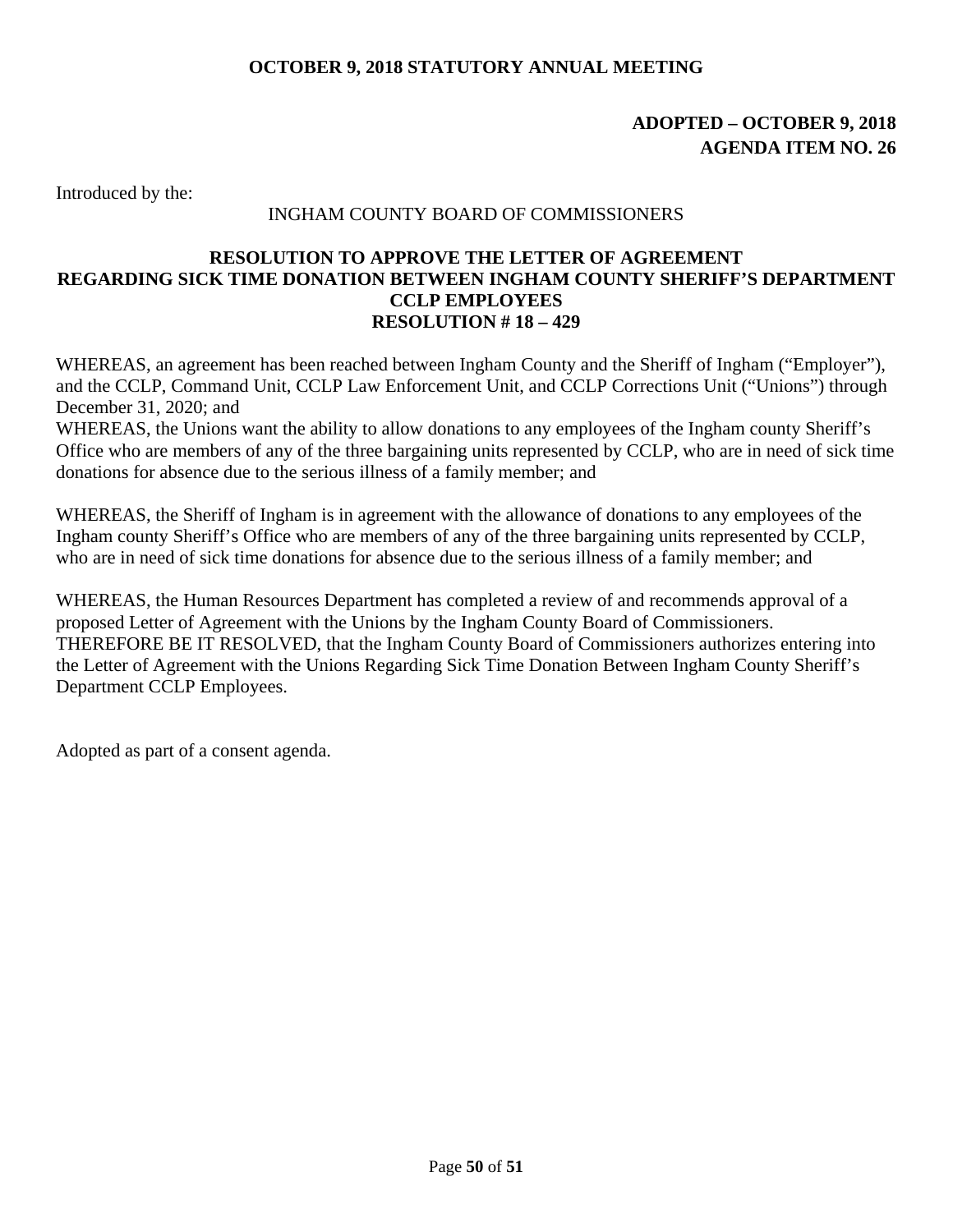**OCTOBER 9, 2018 STATUTORY ANNUAL MEETING**

**ADOPTED – OCTOBER 9, 2018**
**AGENDA ITEM NO. 26**

Introduced by the:

INGHAM COUNTY BOARD OF COMMISSIONERS

**RESOLUTION TO APPROVE THE LETTER OF AGREEMENT REGARDING SICK TIME DONATION BETWEEN INGHAM COUNTY SHERIFF'S DEPARTMENT CCLP EMPLOYEES**
**RESOLUTION # 18 – 429**

WHEREAS, an agreement has been reached between Ingham County and the Sheriff of Ingham ("Employer"), and the CCLP, Command Unit, CCLP Law Enforcement Unit, and CCLP Corrections Unit ("Unions") through December 31, 2020; and

WHEREAS, the Unions want the ability to allow donations to any employees of the Ingham county Sheriff's Office who are members of any of the three bargaining units represented by CCLP, who are in need of sick time donations for absence due to the serious illness of a family member; and

WHEREAS, the Sheriff of Ingham is in agreement with the allowance of donations to any employees of the Ingham county Sheriff's Office who are members of any of the three bargaining units represented by CCLP, who are in need of sick time donations for absence due to the serious illness of a family member; and

WHEREAS, the Human Resources Department has completed a review of and recommends approval of a proposed Letter of Agreement with the Unions by the Ingham County Board of Commissioners.

THEREFORE BE IT RESOLVED, that the Ingham County Board of Commissioners authorizes entering into the Letter of Agreement with the Unions Regarding Sick Time Donation Between Ingham County Sheriff's Department CCLP Employees.

Adopted as part of a consent agenda.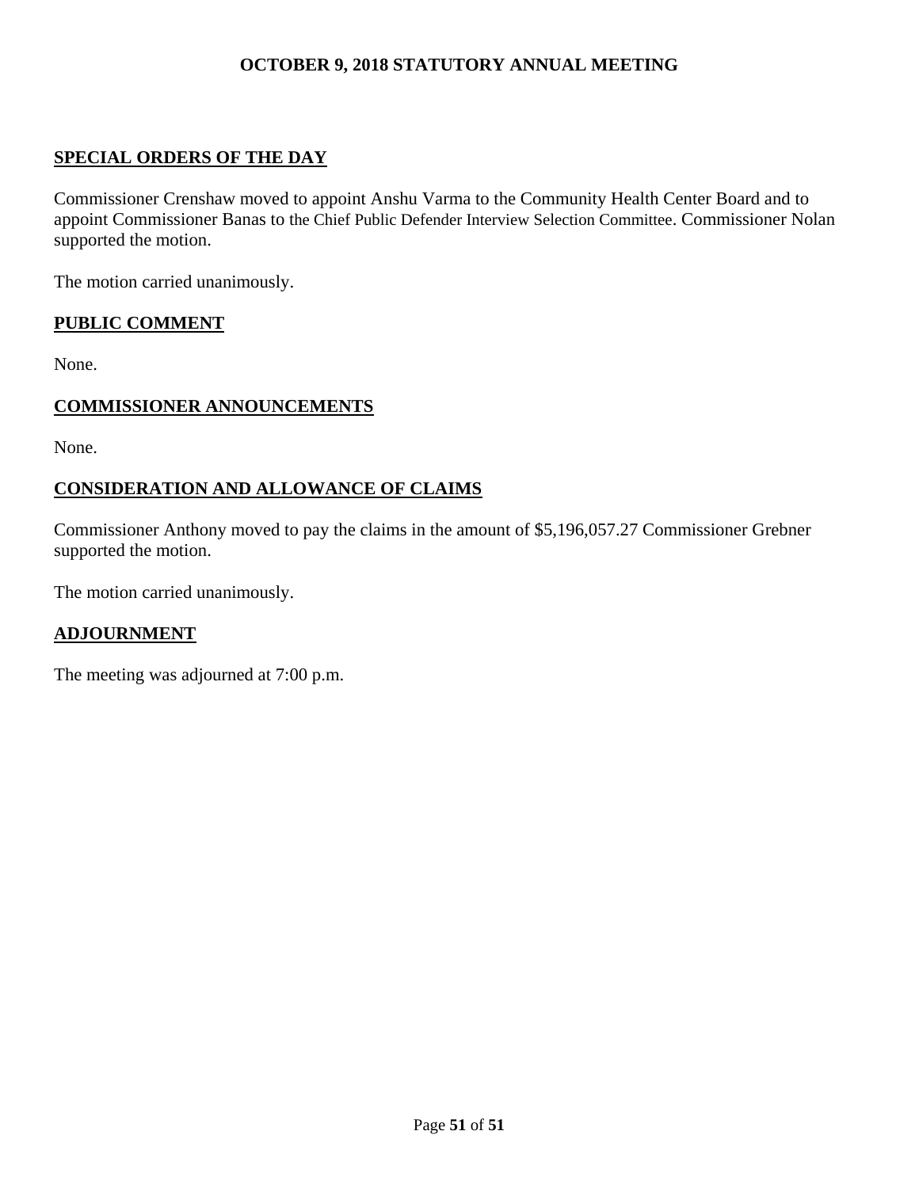## SPECIAL ORDERS OF THE DAY

Commissioner Crenshaw moved to appoint Anshu Varma to the Community Health Center Board and to appoint Commissioner Banas to the Chief Public Defender Interview Selection Committee. Commissioner Nolan supported the motion.

The motion carried unanimously.

## PUBLIC COMMENT

None.

## COMMISSIONER ANNOUNCEMENTS

None.

## CONSIDERATION AND ALLOWANCE OF CLAIMS

Commissioner Anthony moved to pay the claims in the amount of $5,196,057.27 Commissioner Grebner supported the motion.

The motion carried unanimously.

## ADJOURNMENT

The meeting was adjourned at 7:00 p.m.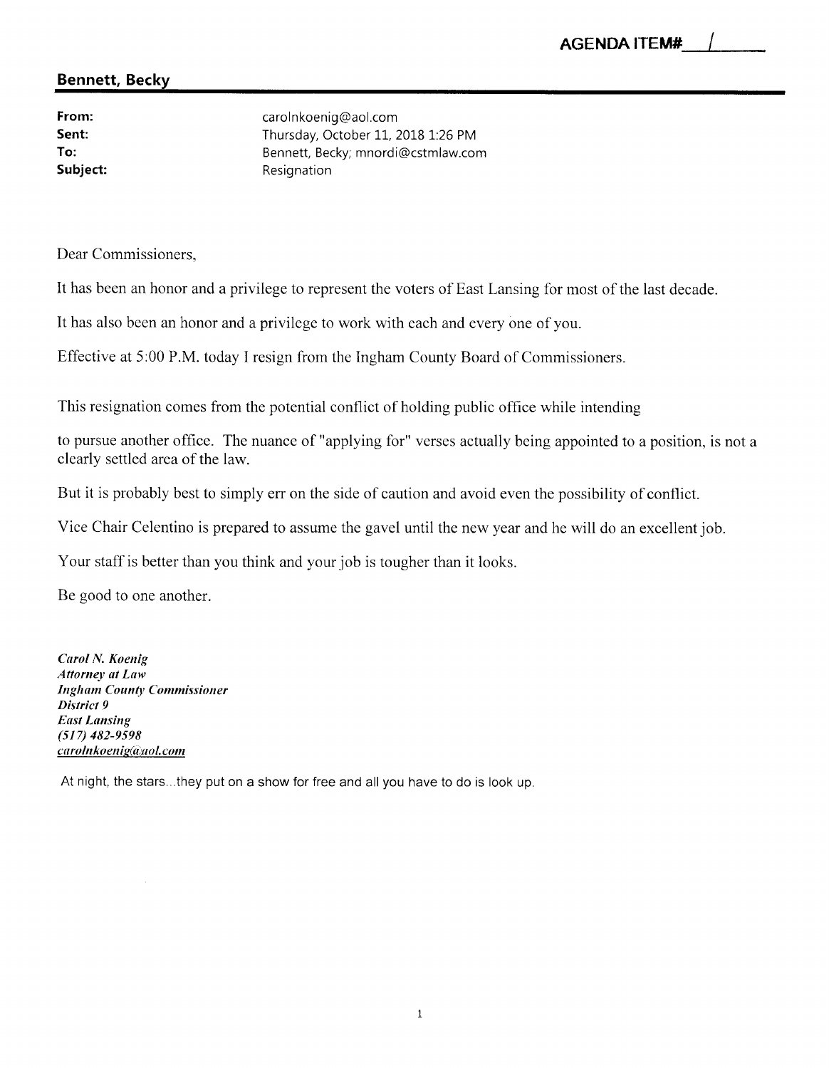**AGENDA ITEM# 1**

## Bennett, Becky

**From:** carolnkoenig@aol.com
**Sent:** Thursday, October 11, 2018 1:26 PM
**To:** Bennett, Becky; mnordi@cstmlaw.com
**Subject:** Resignation

Dear Commissioners,

It has been an honor and a privilege to represent the voters of East Lansing for most of the last decade.

It has also been an honor and a privilege to work with each and every one of you.

Effective at 5:00 P.M. today I resign from the Ingham County Board of Commissioners.

This resignation comes from the potential conflict of holding public office while intending

to pursue another office. The nuance of "applying for" verses actually being appointed to a position, is not a clearly settled area of the law.

But it is probably best to simply err on the side of caution and avoid even the possibility of conflict.

Vice Chair Celentino is prepared to assume the gavel until the new year and he will do an excellent job.

Your staff is better than you think and your job is tougher than it looks.

Be good to one another.

***Carol N. Koenig***
***Attorney at Law***
***Ingham County Commissioner***
***District 9***
***East Lansing***
***(517) 482-9598***
***carolnkoenig@aol.com***

At night, the stars...they put on a show for free and all you have to do is look up.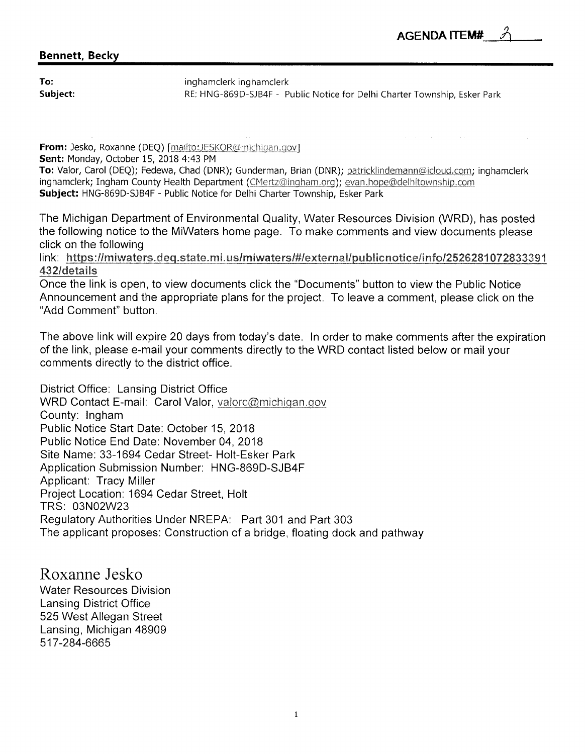**AGENDA ITEM# 2**

**Bennett, Becky**

**To:** inghamclerk inghamclerk
**Subject:** RE: HNG-869D-SJB4F - Public Notice for Delhi Charter Township, Esker Park

**From:** Jesko, Roxanne (DEQ) [mailto:JESKOR@michigan.gov]
**Sent:** Monday, October 15, 2018 4:43 PM
**To:** Valor, Carol (DEQ); Fedewa, Chad (DNR); Gunderman, Brian (DNR); patricklindemann@icloud.com; inghamclerk inghamclerk; Ingham County Health Department (CMertz@ingham.org); evan.hope@delhitownship.com
**Subject:** HNG-869D-SJB4F - Public Notice for Delhi Charter Township, Esker Park

The Michigan Department of Environmental Quality, Water Resources Division (WRD), has posted the following notice to the MiWaters home page. To make comments and view documents please click on the following link: **https://miwaters.deq.state.mi.us/miwaters/#/external/publicnotice/info/2526281072833391432/details**

Once the link is open, to view documents click the "Documents" button to view the Public Notice Announcement and the appropriate plans for the project. To leave a comment, please click on the "Add Comment" button.

The above link will expire 20 days from today's date. In order to make comments after the expiration of the link, please e-mail your comments directly to the WRD contact listed below or mail your comments directly to the district office.

District Office: Lansing District Office
WRD Contact E-mail: Carol Valor, valorc@michigan.gov
County: Ingham
Public Notice Start Date: October 15, 2018
Public Notice End Date: November 04, 2018
Site Name: 33-1694 Cedar Street- Holt-Esker Park
Application Submission Number: HNG-869D-SJB4F
Applicant: Tracy Miller
Project Location: 1694 Cedar Street, Holt
TRS: 03N02W23
Regulatory Authorities Under NREPA: Part 301 and Part 303
The applicant proposes: Construction of a bridge, floating dock and pathway

Roxanne Jesko
Water Resources Division
Lansing District Office
525 West Allegan Street
Lansing, Michigan 48909
517-284-6665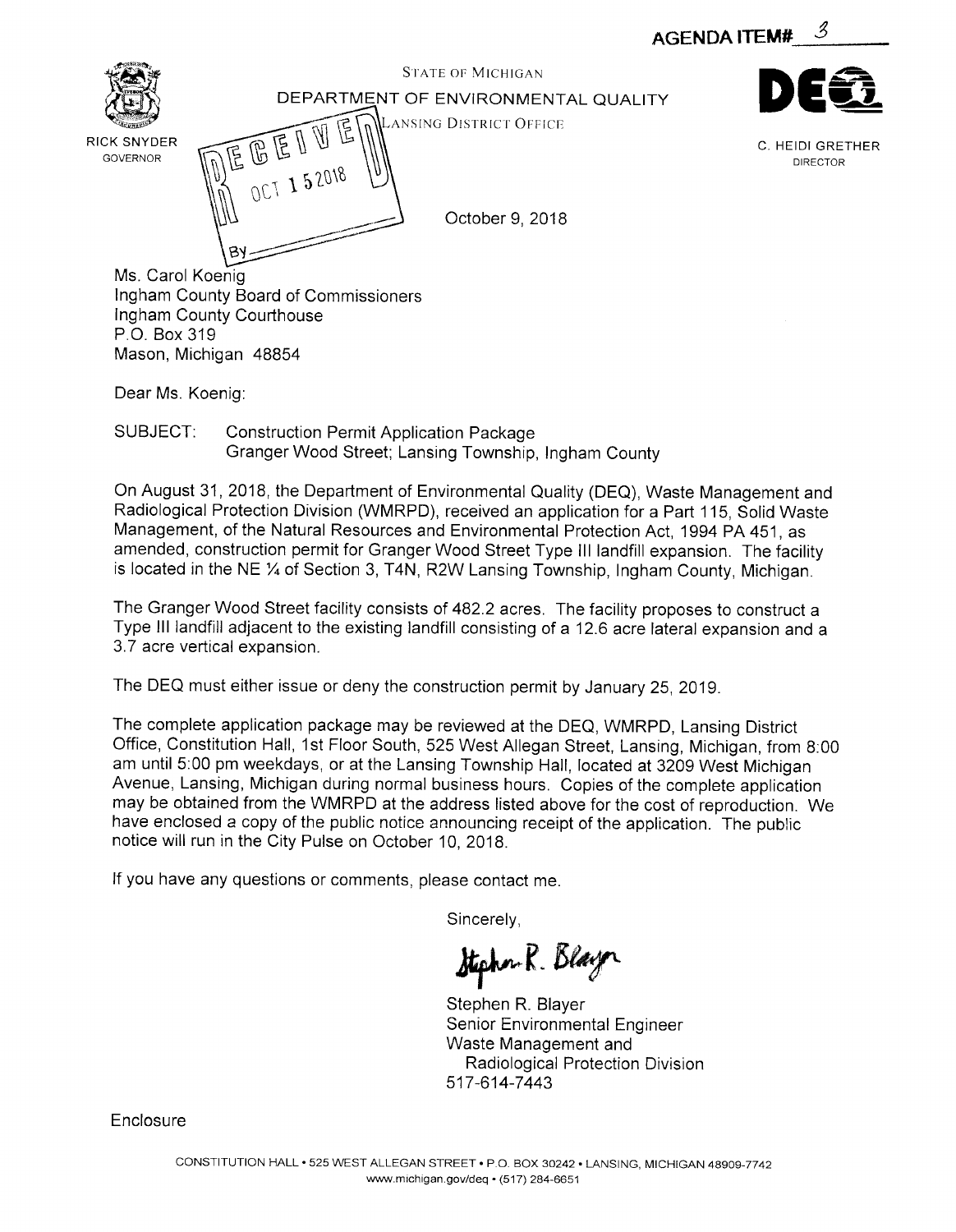**AGENDA ITEM#** 3

STATE OF MICHIGAN

DEPARTMENT OF ENVIRONMENTAL QUALITY

LANSING DISTRICT OFFICE

RICK SNYDER
GOVERNOR

C. HEIDI GRETHER
DIRECTOR

RECEIVED
OCT 15 2018
By

October 9, 2018

Ms. Carol Koenig
Ingham County Board of Commissioners
Ingham County Courthouse
P.O. Box 319
Mason, Michigan 48854

Dear Ms. Koenig:

SUBJECT: Construction Permit Application Package
Granger Wood Street; Lansing Township, Ingham County

On August 31, 2018, the Department of Environmental Quality (DEQ), Waste Management and Radiological Protection Division (WMRPD), received an application for a Part 115, Solid Waste Management, of the Natural Resources and Environmental Protection Act, 1994 PA 451, as amended, construction permit for Granger Wood Street Type III landfill expansion. The facility is located in the NE ¼ of Section 3, T4N, R2W Lansing Township, Ingham County, Michigan.

The Granger Wood Street facility consists of 482.2 acres. The facility proposes to construct a Type III landfill adjacent to the existing landfill consisting of a 12.6 acre lateral expansion and a 3.7 acre vertical expansion.

The DEQ must either issue or deny the construction permit by January 25, 2019.

The complete application package may be reviewed at the DEQ, WMRPD, Lansing District Office, Constitution Hall, 1st Floor South, 525 West Allegan Street, Lansing, Michigan, from 8:00 am until 5:00 pm weekdays, or at the Lansing Township Hall, located at 3209 West Michigan Avenue, Lansing, Michigan during normal business hours. Copies of the complete application may be obtained from the WMRPD at the address listed above for the cost of reproduction. We have enclosed a copy of the public notice announcing receipt of the application. The public notice will run in the City Pulse on October 10, 2018.

If you have any questions or comments, please contact me.

Sincerely,

Stephen R. Blayer

Stephen R. Blayer
Senior Environmental Engineer
Waste Management and
Radiological Protection Division
517-614-7443

Enclosure

CONSTITUTION HALL • 525 WEST ALLEGAN STREET • P.O. BOX 30242 • LANSING, MICHIGAN 48909-7742
www.michigan.gov/deq • (517) 284-6651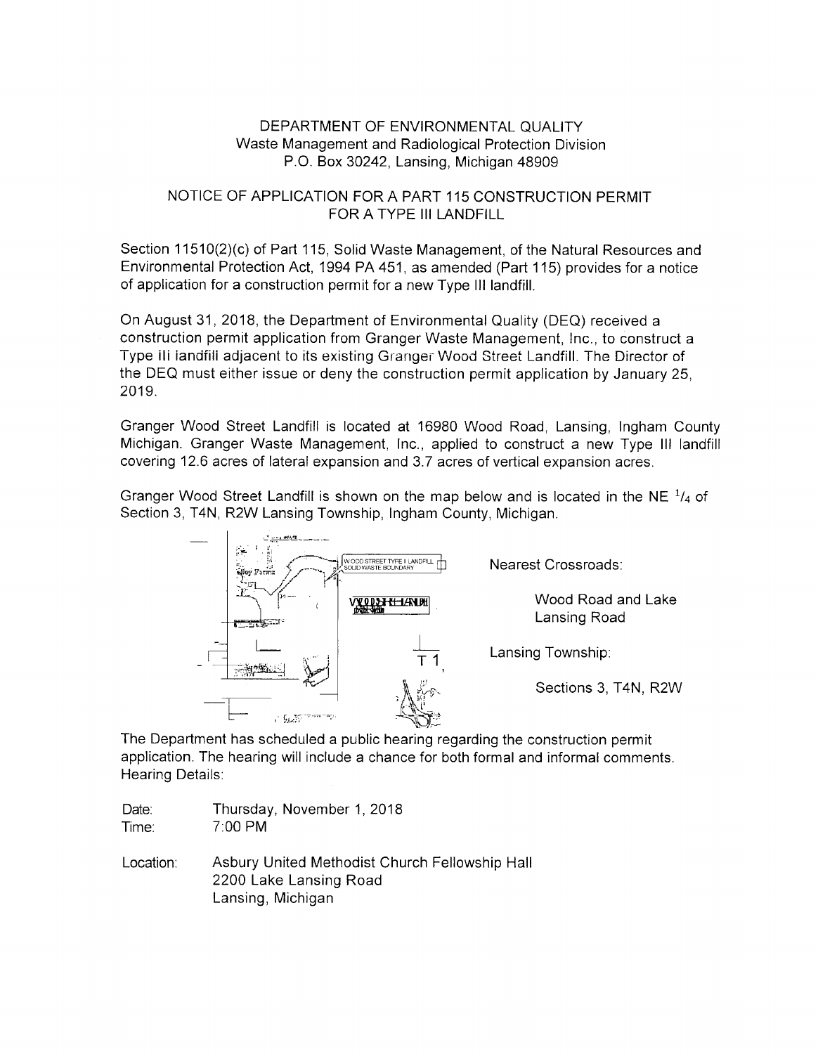DEPARTMENT OF ENVIRONMENTAL QUALITY
Waste Management and Radiological Protection Division
P.O. Box 30242, Lansing, Michigan 48909

NOTICE OF APPLICATION FOR A PART 115 CONSTRUCTION PERMIT FOR A TYPE III LANDFILL

Section 11510(2)(c) of Part 115, Solid Waste Management, of the Natural Resources and Environmental Protection Act, 1994 PA 451, as amended (Part 115) provides for a notice of application for a construction permit for a new Type III landfill.

On August 31, 2018, the Department of Environmental Quality (DEQ) received a construction permit application from Granger Waste Management, Inc., to construct a Type III landfill adjacent to its existing Granger Wood Street Landfill. The Director of the DEQ must either issue or deny the construction permit application by January 25, 2019.

Granger Wood Street Landfill is located at 16980 Wood Road, Lansing, Ingham County Michigan. Granger Waste Management, Inc., applied to construct a new Type III landfill covering 12.6 acres of lateral expansion and 3.7 acres of vertical expansion acres.

Granger Wood Street Landfill is shown on the map below and is located in the NE 1/4 of Section 3, T4N, R2W Lansing Township, Ingham County, Michigan.

Nearest Crossroads:

Wood Road and Lake Lansing Road

Lansing Township:

Sections 3, T4N, R2W

The Department has scheduled a public hearing regarding the construction permit application. The hearing will include a chance for both formal and informal comments. Hearing Details:

Date: Thursday, November 1, 2018
Time: 7:00 PM

Location: Asbury United Methodist Church Fellowship Hall
2200 Lake Lansing Road
Lansing, Michigan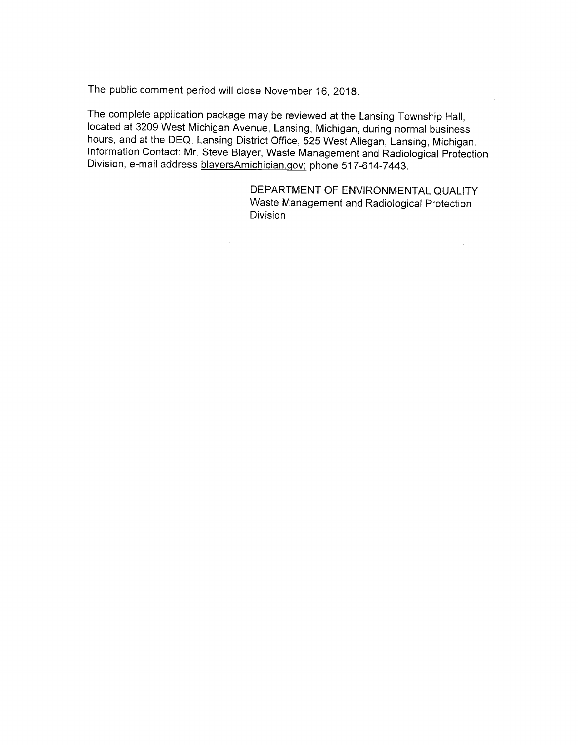The public comment period will close November 16, 2018.

The complete application package may be reviewed at the Lansing Township Hall, located at 3209 West Michigan Avenue, Lansing, Michigan, during normal business hours, and at the DEQ, Lansing District Office, 525 West Allegan, Lansing, Michigan. Information Contact: Mr. Steve Blayer, Waste Management and Radiological Protection Division, e-mail address blayersAmichician.gov; phone 517-614-7443.

DEPARTMENT OF ENVIRONMENTAL QUALITY
Waste Management and Radiological Protection Division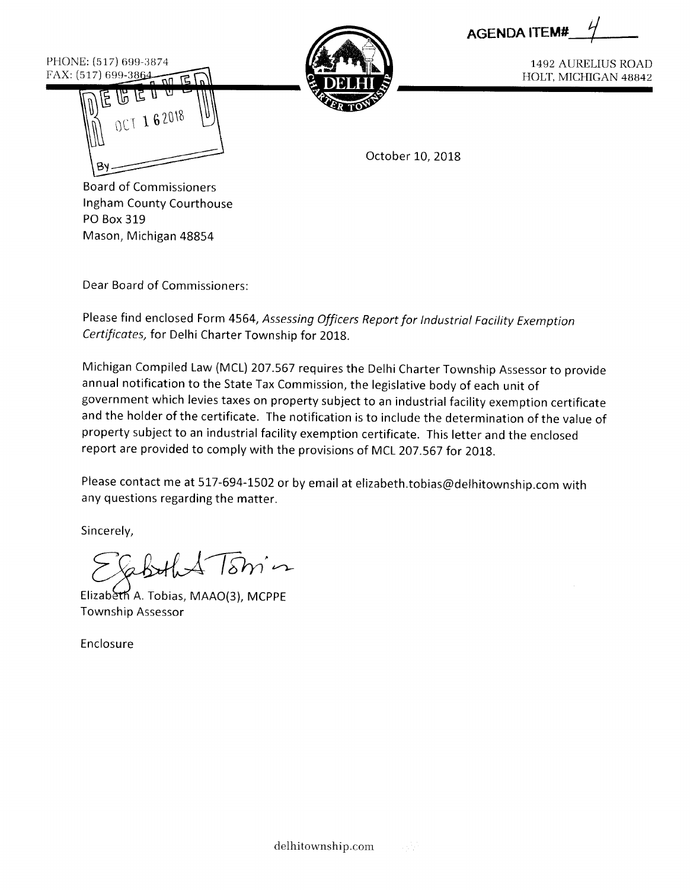**AGENDA ITEM# 4**

PHONE: (517) 699-3874
FAX: (517) 699-3864

RECEIVED
OCT 16 2018
By

DELHI CHARTER TOWNSHIP

1492 AURELIUS ROAD
HOLT, MICHIGAN 48842

October 10, 2018

Board of Commissioners
Ingham County Courthouse
PO Box 319
Mason, Michigan 48854

Dear Board of Commissioners:

Please find enclosed Form 4564, *Assessing Officers Report for Industrial Facility Exemption Certificates,* for Delhi Charter Township for 2018.

Michigan Compiled Law (MCL) 207.567 requires the Delhi Charter Township Assessor to provide annual notification to the State Tax Commission, the legislative body of each unit of government which levies taxes on property subject to an industrial facility exemption certificate and the holder of the certificate. The notification is to include the determination of the value of property subject to an industrial facility exemption certificate. This letter and the enclosed report are provided to comply with the provisions of MCL 207.567 for 2018.

Please contact me at 517-694-1502 or by email at elizabeth.tobias@delhitownship.com with any questions regarding the matter.

Sincerely,

Elizabeth A. Tobias, MAAO(3), MCPPE
Township Assessor

Enclosure

delhitownship.com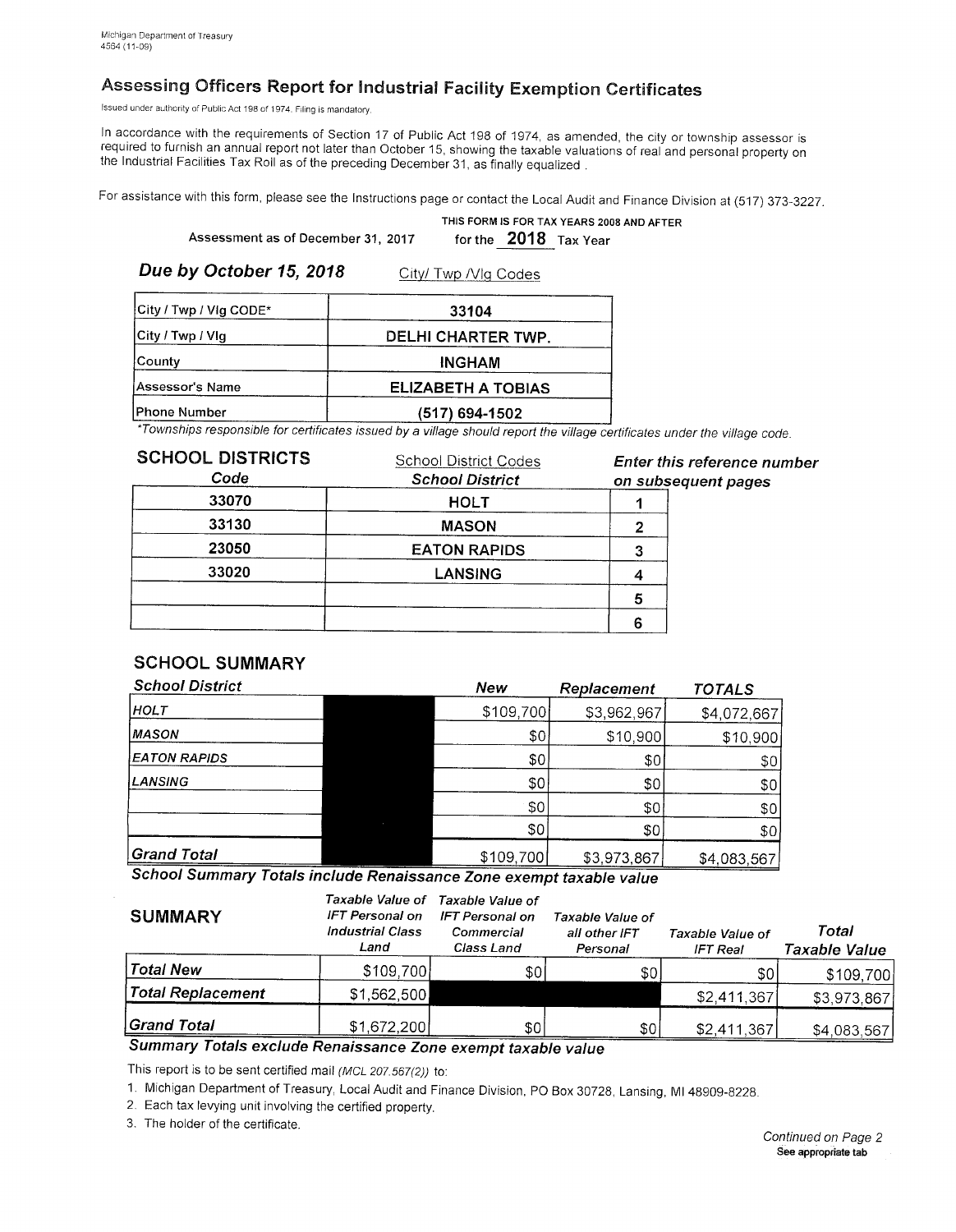Michigan Department of Treasury
4584 (11-09)

# Assessing Officers Report for Industrial Facility Exemption Certificates

Issued under authority of Public Act 198 of 1974. Filing is mandatory.

In accordance with the requirements of Section 17 of Public Act 198 of 1974, as amended, the city or township assessor is required to furnish an annual report not later than October 15, showing the taxable valuations of real and personal property on the Industrial Facilities Tax Roll as of the preceding December 31, as finally equalized .

For assistance with this form, please see the Instructions page or contact the Local Audit and Finance Division at (517) 373-3227.

THIS FORM IS FOR TAX YEARS 2008 AND AFTER

Assessment as of December 31, 2017 for the **2018** Tax Year

***Due by October 15, 2018*** City/ Twp /Vlg Codes

| | |
|---|---|
| City / Twp / Vlg CODE* | 33104 |
| City / Twp / Vlg | DELHI CHARTER TWP. |
| County | INGHAM |
| Assessor's Name | ELIZABETH A TOBIAS |
| Phone Number | (517) 694-1502 |

*Townships responsible for certificates issued by a village should report the village certificates under the village code.*

## SCHOOL DISTRICTS

School District Codes

***Enter this reference number on subsequent pages***

| Code | School District | |
|---|---|---|
| 33070 | HOLT | 1 |
| 33130 | MASON | 2 |
| 23050 | EATON RAPIDS | 3 |
| 33020 | LANSING | 4 |
| | | 5 |
| | | 6 |

## SCHOOL SUMMARY

| School District | | New | Replacement | TOTALS |
|---|---|---|---|---|
| HOLT | | $109,700 | $3,962,967 | $4,072,667 |
| MASON | | $0 | $10,900 | $10,900 |
| EATON RAPIDS | | $0 | $0 | $0 |
| LANSING | | $0 | $0 | $0 |
| | | $0 | $0 | $0 |
| | | $0 | $0 | $0 |
| **Grand Total** | | $109,700 | $3,973,867 | $4,083,567 |

***School Summary Totals include Renaissance Zone exempt taxable value***

## SUMMARY

| | Taxable Value of IFT Personal on Industrial Class Land | Taxable Value of IFT Personal on Commercial Class Land | Taxable Value of all other IFT Personal | Taxable Value of IFT Real | Total Taxable Value |
|---|---|---|---|---|---|
| Total New | $109,700 | $0 | $0 | $0 | $109,700 |
| Total Replacement | $1,562,500 | | | $2,411,367 | $3,973,867 |
| Grand Total | $1,672,200 | $0 | $0 | $2,411,367 | $4,083,567 |

***Summary Totals exclude Renaissance Zone exempt taxable value***

This report is to be sent certified mail *(MCL 207.567(2))* to:

1. Michigan Department of Treasury, Local Audit and Finance Division, PO Box 30728, Lansing, MI 48909-8228.
2. Each tax levying unit involving the certified property.
3. The holder of the certificate.

*Continued on Page 2*
**See appropriate tab**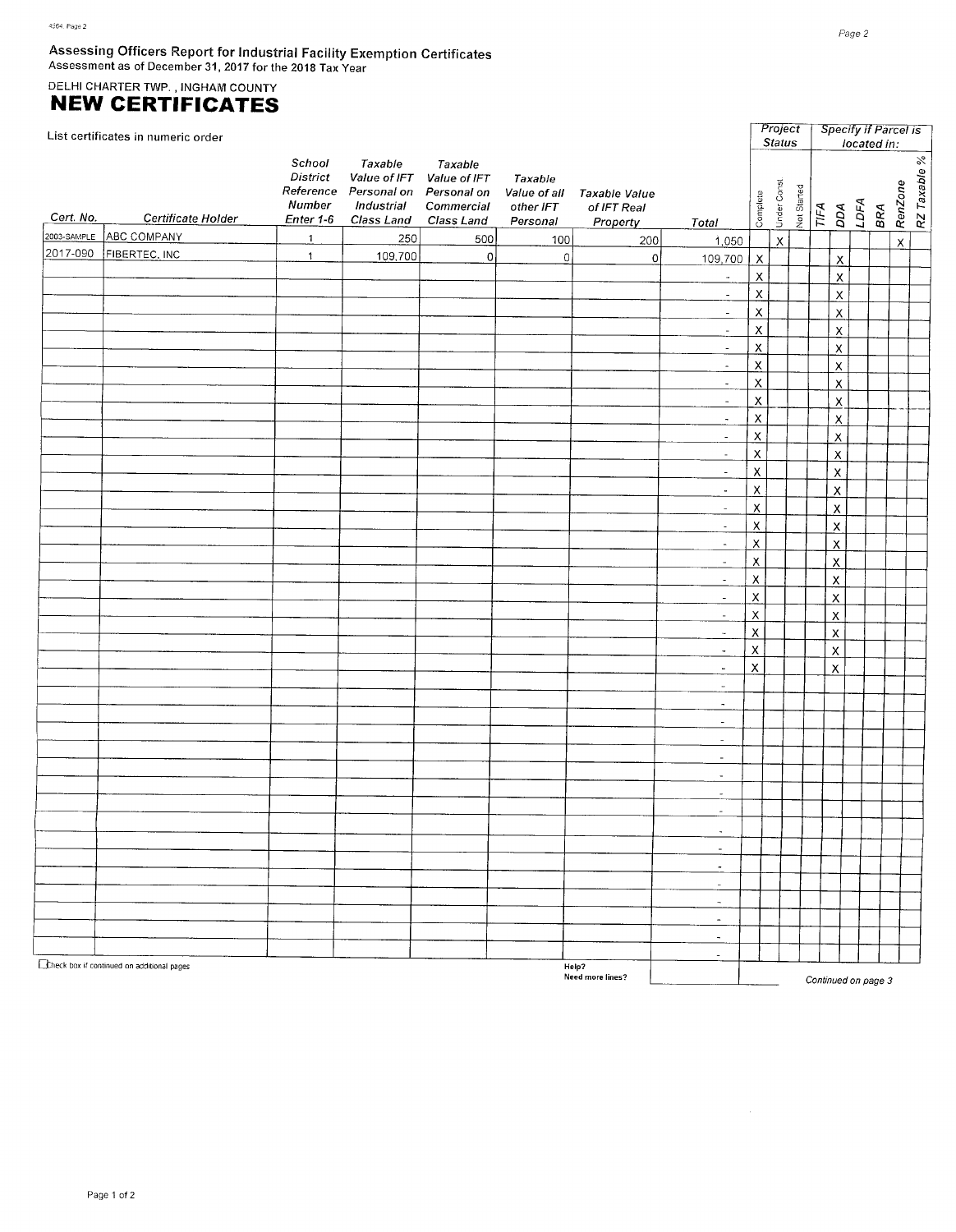## Assessing Officers Report for Industrial Facility Exemption Certificates

Assessment as of December 31, 2017 for the 2018 Tax Year

DELHI CHARTER TWP. , INGHAM COUNTY

# NEW CERTIFICATES

List certificates in numeric order

| Cert. No. | Certificate Holder | School District Reference Number Enter 1-6 | Taxable Value of IFT Personal on Industrial Class Land | Taxable Value of IFT Personal on Commercial Class Land | Taxable Value of all other IFT Personal | Taxable Value of IFT Real Property | Total | Project Status: Complete | Project Status: Under Const. | Project Status: Not Started | Specify if Parcel is located in: TIFA | DDA | LDFA | BRA | RenZone | RZ Taxable % |
|---|---|---|---|---|---|---|---|---|---|---|---|---|---|---|---|---|
| 2003-SAMPLE | ABC COMPANY | 1 | 250 | 500 | 100 | 200 | 1,050 | | X | | | | | | X | |
| 2017-090 | FIBERTEC, INC | 1 | 109,700 | 0 | 0 | 0 | 109,700 | X | | | | X | | | | |
| | | | | | | | - | X | | | | X | | | | |
| | | | | | | | - | X | | | | X | | | | |
| | | | | | | | - | X | | | | X | | | | |
| | | | | | | | - | X | | | | X | | | | |
| | | | | | | | - | X | | | | X | | | | |
| | | | | | | | - | X | | | | X | | | | |
| | | | | | | | - | X | | | | X | | | | |
| | | | | | | | - | X | | | | X | | | | |
| | | | | | | | - | X | | | | X | | | | |
| | | | | | | | - | X | | | | X | | | | |
| | | | | | | | - | X | | | | X | | | | |
| | | | | | | | - | X | | | | X | | | | |
| | | | | | | | - | X | | | | X | | | | |
| | | | | | | | - | X | | | | X | | | | |
| | | | | | | | - | X | | | | X | | | | |
| | | | | | | | - | X | | | | X | | | | |
| | | | | | | | - | X | | | | X | | | | |
| | | | | | | | - | X | | | | X | | | | |
| | | | | | | | - | X | | | | X | | | | |
| | | | | | | | - | X | | | | X | | | | |
| | | | | | | | - | X | | | | X | | | | |
| | | | | | | | - | X | | | | X | | | | |
| | | | | | | | - | | | | | | | | | |
| | | | | | | | - | | | | | | | | | |
| | | | | | | | - | | | | | | | | | |
| | | | | | | | - | | | | | | | | | |
| | | | | | | | - | | | | | | | | | |
| | | | | | | | - | | | | | | | | | |
| | | | | | | | - | | | | | | | | | |
| | | | | | | | - | | | | | | | | | |
| | | | | | | | - | | | | | | | | | |
| | | | | | | | - | | | | | | | | | |
| | | | | | | | - | | | | | | | | | |
| | | | | | | | - | | | | | | | | | |
| | | | | | | | - | | | | | | | | | |
| | | | | | | | - | | | | | | | | | |
| | | | | | | | - | | | | | | | | | |

☐ Check box if continued on additional pages

Help? Need more lines?

Continued on page 3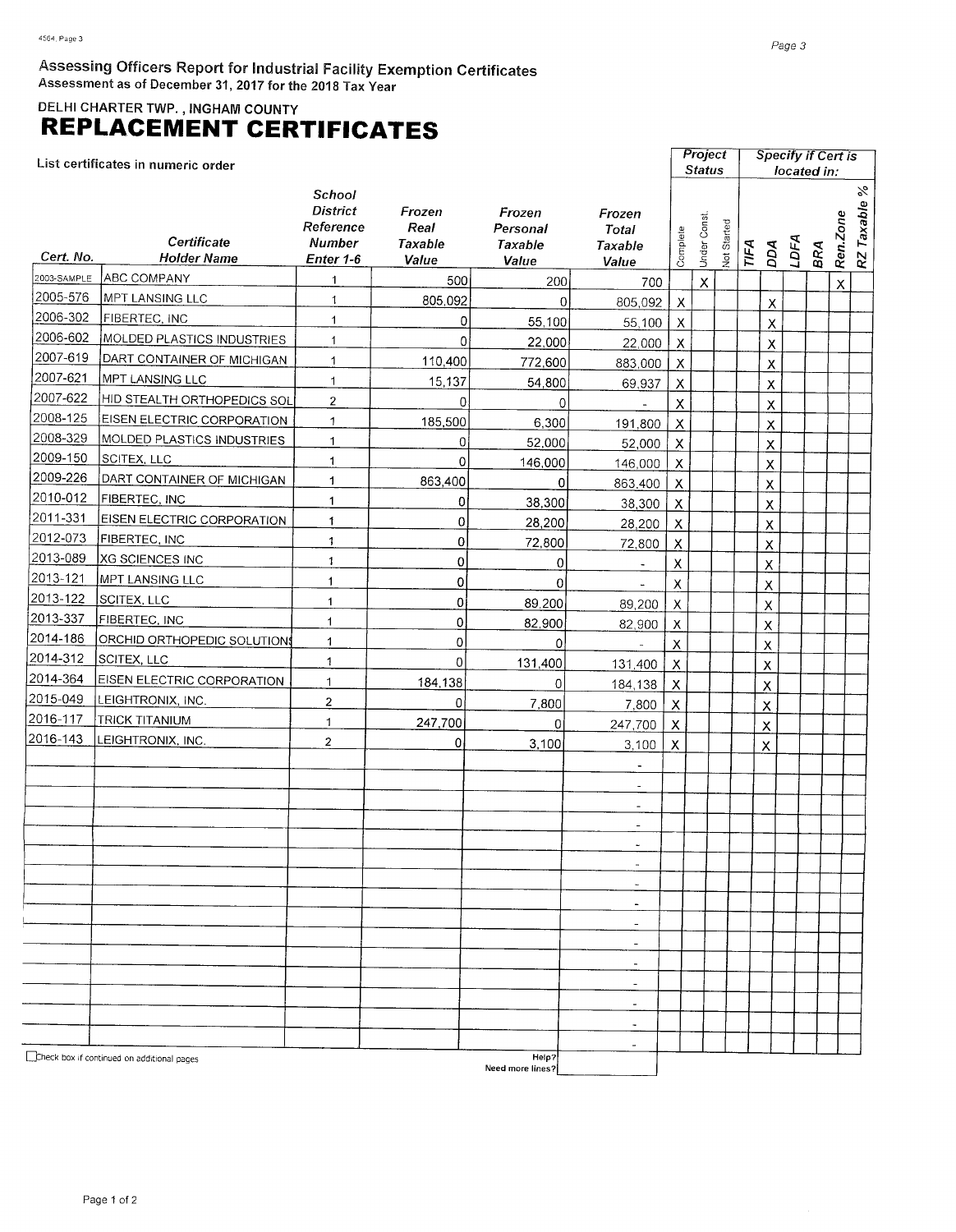## Assessing Officers Report for Industrial Facility Exemption Certificates

Assessment as of December 31, 2017 for the 2018 Tax Year

DELHI CHARTER TWP. , INGHAM COUNTY

# REPLACEMENT CERTIFICATES

List certificates in numeric order

| Cert. No. | Certificate Holder Name | School District Reference Number Enter 1-6 | Frozen Real Taxable Value | Frozen Personal Taxable Value | Frozen Total Taxable Value | Project Status: Complete | Project Status: Under Const. | Project Status: Not Started | Specify if Cert is located in: TIFA | DDA | LDFA | BRA | Ren.Zone | RZ Taxable % |
|---|---|---|---|---|---|---|---|---|---|---|---|---|---|---|
| 2003-SAMPLE | ABC COMPANY | 1 | 500 | 200 | 700 | | X | | | | | | X | |
| 2005-576 | MPT LANSING LLC | 1 | 805,092 | 0 | 805,092 | X | | | | X | | | | |
| 2006-302 | FIBERTEC, INC | 1 | 0 | 55,100 | 55,100 | X | | | | X | | | | |
| 2006-602 | MOLDED PLASTICS INDUSTRIES | 1 | 0 | 22,000 | 22,000 | X | | | | X | | | | |
| 2007-619 | DART CONTAINER OF MICHIGAN | 1 | 110,400 | 772,600 | 883,000 | X | | | | X | | | | |
| 2007-621 | MPT LANSING LLC | 1 | 15,137 | 54,800 | 69,937 | X | | | | X | | | | |
| 2007-622 | HID STEALTH ORTHOPEDICS SOL | 2 | 0 | 0 | - | X | | | | X | | | | |
| 2008-125 | EISEN ELECTRIC CORPORATION | 1 | 185,500 | 6,300 | 191,800 | X | | | | X | | | | |
| 2008-329 | MOLDED PLASTICS INDUSTRIES | 1 | 0 | 52,000 | 52,000 | X | | | | X | | | | |
| 2009-150 | SCITEX, LLC | 1 | 0 | 146,000 | 146,000 | X | | | | X | | | | |
| 2009-226 | DART CONTAINER OF MICHIGAN | 1 | 863,400 | 0 | 863,400 | X | | | | X | | | | |
| 2010-012 | FIBERTEC, INC | 1 | 0 | 38,300 | 38,300 | X | | | | X | | | | |
| 2011-331 | EISEN ELECTRIC CORPORATION | 1 | 0 | 28,200 | 28,200 | X | | | | X | | | | |
| 2012-073 | FIBERTEC, INC | 1 | 0 | 72,800 | 72,800 | X | | | | X | | | | |
| 2013-089 | XG SCIENCES INC | 1 | 0 | 0 | - | X | | | | X | | | | |
| 2013-121 | MPT LANSING LLC | 1 | 0 | 0 | - | X | | | | X | | | | |
| 2013-122 | SCITEX, LLC | 1 | 0 | 89,200 | 89,200 | X | | | | X | | | | |
| 2013-337 | FIBERTEC, INC | 1 | 0 | 82,900 | 82,900 | X | | | | X | | | | |
| 2014-186 | ORCHID ORTHOPEDIC SOLUTIONS | 1 | 0 | 0 | - | X | | | | X | | | | |
| 2014-312 | SCITEX, LLC | 1 | 0 | 131,400 | 131,400 | X | | | | X | | | | |
| 2014-364 | EISEN ELECTRIC CORPORATION | 1 | 184,138 | 0 | 184,138 | X | | | | X | | | | |
| 2015-049 | LEIGHTRONIX, INC. | 2 | 0 | 7,800 | 7,800 | X | | | | X | | | | |
| 2016-117 | TRICK TITANIUM | 1 | 247,700 | 0 | 247,700 | X | | | | X | | | | |
| 2016-143 | LEIGHTRONIX, INC. | 2 | 0 | 3,100 | 3,100 | X | | | | X | | | | |

☐ Check box if continued on additional pages

Help? Need more lines?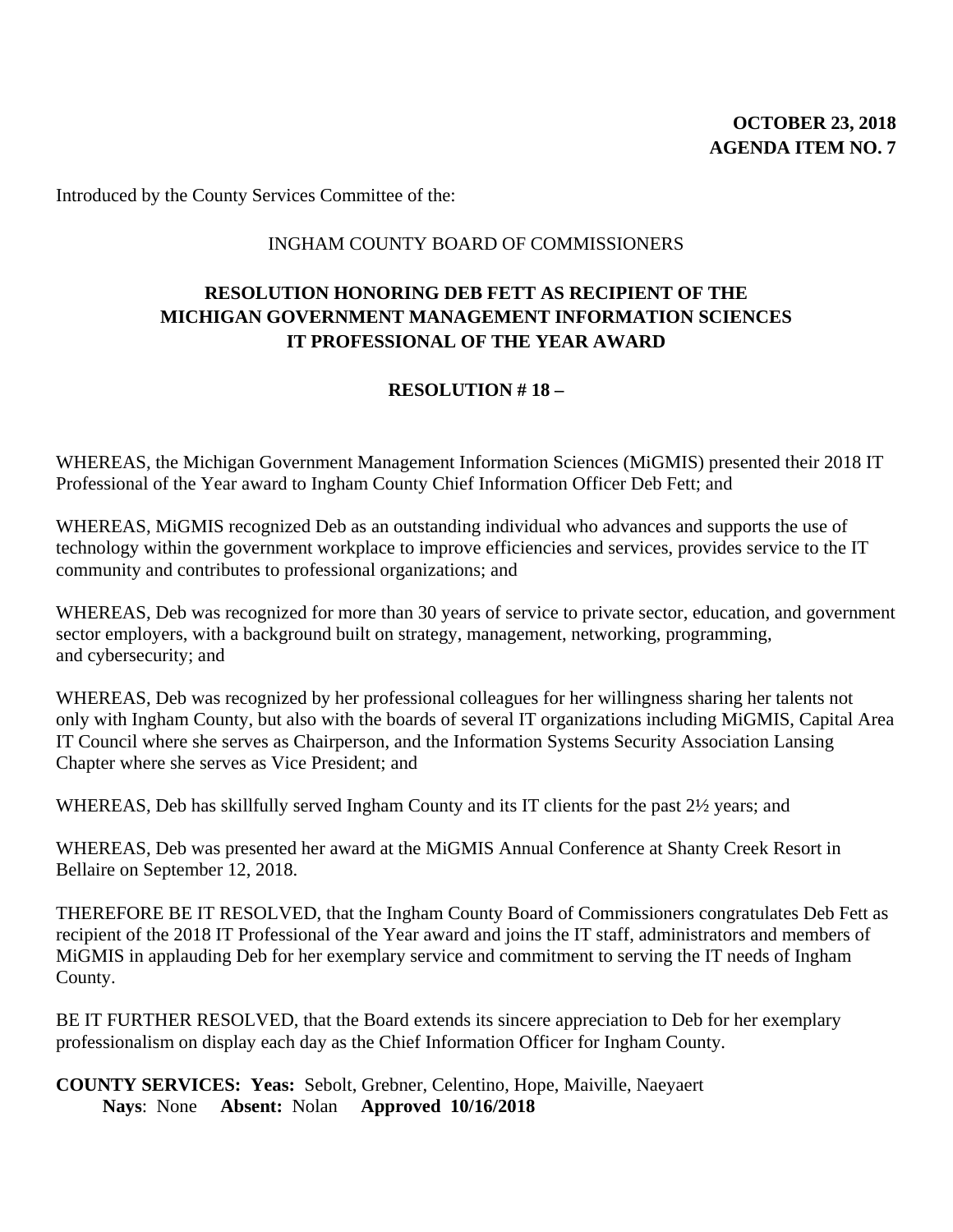**OCTOBER 23, 2018**
**AGENDA ITEM NO. 7**

Introduced by the County Services Committee of the:

INGHAM COUNTY BOARD OF COMMISSIONERS

## RESOLUTION HONORING DEB FETT AS RECIPIENT OF THE MICHIGAN GOVERNMENT MANAGEMENT INFORMATION SCIENCES IT PROFESSIONAL OF THE YEAR AWARD

**RESOLUTION # 18 –**

WHEREAS, the Michigan Government Management Information Sciences (MiGMIS) presented their 2018 IT Professional of the Year award to Ingham County Chief Information Officer Deb Fett; and

WHEREAS, MiGMIS recognized Deb as an outstanding individual who advances and supports the use of technology within the government workplace to improve efficiencies and services, provides service to the IT community and contributes to professional organizations; and

WHEREAS, Deb was recognized for more than 30 years of service to private sector, education, and government sector employers, with a background built on strategy, management, networking, programming, and cybersecurity; and

WHEREAS, Deb was recognized by her professional colleagues for her willingness sharing her talents not only with Ingham County, but also with the boards of several IT organizations including MiGMIS, Capital Area IT Council where she serves as Chairperson, and the Information Systems Security Association Lansing Chapter where she serves as Vice President; and

WHEREAS, Deb has skillfully served Ingham County and its IT clients for the past 2½ years; and

WHEREAS, Deb was presented her award at the MiGMIS Annual Conference at Shanty Creek Resort in Bellaire on September 12, 2018.

THEREFORE BE IT RESOLVED, that the Ingham County Board of Commissioners congratulates Deb Fett as recipient of the 2018 IT Professional of the Year award and joins the IT staff, administrators and members of MiGMIS in applauding Deb for her exemplary service and commitment to serving the IT needs of Ingham County.

BE IT FURTHER RESOLVED, that the Board extends its sincere appreciation to Deb for her exemplary professionalism on display each day as the Chief Information Officer for Ingham County.

**COUNTY SERVICES: Yeas:** Sebolt, Grebner, Celentino, Hope, Maiville, Naeyaert
**Nays**: None **Absent:** Nolan **Approved 10/16/2018**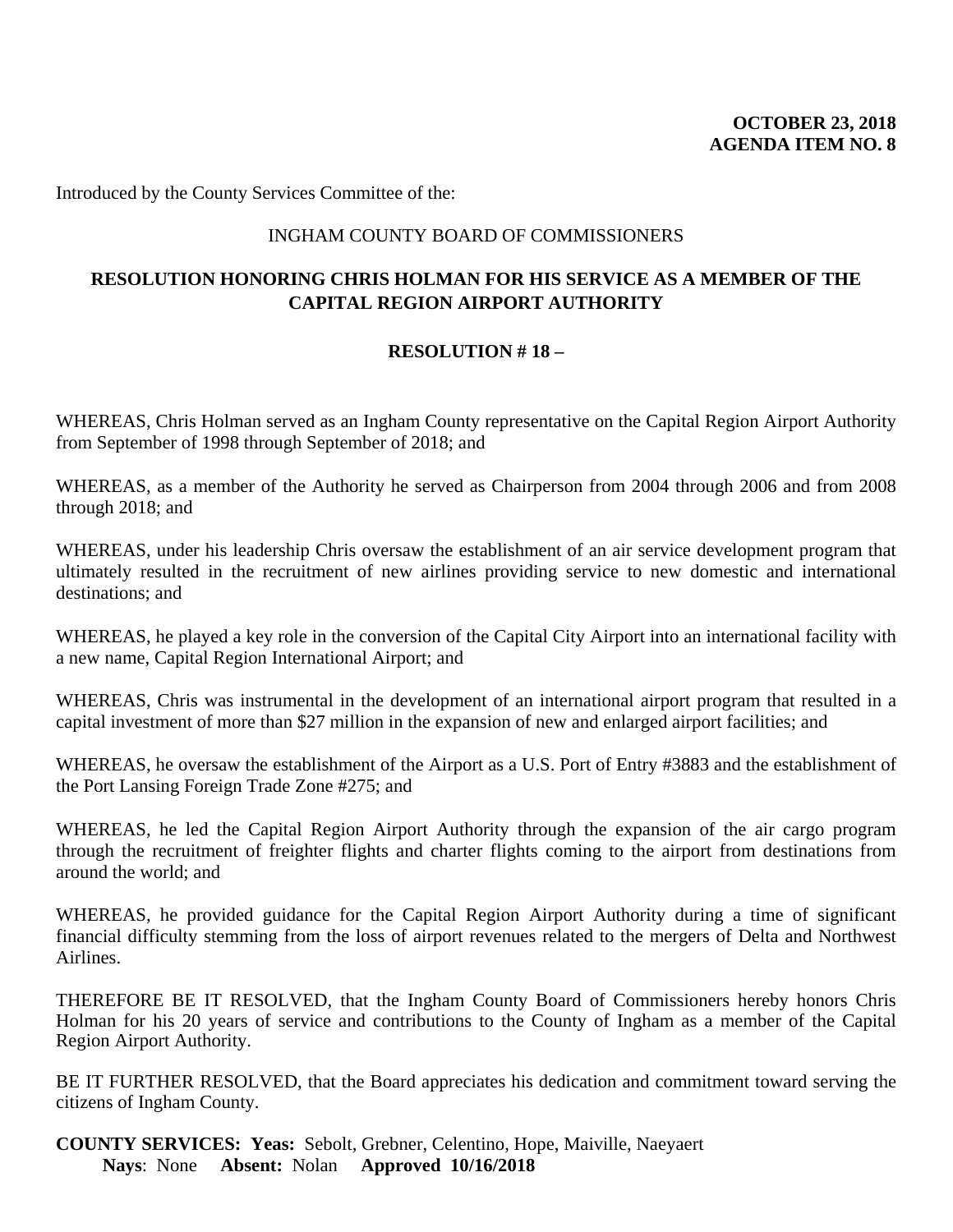**OCTOBER 23, 2018**
**AGENDA ITEM NO. 8**

Introduced by the County Services Committee of the:

INGHAM COUNTY BOARD OF COMMISSIONERS

**RESOLUTION HONORING CHRIS HOLMAN FOR HIS SERVICE AS A MEMBER OF THE CAPITAL REGION AIRPORT AUTHORITY**

**RESOLUTION # 18 –**

WHEREAS, Chris Holman served as an Ingham County representative on the Capital Region Airport Authority from September of 1998 through September of 2018; and

WHEREAS, as a member of the Authority he served as Chairperson from 2004 through 2006 and from 2008 through 2018; and

WHEREAS, under his leadership Chris oversaw the establishment of an air service development program that ultimately resulted in the recruitment of new airlines providing service to new domestic and international destinations; and

WHEREAS, he played a key role in the conversion of the Capital City Airport into an international facility with a new name, Capital Region International Airport; and

WHEREAS, Chris was instrumental in the development of an international airport program that resulted in a capital investment of more than $27 million in the expansion of new and enlarged airport facilities; and

WHEREAS, he oversaw the establishment of the Airport as a U.S. Port of Entry #3883 and the establishment of the Port Lansing Foreign Trade Zone #275; and

WHEREAS, he led the Capital Region Airport Authority through the expansion of the air cargo program through the recruitment of freighter flights and charter flights coming to the airport from destinations from around the world; and

WHEREAS, he provided guidance for the Capital Region Airport Authority during a time of significant financial difficulty stemming from the loss of airport revenues related to the mergers of Delta and Northwest Airlines.

THEREFORE BE IT RESOLVED, that the Ingham County Board of Commissioners hereby honors Chris Holman for his 20 years of service and contributions to the County of Ingham as a member of the Capital Region Airport Authority.

BE IT FURTHER RESOLVED, that the Board appreciates his dedication and commitment toward serving the citizens of Ingham County.

**COUNTY SERVICES: Yeas:** Sebolt, Grebner, Celentino, Hope, Maiville, Naeyaert
**Nays**: None **Absent:** Nolan **Approved 10/16/2018**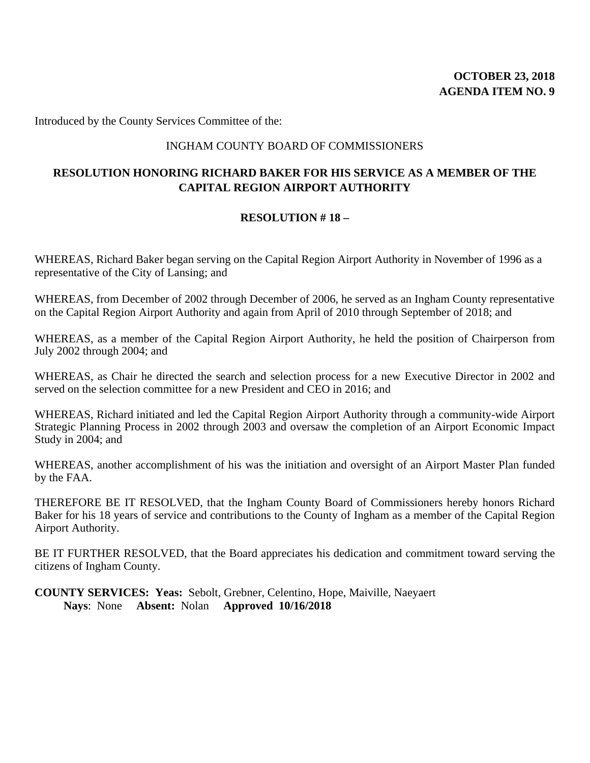**OCTOBER 23, 2018**
**AGENDA ITEM NO. 9**

Introduced by the County Services Committee of the:

INGHAM COUNTY BOARD OF COMMISSIONERS

## RESOLUTION HONORING RICHARD BAKER FOR HIS SERVICE AS A MEMBER OF THE CAPITAL REGION AIRPORT AUTHORITY

**RESOLUTION # 18 –**

WHEREAS, Richard Baker began serving on the Capital Region Airport Authority in November of 1996 as a representative of the City of Lansing; and

WHEREAS, from December of 2002 through December of 2006, he served as an Ingham County representative on the Capital Region Airport Authority and again from April of 2010 through September of 2018; and

WHEREAS, as a member of the Capital Region Airport Authority, he held the position of Chairperson from July 2002 through 2004; and

WHEREAS, as Chair he directed the search and selection process for a new Executive Director in 2002 and served on the selection committee for a new President and CEO in 2016; and

WHEREAS, Richard initiated and led the Capital Region Airport Authority through a community-wide Airport Strategic Planning Process in 2002 through 2003 and oversaw the completion of an Airport Economic Impact Study in 2004; and

WHEREAS, another accomplishment of his was the initiation and oversight of an Airport Master Plan funded by the FAA.

THEREFORE BE IT RESOLVED, that the Ingham County Board of Commissioners hereby honors Richard Baker for his 18 years of service and contributions to the County of Ingham as a member of the Capital Region Airport Authority.

BE IT FURTHER RESOLVED, that the Board appreciates his dedication and commitment toward serving the citizens of Ingham County.

**COUNTY SERVICES: Yeas:** Sebolt, Grebner, Celentino, Hope, Maiville, Naeyaert
**Nays**: None **Absent:** Nolan **Approved 10/16/2018**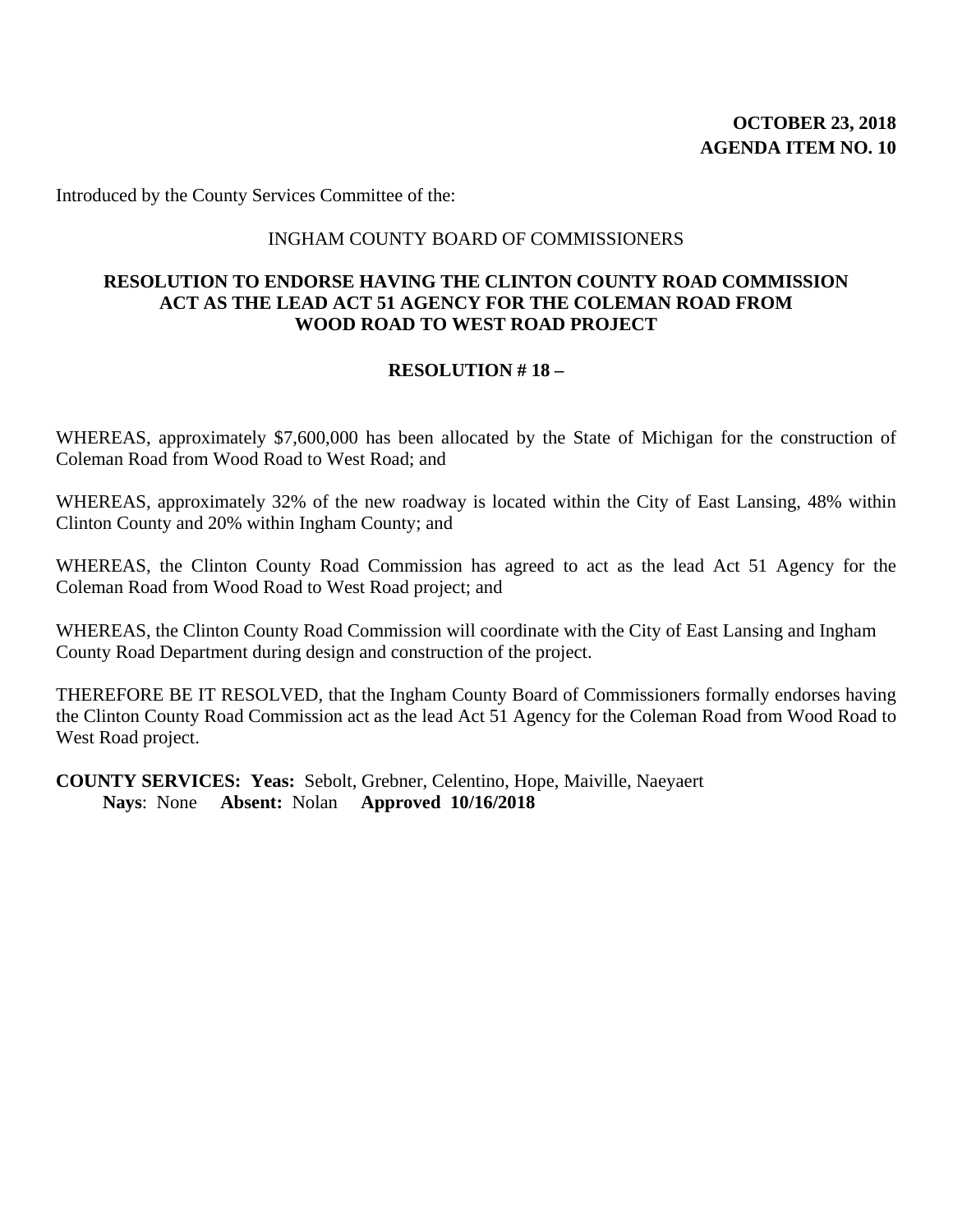**OCTOBER 23, 2018**
**AGENDA ITEM NO. 10**

Introduced by the County Services Committee of the:

INGHAM COUNTY BOARD OF COMMISSIONERS

**RESOLUTION TO ENDORSE HAVING THE CLINTON COUNTY ROAD COMMISSION ACT AS THE LEAD ACT 51 AGENCY FOR THE COLEMAN ROAD FROM WOOD ROAD TO WEST ROAD PROJECT**

**RESOLUTION # 18 –**

WHEREAS, approximately $7,600,000 has been allocated by the State of Michigan for the construction of Coleman Road from Wood Road to West Road; and

WHEREAS, approximately 32% of the new roadway is located within the City of East Lansing, 48% within Clinton County and 20% within Ingham County; and

WHEREAS, the Clinton County Road Commission has agreed to act as the lead Act 51 Agency for the Coleman Road from Wood Road to West Road project; and

WHEREAS, the Clinton County Road Commission will coordinate with the City of East Lansing and Ingham County Road Department during design and construction of the project.

THEREFORE BE IT RESOLVED, that the Ingham County Board of Commissioners formally endorses having the Clinton County Road Commission act as the lead Act 51 Agency for the Coleman Road from Wood Road to West Road project.

**COUNTY SERVICES: Yeas:** Sebolt, Grebner, Celentino, Hope, Maiville, Naeyaert
**Nays**: None **Absent:** Nolan **Approved 10/16/2018**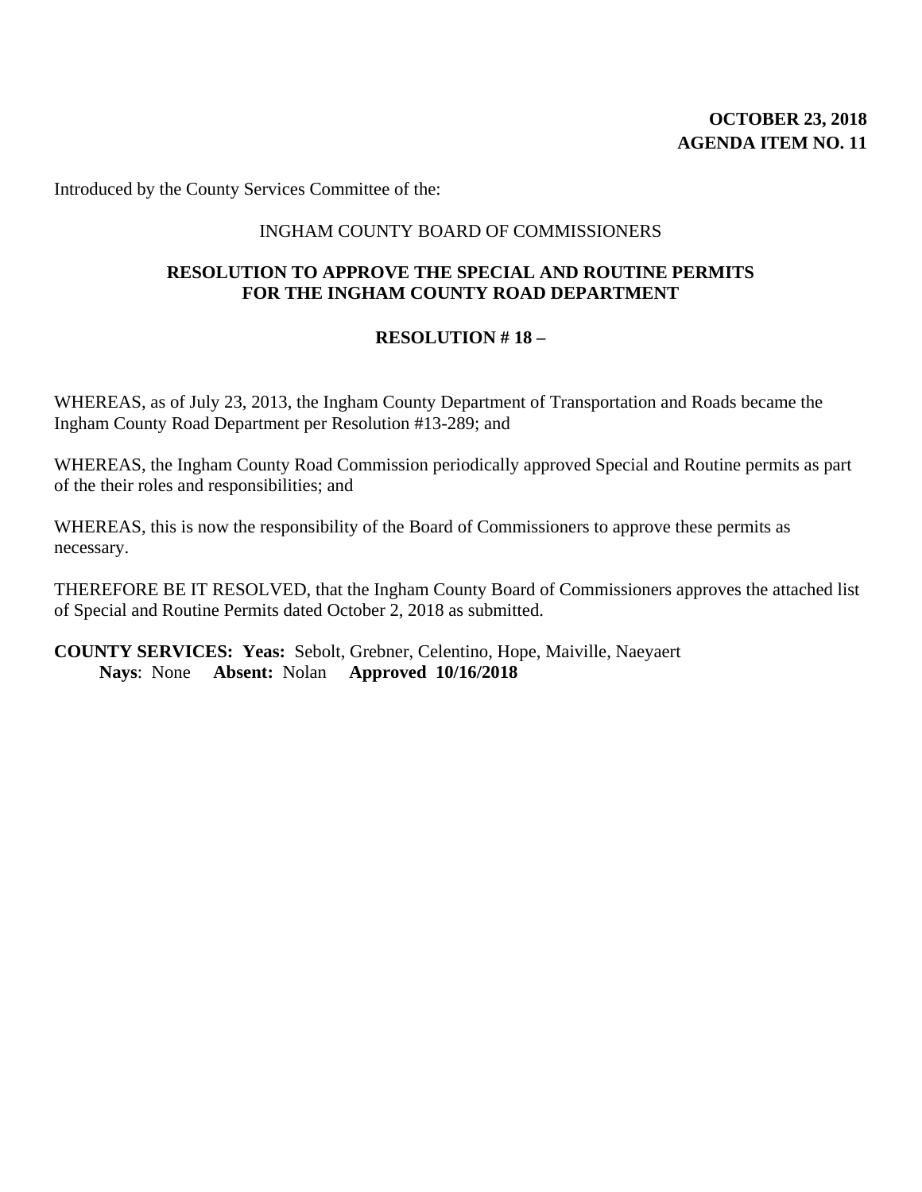**OCTOBER 23, 2018**
**AGENDA ITEM NO. 11**

Introduced by the County Services Committee of the:

INGHAM COUNTY BOARD OF COMMISSIONERS

## RESOLUTION TO APPROVE THE SPECIAL AND ROUTINE PERMITS FOR THE INGHAM COUNTY ROAD DEPARTMENT

### RESOLUTION # 18 –

WHEREAS, as of July 23, 2013, the Ingham County Department of Transportation and Roads became the Ingham County Road Department per Resolution #13-289; and

WHEREAS, the Ingham County Road Commission periodically approved Special and Routine permits as part of the their roles and responsibilities; and

WHEREAS, this is now the responsibility of the Board of Commissioners to approve these permits as necessary.

THEREFORE BE IT RESOLVED, that the Ingham County Board of Commissioners approves the attached list of Special and Routine Permits dated October 2, 2018 as submitted.

**COUNTY SERVICES: Yeas:** Sebolt, Grebner, Celentino, Hope, Maiville, Naeyaert
**Nays**: None **Absent:** Nolan **Approved 10/16/2018**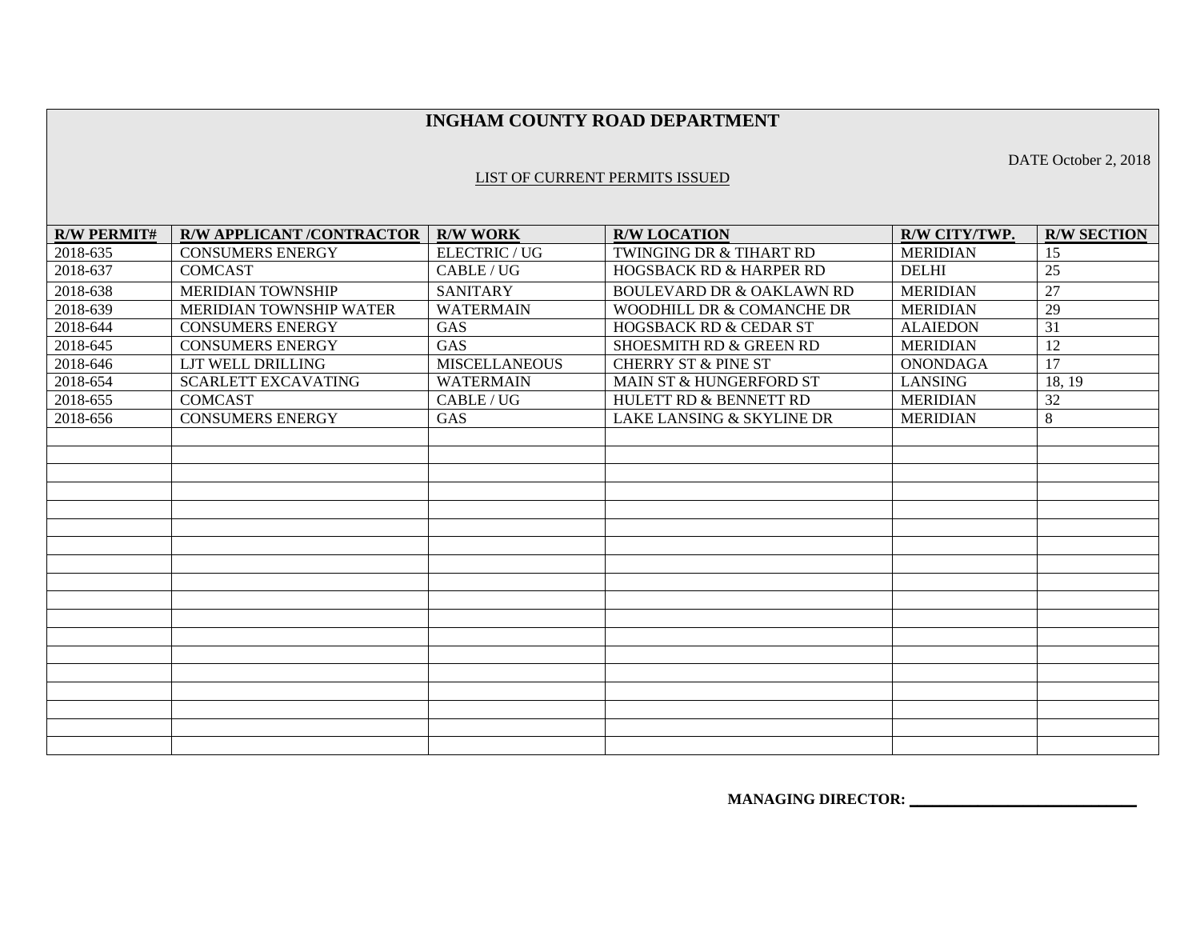# INGHAM COUNTY ROAD DEPARTMENT

DATE October 2, 2018

LIST OF CURRENT PERMITS ISSUED

| R/W PERMIT# | R/W APPLICANT /CONTRACTOR | R/W WORK | R/W LOCATION | R/W CITY/TWP. | R/W SECTION |
|---|---|---|---|---|---|
| 2018-635 | CONSUMERS ENERGY | ELECTRIC / UG | TWINGING DR & TIHART RD | MERIDIAN | 15 |
| 2018-637 | COMCAST | CABLE / UG | HOGSBACK RD & HARPER RD | DELHI | 25 |
| 2018-638 | MERIDIAN TOWNSHIP | SANITARY | BOULEVARD DR & OAKLAWN RD | MERIDIAN | 27 |
| 2018-639 | MERIDIAN TOWNSHIP WATER | WATERMAIN | WOODHILL DR & COMANCHE DR | MERIDIAN | 29 |
| 2018-644 | CONSUMERS ENERGY | GAS | HOGSBACK RD & CEDAR ST | ALAIEDON | 31 |
| 2018-645 | CONSUMERS ENERGY | GAS | SHOESMITH RD & GREEN RD | MERIDIAN | 12 |
| 2018-646 | LJT WELL DRILLING | MISCELLANEOUS | CHERRY ST & PINE ST | ONONDAGA | 17 |
| 2018-654 | SCARLETT EXCAVATING | WATERMAIN | MAIN ST & HUNGERFORD ST | LANSING | 18, 19 |
| 2018-655 | COMCAST | CABLE / UG | HULETT RD & BENNETT RD | MERIDIAN | 32 |
| 2018-656 | CONSUMERS ENERGY | GAS | LAKE LANSING & SKYLINE DR | MERIDIAN | 8 |

**MANAGING DIRECTOR:** ______________________________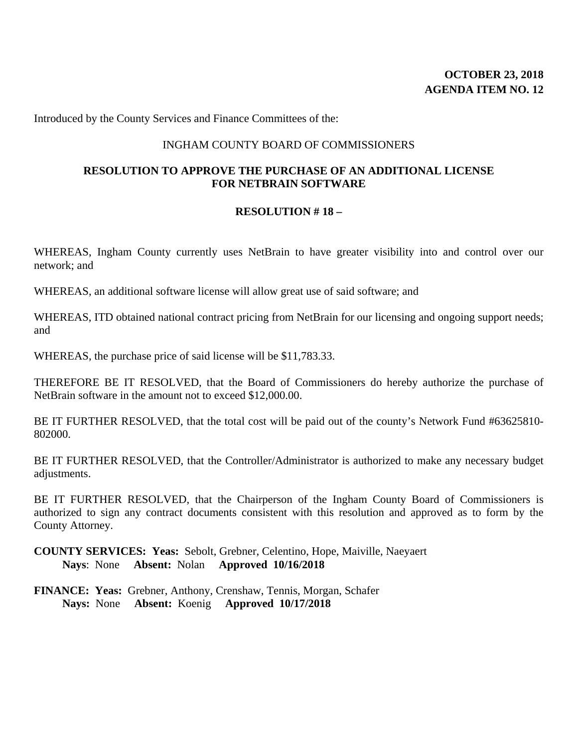**OCTOBER 23, 2018**
**AGENDA ITEM NO. 12**

Introduced by the County Services and Finance Committees of the:

INGHAM COUNTY BOARD OF COMMISSIONERS

**RESOLUTION TO APPROVE THE PURCHASE OF AN ADDITIONAL LICENSE FOR NETBRAIN SOFTWARE**

**RESOLUTION # 18 –**

WHEREAS, Ingham County currently uses NetBrain to have greater visibility into and control over our network; and

WHEREAS, an additional software license will allow great use of said software; and

WHEREAS, ITD obtained national contract pricing from NetBrain for our licensing and ongoing support needs; and

WHEREAS, the purchase price of said license will be $11,783.33.

THEREFORE BE IT RESOLVED, that the Board of Commissioners do hereby authorize the purchase of NetBrain software in the amount not to exceed $12,000.00.

BE IT FURTHER RESOLVED, that the total cost will be paid out of the county's Network Fund #63625810-802000.

BE IT FURTHER RESOLVED, that the Controller/Administrator is authorized to make any necessary budget adjustments.

BE IT FURTHER RESOLVED, that the Chairperson of the Ingham County Board of Commissioners is authorized to sign any contract documents consistent with this resolution and approved as to form by the County Attorney.

**COUNTY SERVICES: Yeas:** Sebolt, Grebner, Celentino, Hope, Maiville, Naeyaert
**Nays**: None **Absent:** Nolan **Approved 10/16/2018**

**FINANCE: Yeas:** Grebner, Anthony, Crenshaw, Tennis, Morgan, Schafer
**Nays:** None **Absent:** Koenig **Approved 10/17/2018**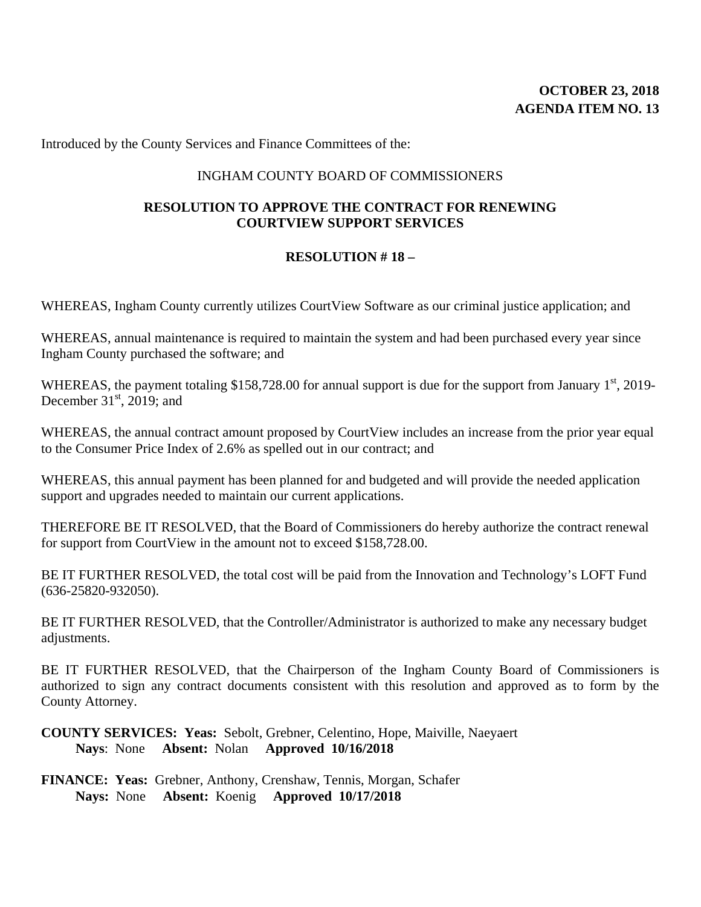**OCTOBER 23, 2018**
**AGENDA ITEM NO. 13**

Introduced by the County Services and Finance Committees of the:

INGHAM COUNTY BOARD OF COMMISSIONERS

**RESOLUTION TO APPROVE THE CONTRACT FOR RENEWING COURTVIEW SUPPORT SERVICES**

**RESOLUTION # 18 –**

WHEREAS, Ingham County currently utilizes CourtView Software as our criminal justice application; and

WHEREAS, annual maintenance is required to maintain the system and had been purchased every year since Ingham County purchased the software; and

WHEREAS, the payment totaling $158,728.00 for annual support is due for the support from January 1st, 2019-December 31st, 2019; and

WHEREAS, the annual contract amount proposed by CourtView includes an increase from the prior year equal to the Consumer Price Index of 2.6% as spelled out in our contract; and

WHEREAS, this annual payment has been planned for and budgeted and will provide the needed application support and upgrades needed to maintain our current applications.

THEREFORE BE IT RESOLVED, that the Board of Commissioners do hereby authorize the contract renewal for support from CourtView in the amount not to exceed $158,728.00.

BE IT FURTHER RESOLVED, the total cost will be paid from the Innovation and Technology's LOFT Fund (636-25820-932050).

BE IT FURTHER RESOLVED, that the Controller/Administrator is authorized to make any necessary budget adjustments.

BE IT FURTHER RESOLVED, that the Chairperson of the Ingham County Board of Commissioners is authorized to sign any contract documents consistent with this resolution and approved as to form by the County Attorney.

**COUNTY SERVICES: Yeas:** Sebolt, Grebner, Celentino, Hope, Maiville, Naeyaert
**Nays**: None **Absent:** Nolan **Approved 10/16/2018**

**FINANCE: Yeas:** Grebner, Anthony, Crenshaw, Tennis, Morgan, Schafer
**Nays:** None **Absent:** Koenig **Approved 10/17/2018**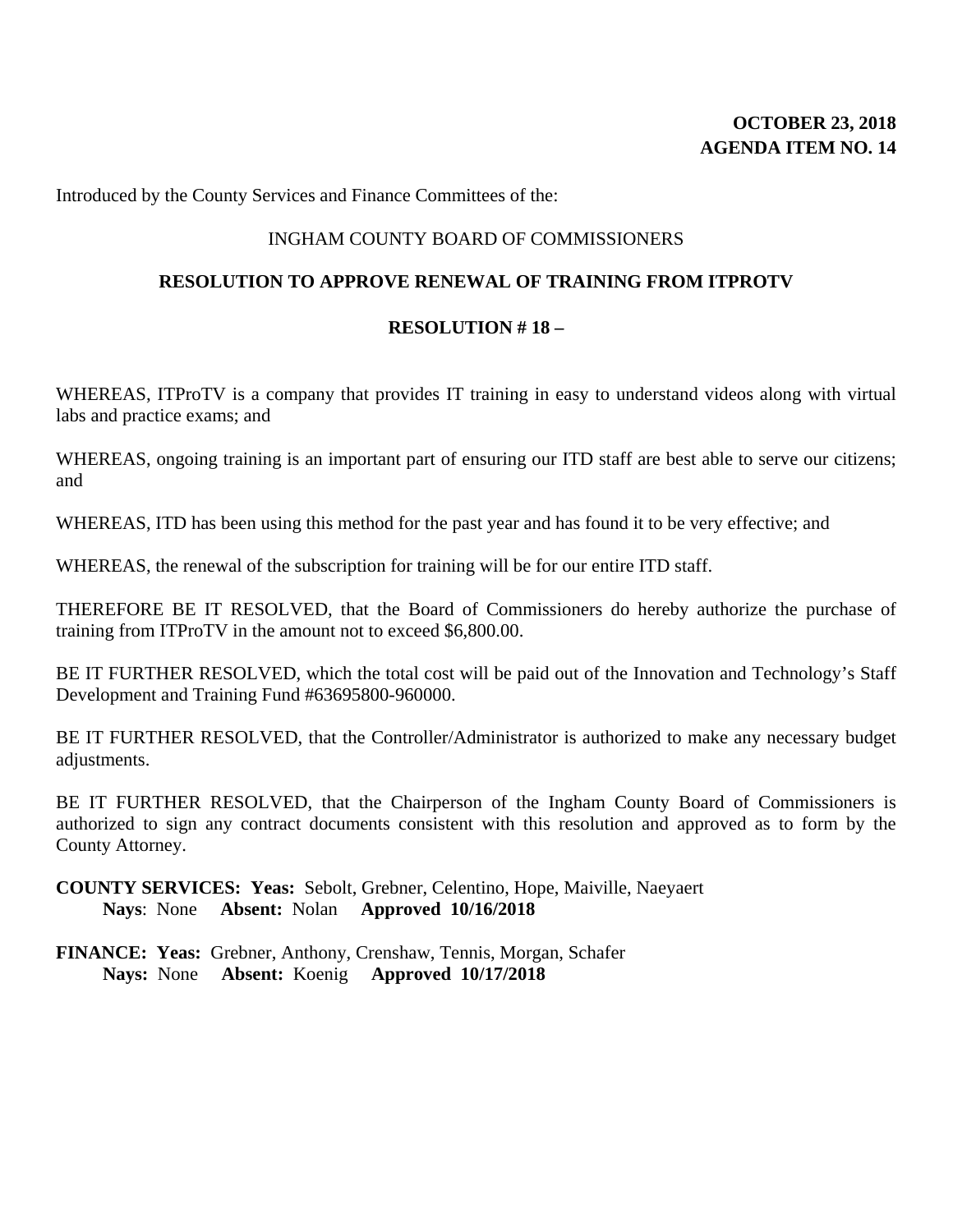**OCTOBER 23, 2018**
**AGENDA ITEM NO. 14**

Introduced by the County Services and Finance Committees of the:

INGHAM COUNTY BOARD OF COMMISSIONERS

**RESOLUTION TO APPROVE RENEWAL OF TRAINING FROM ITPROTV**

**RESOLUTION # 18 –**

WHEREAS, ITProTV is a company that provides IT training in easy to understand videos along with virtual labs and practice exams; and

WHEREAS, ongoing training is an important part of ensuring our ITD staff are best able to serve our citizens; and

WHEREAS, ITD has been using this method for the past year and has found it to be very effective; and

WHEREAS, the renewal of the subscription for training will be for our entire ITD staff.

THEREFORE BE IT RESOLVED, that the Board of Commissioners do hereby authorize the purchase of training from ITProTV in the amount not to exceed $6,800.00.

BE IT FURTHER RESOLVED, which the total cost will be paid out of the Innovation and Technology's Staff Development and Training Fund #63695800-960000.

BE IT FURTHER RESOLVED, that the Controller/Administrator is authorized to make any necessary budget adjustments.

BE IT FURTHER RESOLVED, that the Chairperson of the Ingham County Board of Commissioners is authorized to sign any contract documents consistent with this resolution and approved as to form by the County Attorney.

**COUNTY SERVICES: Yeas:** Sebolt, Grebner, Celentino, Hope, Maiville, Naeyaert
**Nays**: None **Absent:** Nolan **Approved 10/16/2018**

**FINANCE: Yeas:** Grebner, Anthony, Crenshaw, Tennis, Morgan, Schafer
**Nays:** None **Absent:** Koenig **Approved 10/17/2018**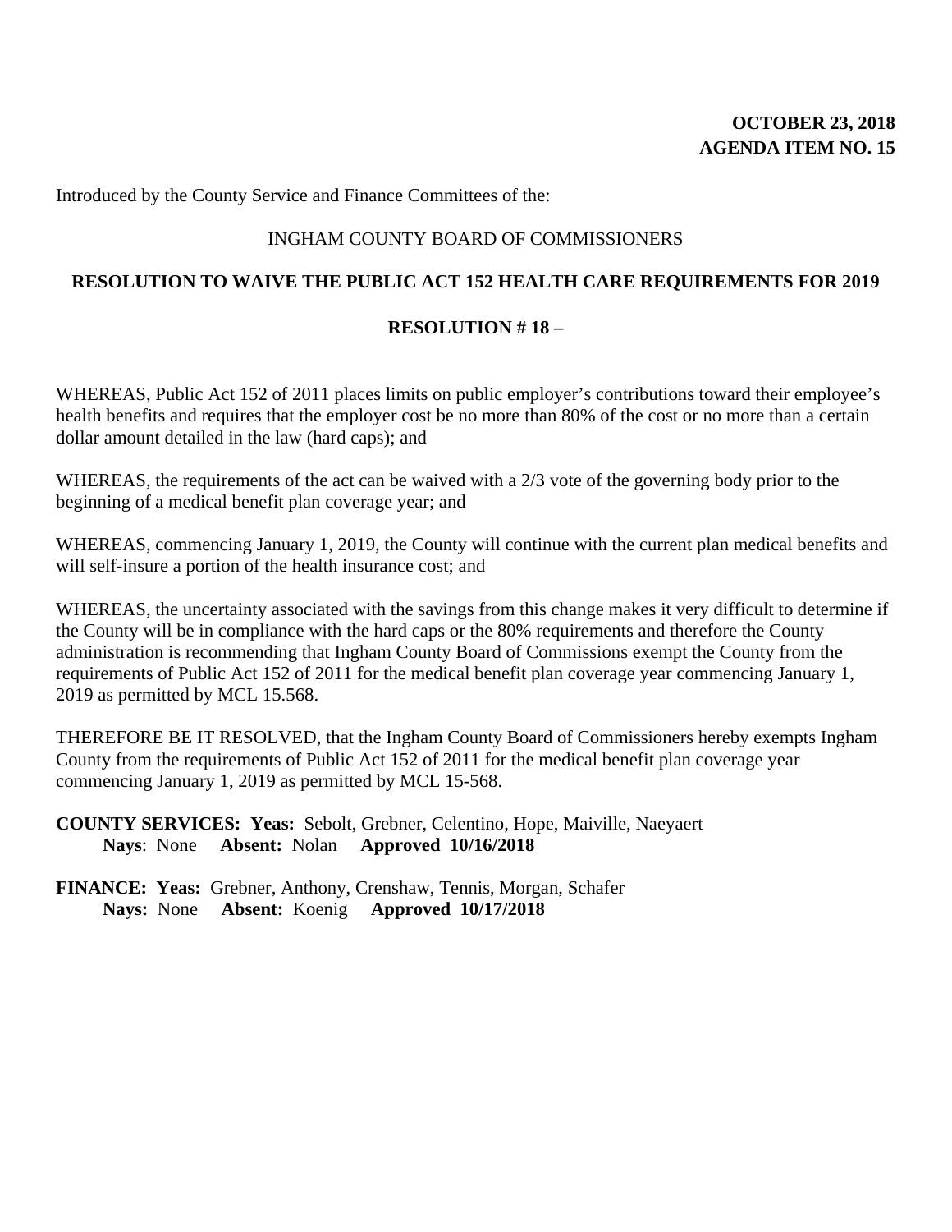**OCTOBER 23, 2018**
**AGENDA ITEM NO. 15**

Introduced by the County Service and Finance Committees of the:

INGHAM COUNTY BOARD OF COMMISSIONERS

**RESOLUTION TO WAIVE THE PUBLIC ACT 152 HEALTH CARE REQUIREMENTS FOR 2019**

**RESOLUTION # 18 –**

WHEREAS, Public Act 152 of 2011 places limits on public employer's contributions toward their employee's health benefits and requires that the employer cost be no more than 80% of the cost or no more than a certain dollar amount detailed in the law (hard caps); and

WHEREAS, the requirements of the act can be waived with a 2/3 vote of the governing body prior to the beginning of a medical benefit plan coverage year; and

WHEREAS, commencing January 1, 2019, the County will continue with the current plan medical benefits and will self-insure a portion of the health insurance cost; and

WHEREAS, the uncertainty associated with the savings from this change makes it very difficult to determine if the County will be in compliance with the hard caps or the 80% requirements and therefore the County administration is recommending that Ingham County Board of Commissions exempt the County from the requirements of Public Act 152 of 2011 for the medical benefit plan coverage year commencing January 1, 2019 as permitted by MCL 15.568.

THEREFORE BE IT RESOLVED, that the Ingham County Board of Commissioners hereby exempts Ingham County from the requirements of Public Act 152 of 2011 for the medical benefit plan coverage year commencing January 1, 2019 as permitted by MCL 15-568.

**COUNTY SERVICES: Yeas:** Sebolt, Grebner, Celentino, Hope, Maiville, Naeyaert
**Nays**: None **Absent:** Nolan **Approved 10/16/2018**

**FINANCE: Yeas:** Grebner, Anthony, Crenshaw, Tennis, Morgan, Schafer
**Nays:** None **Absent:** Koenig **Approved 10/17/2018**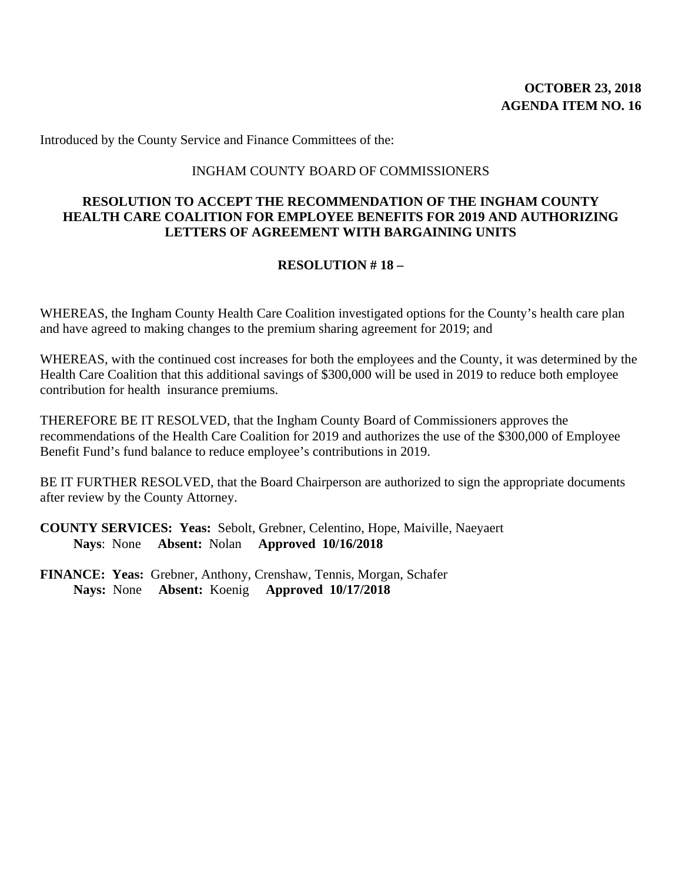**OCTOBER 23, 2018**
**AGENDA ITEM NO. 16**

Introduced by the County Service and Finance Committees of the:

INGHAM COUNTY BOARD OF COMMISSIONERS

**RESOLUTION TO ACCEPT THE RECOMMENDATION OF THE INGHAM COUNTY HEALTH CARE COALITION FOR EMPLOYEE BENEFITS FOR 2019 AND AUTHORIZING LETTERS OF AGREEMENT WITH BARGAINING UNITS**

**RESOLUTION # 18 –**

WHEREAS, the Ingham County Health Care Coalition investigated options for the County's health care plan and have agreed to making changes to the premium sharing agreement for 2019; and

WHEREAS, with the continued cost increases for both the employees and the County, it was determined by the Health Care Coalition that this additional savings of $300,000 will be used in 2019 to reduce both employee contribution for health insurance premiums.

THEREFORE BE IT RESOLVED, that the Ingham County Board of Commissioners approves the recommendations of the Health Care Coalition for 2019 and authorizes the use of the $300,000 of Employee Benefit Fund's fund balance to reduce employee's contributions in 2019.

BE IT FURTHER RESOLVED, that the Board Chairperson are authorized to sign the appropriate documents after review by the County Attorney.

**COUNTY SERVICES: Yeas:** Sebolt, Grebner, Celentino, Hope, Maiville, Naeyaert
**Nays**: None **Absent:** Nolan **Approved 10/16/2018**

**FINANCE: Yeas:** Grebner, Anthony, Crenshaw, Tennis, Morgan, Schafer
**Nays:** None **Absent:** Koenig **Approved 10/17/2018**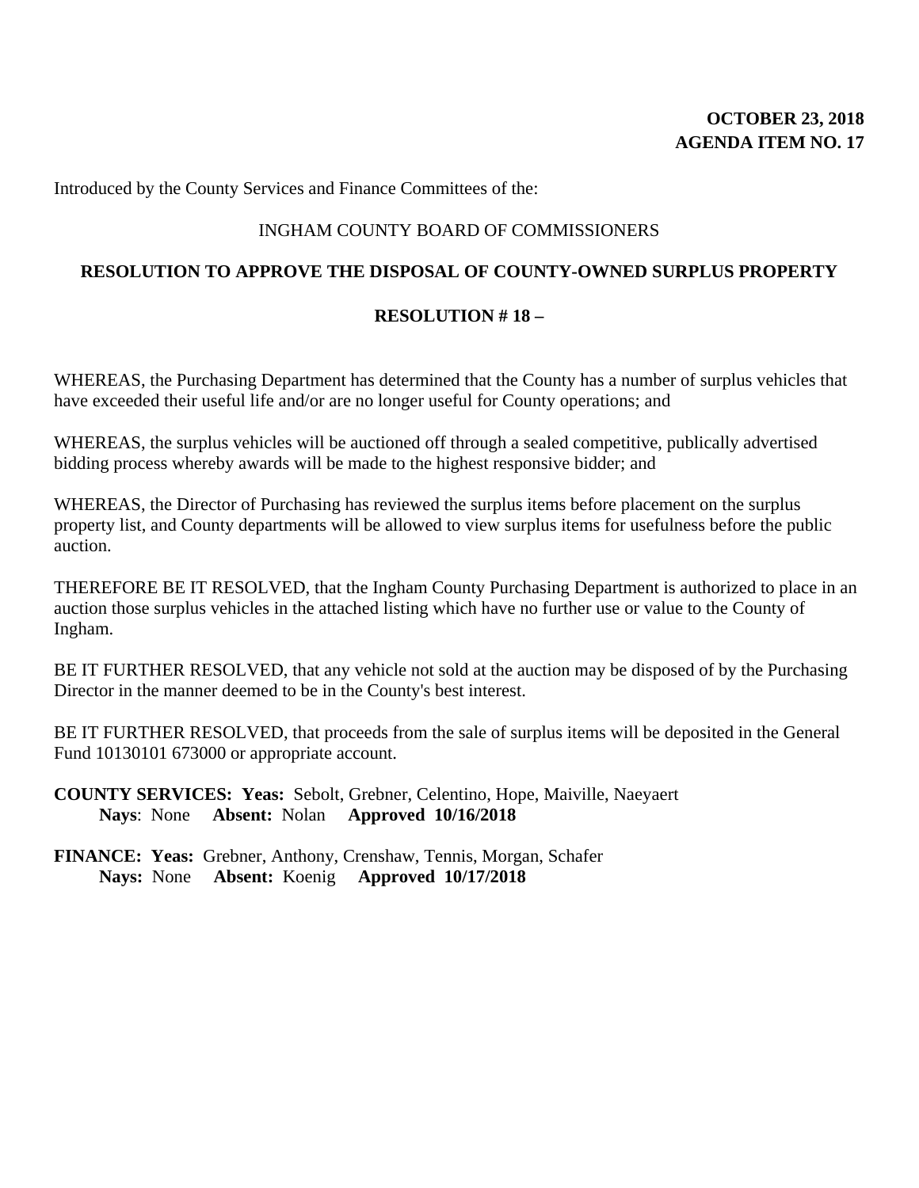**OCTOBER 23, 2018**
**AGENDA ITEM NO. 17**

Introduced by the County Services and Finance Committees of the:

INGHAM COUNTY BOARD OF COMMISSIONERS

**RESOLUTION TO APPROVE THE DISPOSAL OF COUNTY-OWNED SURPLUS PROPERTY**

**RESOLUTION # 18 –**

WHEREAS, the Purchasing Department has determined that the County has a number of surplus vehicles that have exceeded their useful life and/or are no longer useful for County operations; and

WHEREAS, the surplus vehicles will be auctioned off through a sealed competitive, publically advertised bidding process whereby awards will be made to the highest responsive bidder; and

WHEREAS, the Director of Purchasing has reviewed the surplus items before placement on the surplus property list, and County departments will be allowed to view surplus items for usefulness before the public auction.

THEREFORE BE IT RESOLVED, that the Ingham County Purchasing Department is authorized to place in an auction those surplus vehicles in the attached listing which have no further use or value to the County of Ingham.

BE IT FURTHER RESOLVED, that any vehicle not sold at the auction may be disposed of by the Purchasing Director in the manner deemed to be in the County's best interest.

BE IT FURTHER RESOLVED, that proceeds from the sale of surplus items will be deposited in the General Fund 10130101 673000 or appropriate account.

**COUNTY SERVICES: Yeas:** Sebolt, Grebner, Celentino, Hope, Maiville, Naeyaert
**Nays**: None **Absent:** Nolan **Approved 10/16/2018**

**FINANCE: Yeas:** Grebner, Anthony, Crenshaw, Tennis, Morgan, Schafer
**Nays:** None **Absent:** Koenig **Approved 10/17/2018**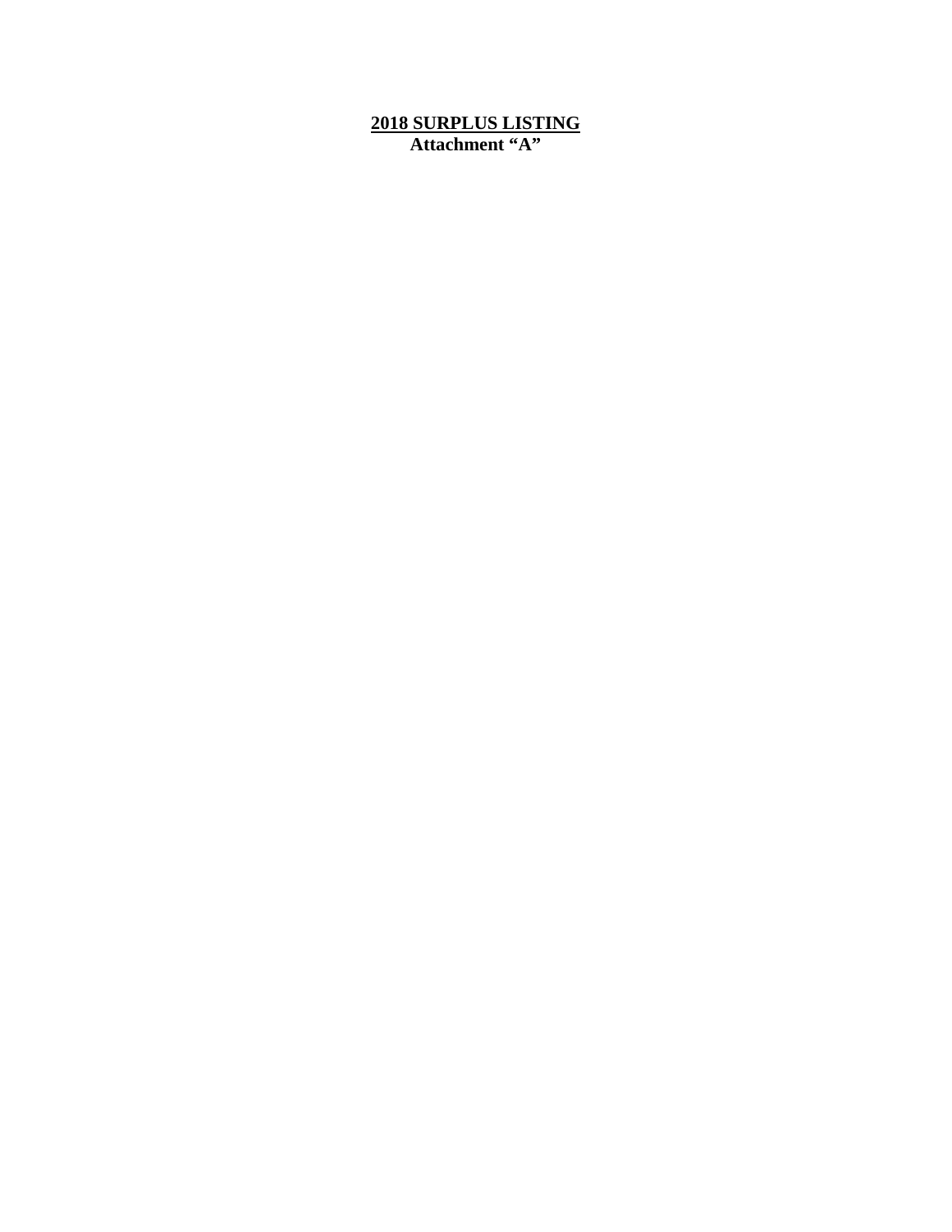# 2018 SURPLUS LISTING

**Attachment "A"**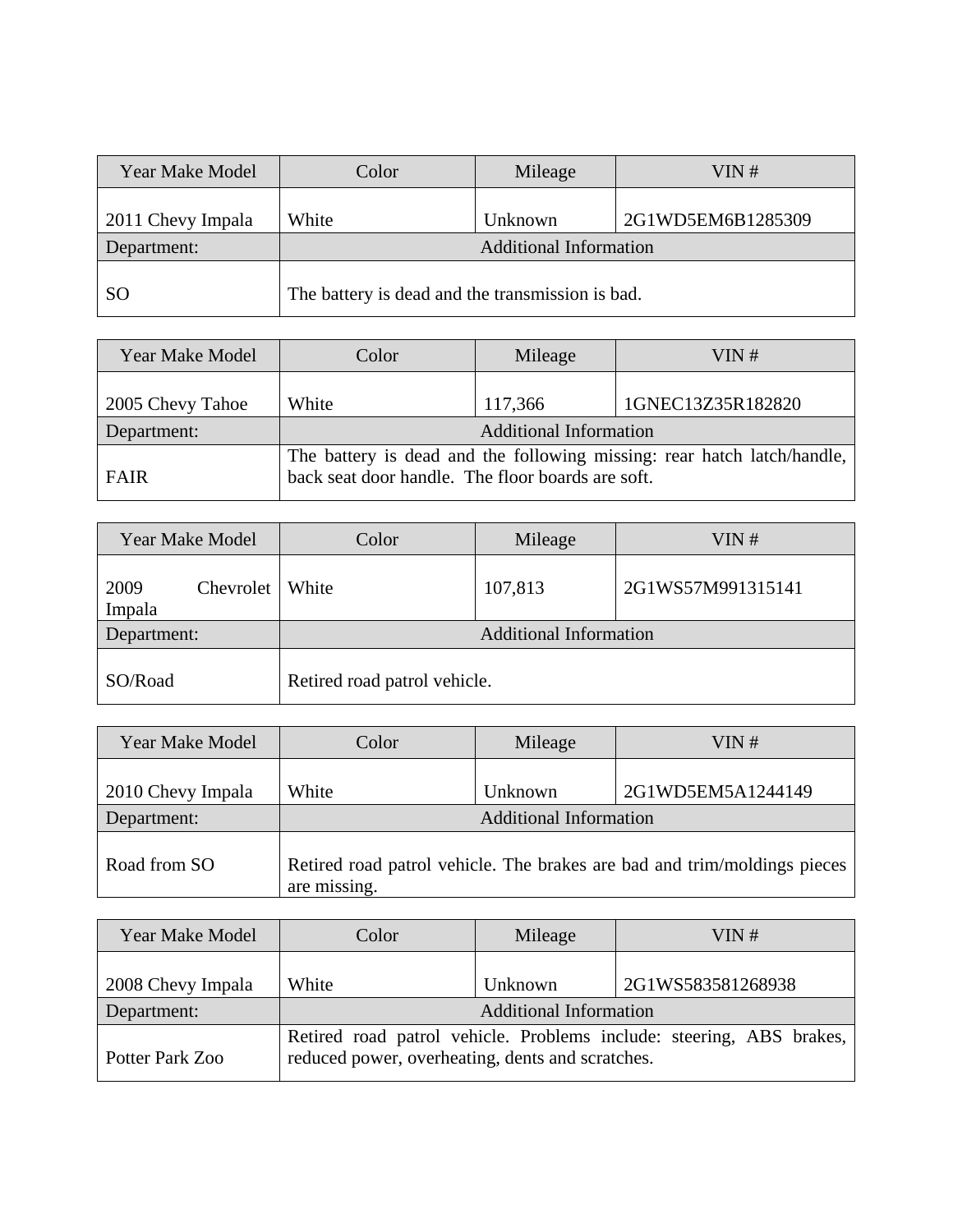| Year Make Model | Color | Mileage | VIN # |
|---|---|---|---|
| 2011 Chevy Impala | White | Unknown | 2G1WD5EM6B1285309 |
| Department: | Additional Information | | |
| SO | The battery is dead and the transmission is bad. | | |

| Year Make Model | Color | Mileage | VIN # |
|---|---|---|---|
| 2005 Chevy Tahoe | White | 117,366 | 1GNEC13Z35R182820 |
| Department: | Additional Information | | |
| FAIR | The battery is dead and the following missing: rear hatch latch/handle, back seat door handle. The floor boards are soft. | | |

| Year Make Model | Color | Mileage | VIN # |
|---|---|---|---|
| 2009 Chevrolet Impala | White | 107,813 | 2G1WS57M991315141 |
| Department: | Additional Information | | |
| SO/Road | Retired road patrol vehicle. | | |

| Year Make Model | Color | Mileage | VIN # |
|---|---|---|---|
| 2010 Chevy Impala | White | Unknown | 2G1WD5EM5A1244149 |
| Department: | Additional Information | | |
| Road from SO | Retired road patrol vehicle. The brakes are bad and trim/moldings pieces are missing. | | |

| Year Make Model | Color | Mileage | VIN # |
|---|---|---|---|
| 2008 Chevy Impala | White | Unknown | 2G1WS583581268938 |
| Department: | Additional Information | | |
| Potter Park Zoo | Retired road patrol vehicle. Problems include: steering, ABS brakes, reduced power, overheating, dents and scratches. | | |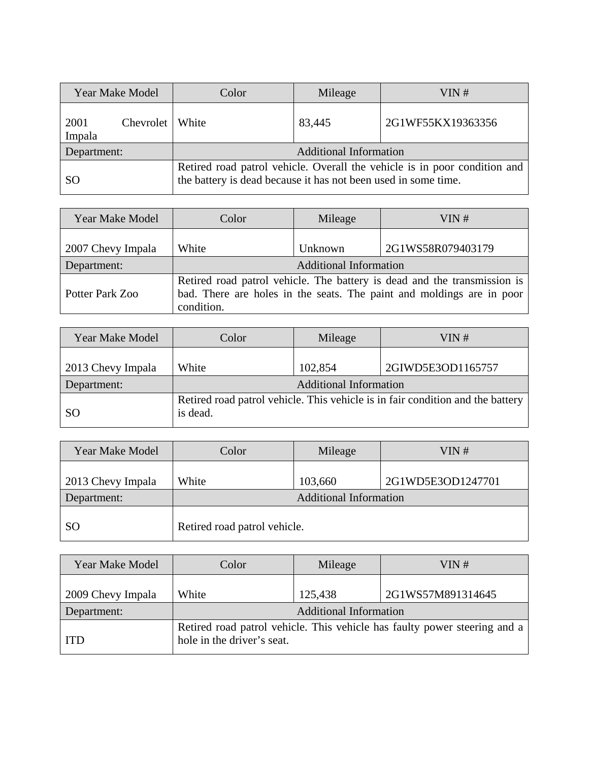| Year Make Model | Color | Mileage | VIN # |
|---|---|---|---|
| 2001 Chevrolet Impala | White | 83,445 | 2G1WF55KX19363356 |
| Department: | Additional Information | | |
| SO | Retired road patrol vehicle. Overall the vehicle is in poor condition and the battery is dead because it has not been used in some time. | | |

| Year Make Model | Color | Mileage | VIN # |
|---|---|---|---|
| 2007 Chevy Impala | White | Unknown | 2G1WS58R079403179 |
| Department: | Additional Information | | |
| Potter Park Zoo | Retired road patrol vehicle. The battery is dead and the transmission is bad. There are holes in the seats. The paint and moldings are in poor condition. | | |

| Year Make Model | Color | Mileage | VIN # |
|---|---|---|---|
| 2013 Chevy Impala | White | 102,854 | 2GIWD5E3OD1165757 |
| Department: | Additional Information | | |
| SO | Retired road patrol vehicle. This vehicle is in fair condition and the battery is dead. | | |

| Year Make Model | Color | Mileage | VIN # |
|---|---|---|---|
| 2013 Chevy Impala | White | 103,660 | 2G1WD5E3OD1247701 |
| Department: | Additional Information | | |
| SO | Retired road patrol vehicle. | | |

| Year Make Model | Color | Mileage | VIN # |
|---|---|---|---|
| 2009 Chevy Impala | White | 125,438 | 2G1WS57M891314645 |
| Department: | Additional Information | | |
| ITD | Retired road patrol vehicle. This vehicle has faulty power steering and a hole in the driver's seat. | | |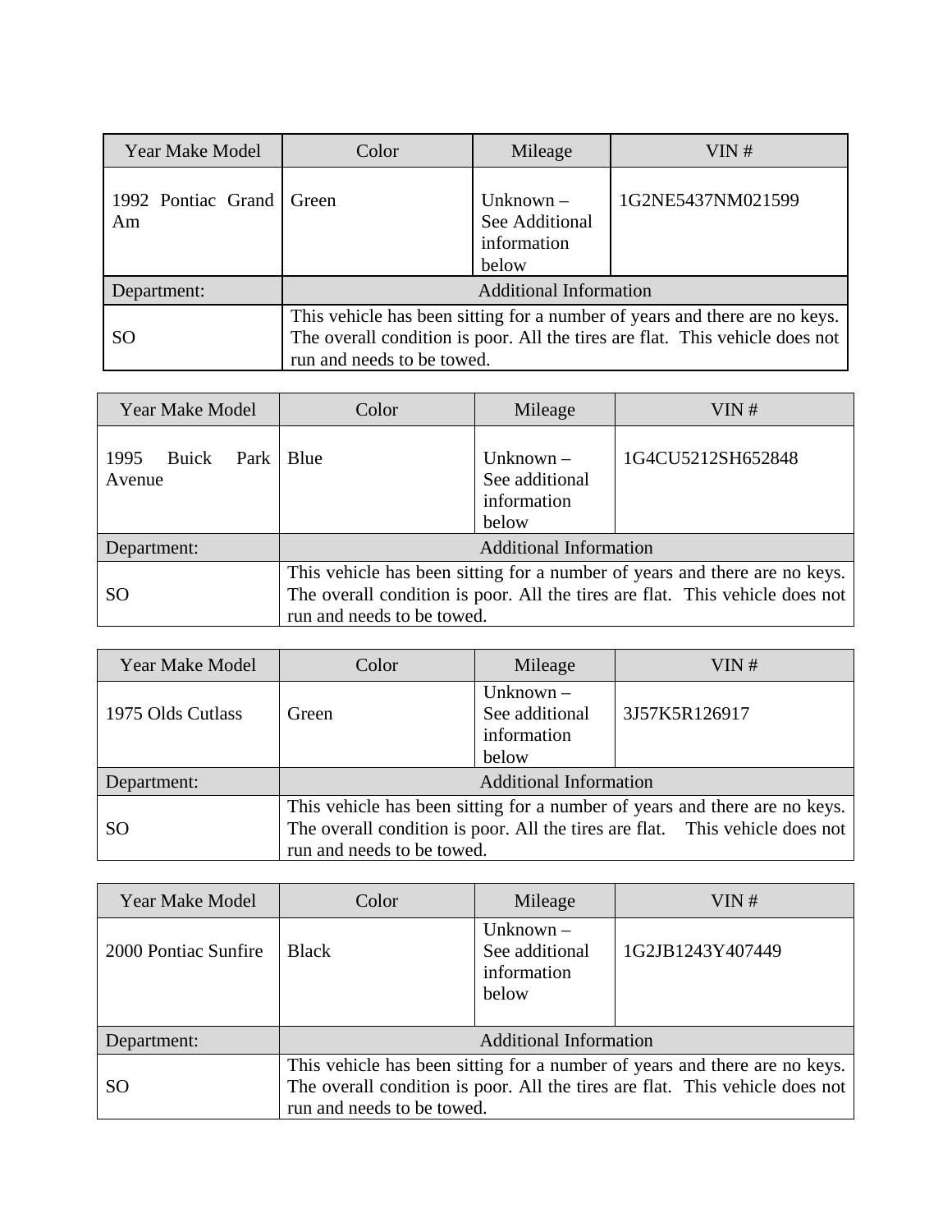| Year Make Model | Color | Mileage | VIN # |
|---|---|---|---|
| 1992 Pontiac Grand Am | Green | Unknown – See Additional information below | 1G2NE5437NM021599 |
| Department: | Additional Information | | |
| SO | This vehicle has been sitting for a number of years and there are no keys. The overall condition is poor. All the tires are flat. This vehicle does not run and needs to be towed. | | |

| Year Make Model | Color | Mileage | VIN # |
|---|---|---|---|
| 1995 Buick Park Avenue | Blue | Unknown – See additional information below | 1G4CU5212SH652848 |
| Department: | Additional Information | | |
| SO | This vehicle has been sitting for a number of years and there are no keys. The overall condition is poor. All the tires are flat. This vehicle does not run and needs to be towed. | | |

| Year Make Model | Color | Mileage | VIN # |
|---|---|---|---|
| 1975 Olds Cutlass | Green | Unknown – See additional information below | 3J57K5R126917 |
| Department: | Additional Information | | |
| SO | This vehicle has been sitting for a number of years and there are no keys. The overall condition is poor. All the tires are flat. This vehicle does not run and needs to be towed. | | |

| Year Make Model | Color | Mileage | VIN # |
|---|---|---|---|
| 2000 Pontiac Sunfire | Black | Unknown – See additional information below | 1G2JB1243Y407449 |
| Department: | Additional Information | | |
| SO | This vehicle has been sitting for a number of years and there are no keys. The overall condition is poor. All the tires are flat. This vehicle does not run and needs to be towed. | | |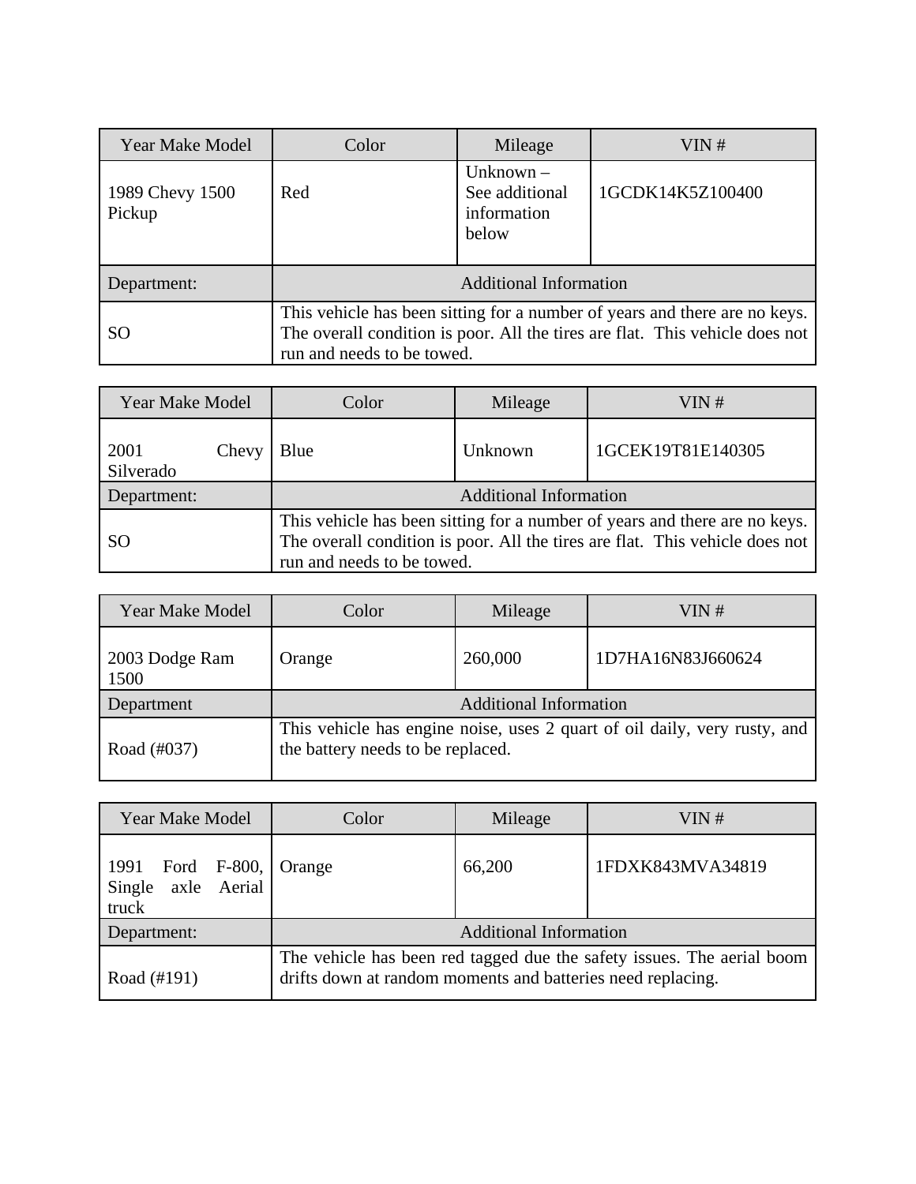| Year Make Model | Color | Mileage | VIN # |
|---|---|---|---|
| 1989 Chevy 1500 Pickup | Red | Unknown – See additional information below | 1GCDK14K5Z100400 |
| Department: | Additional Information | | |
| SO | This vehicle has been sitting for a number of years and there are no keys. The overall condition is poor. All the tires are flat. This vehicle does not run and needs to be towed. | | |

| Year Make Model | Color | Mileage | VIN # |
|---|---|---|---|
| 2001 Chevy Silverado | Blue | Unknown | 1GCEK19T81E140305 |
| Department: | Additional Information | | |
| SO | This vehicle has been sitting for a number of years and there are no keys. The overall condition is poor. All the tires are flat. This vehicle does not run and needs to be towed. | | |

| Year Make Model | Color | Mileage | VIN # |
|---|---|---|---|
| 2003 Dodge Ram 1500 | Orange | 260,000 | 1D7HA16N83J660624 |
| Department | Additional Information | | |
| Road (#037) | This vehicle has engine noise, uses 2 quart of oil daily, very rusty, and the battery needs to be replaced. | | |

| Year Make Model | Color | Mileage | VIN # |
|---|---|---|---|
| 1991 Ford F-800, Single axle Aerial truck | Orange | 66,200 | 1FDXK843MVA34819 |
| Department: | Additional Information | | |
| Road (#191) | The vehicle has been red tagged due the safety issues. The aerial boom drifts down at random moments and batteries need replacing. | | |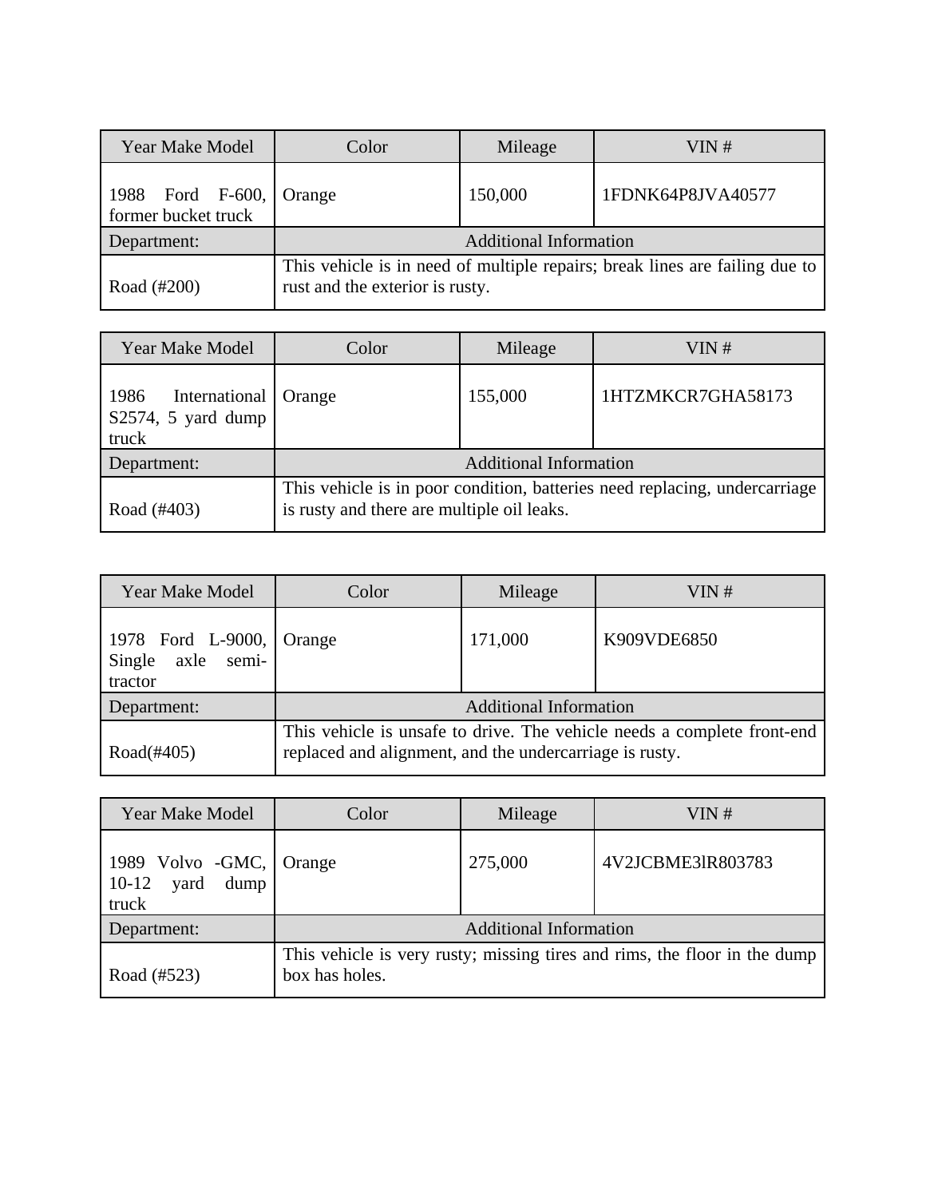| Year Make Model | Color | Mileage | VIN # |
|---|---|---|---|
| 1988 Ford F-600, former bucket truck | Orange | 150,000 | 1FDNK64P8JVA40577 |
| Department: | Additional Information | | |
| Road (#200) | This vehicle is in need of multiple repairs; break lines are failing due to rust and the exterior is rusty. | | |

| Year Make Model | Color | Mileage | VIN # |
|---|---|---|---|
| 1986 International S2574, 5 yard dump truck | Orange | 155,000 | 1HTZMKCR7GHA58173 |
| Department: | Additional Information | | |
| Road (#403) | This vehicle is in poor condition, batteries need replacing, undercarriage is rusty and there are multiple oil leaks. | | |

| Year Make Model | Color | Mileage | VIN # |
|---|---|---|---|
| 1978 Ford L-9000, Single axle semi-tractor | Orange | 171,000 | K909VDE6850 |
| Department: | Additional Information | | |
| Road(#405) | This vehicle is unsafe to drive. The vehicle needs a complete front-end replaced and alignment, and the undercarriage is rusty. | | |

| Year Make Model | Color | Mileage | VIN # |
|---|---|---|---|
| 1989 Volvo -GMC, 10-12 yard dump truck | Orange | 275,000 | 4V2JCBME3lR803783 |
| Department: | Additional Information | | |
| Road (#523) | This vehicle is very rusty; missing tires and rims, the floor in the dump box has holes. | | |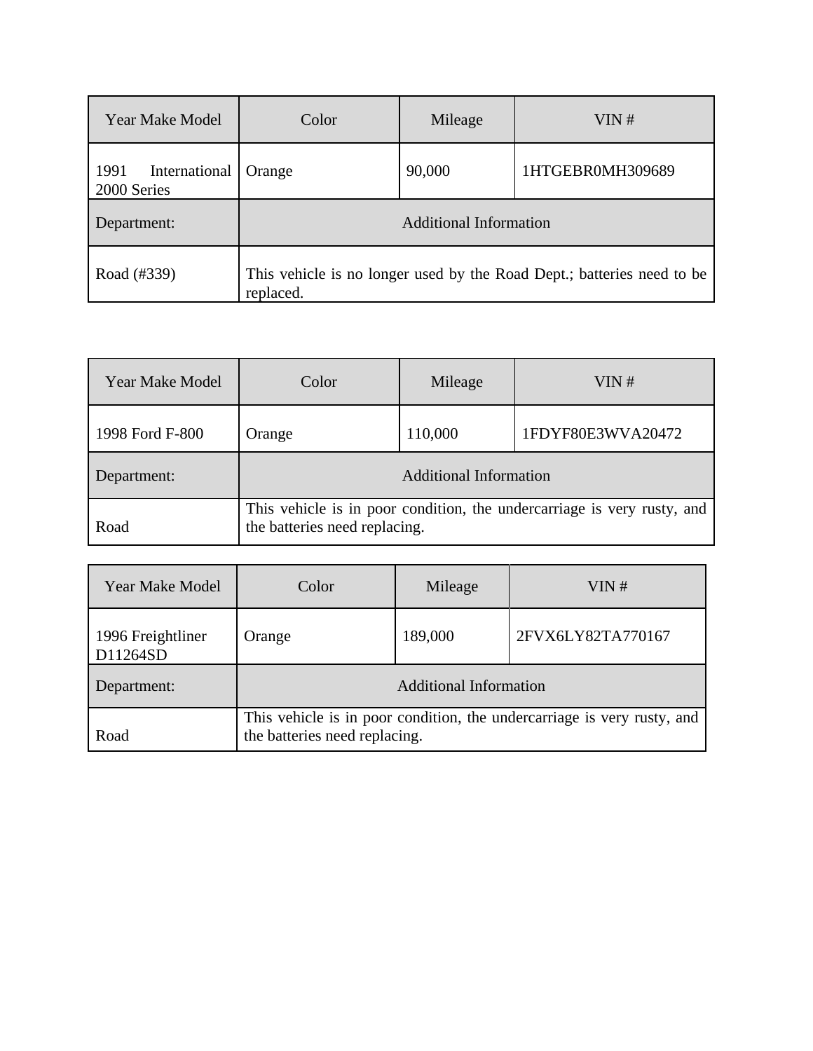| Year Make Model | Color | Mileage | VIN # |
|---|---|---|---|
| 1991 International 2000 Series | Orange | 90,000 | 1HTGEBR0MH309689 |
| Department: | Additional Information | | |
| Road (#339) | This vehicle is no longer used by the Road Dept.; batteries need to be replaced. | | |

| Year Make Model | Color | Mileage | VIN # |
|---|---|---|---|
| 1998 Ford F-800 | Orange | 110,000 | 1FDYF80E3WVA20472 |
| Department: | Additional Information | | |
| Road | This vehicle is in poor condition, the undercarriage is very rusty, and the batteries need replacing. | | |

| Year Make Model | Color | Mileage | VIN # |
|---|---|---|---|
| 1996 Freightliner D11264SD | Orange | 189,000 | 2FVX6LY82TA770167 |
| Department: | Additional Information | | |
| Road | This vehicle is in poor condition, the undercarriage is very rusty, and the batteries need replacing. | | |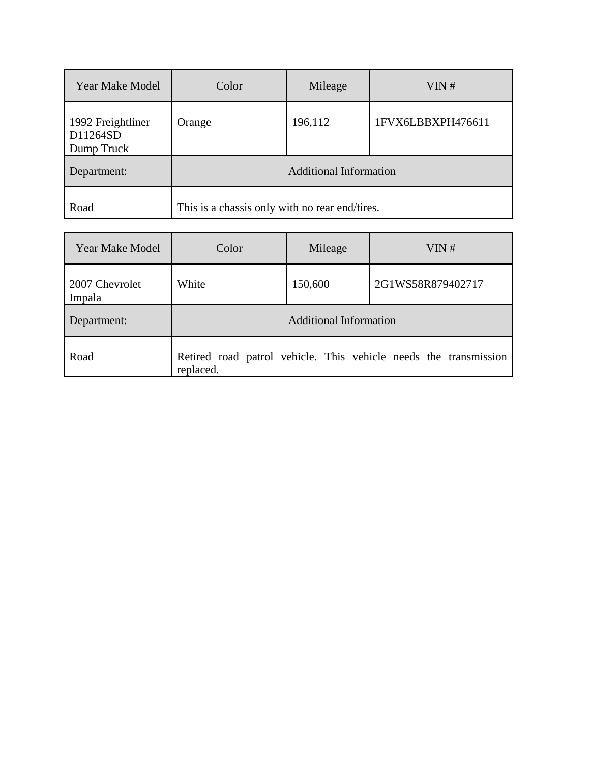| Year Make Model | Color | Mileage | VIN # |
| --- | --- | --- | --- |
| 1992 Freightliner D11264SD Dump Truck | Orange | 196,112 | 1FVX6LBBXPH476611 |
| Department: | Additional Information | | |
| Road | This is a chassis only with no rear end/tires. | | |

| Year Make Model | Color | Mileage | VIN # |
| --- | --- | --- | --- |
| 2007 Chevrolet Impala | White | 150,600 | 2G1WS58R879402717 |
| Department: | Additional Information | | |
| Road | Retired road patrol vehicle. This vehicle needs the transmission replaced. | | |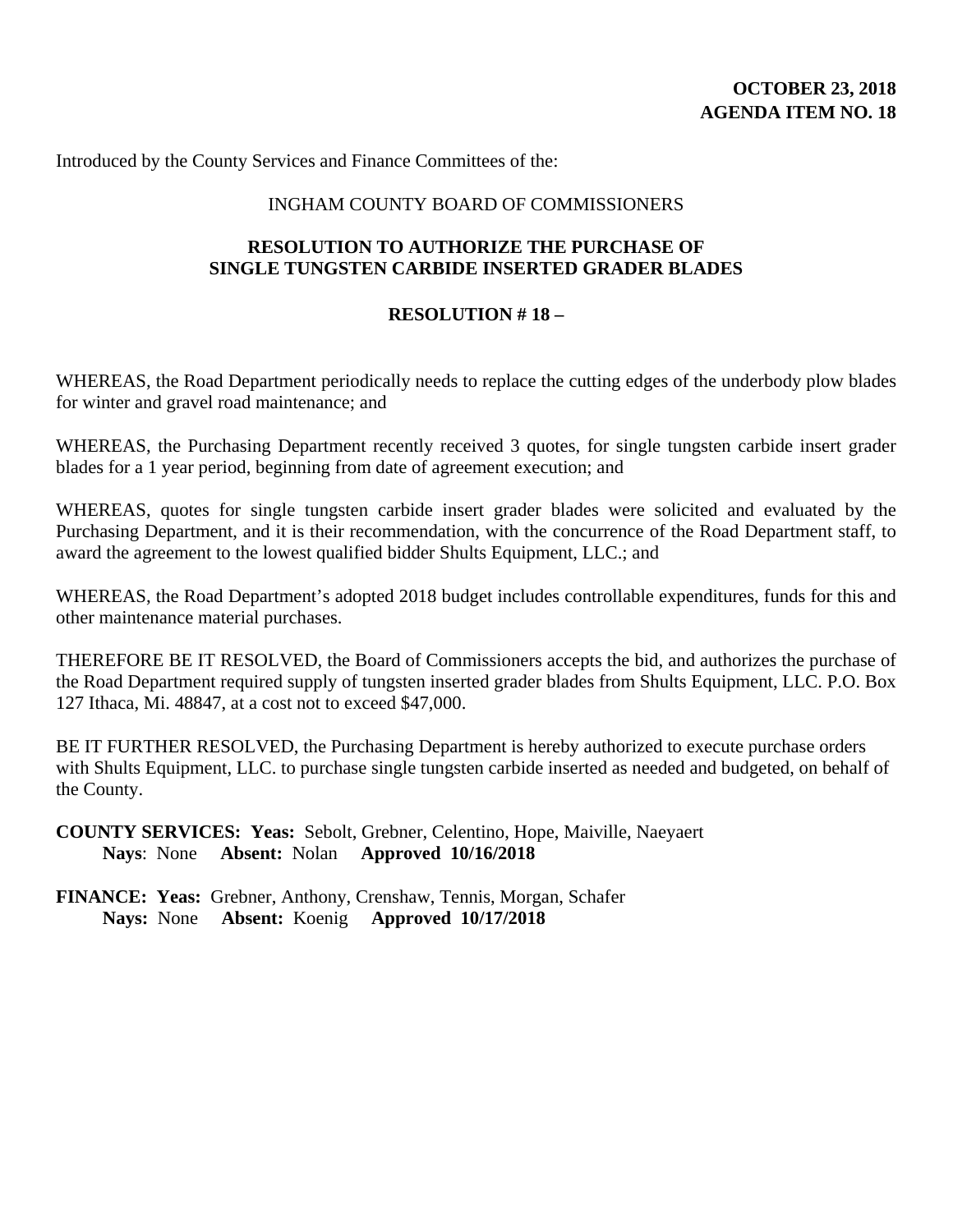**OCTOBER 23, 2018**
**AGENDA ITEM NO. 18**

Introduced by the County Services and Finance Committees of the:

INGHAM COUNTY BOARD OF COMMISSIONERS

**RESOLUTION TO AUTHORIZE THE PURCHASE OF SINGLE TUNGSTEN CARBIDE INSERTED GRADER BLADES**

**RESOLUTION # 18 –**

WHEREAS, the Road Department periodically needs to replace the cutting edges of the underbody plow blades for winter and gravel road maintenance; and

WHEREAS, the Purchasing Department recently received 3 quotes, for single tungsten carbide insert grader blades for a 1 year period, beginning from date of agreement execution; and

WHEREAS, quotes for single tungsten carbide insert grader blades were solicited and evaluated by the Purchasing Department, and it is their recommendation, with the concurrence of the Road Department staff, to award the agreement to the lowest qualified bidder Shults Equipment, LLC.; and

WHEREAS, the Road Department's adopted 2018 budget includes controllable expenditures, funds for this and other maintenance material purchases.

THEREFORE BE IT RESOLVED, the Board of Commissioners accepts the bid, and authorizes the purchase of the Road Department required supply of tungsten inserted grader blades from Shults Equipment, LLC. P.O. Box 127 Ithaca, Mi. 48847, at a cost not to exceed $47,000.

BE IT FURTHER RESOLVED, the Purchasing Department is hereby authorized to execute purchase orders with Shults Equipment, LLC. to purchase single tungsten carbide inserted as needed and budgeted, on behalf of the County.

**COUNTY SERVICES: Yeas:** Sebolt, Grebner, Celentino, Hope, Maiville, Naeyaert
**Nays**: None **Absent:** Nolan **Approved 10/16/2018**

**FINANCE: Yeas:** Grebner, Anthony, Crenshaw, Tennis, Morgan, Schafer
**Nays:** None **Absent:** Koenig **Approved 10/17/2018**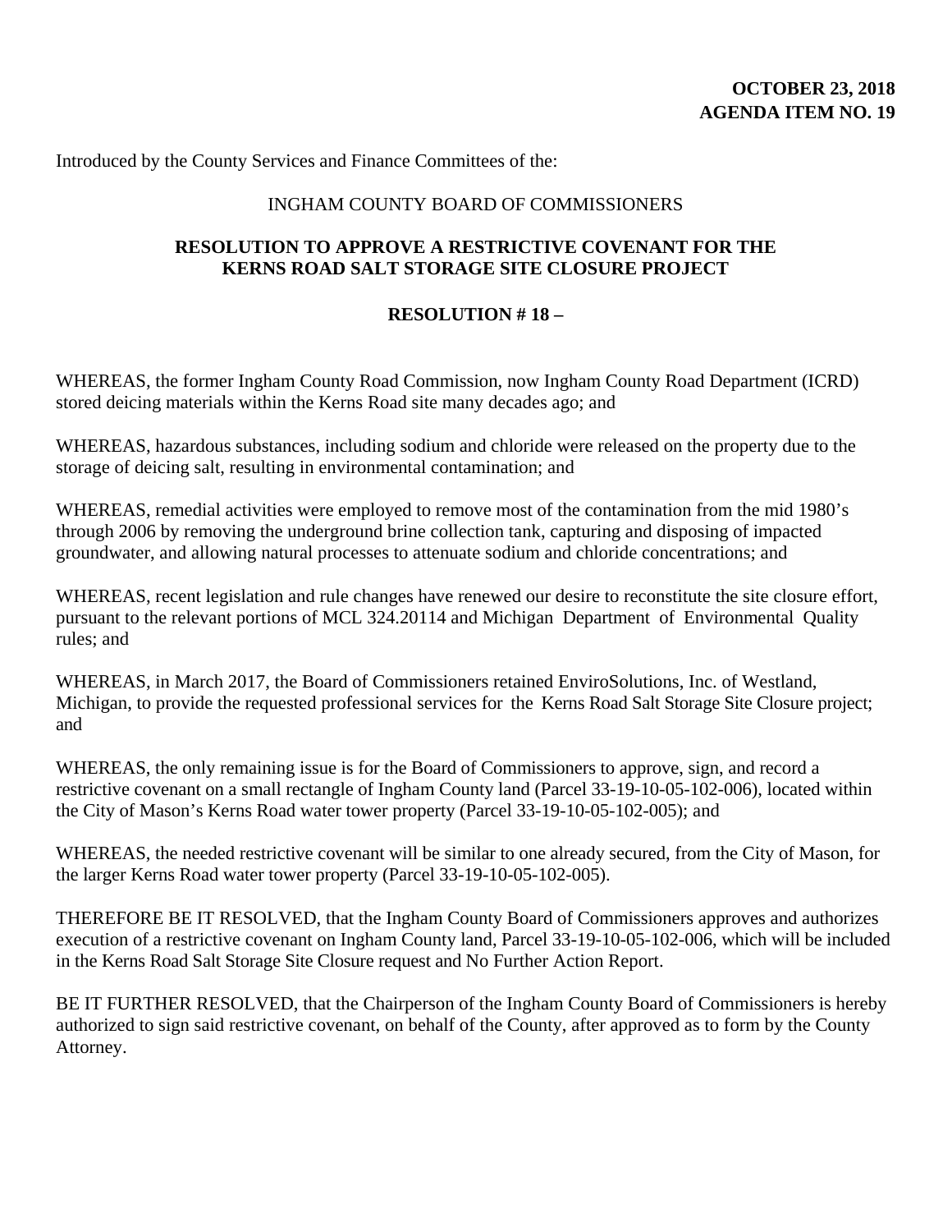**OCTOBER 23, 2018**
**AGENDA ITEM NO. 19**

Introduced by the County Services and Finance Committees of the:

INGHAM COUNTY BOARD OF COMMISSIONERS

**RESOLUTION TO APPROVE A RESTRICTIVE COVENANT FOR THE KERNS ROAD SALT STORAGE SITE CLOSURE PROJECT**

**RESOLUTION # 18 –**

WHEREAS, the former Ingham County Road Commission, now Ingham County Road Department (ICRD) stored deicing materials within the Kerns Road site many decades ago; and

WHEREAS, hazardous substances, including sodium and chloride were released on the property due to the storage of deicing salt, resulting in environmental contamination; and

WHEREAS, remedial activities were employed to remove most of the contamination from the mid 1980's through 2006 by removing the underground brine collection tank, capturing and disposing of impacted groundwater, and allowing natural processes to attenuate sodium and chloride concentrations; and

WHEREAS, recent legislation and rule changes have renewed our desire to reconstitute the site closure effort, pursuant to the relevant portions of MCL 324.20114 and Michigan Department of Environmental Quality rules; and

WHEREAS, in March 2017, the Board of Commissioners retained EnviroSolutions, Inc. of Westland, Michigan, to provide the requested professional services for the Kerns Road Salt Storage Site Closure project; and

WHEREAS, the only remaining issue is for the Board of Commissioners to approve, sign, and record a restrictive covenant on a small rectangle of Ingham County land (Parcel 33-19-10-05-102-006), located within the City of Mason's Kerns Road water tower property (Parcel 33-19-10-05-102-005); and

WHEREAS, the needed restrictive covenant will be similar to one already secured, from the City of Mason, for the larger Kerns Road water tower property (Parcel 33-19-10-05-102-005).

THEREFORE BE IT RESOLVED, that the Ingham County Board of Commissioners approves and authorizes execution of a restrictive covenant on Ingham County land, Parcel 33-19-10-05-102-006, which will be included in the Kerns Road Salt Storage Site Closure request and No Further Action Report.

BE IT FURTHER RESOLVED, that the Chairperson of the Ingham County Board of Commissioners is hereby authorized to sign said restrictive covenant, on behalf of the County, after approved as to form by the County Attorney.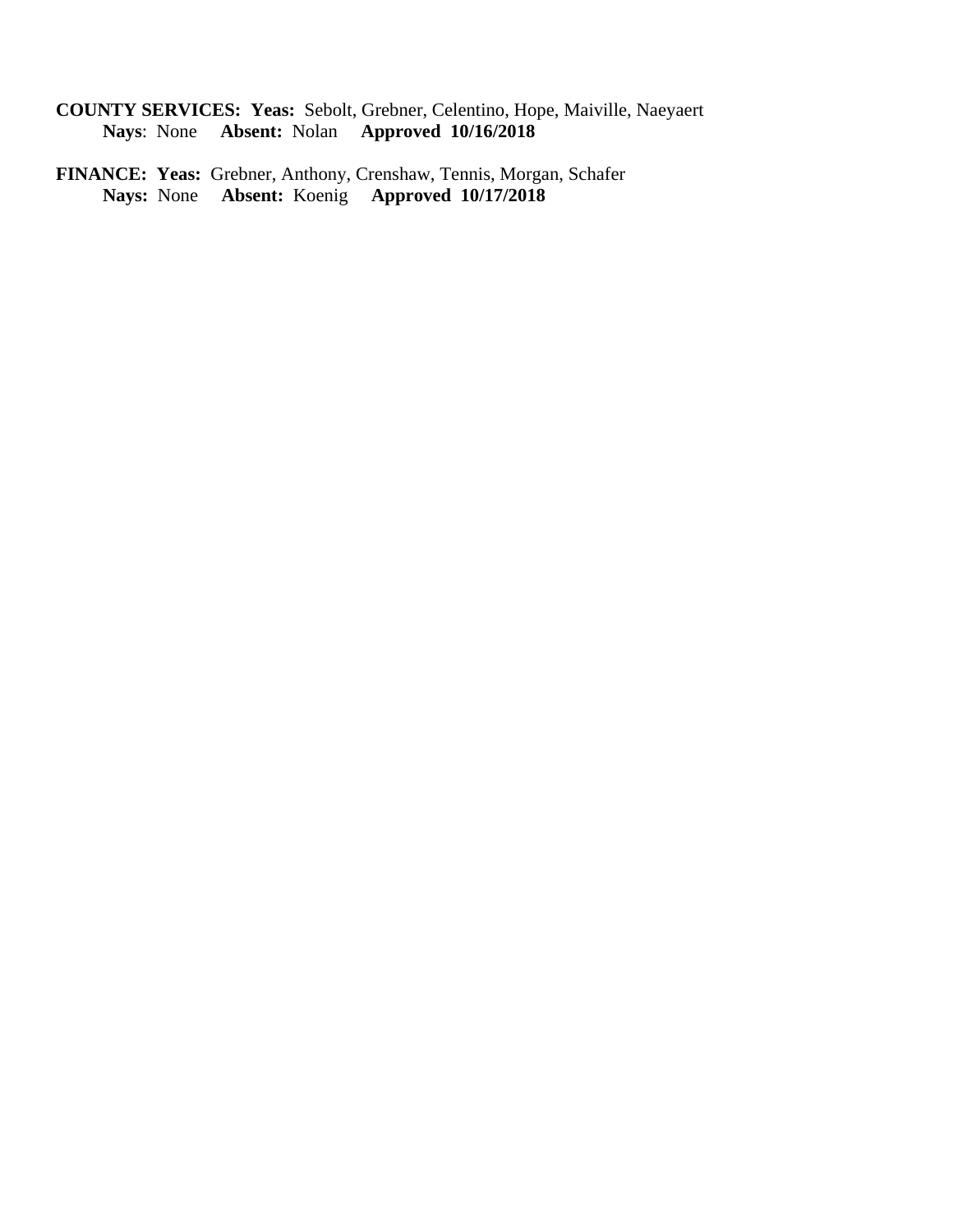**COUNTY SERVICES: Yeas:** Sebolt, Grebner, Celentino, Hope, Maiville, Naeyaert
**Nays**: None **Absent:** Nolan **Approved 10/16/2018**

**FINANCE: Yeas:** Grebner, Anthony, Crenshaw, Tennis, Morgan, Schafer
**Nays:** None **Absent:** Koenig **Approved 10/17/2018**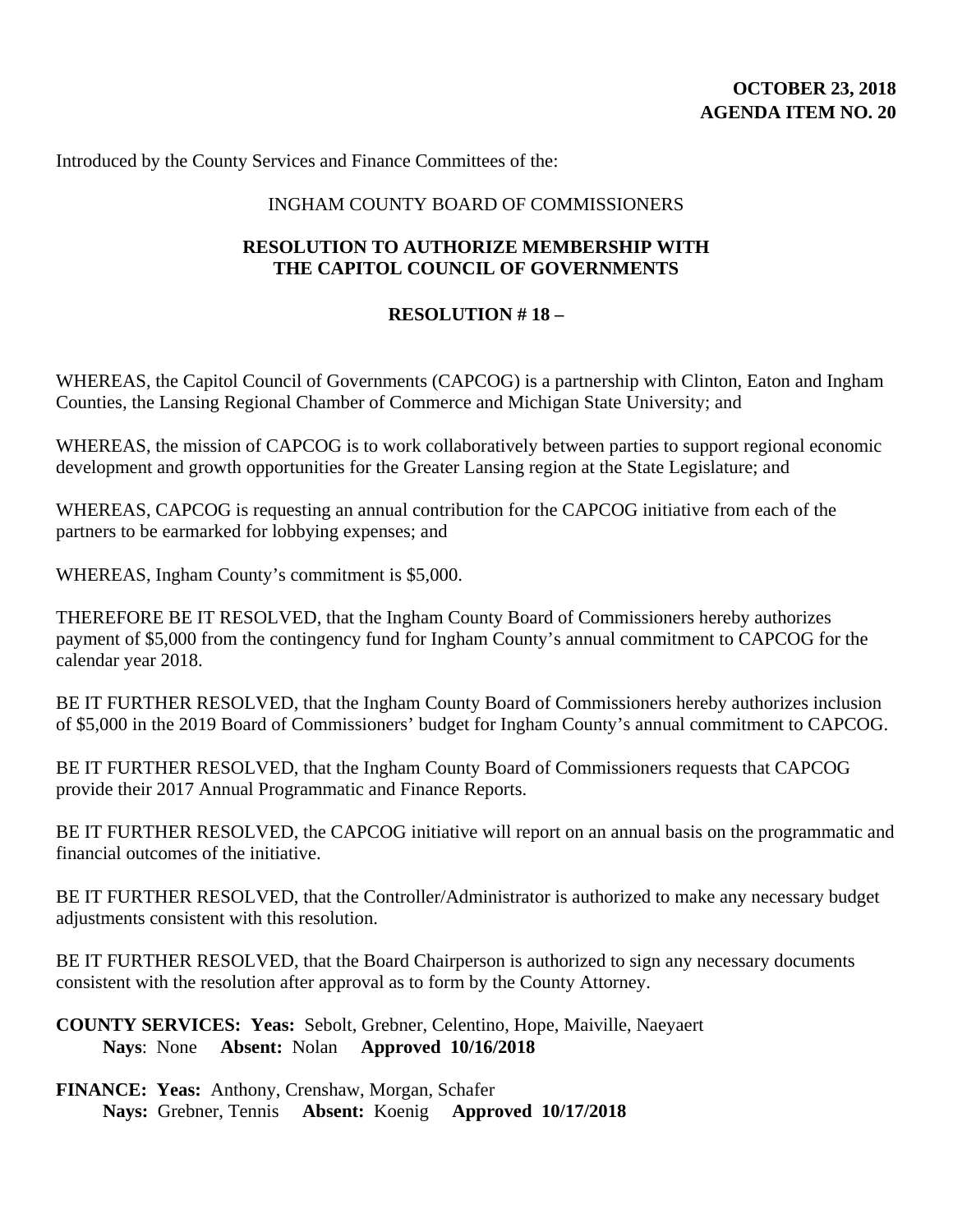**OCTOBER 23, 2018**
**AGENDA ITEM NO. 20**

Introduced by the County Services and Finance Committees of the:

INGHAM COUNTY BOARD OF COMMISSIONERS

**RESOLUTION TO AUTHORIZE MEMBERSHIP WITH THE CAPITOL COUNCIL OF GOVERNMENTS**

**RESOLUTION # 18 –**

WHEREAS, the Capitol Council of Governments (CAPCOG) is a partnership with Clinton, Eaton and Ingham Counties, the Lansing Regional Chamber of Commerce and Michigan State University; and

WHEREAS, the mission of CAPCOG is to work collaboratively between parties to support regional economic development and growth opportunities for the Greater Lansing region at the State Legislature; and

WHEREAS, CAPCOG is requesting an annual contribution for the CAPCOG initiative from each of the partners to be earmarked for lobbying expenses; and

WHEREAS, Ingham County's commitment is $5,000.

THEREFORE BE IT RESOLVED, that the Ingham County Board of Commissioners hereby authorizes payment of $5,000 from the contingency fund for Ingham County's annual commitment to CAPCOG for the calendar year 2018.

BE IT FURTHER RESOLVED, that the Ingham County Board of Commissioners hereby authorizes inclusion of $5,000 in the 2019 Board of Commissioners' budget for Ingham County's annual commitment to CAPCOG.

BE IT FURTHER RESOLVED, that the Ingham County Board of Commissioners requests that CAPCOG provide their 2017 Annual Programmatic and Finance Reports.

BE IT FURTHER RESOLVED, the CAPCOG initiative will report on an annual basis on the programmatic and financial outcomes of the initiative.

BE IT FURTHER RESOLVED, that the Controller/Administrator is authorized to make any necessary budget adjustments consistent with this resolution.

BE IT FURTHER RESOLVED, that the Board Chairperson is authorized to sign any necessary documents consistent with the resolution after approval as to form by the County Attorney.

**COUNTY SERVICES: Yeas:** Sebolt, Grebner, Celentino, Hope, Maiville, Naeyaert
**Nays**: None **Absent:** Nolan **Approved 10/16/2018**

**FINANCE: Yeas:** Anthony, Crenshaw, Morgan, Schafer
**Nays:** Grebner, Tennis **Absent:** Koenig **Approved 10/17/2018**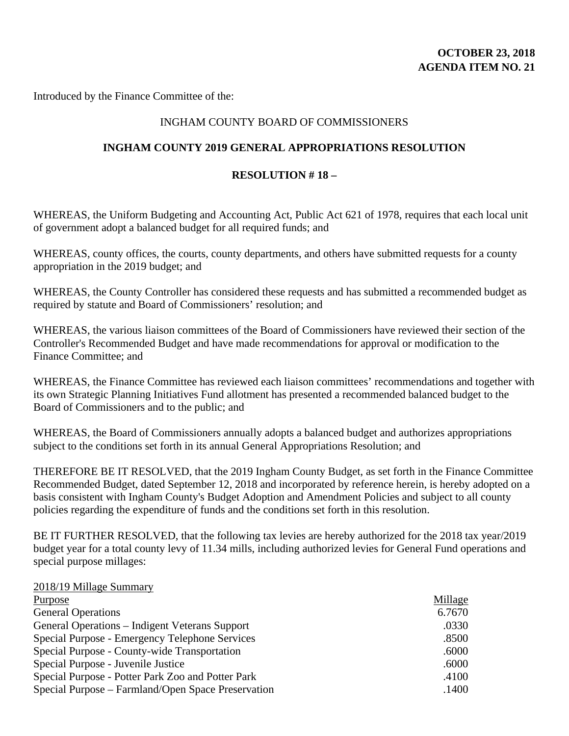**OCTOBER 23, 2018**
**AGENDA ITEM NO. 21**

Introduced by the Finance Committee of the:

INGHAM COUNTY BOARD OF COMMISSIONERS

**INGHAM COUNTY 2019 GENERAL APPROPRIATIONS RESOLUTION**

**RESOLUTION # 18 –**

WHEREAS, the Uniform Budgeting and Accounting Act, Public Act 621 of 1978, requires that each local unit of government adopt a balanced budget for all required funds; and

WHEREAS, county offices, the courts, county departments, and others have submitted requests for a county appropriation in the 2019 budget; and

WHEREAS, the County Controller has considered these requests and has submitted a recommended budget as required by statute and Board of Commissioners' resolution; and

WHEREAS, the various liaison committees of the Board of Commissioners have reviewed their section of the Controller's Recommended Budget and have made recommendations for approval or modification to the Finance Committee; and

WHEREAS, the Finance Committee has reviewed each liaison committees' recommendations and together with its own Strategic Planning Initiatives Fund allotment has presented a recommended balanced budget to the Board of Commissioners and to the public; and

WHEREAS, the Board of Commissioners annually adopts a balanced budget and authorizes appropriations subject to the conditions set forth in its annual General Appropriations Resolution; and

THEREFORE BE IT RESOLVED, that the 2019 Ingham County Budget, as set forth in the Finance Committee Recommended Budget, dated September 12, 2018 and incorporated by reference herein, is hereby adopted on a basis consistent with Ingham County's Budget Adoption and Amendment Policies and subject to all county policies regarding the expenditure of funds and the conditions set forth in this resolution.

BE IT FURTHER RESOLVED, that the following tax levies are hereby authorized for the 2018 tax year/2019 budget year for a total county levy of 11.34 mills, including authorized levies for General Fund operations and special purpose millages:

2018/19 Millage Summary

| Purpose | Millage |
|---|---|
| General Operations | 6.7670 |
| General Operations – Indigent Veterans Support | .0330 |
| Special Purpose - Emergency Telephone Services | .8500 |
| Special Purpose - County-wide Transportation | .6000 |
| Special Purpose - Juvenile Justice | .6000 |
| Special Purpose - Potter Park Zoo and Potter Park | .4100 |
| Special Purpose – Farmland/Open Space Preservation | .1400 |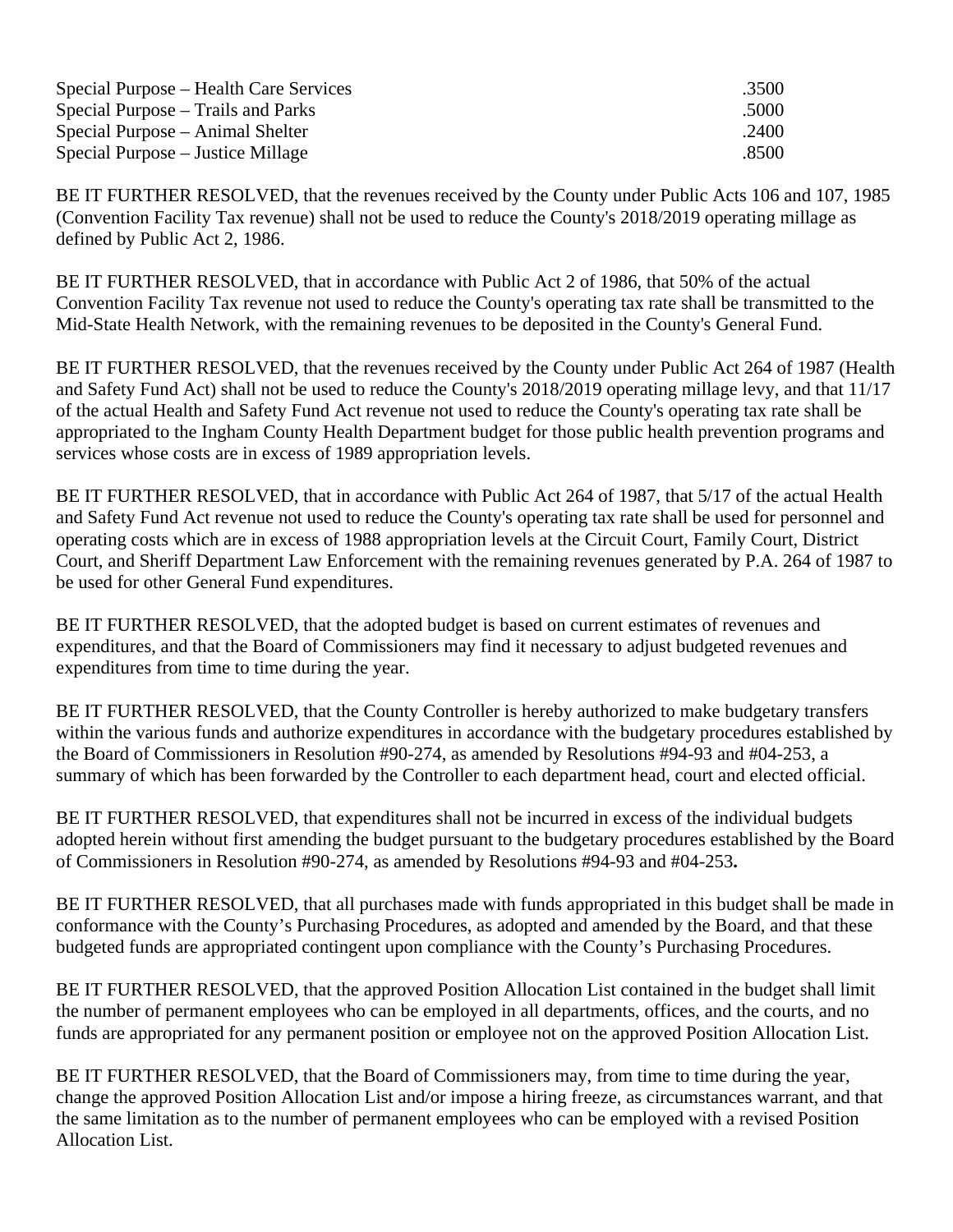| | |
|---|---|
| Special Purpose – Health Care Services | .3500 |
| Special Purpose – Trails and Parks | .5000 |
| Special Purpose – Animal Shelter | .2400 |
| Special Purpose – Justice Millage | .8500 |

BE IT FURTHER RESOLVED, that the revenues received by the County under Public Acts 106 and 107, 1985 (Convention Facility Tax revenue) shall not be used to reduce the County's 2018/2019 operating millage as defined by Public Act 2, 1986.

BE IT FURTHER RESOLVED, that in accordance with Public Act 2 of 1986, that 50% of the actual Convention Facility Tax revenue not used to reduce the County's operating tax rate shall be transmitted to the Mid-State Health Network, with the remaining revenues to be deposited in the County's General Fund.

BE IT FURTHER RESOLVED, that the revenues received by the County under Public Act 264 of 1987 (Health and Safety Fund Act) shall not be used to reduce the County's 2018/2019 operating millage levy, and that 11/17 of the actual Health and Safety Fund Act revenue not used to reduce the County's operating tax rate shall be appropriated to the Ingham County Health Department budget for those public health prevention programs and services whose costs are in excess of 1989 appropriation levels.

BE IT FURTHER RESOLVED, that in accordance with Public Act 264 of 1987, that 5/17 of the actual Health and Safety Fund Act revenue not used to reduce the County's operating tax rate shall be used for personnel and operating costs which are in excess of 1988 appropriation levels at the Circuit Court, Family Court, District Court, and Sheriff Department Law Enforcement with the remaining revenues generated by P.A. 264 of 1987 to be used for other General Fund expenditures.

BE IT FURTHER RESOLVED, that the adopted budget is based on current estimates of revenues and expenditures, and that the Board of Commissioners may find it necessary to adjust budgeted revenues and expenditures from time to time during the year.

BE IT FURTHER RESOLVED, that the County Controller is hereby authorized to make budgetary transfers within the various funds and authorize expenditures in accordance with the budgetary procedures established by the Board of Commissioners in Resolution #90-274, as amended by Resolutions #94-93 and #04-253, a summary of which has been forwarded by the Controller to each department head, court and elected official.

BE IT FURTHER RESOLVED, that expenditures shall not be incurred in excess of the individual budgets adopted herein without first amending the budget pursuant to the budgetary procedures established by the Board of Commissioners in Resolution #90-274, as amended by Resolutions #94-93 and #04-253**.**

BE IT FURTHER RESOLVED, that all purchases made with funds appropriated in this budget shall be made in conformance with the County's Purchasing Procedures, as adopted and amended by the Board, and that these budgeted funds are appropriated contingent upon compliance with the County's Purchasing Procedures.

BE IT FURTHER RESOLVED, that the approved Position Allocation List contained in the budget shall limit the number of permanent employees who can be employed in all departments, offices, and the courts, and no funds are appropriated for any permanent position or employee not on the approved Position Allocation List.

BE IT FURTHER RESOLVED, that the Board of Commissioners may, from time to time during the year, change the approved Position Allocation List and/or impose a hiring freeze, as circumstances warrant, and that the same limitation as to the number of permanent employees who can be employed with a revised Position Allocation List.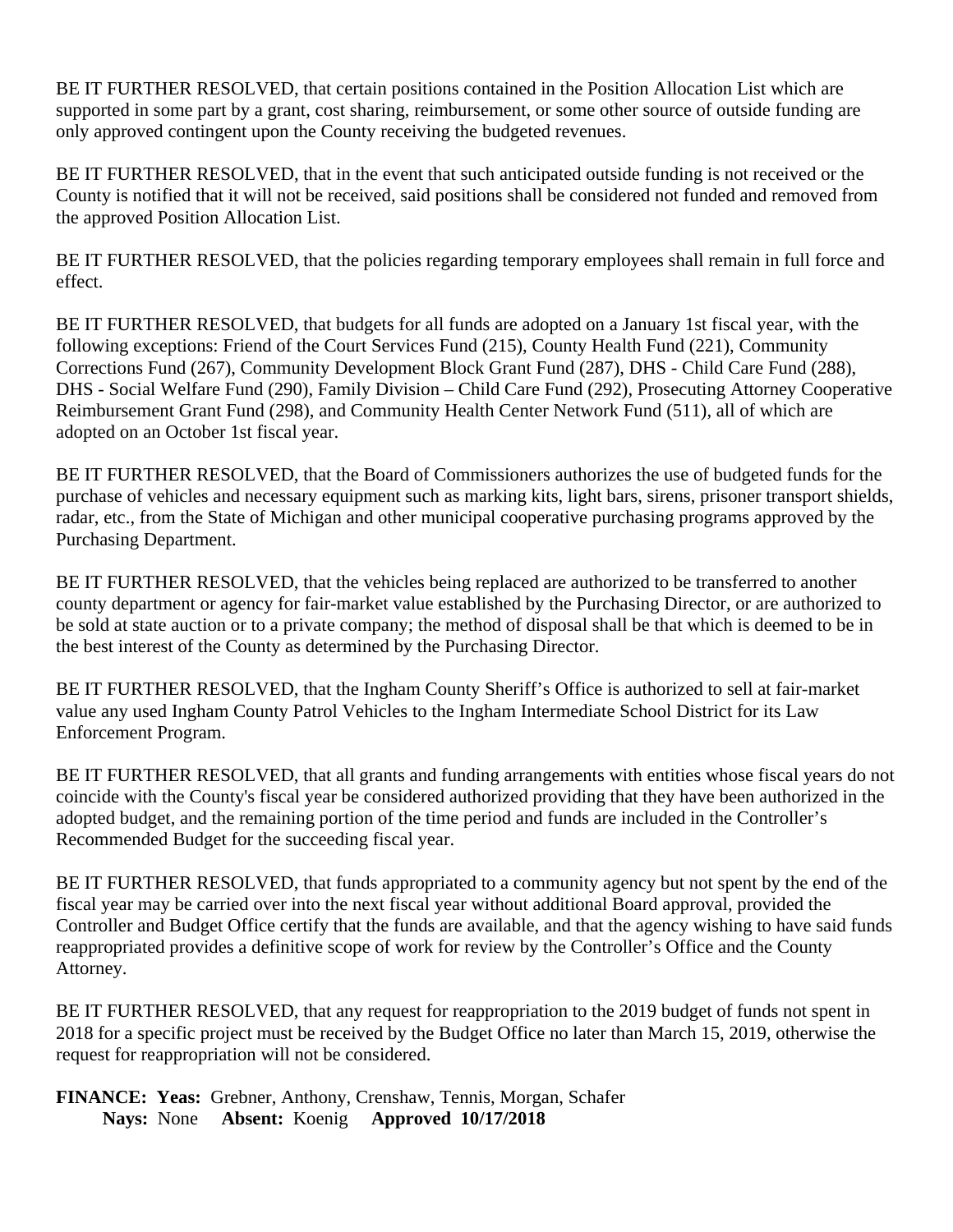BE IT FURTHER RESOLVED, that certain positions contained in the Position Allocation List which are supported in some part by a grant, cost sharing, reimbursement, or some other source of outside funding are only approved contingent upon the County receiving the budgeted revenues.

BE IT FURTHER RESOLVED, that in the event that such anticipated outside funding is not received or the County is notified that it will not be received, said positions shall be considered not funded and removed from the approved Position Allocation List.

BE IT FURTHER RESOLVED, that the policies regarding temporary employees shall remain in full force and effect.

BE IT FURTHER RESOLVED, that budgets for all funds are adopted on a January 1st fiscal year, with the following exceptions: Friend of the Court Services Fund (215), County Health Fund (221), Community Corrections Fund (267), Community Development Block Grant Fund (287), DHS - Child Care Fund (288), DHS - Social Welfare Fund (290), Family Division – Child Care Fund (292), Prosecuting Attorney Cooperative Reimbursement Grant Fund (298), and Community Health Center Network Fund (511), all of which are adopted on an October 1st fiscal year.

BE IT FURTHER RESOLVED, that the Board of Commissioners authorizes the use of budgeted funds for the purchase of vehicles and necessary equipment such as marking kits, light bars, sirens, prisoner transport shields, radar, etc., from the State of Michigan and other municipal cooperative purchasing programs approved by the Purchasing Department.

BE IT FURTHER RESOLVED, that the vehicles being replaced are authorized to be transferred to another county department or agency for fair-market value established by the Purchasing Director, or are authorized to be sold at state auction or to a private company; the method of disposal shall be that which is deemed to be in the best interest of the County as determined by the Purchasing Director.

BE IT FURTHER RESOLVED, that the Ingham County Sheriff's Office is authorized to sell at fair-market value any used Ingham County Patrol Vehicles to the Ingham Intermediate School District for its Law Enforcement Program.

BE IT FURTHER RESOLVED, that all grants and funding arrangements with entities whose fiscal years do not coincide with the County's fiscal year be considered authorized providing that they have been authorized in the adopted budget, and the remaining portion of the time period and funds are included in the Controller's Recommended Budget for the succeeding fiscal year.

BE IT FURTHER RESOLVED, that funds appropriated to a community agency but not spent by the end of the fiscal year may be carried over into the next fiscal year without additional Board approval, provided the Controller and Budget Office certify that the funds are available, and that the agency wishing to have said funds reappropriated provides a definitive scope of work for review by the Controller's Office and the County Attorney.

BE IT FURTHER RESOLVED, that any request for reappropriation to the 2019 budget of funds not spent in 2018 for a specific project must be received by the Budget Office no later than March 15, 2019, otherwise the request for reappropriation will not be considered.

**FINANCE: Yeas:** Grebner, Anthony, Crenshaw, Tennis, Morgan, Schafer
**Nays:** None **Absent:** Koenig **Approved 10/17/2018**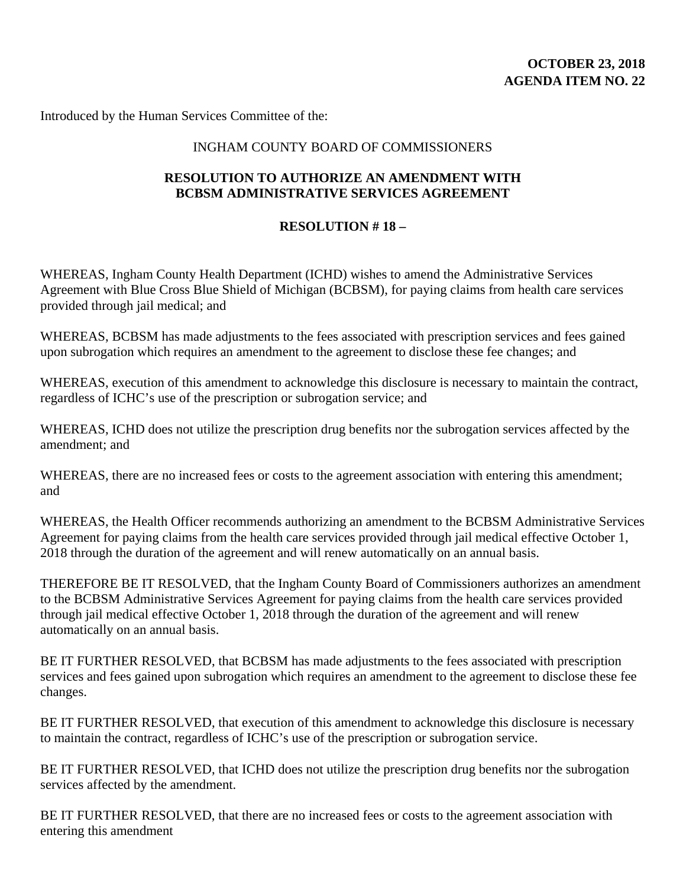**OCTOBER 23, 2018**
**AGENDA ITEM NO. 22**

Introduced by the Human Services Committee of the:

INGHAM COUNTY BOARD OF COMMISSIONERS

**RESOLUTION TO AUTHORIZE AN AMENDMENT WITH BCBSM ADMINISTRATIVE SERVICES AGREEMENT**

**RESOLUTION # 18 –**

WHEREAS, Ingham County Health Department (ICHD) wishes to amend the Administrative Services Agreement with Blue Cross Blue Shield of Michigan (BCBSM), for paying claims from health care services provided through jail medical; and

WHEREAS, BCBSM has made adjustments to the fees associated with prescription services and fees gained upon subrogation which requires an amendment to the agreement to disclose these fee changes; and

WHEREAS, execution of this amendment to acknowledge this disclosure is necessary to maintain the contract, regardless of ICHC's use of the prescription or subrogation service; and

WHEREAS, ICHD does not utilize the prescription drug benefits nor the subrogation services affected by the amendment; and

WHEREAS, there are no increased fees or costs to the agreement association with entering this amendment; and

WHEREAS, the Health Officer recommends authorizing an amendment to the BCBSM Administrative Services Agreement for paying claims from the health care services provided through jail medical effective October 1, 2018 through the duration of the agreement and will renew automatically on an annual basis.

THEREFORE BE IT RESOLVED, that the Ingham County Board of Commissioners authorizes an amendment to the BCBSM Administrative Services Agreement for paying claims from the health care services provided through jail medical effective October 1, 2018 through the duration of the agreement and will renew automatically on an annual basis.

BE IT FURTHER RESOLVED, that BCBSM has made adjustments to the fees associated with prescription services and fees gained upon subrogation which requires an amendment to the agreement to disclose these fee changes.

BE IT FURTHER RESOLVED, that execution of this amendment to acknowledge this disclosure is necessary to maintain the contract, regardless of ICHC's use of the prescription or subrogation service.

BE IT FURTHER RESOLVED, that ICHD does not utilize the prescription drug benefits nor the subrogation services affected by the amendment.

BE IT FURTHER RESOLVED, that there are no increased fees or costs to the agreement association with entering this amendment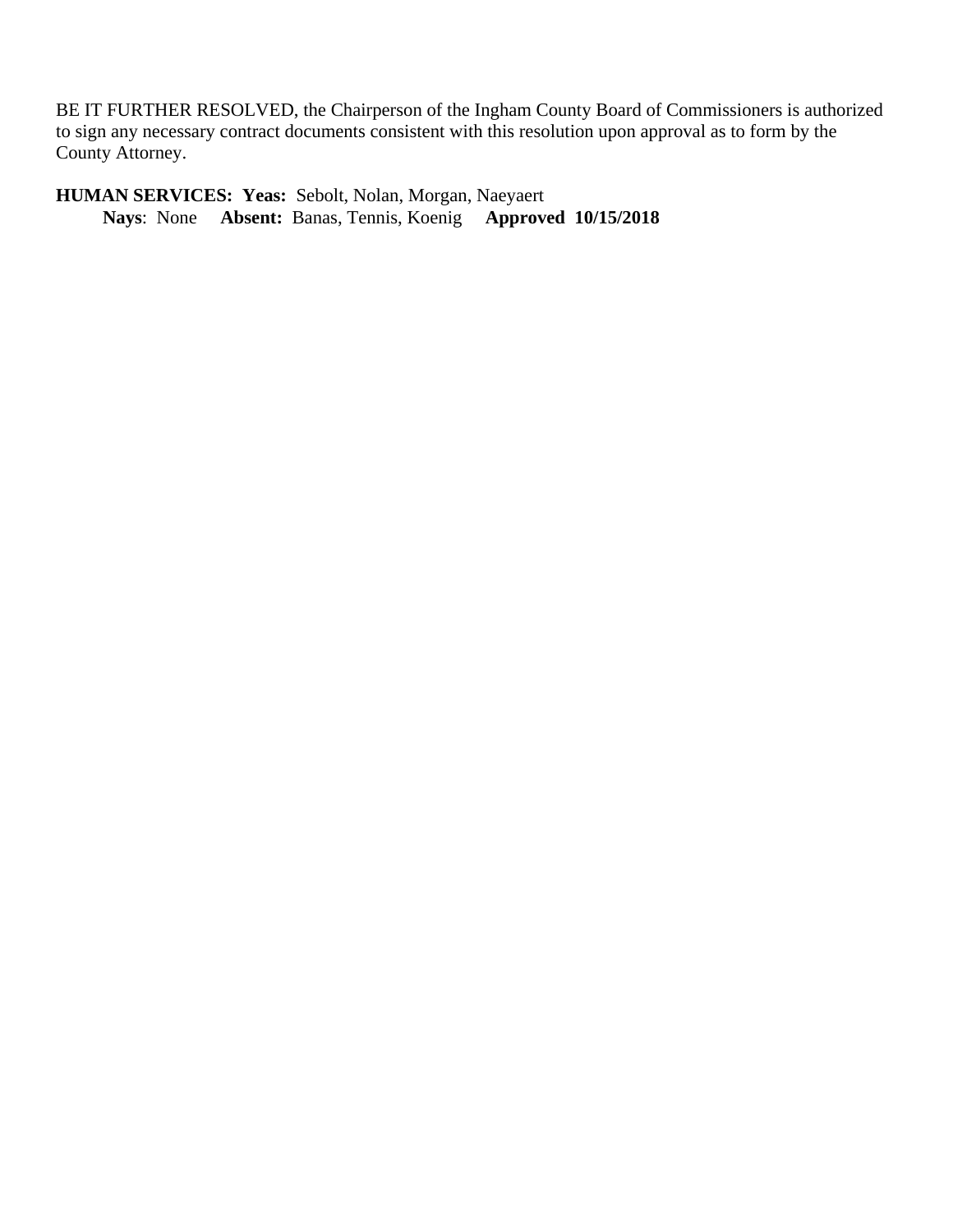BE IT FURTHER RESOLVED, the Chairperson of the Ingham County Board of Commissioners is authorized to sign any necessary contract documents consistent with this resolution upon approval as to form by the County Attorney.

**HUMAN SERVICES: Yeas:** Sebolt, Nolan, Morgan, Naeyaert
**Nays**: None **Absent:** Banas, Tennis, Koenig **Approved 10/15/2018**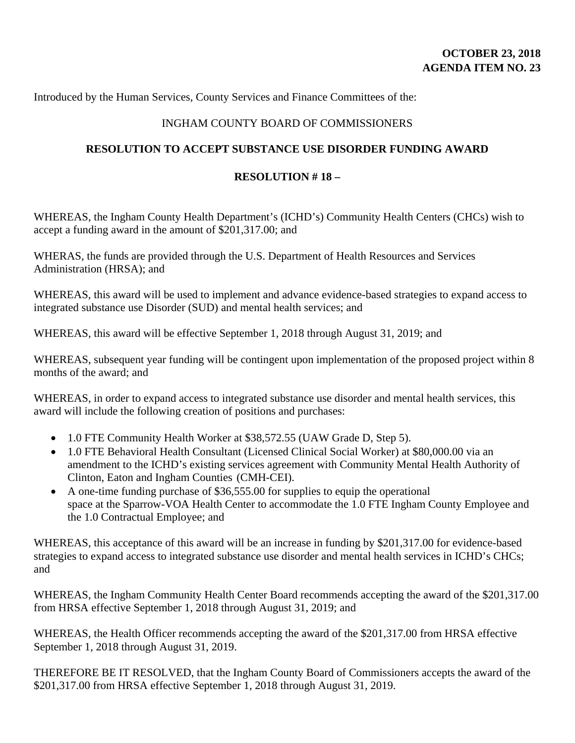**OCTOBER 23, 2018**
**AGENDA ITEM NO. 23**

Introduced by the Human Services, County Services and Finance Committees of the:

INGHAM COUNTY BOARD OF COMMISSIONERS

**RESOLUTION TO ACCEPT SUBSTANCE USE DISORDER FUNDING AWARD**

**RESOLUTION # 18 –**

WHEREAS, the Ingham County Health Department's (ICHD's) Community Health Centers (CHCs) wish to accept a funding award in the amount of $201,317.00; and

WHERAS, the funds are provided through the U.S. Department of Health Resources and Services Administration (HRSA); and

WHEREAS, this award will be used to implement and advance evidence-based strategies to expand access to integrated substance use Disorder (SUD) and mental health services; and

WHEREAS, this award will be effective September 1, 2018 through August 31, 2019; and

WHEREAS, subsequent year funding will be contingent upon implementation of the proposed project within 8 months of the award; and

WHEREAS, in order to expand access to integrated substance use disorder and mental health services, this award will include the following creation of positions and purchases:

- 1.0 FTE Community Health Worker at $38,572.55 (UAW Grade D, Step 5).
- 1.0 FTE Behavioral Health Consultant (Licensed Clinical Social Worker) at $80,000.00 via an amendment to the ICHD's existing services agreement with Community Mental Health Authority of Clinton, Eaton and Ingham Counties (CMH-CEI).
- A one-time funding purchase of $36,555.00 for supplies to equip the operational space at the Sparrow-VOA Health Center to accommodate the 1.0 FTE Ingham County Employee and the 1.0 Contractual Employee; and

WHEREAS, this acceptance of this award will be an increase in funding by $201,317.00 for evidence-based strategies to expand access to integrated substance use disorder and mental health services in ICHD's CHCs; and

WHEREAS, the Ingham Community Health Center Board recommends accepting the award of the $201,317.00 from HRSA effective September 1, 2018 through August 31, 2019; and

WHEREAS, the Health Officer recommends accepting the award of the $201,317.00 from HRSA effective September 1, 2018 through August 31, 2019.

THEREFORE BE IT RESOLVED, that the Ingham County Board of Commissioners accepts the award of the $201,317.00 from HRSA effective September 1, 2018 through August 31, 2019.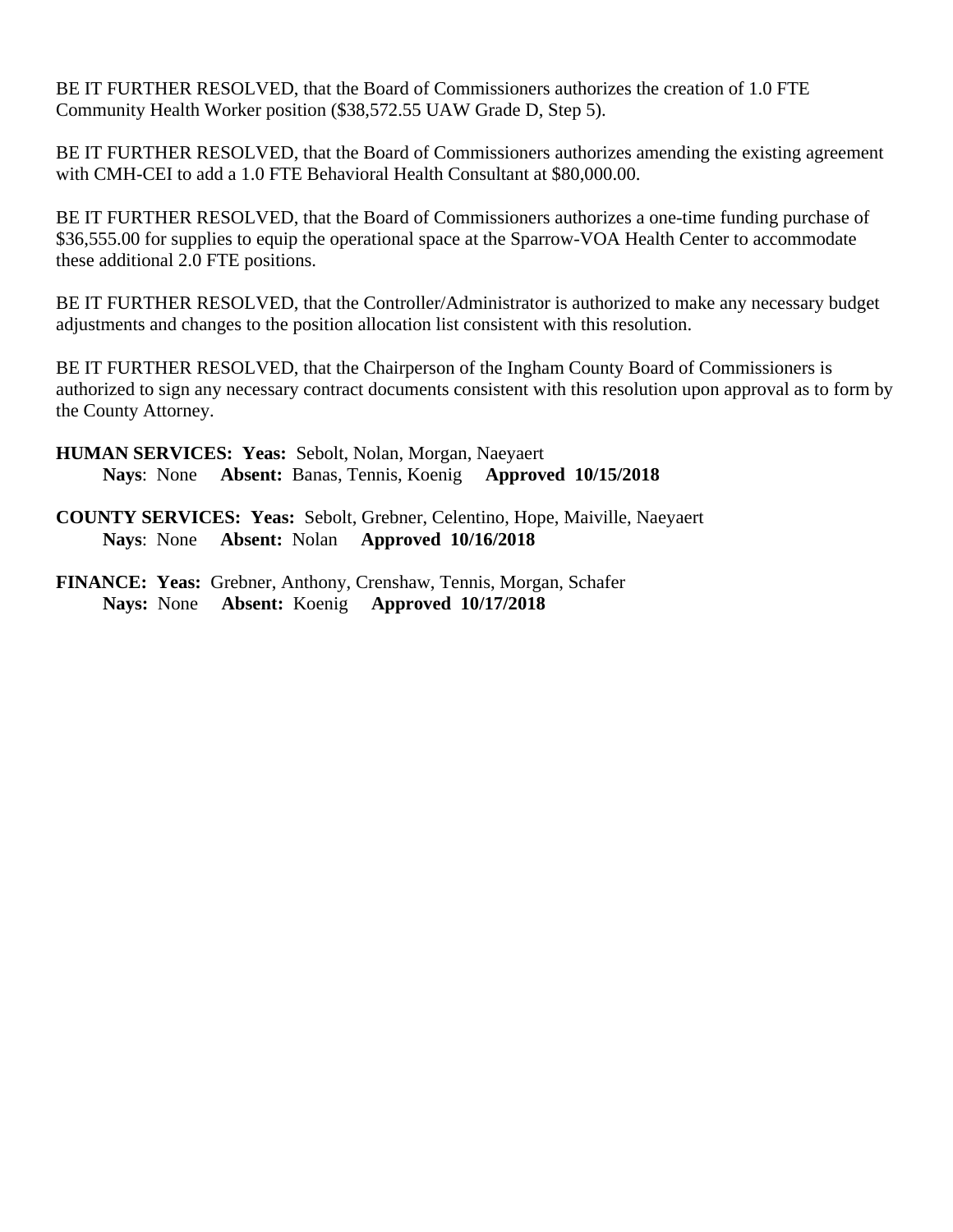BE IT FURTHER RESOLVED, that the Board of Commissioners authorizes the creation of 1.0 FTE Community Health Worker position ($38,572.55 UAW Grade D, Step 5).

BE IT FURTHER RESOLVED, that the Board of Commissioners authorizes amending the existing agreement with CMH-CEI to add a 1.0 FTE Behavioral Health Consultant at $80,000.00.

BE IT FURTHER RESOLVED, that the Board of Commissioners authorizes a one-time funding purchase of $36,555.00 for supplies to equip the operational space at the Sparrow-VOA Health Center to accommodate these additional 2.0 FTE positions.

BE IT FURTHER RESOLVED, that the Controller/Administrator is authorized to make any necessary budget adjustments and changes to the position allocation list consistent with this resolution.

BE IT FURTHER RESOLVED, that the Chairperson of the Ingham County Board of Commissioners is authorized to sign any necessary contract documents consistent with this resolution upon approval as to form by the County Attorney.

**HUMAN SERVICES: Yeas:** Sebolt, Nolan, Morgan, Naeyaert
**Nays**: None **Absent:** Banas, Tennis, Koenig **Approved 10/15/2018**

**COUNTY SERVICES: Yeas:** Sebolt, Grebner, Celentino, Hope, Maiville, Naeyaert
**Nays**: None **Absent:** Nolan **Approved 10/16/2018**

**FINANCE: Yeas:** Grebner, Anthony, Crenshaw, Tennis, Morgan, Schafer
**Nays:** None **Absent:** Koenig **Approved 10/17/2018**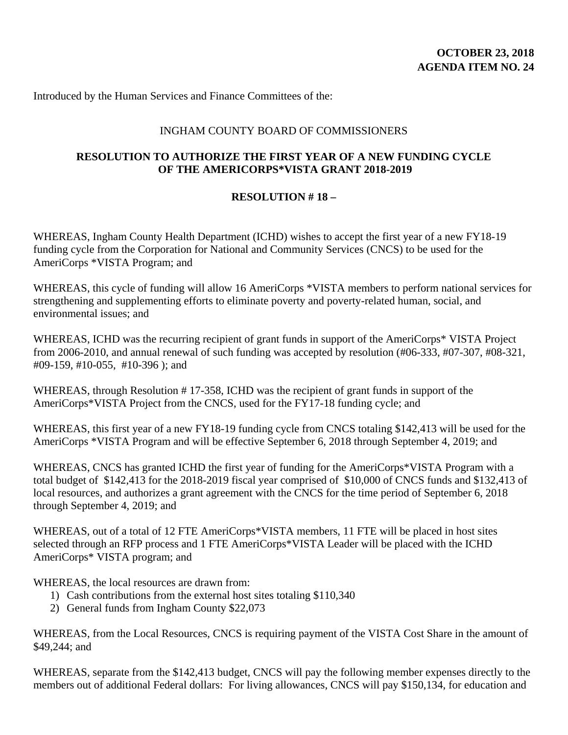**OCTOBER 23, 2018**
**AGENDA ITEM NO. 24**

Introduced by the Human Services and Finance Committees of the:

INGHAM COUNTY BOARD OF COMMISSIONERS

**RESOLUTION TO AUTHORIZE THE FIRST YEAR OF A NEW FUNDING CYCLE OF THE AMERICORPS*VISTA GRANT 2018-2019**

**RESOLUTION # 18 –**

WHEREAS, Ingham County Health Department (ICHD) wishes to accept the first year of a new FY18-19 funding cycle from the Corporation for National and Community Services (CNCS) to be used for the AmeriCorps *VISTA Program; and

WHEREAS, this cycle of funding will allow 16 AmeriCorps *VISTA members to perform national services for strengthening and supplementing efforts to eliminate poverty and poverty-related human, social, and environmental issues; and

WHEREAS, ICHD was the recurring recipient of grant funds in support of the AmeriCorps* VISTA Project from 2006-2010, and annual renewal of such funding was accepted by resolution (#06-333, #07-307, #08-321, #09-159, #10-055, #10-396 ); and

WHEREAS, through Resolution # 17-358, ICHD was the recipient of grant funds in support of the AmeriCorps*VISTA Project from the CNCS, used for the FY17-18 funding cycle; and

WHEREAS, this first year of a new FY18-19 funding cycle from CNCS totaling $142,413 will be used for the AmeriCorps *VISTA Program and will be effective September 6, 2018 through September 4, 2019; and

WHEREAS, CNCS has granted ICHD the first year of funding for the AmeriCorps*VISTA Program with a total budget of $142,413 for the 2018-2019 fiscal year comprised of $10,000 of CNCS funds and $132,413 of local resources, and authorizes a grant agreement with the CNCS for the time period of September 6, 2018 through September 4, 2019; and

WHEREAS, out of a total of 12 FTE AmeriCorps*VISTA members, 11 FTE will be placed in host sites selected through an RFP process and 1 FTE AmeriCorps*VISTA Leader will be placed with the ICHD AmeriCorps* VISTA program; and

WHEREAS, the local resources are drawn from:

1) Cash contributions from the external host sites totaling $110,340
2) General funds from Ingham County $22,073

WHEREAS, from the Local Resources, CNCS is requiring payment of the VISTA Cost Share in the amount of $49,244; and

WHEREAS, separate from the $142,413 budget, CNCS will pay the following member expenses directly to the members out of additional Federal dollars: For living allowances, CNCS will pay $150,134, for education and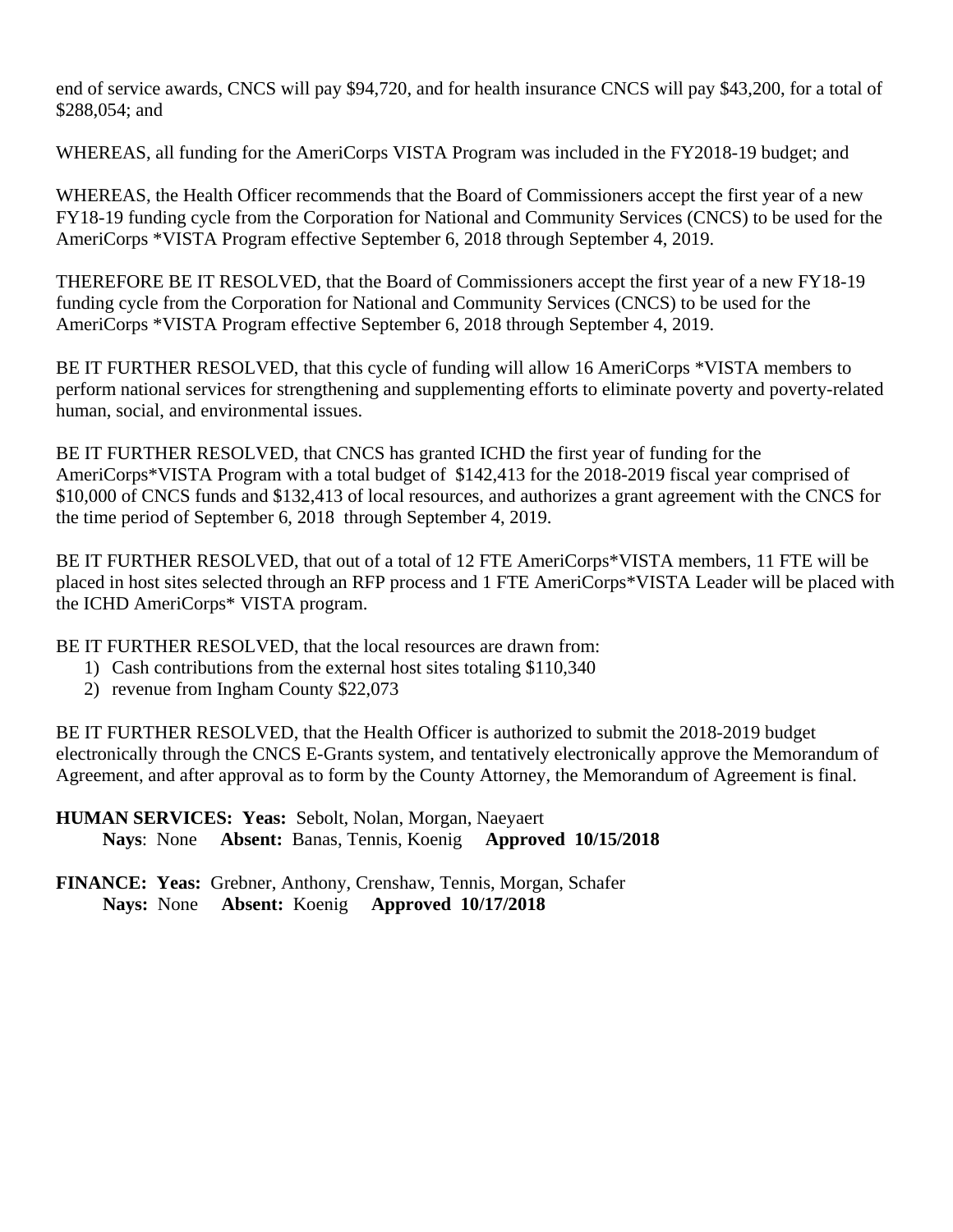end of service awards, CNCS will pay $94,720, and for health insurance CNCS will pay $43,200, for a total of $288,054; and

WHEREAS, all funding for the AmeriCorps VISTA Program was included in the FY2018-19 budget; and

WHEREAS, the Health Officer recommends that the Board of Commissioners accept the first year of a new FY18-19 funding cycle from the Corporation for National and Community Services (CNCS) to be used for the AmeriCorps *VISTA Program effective September 6, 2018 through September 4, 2019.

THEREFORE BE IT RESOLVED, that the Board of Commissioners accept the first year of a new FY18-19 funding cycle from the Corporation for National and Community Services (CNCS) to be used for the AmeriCorps *VISTA Program effective September 6, 2018 through September 4, 2019.

BE IT FURTHER RESOLVED, that this cycle of funding will allow 16 AmeriCorps *VISTA members to perform national services for strengthening and supplementing efforts to eliminate poverty and poverty-related human, social, and environmental issues.

BE IT FURTHER RESOLVED, that CNCS has granted ICHD the first year of funding for the AmeriCorps*VISTA Program with a total budget of $142,413 for the 2018-2019 fiscal year comprised of $10,000 of CNCS funds and $132,413 of local resources, and authorizes a grant agreement with the CNCS for the time period of September 6, 2018 through September 4, 2019.

BE IT FURTHER RESOLVED, that out of a total of 12 FTE AmeriCorps*VISTA members, 11 FTE will be placed in host sites selected through an RFP process and 1 FTE AmeriCorps*VISTA Leader will be placed with the ICHD AmeriCorps* VISTA program.

BE IT FURTHER RESOLVED, that the local resources are drawn from:

1) Cash contributions from the external host sites totaling $110,340
2) revenue from Ingham County $22,073

BE IT FURTHER RESOLVED, that the Health Officer is authorized to submit the 2018-2019 budget electronically through the CNCS E-Grants system, and tentatively electronically approve the Memorandum of Agreement, and after approval as to form by the County Attorney, the Memorandum of Agreement is final.

**HUMAN SERVICES: Yeas:** Sebolt, Nolan, Morgan, Naeyaert
**Nays**: None **Absent:** Banas, Tennis, Koenig **Approved 10/15/2018**

**FINANCE: Yeas:** Grebner, Anthony, Crenshaw, Tennis, Morgan, Schafer
**Nays:** None **Absent:** Koenig **Approved 10/17/2018**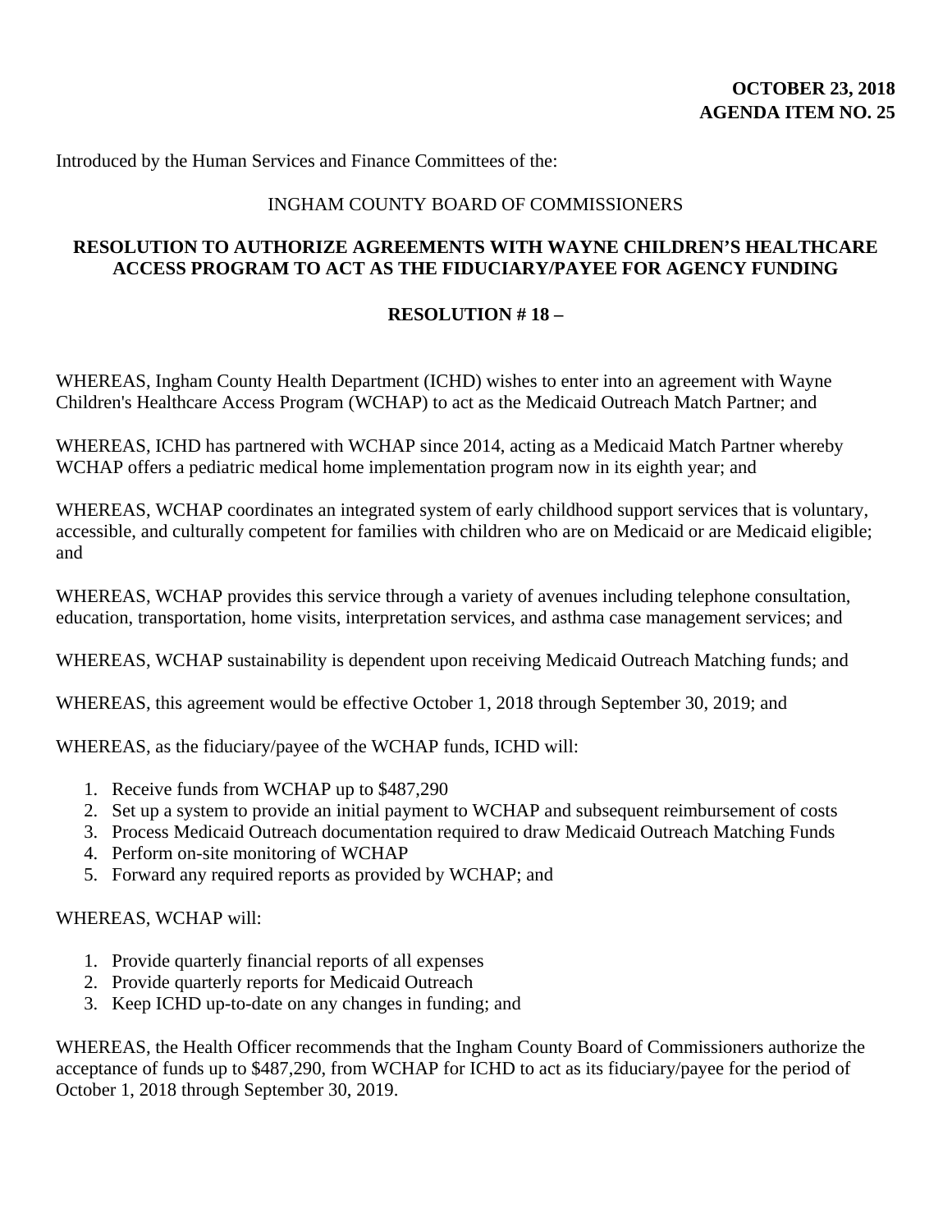**OCTOBER 23, 2018**
**AGENDA ITEM NO. 25**

Introduced by the Human Services and Finance Committees of the:

INGHAM COUNTY BOARD OF COMMISSIONERS

**RESOLUTION TO AUTHORIZE AGREEMENTS WITH WAYNE CHILDREN'S HEALTHCARE ACCESS PROGRAM TO ACT AS THE FIDUCIARY/PAYEE FOR AGENCY FUNDING**

**RESOLUTION # 18 –**

WHEREAS, Ingham County Health Department (ICHD) wishes to enter into an agreement with Wayne Children's Healthcare Access Program (WCHAP) to act as the Medicaid Outreach Match Partner; and

WHEREAS, ICHD has partnered with WCHAP since 2014, acting as a Medicaid Match Partner whereby WCHAP offers a pediatric medical home implementation program now in its eighth year; and

WHEREAS, WCHAP coordinates an integrated system of early childhood support services that is voluntary, accessible, and culturally competent for families with children who are on Medicaid or are Medicaid eligible; and

WHEREAS, WCHAP provides this service through a variety of avenues including telephone consultation, education, transportation, home visits, interpretation services, and asthma case management services; and

WHEREAS, WCHAP sustainability is dependent upon receiving Medicaid Outreach Matching funds; and

WHEREAS, this agreement would be effective October 1, 2018 through September 30, 2019; and

WHEREAS, as the fiduciary/payee of the WCHAP funds, ICHD will:

1. Receive funds from WCHAP up to $487,290
2. Set up a system to provide an initial payment to WCHAP and subsequent reimbursement of costs
3. Process Medicaid Outreach documentation required to draw Medicaid Outreach Matching Funds
4. Perform on-site monitoring of WCHAP
5. Forward any required reports as provided by WCHAP; and

WHEREAS, WCHAP will:

1. Provide quarterly financial reports of all expenses
2. Provide quarterly reports for Medicaid Outreach
3. Keep ICHD up-to-date on any changes in funding; and

WHEREAS, the Health Officer recommends that the Ingham County Board of Commissioners authorize the acceptance of funds up to $487,290, from WCHAP for ICHD to act as its fiduciary/payee for the period of October 1, 2018 through September 30, 2019.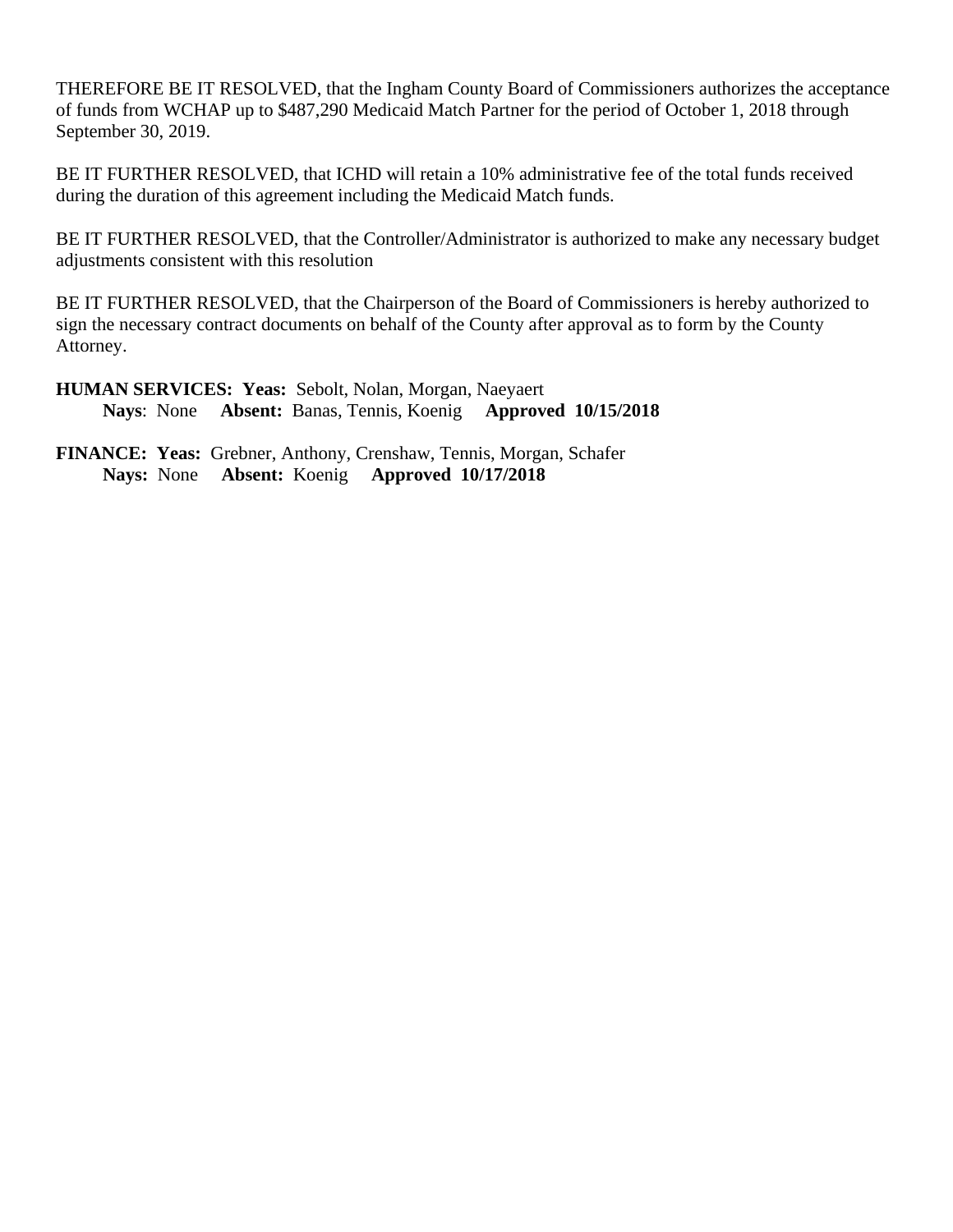THEREFORE BE IT RESOLVED, that the Ingham County Board of Commissioners authorizes the acceptance of funds from WCHAP up to $487,290 Medicaid Match Partner for the period of October 1, 2018 through September 30, 2019.

BE IT FURTHER RESOLVED, that ICHD will retain a 10% administrative fee of the total funds received during the duration of this agreement including the Medicaid Match funds.

BE IT FURTHER RESOLVED, that the Controller/Administrator is authorized to make any necessary budget adjustments consistent with this resolution

BE IT FURTHER RESOLVED, that the Chairperson of the Board of Commissioners is hereby authorized to sign the necessary contract documents on behalf of the County after approval as to form by the County Attorney.

**HUMAN SERVICES: Yeas:** Sebolt, Nolan, Morgan, Naeyaert
**Nays**: None **Absent:** Banas, Tennis, Koenig **Approved 10/15/2018**

**FINANCE: Yeas:** Grebner, Anthony, Crenshaw, Tennis, Morgan, Schafer
**Nays:** None **Absent:** Koenig **Approved 10/17/2018**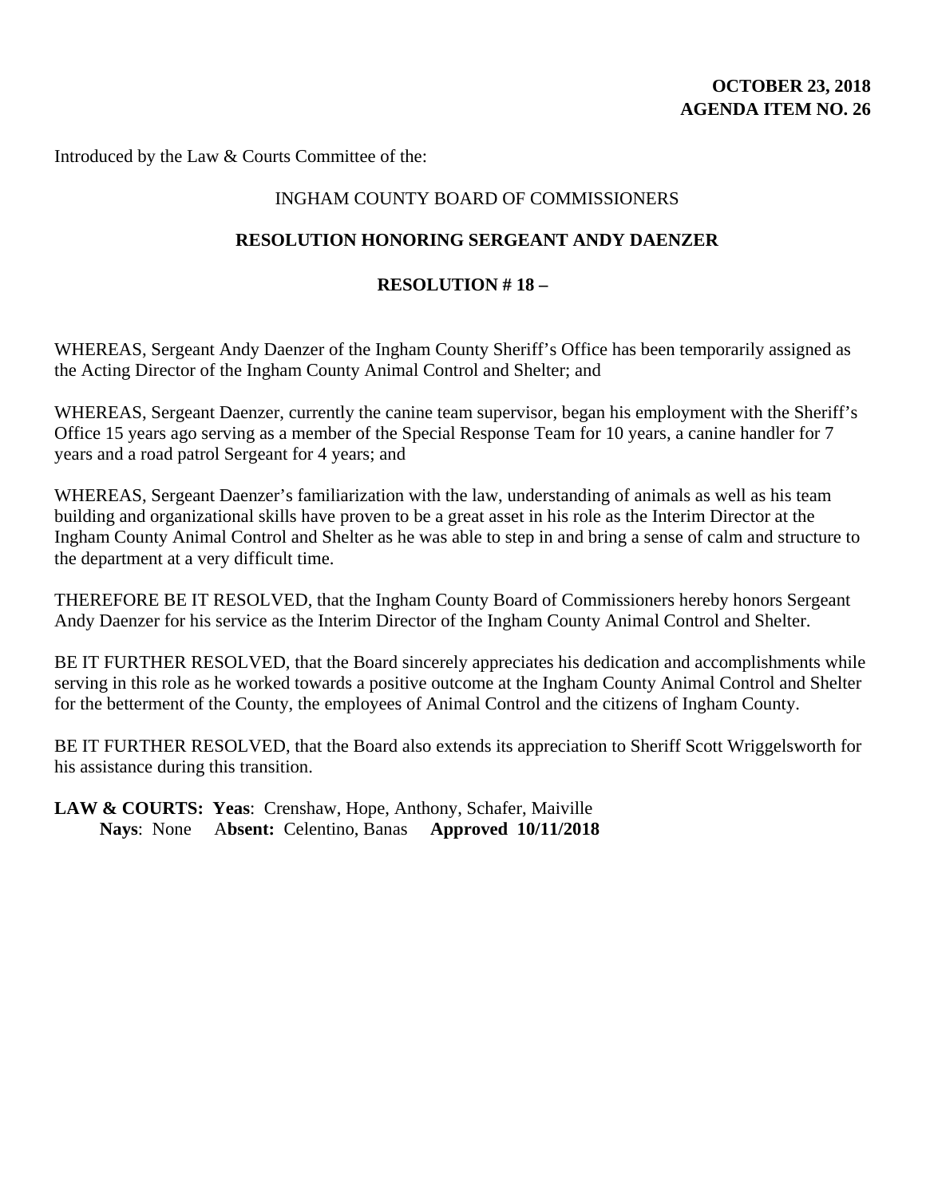**OCTOBER 23, 2018**
**AGENDA ITEM NO. 26**

Introduced by the Law & Courts Committee of the:

INGHAM COUNTY BOARD OF COMMISSIONERS

**RESOLUTION HONORING SERGEANT ANDY DAENZER**

**RESOLUTION # 18 –**

WHEREAS, Sergeant Andy Daenzer of the Ingham County Sheriff's Office has been temporarily assigned as the Acting Director of the Ingham County Animal Control and Shelter; and

WHEREAS, Sergeant Daenzer, currently the canine team supervisor, began his employment with the Sheriff's Office 15 years ago serving as a member of the Special Response Team for 10 years, a canine handler for 7 years and a road patrol Sergeant for 4 years; and

WHEREAS, Sergeant Daenzer's familiarization with the law, understanding of animals as well as his team building and organizational skills have proven to be a great asset in his role as the Interim Director at the Ingham County Animal Control and Shelter as he was able to step in and bring a sense of calm and structure to the department at a very difficult time.

THEREFORE BE IT RESOLVED, that the Ingham County Board of Commissioners hereby honors Sergeant Andy Daenzer for his service as the Interim Director of the Ingham County Animal Control and Shelter.

BE IT FURTHER RESOLVED, that the Board sincerely appreciates his dedication and accomplishments while serving in this role as he worked towards a positive outcome at the Ingham County Animal Control and Shelter for the betterment of the County, the employees of Animal Control and the citizens of Ingham County.

BE IT FURTHER RESOLVED, that the Board also extends its appreciation to Sheriff Scott Wriggelsworth for his assistance during this transition.

**LAW & COURTS: Yeas**: Crenshaw, Hope, Anthony, Schafer, Maiville
**Nays**: None A**bsent:** Celentino, Banas **Approved 10/11/2018**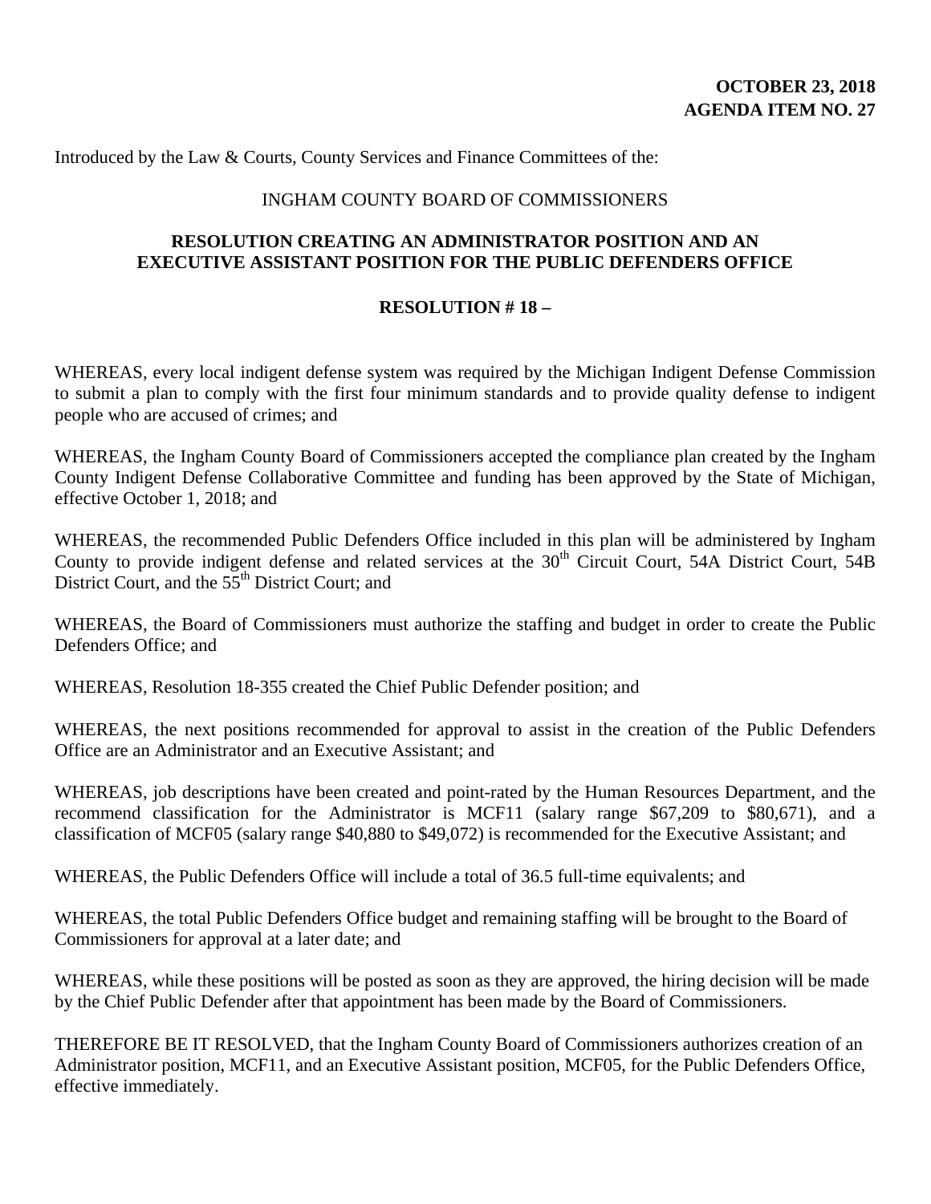**OCTOBER 23, 2018**
**AGENDA ITEM NO. 27**

Introduced by the Law & Courts, County Services and Finance Committees of the:

INGHAM COUNTY BOARD OF COMMISSIONERS

**RESOLUTION CREATING AN ADMINISTRATOR POSITION AND AN EXECUTIVE ASSISTANT POSITION FOR THE PUBLIC DEFENDERS OFFICE**

**RESOLUTION # 18 –**

WHEREAS, every local indigent defense system was required by the Michigan Indigent Defense Commission to submit a plan to comply with the first four minimum standards and to provide quality defense to indigent people who are accused of crimes; and

WHEREAS, the Ingham County Board of Commissioners accepted the compliance plan created by the Ingham County Indigent Defense Collaborative Committee and funding has been approved by the State of Michigan, effective October 1, 2018; and

WHEREAS, the recommended Public Defenders Office included in this plan will be administered by Ingham County to provide indigent defense and related services at the 30th Circuit Court, 54A District Court, 54B District Court, and the 55th District Court; and

WHEREAS, the Board of Commissioners must authorize the staffing and budget in order to create the Public Defenders Office; and

WHEREAS, Resolution 18-355 created the Chief Public Defender position; and

WHEREAS, the next positions recommended for approval to assist in the creation of the Public Defenders Office are an Administrator and an Executive Assistant; and

WHEREAS, job descriptions have been created and point-rated by the Human Resources Department, and the recommend classification for the Administrator is MCF11 (salary range $67,209 to $80,671), and a classification of MCF05 (salary range $40,880 to $49,072) is recommended for the Executive Assistant; and

WHEREAS, the Public Defenders Office will include a total of 36.5 full-time equivalents; and

WHEREAS, the total Public Defenders Office budget and remaining staffing will be brought to the Board of Commissioners for approval at a later date; and

WHEREAS, while these positions will be posted as soon as they are approved, the hiring decision will be made by the Chief Public Defender after that appointment has been made by the Board of Commissioners.

THEREFORE BE IT RESOLVED, that the Ingham County Board of Commissioners authorizes creation of an Administrator position, MCF11, and an Executive Assistant position, MCF05, for the Public Defenders Office, effective immediately.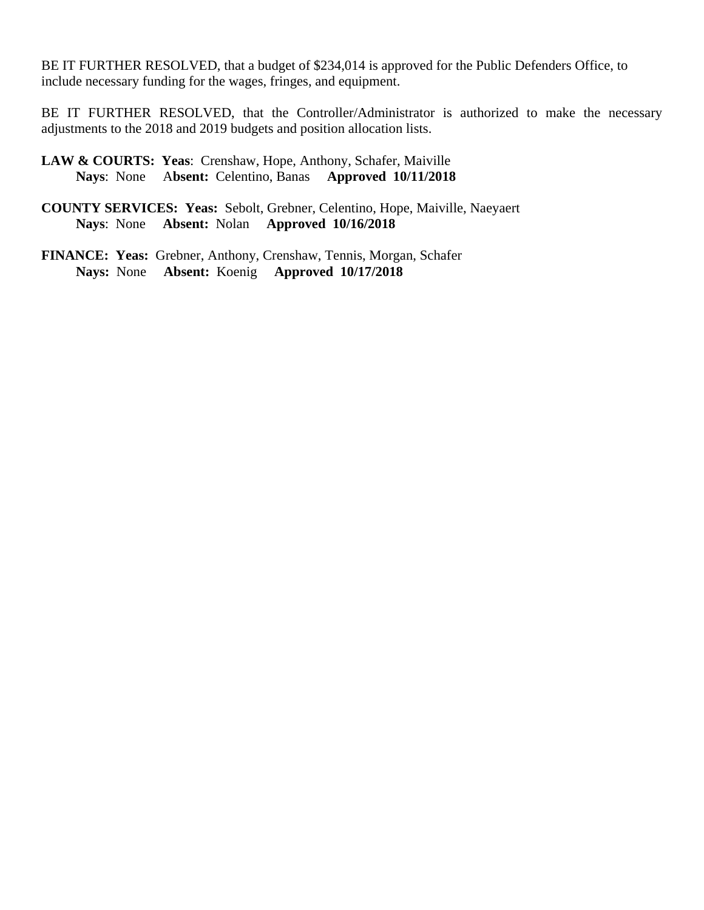BE IT FURTHER RESOLVED, that a budget of $234,014 is approved for the Public Defenders Office, to include necessary funding for the wages, fringes, and equipment.

BE IT FURTHER RESOLVED, that the Controller/Administrator is authorized to make the necessary adjustments to the 2018 and 2019 budgets and position allocation lists.

**LAW & COURTS: Yeas**: Crenshaw, Hope, Anthony, Schafer, Maiville
**Nays**: None **Absent:** Celentino, Banas **Approved 10/11/2018**

**COUNTY SERVICES: Yeas:** Sebolt, Grebner, Celentino, Hope, Maiville, Naeyaert
**Nays**: None **Absent:** Nolan **Approved 10/16/2018**

**FINANCE: Yeas:** Grebner, Anthony, Crenshaw, Tennis, Morgan, Schafer
**Nays:** None **Absent:** Koenig **Approved 10/17/2018**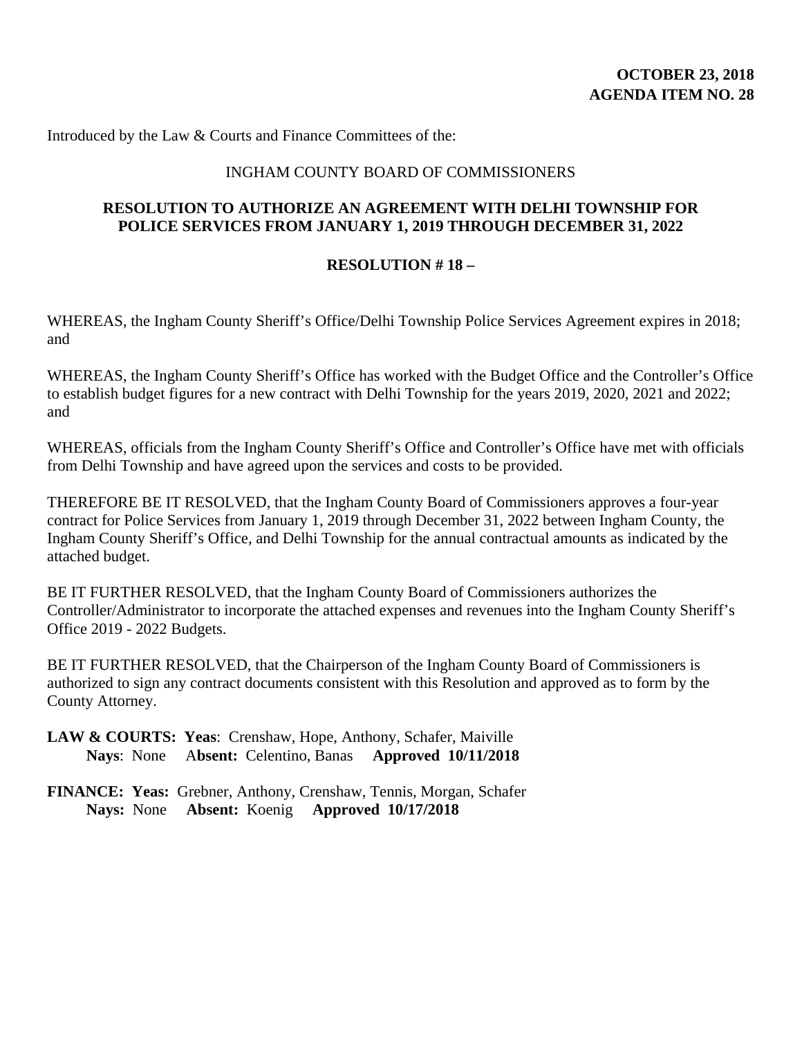**OCTOBER 23, 2018**
**AGENDA ITEM NO. 28**

Introduced by the Law & Courts and Finance Committees of the:

INGHAM COUNTY BOARD OF COMMISSIONERS

## RESOLUTION TO AUTHORIZE AN AGREEMENT WITH DELHI TOWNSHIP FOR POLICE SERVICES FROM JANUARY 1, 2019 THROUGH DECEMBER 31, 2022

**RESOLUTION # 18 –**

WHEREAS, the Ingham County Sheriff's Office/Delhi Township Police Services Agreement expires in 2018; and

WHEREAS, the Ingham County Sheriff's Office has worked with the Budget Office and the Controller's Office to establish budget figures for a new contract with Delhi Township for the years 2019, 2020, 2021 and 2022; and

WHEREAS, officials from the Ingham County Sheriff's Office and Controller's Office have met with officials from Delhi Township and have agreed upon the services and costs to be provided.

THEREFORE BE IT RESOLVED, that the Ingham County Board of Commissioners approves a four-year contract for Police Services from January 1, 2019 through December 31, 2022 between Ingham County, the Ingham County Sheriff's Office, and Delhi Township for the annual contractual amounts as indicated by the attached budget.

BE IT FURTHER RESOLVED, that the Ingham County Board of Commissioners authorizes the Controller/Administrator to incorporate the attached expenses and revenues into the Ingham County Sheriff's Office 2019 - 2022 Budgets.

BE IT FURTHER RESOLVED, that the Chairperson of the Ingham County Board of Commissioners is authorized to sign any contract documents consistent with this Resolution and approved as to form by the County Attorney.

**LAW & COURTS: Yeas**: Crenshaw, Hope, Anthony, Schafer, Maiville
**Nays**: None **Absent:** Celentino, Banas **Approved 10/11/2018**

**FINANCE: Yeas:** Grebner, Anthony, Crenshaw, Tennis, Morgan, Schafer
**Nays:** None **Absent:** Koenig **Approved 10/17/2018**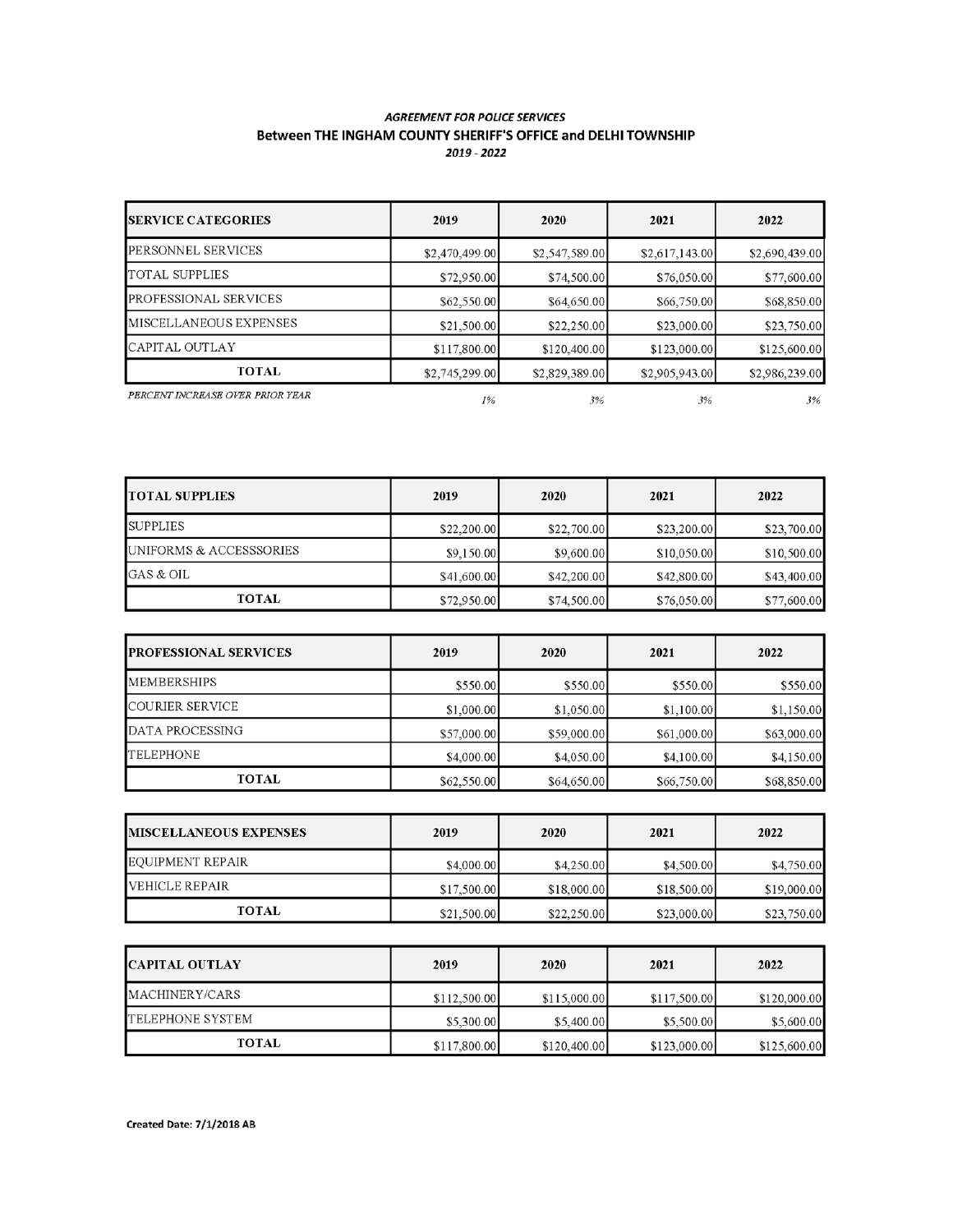***AGREEMENT FOR POLICE SERVICES***

**Between THE INGHAM COUNTY SHERIFF'S OFFICE and DELHI TOWNSHIP**

*2019 - 2022*

| SERVICE CATEGORIES | 2019 | 2020 | 2021 | 2022 |
|---|---|---|---|---|
| PERSONNEL SERVICES | $2,470,499.00 | $2,547,589.00 | $2,617,143.00 | $2,690,439.00 |
| TOTAL SUPPLIES | $72,950.00 | $74,500.00 | $76,050.00 | $77,600.00 |
| PROFESSIONAL SERVICES | $62,550.00 | $64,650.00 | $66,750.00 | $68,850.00 |
| MISCELLANEOUS EXPENSES | $21,500.00 | $22,250.00 | $23,000.00 | $23,750.00 |
| CAPITAL OUTLAY | $117,800.00 | $120,400.00 | $123,000.00 | $125,600.00 |
| **TOTAL** | $2,745,299.00 | $2,829,389.00 | $2,905,943.00 | $2,986,239.00 |
| *PERCENT INCREASE OVER PRIOR YEAR* | *1%* | *3%* | *3%* | *3%* |

| TOTAL SUPPLIES | 2019 | 2020 | 2021 | 2022 |
|---|---|---|---|---|
| SUPPLIES | $22,200.00 | $22,700.00 | $23,200.00 | $23,700.00 |
| UNIFORMS & ACCESSSORIES | $9,150.00 | $9,600.00 | $10,050.00 | $10,500.00 |
| GAS & OIL | $41,600.00 | $42,200.00 | $42,800.00 | $43,400.00 |
| **TOTAL** | $72,950.00 | $74,500.00 | $76,050.00 | $77,600.00 |

| PROFESSIONAL SERVICES | 2019 | 2020 | 2021 | 2022 |
|---|---|---|---|---|
| MEMBERSHIPS | $550.00 | $550.00 | $550.00 | $550.00 |
| COURIER SERVICE | $1,000.00 | $1,050.00 | $1,100.00 | $1,150.00 |
| DATA PROCESSING | $57,000.00 | $59,000.00 | $61,000.00 | $63,000.00 |
| TELEPHONE | $4,000.00 | $4,050.00 | $4,100.00 | $4,150.00 |
| **TOTAL** | $62,550.00 | $64,650.00 | $66,750.00 | $68,850.00 |

| MISCELLANEOUS EXPENSES | 2019 | 2020 | 2021 | 2022 |
|---|---|---|---|---|
| EQUIPMENT REPAIR | $4,000.00 | $4,250.00 | $4,500.00 | $4,750.00 |
| VEHICLE REPAIR | $17,500.00 | $18,000.00 | $18,500.00 | $19,000.00 |
| **TOTAL** | $21,500.00 | $22,250.00 | $23,000.00 | $23,750.00 |

| CAPITAL OUTLAY | 2019 | 2020 | 2021 | 2022 |
|---|---|---|---|---|
| MACHINERY/CARS | $112,500.00 | $115,000.00 | $117,500.00 | $120,000.00 |
| TELEPHONE SYSTEM | $5,300.00 | $5,400.00 | $5,500.00 | $5,600.00 |
| **TOTAL** | $117,800.00 | $120,400.00 | $123,000.00 | $125,600.00 |

**Created Date: 7/1/2018 AB**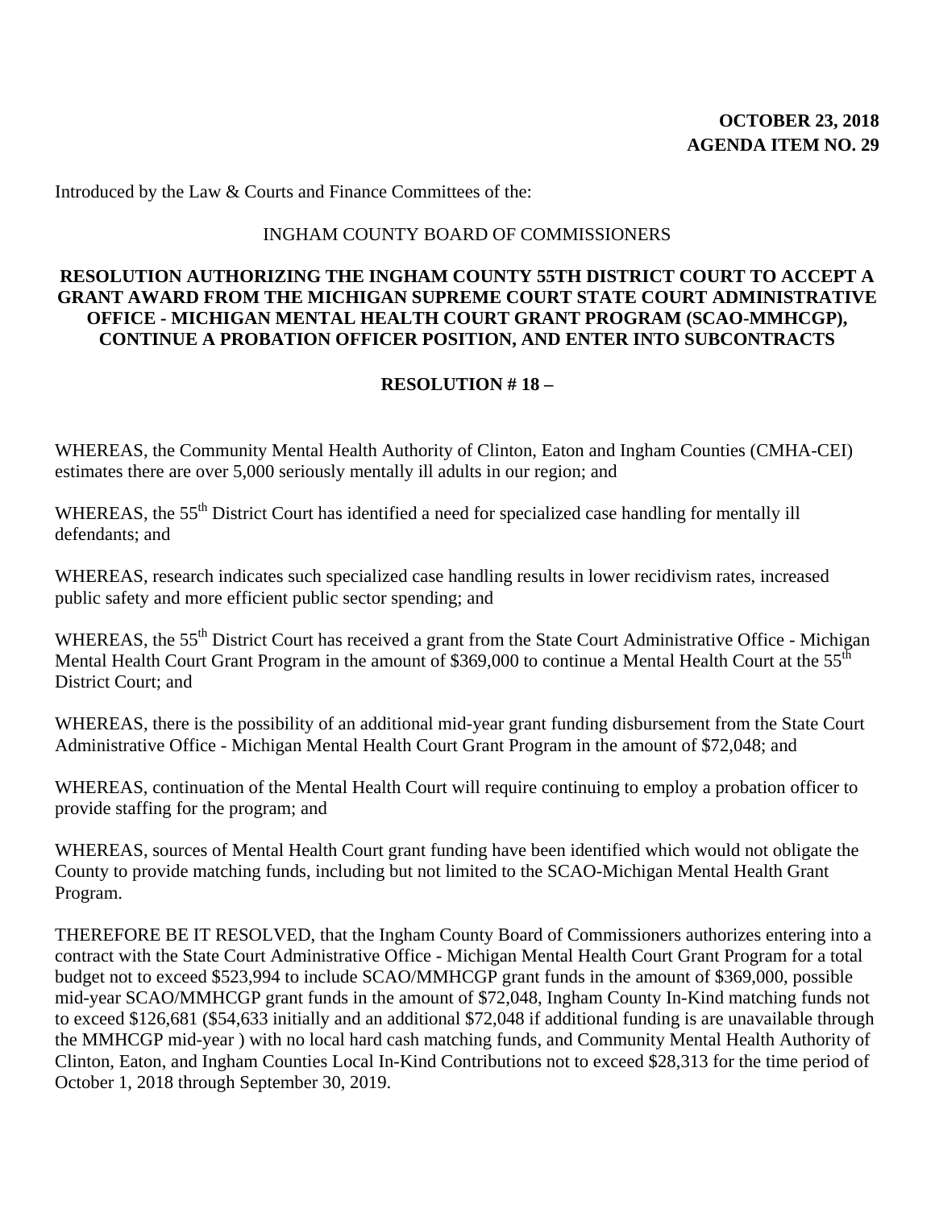**OCTOBER 23, 2018**
**AGENDA ITEM NO. 29**

Introduced by the Law & Courts and Finance Committees of the:

INGHAM COUNTY BOARD OF COMMISSIONERS

**RESOLUTION AUTHORIZING THE INGHAM COUNTY 55TH DISTRICT COURT TO ACCEPT A GRANT AWARD FROM THE MICHIGAN SUPREME COURT STATE COURT ADMINISTRATIVE OFFICE - MICHIGAN MENTAL HEALTH COURT GRANT PROGRAM (SCAO-MMHCGP), CONTINUE A PROBATION OFFICER POSITION, AND ENTER INTO SUBCONTRACTS**

**RESOLUTION # 18 –**

WHEREAS, the Community Mental Health Authority of Clinton, Eaton and Ingham Counties (CMHA-CEI) estimates there are over 5,000 seriously mentally ill adults in our region; and

WHEREAS, the 55th District Court has identified a need for specialized case handling for mentally ill defendants; and

WHEREAS, research indicates such specialized case handling results in lower recidivism rates, increased public safety and more efficient public sector spending; and

WHEREAS, the 55th District Court has received a grant from the State Court Administrative Office - Michigan Mental Health Court Grant Program in the amount of $369,000 to continue a Mental Health Court at the 55th District Court; and

WHEREAS, there is the possibility of an additional mid-year grant funding disbursement from the State Court Administrative Office - Michigan Mental Health Court Grant Program in the amount of $72,048; and

WHEREAS, continuation of the Mental Health Court will require continuing to employ a probation officer to provide staffing for the program; and

WHEREAS, sources of Mental Health Court grant funding have been identified which would not obligate the County to provide matching funds, including but not limited to the SCAO-Michigan Mental Health Grant Program.

THEREFORE BE IT RESOLVED, that the Ingham County Board of Commissioners authorizes entering into a contract with the State Court Administrative Office - Michigan Mental Health Court Grant Program for a total budget not to exceed $523,994 to include SCAO/MMHCGP grant funds in the amount of $369,000, possible mid-year SCAO/MMHCGP grant funds in the amount of $72,048, Ingham County In-Kind matching funds not to exceed $126,681 ($54,633 initially and an additional $72,048 if additional funding is are unavailable through the MMHCGP mid-year ) with no local hard cash matching funds, and Community Mental Health Authority of Clinton, Eaton, and Ingham Counties Local In-Kind Contributions not to exceed $28,313 for the time period of October 1, 2018 through September 30, 2019.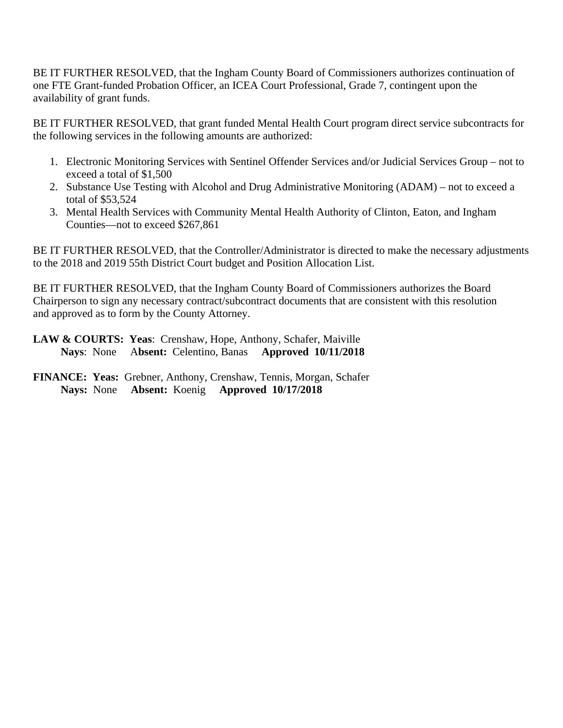BE IT FURTHER RESOLVED, that the Ingham County Board of Commissioners authorizes continuation of one FTE Grant-funded Probation Officer, an ICEA Court Professional, Grade 7, contingent upon the availability of grant funds.

BE IT FURTHER RESOLVED, that grant funded Mental Health Court program direct service subcontracts for the following services in the following amounts are authorized:

1. Electronic Monitoring Services with Sentinel Offender Services and/or Judicial Services Group – not to exceed a total of $1,500
2. Substance Use Testing with Alcohol and Drug Administrative Monitoring (ADAM) – not to exceed a total of $53,524
3. Mental Health Services with Community Mental Health Authority of Clinton, Eaton, and Ingham Counties—not to exceed $267,861

BE IT FURTHER RESOLVED, that the Controller/Administrator is directed to make the necessary adjustments to the 2018 and 2019 55th District Court budget and Position Allocation List.

BE IT FURTHER RESOLVED, that the Ingham County Board of Commissioners authorizes the Board Chairperson to sign any necessary contract/subcontract documents that are consistent with this resolution and approved as to form by the County Attorney.

**LAW & COURTS:** **Yeas**: Crenshaw, Hope, Anthony, Schafer, Maiville
**Nays**: None **Absent:** Celentino, Banas **Approved 10/11/2018**

**FINANCE:** **Yeas:** Grebner, Anthony, Crenshaw, Tennis, Morgan, Schafer
**Nays:** None **Absent:** Koenig **Approved 10/17/2018**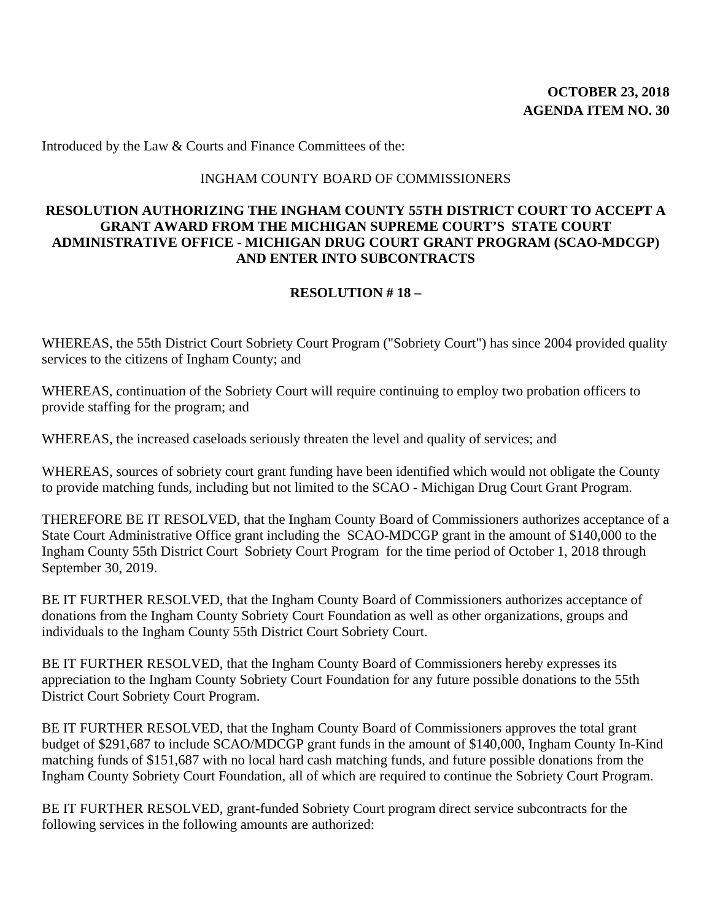**OCTOBER 23, 2018**
**AGENDA ITEM NO. 30**

Introduced by the Law & Courts and Finance Committees of the:

INGHAM COUNTY BOARD OF COMMISSIONERS

**RESOLUTION AUTHORIZING THE INGHAM COUNTY 55TH DISTRICT COURT TO ACCEPT A GRANT AWARD FROM THE MICHIGAN SUPREME COURT'S STATE COURT ADMINISTRATIVE OFFICE - MICHIGAN DRUG COURT GRANT PROGRAM (SCAO-MDCGP) AND ENTER INTO SUBCONTRACTS**

**RESOLUTION # 18 –**

WHEREAS, the 55th District Court Sobriety Court Program ("Sobriety Court") has since 2004 provided quality services to the citizens of Ingham County; and

WHEREAS, continuation of the Sobriety Court will require continuing to employ two probation officers to provide staffing for the program; and

WHEREAS, the increased caseloads seriously threaten the level and quality of services; and

WHEREAS, sources of sobriety court grant funding have been identified which would not obligate the County to provide matching funds, including but not limited to the SCAO - Michigan Drug Court Grant Program.

THEREFORE BE IT RESOLVED, that the Ingham County Board of Commissioners authorizes acceptance of a State Court Administrative Office grant including the SCAO-MDCGP grant in the amount of $140,000 to the Ingham County 55th District Court Sobriety Court Program for the time period of October 1, 2018 through September 30, 2019.

BE IT FURTHER RESOLVED, that the Ingham County Board of Commissioners authorizes acceptance of donations from the Ingham County Sobriety Court Foundation as well as other organizations, groups and individuals to the Ingham County 55th District Court Sobriety Court.

BE IT FURTHER RESOLVED, that the Ingham County Board of Commissioners hereby expresses its appreciation to the Ingham County Sobriety Court Foundation for any future possible donations to the 55th District Court Sobriety Court Program.

BE IT FURTHER RESOLVED, that the Ingham County Board of Commissioners approves the total grant budget of $291,687 to include SCAO/MDCGP grant funds in the amount of $140,000, Ingham County In-Kind matching funds of $151,687 with no local hard cash matching funds, and future possible donations from the Ingham County Sobriety Court Foundation, all of which are required to continue the Sobriety Court Program.

BE IT FURTHER RESOLVED, grant-funded Sobriety Court program direct service subcontracts for the following services in the following amounts are authorized: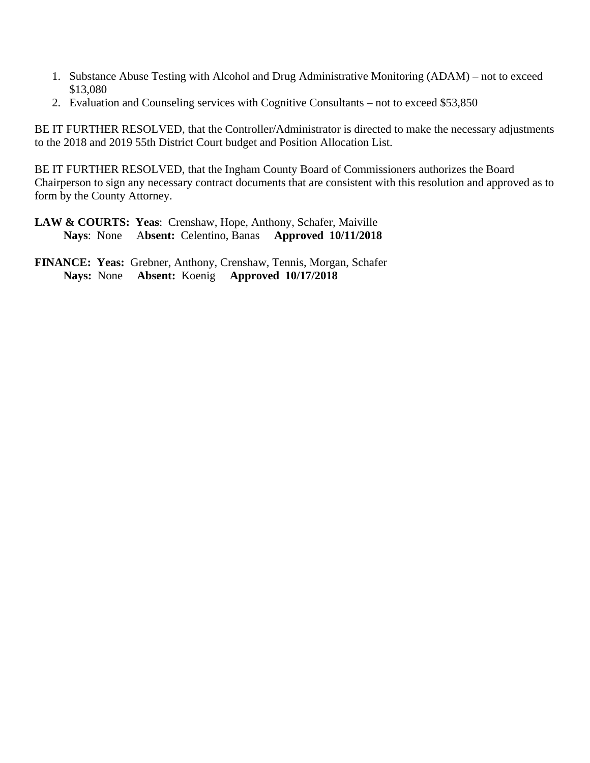1. Substance Abuse Testing with Alcohol and Drug Administrative Monitoring (ADAM) – not to exceed $13,080
2. Evaluation and Counseling services with Cognitive Consultants – not to exceed $53,850

BE IT FURTHER RESOLVED, that the Controller/Administrator is directed to make the necessary adjustments to the 2018 and 2019 55th District Court budget and Position Allocation List.

BE IT FURTHER RESOLVED, that the Ingham County Board of Commissioners authorizes the Board Chairperson to sign any necessary contract documents that are consistent with this resolution and approved as to form by the County Attorney.

**LAW & COURTS:** **Yeas**: Crenshaw, Hope, Anthony, Schafer, Maiville
**Nays**: None **Absent:** Celentino, Banas **Approved 10/11/2018**

**FINANCE:** **Yeas:** Grebner, Anthony, Crenshaw, Tennis, Morgan, Schafer
**Nays:** None **Absent:** Koenig **Approved 10/17/2018**